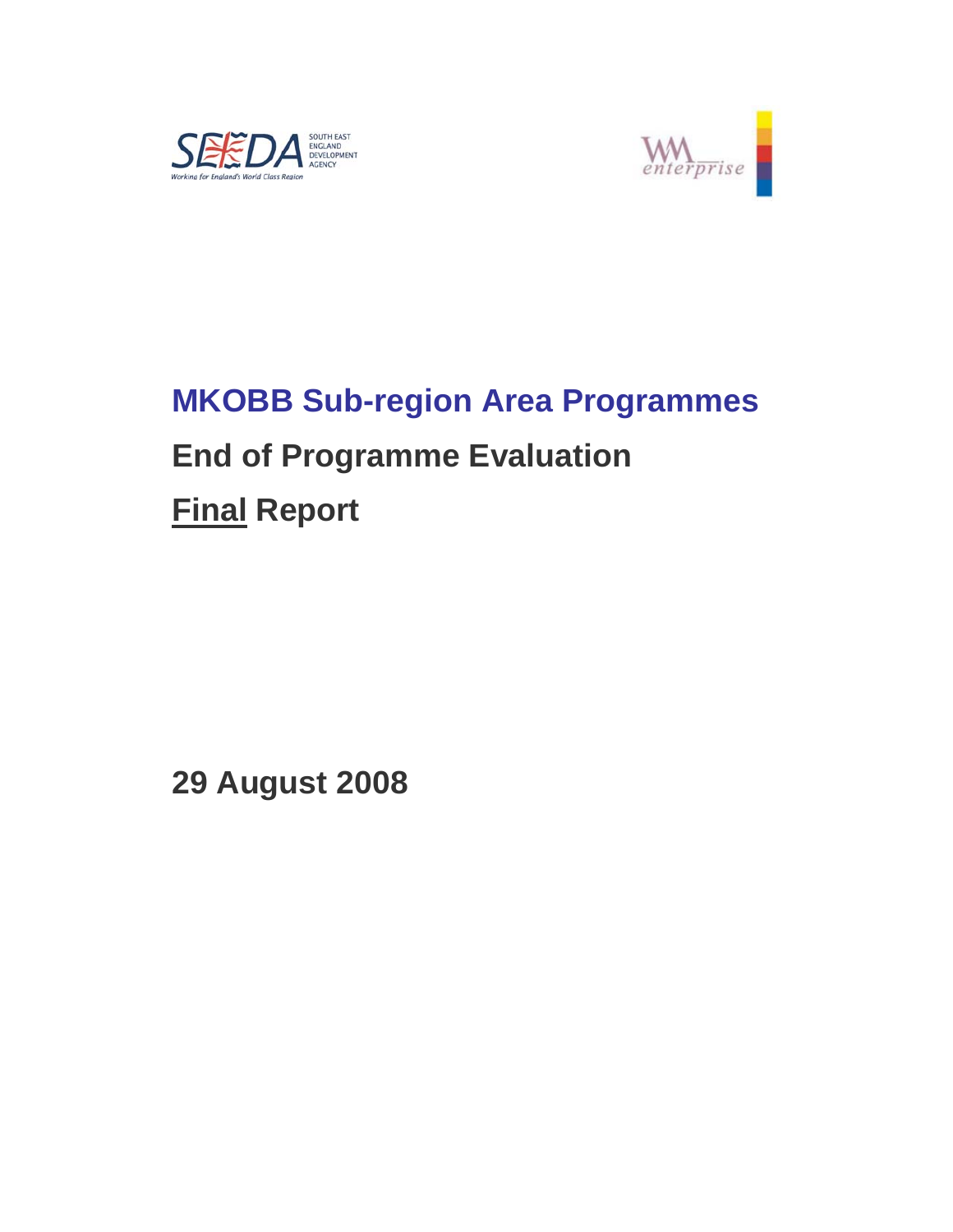# MKOBB Sub-region Area Programmes

## End of Programme Evaluation

## Final Report

**29 August 2008**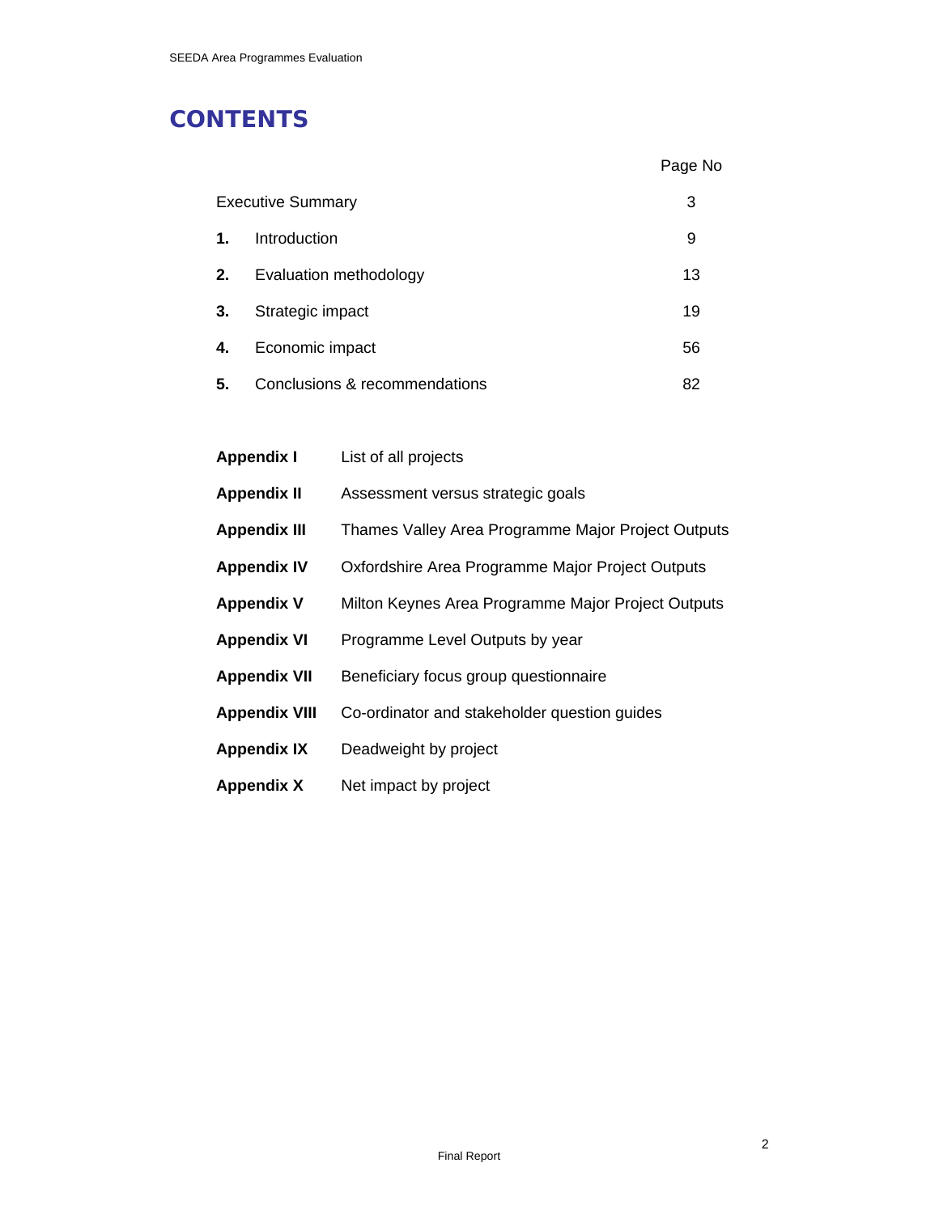# CONTENTS

| | | Page No |
|---|---|---|
| | Executive Summary | 3 |
| **1.** | Introduction | 9 |
| **2.** | Evaluation methodology | 13 |
| **3.** | Strategic impact | 19 |
| **4.** | Economic impact | 56 |
| **5.** | Conclusions & recommendations | 82 |

| | |
|---|---|
| **Appendix I** | List of all projects |
| **Appendix II** | Assessment versus strategic goals |
| **Appendix III** | Thames Valley Area Programme Major Project Outputs |
| **Appendix IV** | Oxfordshire Area Programme Major Project Outputs |
| **Appendix V** | Milton Keynes Area Programme Major Project Outputs |
| **Appendix VI** | Programme Level Outputs by year |
| **Appendix VII** | Beneficiary focus group questionnaire |
| **Appendix VIII** | Co-ordinator and stakeholder question guides |
| **Appendix IX** | Deadweight by project |
| **Appendix X** | Net impact by project |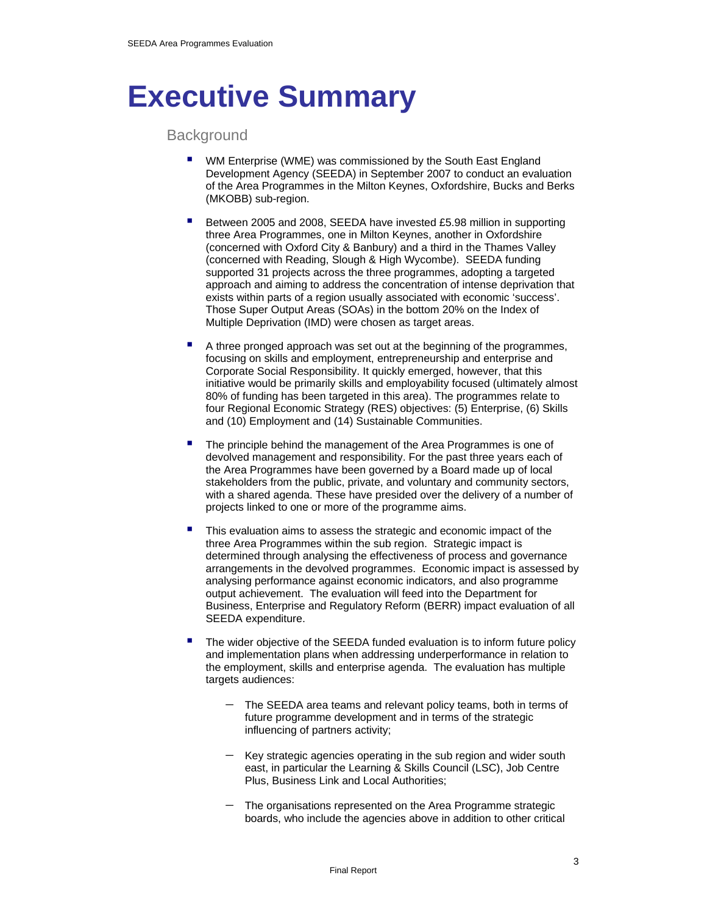# Executive Summary

## Background

- WM Enterprise (WME) was commissioned by the South East England Development Agency (SEEDA) in September 2007 to conduct an evaluation of the Area Programmes in the Milton Keynes, Oxfordshire, Bucks and Berks (MKOBB) sub-region.

- Between 2005 and 2008, SEEDA have invested £5.98 million in supporting three Area Programmes, one in Milton Keynes, another in Oxfordshire (concerned with Oxford City & Banbury) and a third in the Thames Valley (concerned with Reading, Slough & High Wycombe). SEEDA funding supported 31 projects across the three programmes, adopting a targeted approach and aiming to address the concentration of intense deprivation that exists within parts of a region usually associated with economic 'success'. Those Super Output Areas (SOAs) in the bottom 20% on the Index of Multiple Deprivation (IMD) were chosen as target areas.

- A three pronged approach was set out at the beginning of the programmes, focusing on skills and employment, entrepreneurship and enterprise and Corporate Social Responsibility. It quickly emerged, however, that this initiative would be primarily skills and employability focused (ultimately almost 80% of funding has been targeted in this area). The programmes relate to four Regional Economic Strategy (RES) objectives: (5) Enterprise, (6) Skills and (10) Employment and (14) Sustainable Communities.

- The principle behind the management of the Area Programmes is one of devolved management and responsibility. For the past three years each of the Area Programmes have been governed by a Board made up of local stakeholders from the public, private, and voluntary and community sectors, with a shared agenda. These have presided over the delivery of a number of projects linked to one or more of the programme aims.

- This evaluation aims to assess the strategic and economic impact of the three Area Programmes within the sub region. Strategic impact is determined through analysing the effectiveness of process and governance arrangements in the devolved programmes. Economic impact is assessed by analysing performance against economic indicators, and also programme output achievement. The evaluation will feed into the Department for Business, Enterprise and Regulatory Reform (BERR) impact evaluation of all SEEDA expenditure.

- The wider objective of the SEEDA funded evaluation is to inform future policy and implementation plans when addressing underperformance in relation to the employment, skills and enterprise agenda. The evaluation has multiple targets audiences:

  - The SEEDA area teams and relevant policy teams, both in terms of future programme development and in terms of the strategic influencing of partners activity;

  - Key strategic agencies operating in the sub region and wider south east, in particular the Learning & Skills Council (LSC), Job Centre Plus, Business Link and Local Authorities;

  - The organisations represented on the Area Programme strategic boards, who include the agencies above in addition to other critical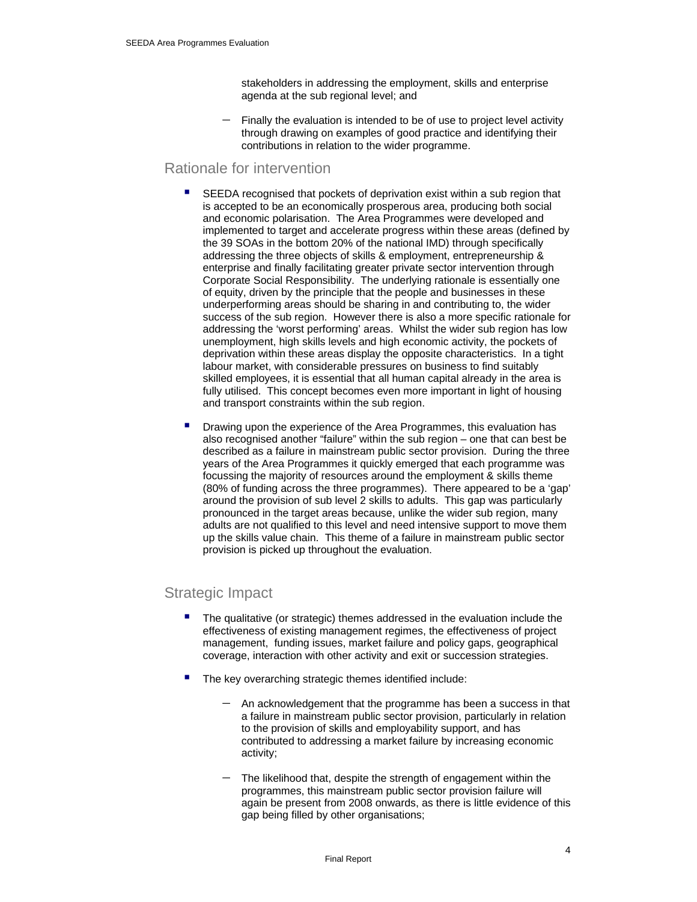stakeholders in addressing the employment, skills and enterprise agenda at the sub regional level; and

  - Finally the evaluation is intended to be of use to project level activity through drawing on examples of good practice and identifying their contributions in relation to the wider programme.

## Rationale for intervention

- SEEDA recognised that pockets of deprivation exist within a sub region that is accepted to be an economically prosperous area, producing both social and economic polarisation. The Area Programmes were developed and implemented to target and accelerate progress within these areas (defined by the 39 SOAs in the bottom 20% of the national IMD) through specifically addressing the three objects of skills & employment, entrepreneurship & enterprise and finally facilitating greater private sector intervention through Corporate Social Responsibility. The underlying rationale is essentially one of equity, driven by the principle that the people and businesses in these underperforming areas should be sharing in and contributing to, the wider success of the sub region. However there is also a more specific rationale for addressing the 'worst performing' areas. Whilst the wider sub region has low unemployment, high skills levels and high economic activity, the pockets of deprivation within these areas display the opposite characteristics. In a tight labour market, with considerable pressures on business to find suitably skilled employees, it is essential that all human capital already in the area is fully utilised. This concept becomes even more important in light of housing and transport constraints within the sub region.

- Drawing upon the experience of the Area Programmes, this evaluation has also recognised another "failure" within the sub region – one that can best be described as a failure in mainstream public sector provision. During the three years of the Area Programmes it quickly emerged that each programme was focussing the majority of resources around the employment & skills theme (80% of funding across the three programmes). There appeared to be a 'gap' around the provision of sub level 2 skills to adults. This gap was particularly pronounced in the target areas because, unlike the wider sub region, many adults are not qualified to this level and need intensive support to move them up the skills value chain. This theme of a failure in mainstream public sector provision is picked up throughout the evaluation.

## Strategic Impact

- The qualitative (or strategic) themes addressed in the evaluation include the effectiveness of existing management regimes, the effectiveness of project management, funding issues, market failure and policy gaps, geographical coverage, interaction with other activity and exit or succession strategies.

- The key overarching strategic themes identified include:

  - An acknowledgement that the programme has been a success in that a failure in mainstream public sector provision, particularly in relation to the provision of skills and employability support, and has contributed to addressing a market failure by increasing economic activity;

  - The likelihood that, despite the strength of engagement within the programmes, this mainstream public sector provision failure will again be present from 2008 onwards, as there is little evidence of this gap being filled by other organisations;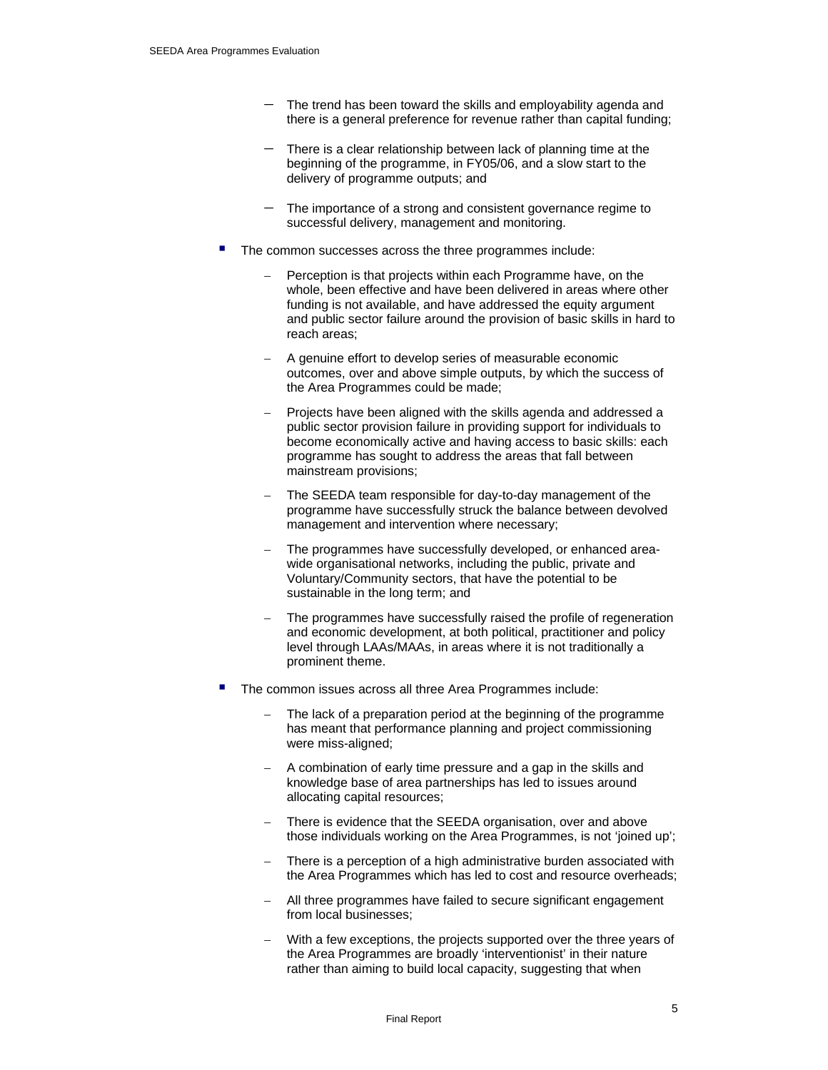- The trend has been toward the skills and employability agenda and there is a general preference for revenue rather than capital funding;
  - There is a clear relationship between lack of planning time at the beginning of the programme, in FY05/06, and a slow start to the delivery of programme outputs; and
  - The importance of a strong and consistent governance regime to successful delivery, management and monitoring.

- The common successes across the three programmes include:
  - Perception is that projects within each Programme have, on the whole, been effective and have been delivered in areas where other funding is not available, and have addressed the equity argument and public sector failure around the provision of basic skills in hard to reach areas;
  - A genuine effort to develop series of measurable economic outcomes, over and above simple outputs, by which the success of the Area Programmes could be made;
  - Projects have been aligned with the skills agenda and addressed a public sector provision failure in providing support for individuals to become economically active and having access to basic skills: each programme has sought to address the areas that fall between mainstream provisions;
  - The SEEDA team responsible for day-to-day management of the programme have successfully struck the balance between devolved management and intervention where necessary;
  - The programmes have successfully developed, or enhanced area-wide organisational networks, including the public, private and Voluntary/Community sectors, that have the potential to be sustainable in the long term; and
  - The programmes have successfully raised the profile of regeneration and economic development, at both political, practitioner and policy level through LAAs/MAAs, in areas where it is not traditionally a prominent theme.

- The common issues across all three Area Programmes include:
  - The lack of a preparation period at the beginning of the programme has meant that performance planning and project commissioning were miss-aligned;
  - A combination of early time pressure and a gap in the skills and knowledge base of area partnerships has led to issues around allocating capital resources;
  - There is evidence that the SEEDA organisation, over and above those individuals working on the Area Programmes, is not 'joined up';
  - There is a perception of a high administrative burden associated with the Area Programmes which has led to cost and resource overheads;
  - All three programmes have failed to secure significant engagement from local businesses;
  - With a few exceptions, the projects supported over the three years of the Area Programmes are broadly 'interventionist' in their nature rather than aiming to build local capacity, suggesting that when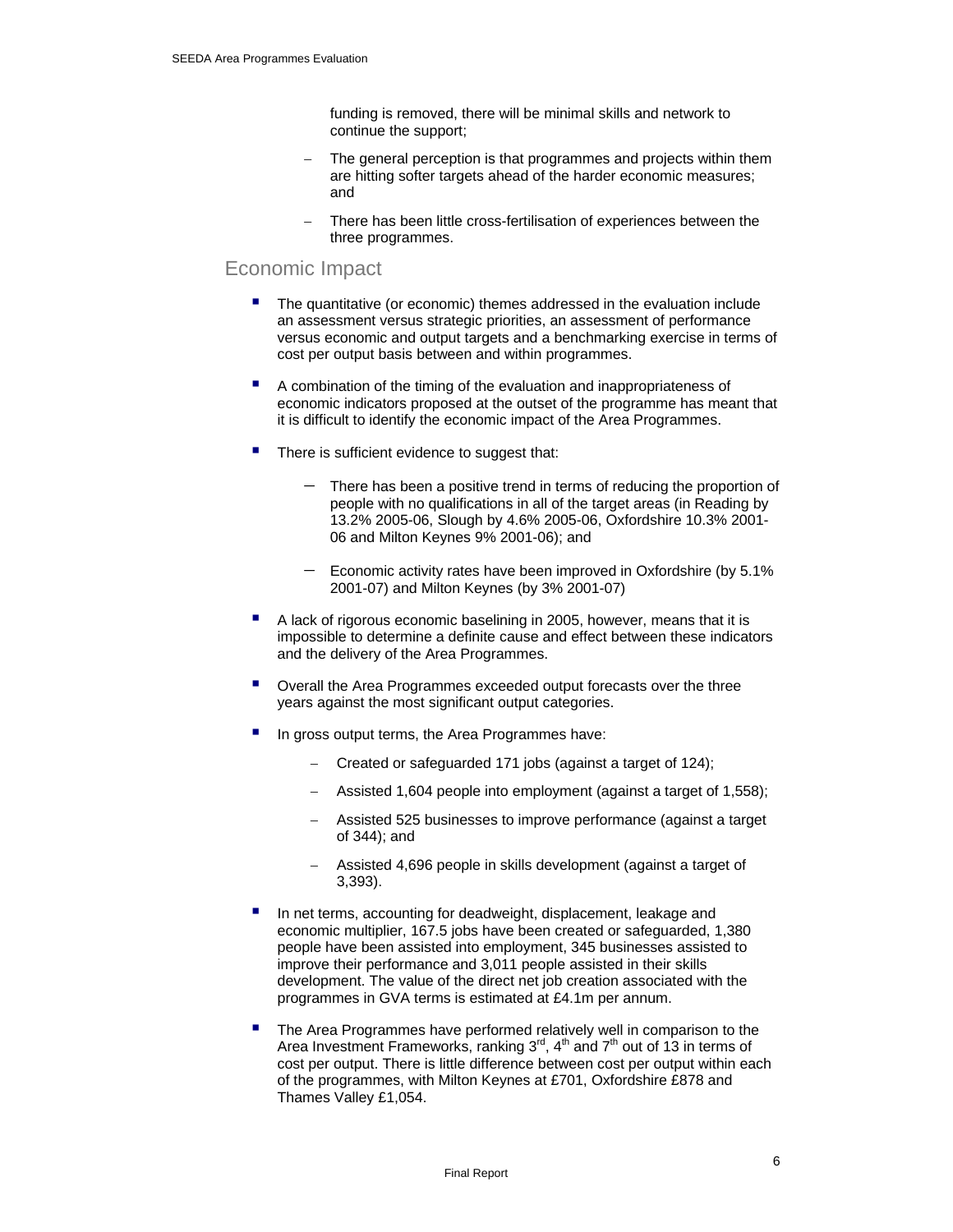funding is removed, there will be minimal skills and network to continue the support;

  - The general perception is that programmes and projects within them are hitting softer targets ahead of the harder economic measures; and
  - There has been little cross-fertilisation of experiences between the three programmes.

## Economic Impact

- The quantitative (or economic) themes addressed in the evaluation include an assessment versus strategic priorities, an assessment of performance versus economic and output targets and a benchmarking exercise in terms of cost per output basis between and within programmes.
- A combination of the timing of the evaluation and inappropriateness of economic indicators proposed at the outset of the programme has meant that it is difficult to identify the economic impact of the Area Programmes.
- There is sufficient evidence to suggest that:
  - There has been a positive trend in terms of reducing the proportion of people with no qualifications in all of the target areas (in Reading by 13.2% 2005-06, Slough by 4.6% 2005-06, Oxfordshire 10.3% 2001-06 and Milton Keynes 9% 2001-06); and
  - Economic activity rates have been improved in Oxfordshire (by 5.1% 2001-07) and Milton Keynes (by 3% 2001-07)
- A lack of rigorous economic baselining in 2005, however, means that it is impossible to determine a definite cause and effect between these indicators and the delivery of the Area Programmes.
- Overall the Area Programmes exceeded output forecasts over the three years against the most significant output categories.
- In gross output terms, the Area Programmes have:
  - Created or safeguarded 171 jobs (against a target of 124);
  - Assisted 1,604 people into employment (against a target of 1,558);
  - Assisted 525 businesses to improve performance (against a target of 344); and
  - Assisted 4,696 people in skills development (against a target of 3,393).
- In net terms, accounting for deadweight, displacement, leakage and economic multiplier, 167.5 jobs have been created or safeguarded, 1,380 people have been assisted into employment, 345 businesses assisted to improve their performance and 3,011 people assisted in their skills development. The value of the direct net job creation associated with the programmes in GVA terms is estimated at £4.1m per annum.
- The Area Programmes have performed relatively well in comparison to the Area Investment Frameworks, ranking 3rd, 4th and 7th out of 13 in terms of cost per output. There is little difference between cost per output within each of the programmes, with Milton Keynes at £701, Oxfordshire £878 and Thames Valley £1,054.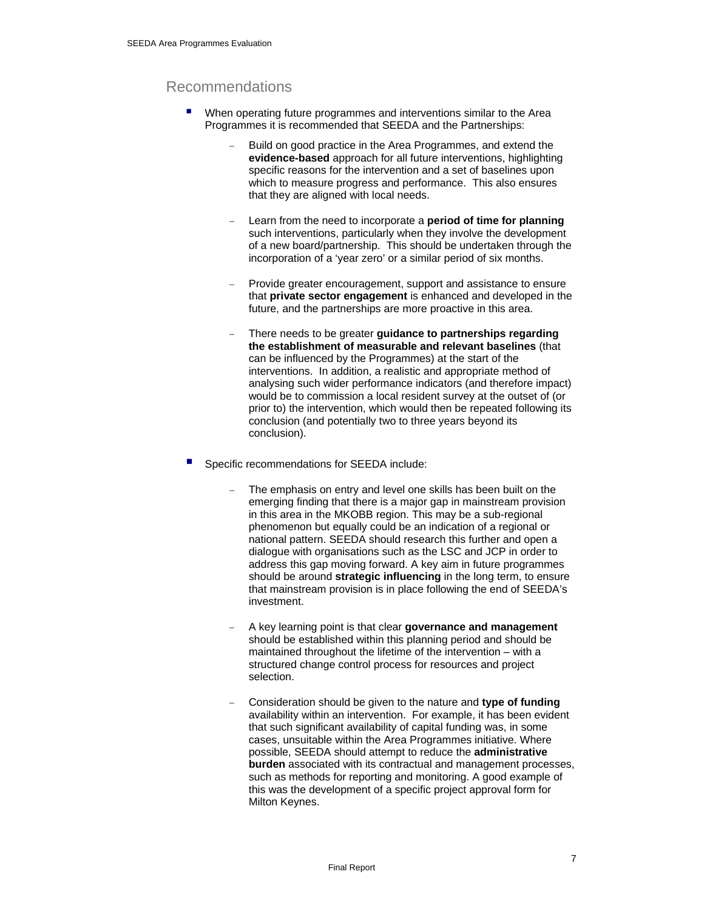## Recommendations

- When operating future programmes and interventions similar to the Area Programmes it is recommended that SEEDA and the Partnerships:
  - Build on good practice in the Area Programmes, and extend the **evidence-based** approach for all future interventions, highlighting specific reasons for the intervention and a set of baselines upon which to measure progress and performance. This also ensures that they are aligned with local needs.
  - Learn from the need to incorporate a **period of time for planning** such interventions, particularly when they involve the development of a new board/partnership. This should be undertaken through the incorporation of a 'year zero' or a similar period of six months.
  - Provide greater encouragement, support and assistance to ensure that **private sector engagement** is enhanced and developed in the future, and the partnerships are more proactive in this area.
  - There needs to be greater **guidance to partnerships regarding the establishment of measurable and relevant baselines** (that can be influenced by the Programmes) at the start of the interventions. In addition, a realistic and appropriate method of analysing such wider performance indicators (and therefore impact) would be to commission a local resident survey at the outset of (or prior to) the intervention, which would then be repeated following its conclusion (and potentially two to three years beyond its conclusion).

- Specific recommendations for SEEDA include:
  - The emphasis on entry and level one skills has been built on the emerging finding that there is a major gap in mainstream provision in this area in the MKOBB region. This may be a sub-regional phenomenon but equally could be an indication of a regional or national pattern. SEEDA should research this further and open a dialogue with organisations such as the LSC and JCP in order to address this gap moving forward. A key aim in future programmes should be around **strategic influencing** in the long term, to ensure that mainstream provision is in place following the end of SEEDA's investment.
  - A key learning point is that clear **governance and management** should be established within this planning period and should be maintained throughout the lifetime of the intervention – with a structured change control process for resources and project selection.
  - Consideration should be given to the nature and **type of funding** availability within an intervention. For example, it has been evident that such significant availability of capital funding was, in some cases, unsuitable within the Area Programmes initiative. Where possible, SEEDA should attempt to reduce the **administrative burden** associated with its contractual and management processes, such as methods for reporting and monitoring. A good example of this was the development of a specific project approval form for Milton Keynes.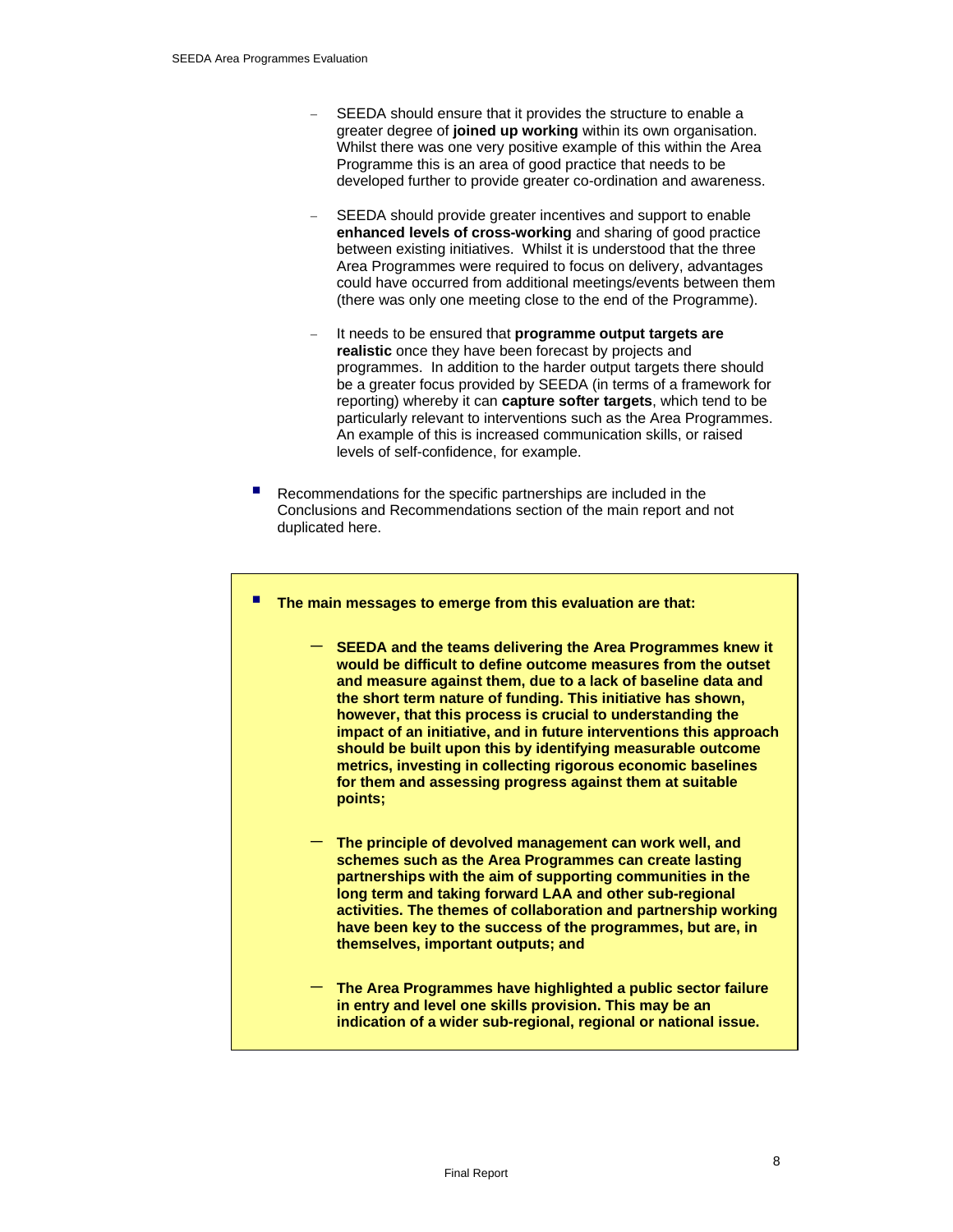- SEEDA should ensure that it provides the structure to enable a greater degree of **joined up working** within its own organisation. Whilst there was one very positive example of this within the Area Programme this is an area of good practice that needs to be developed further to provide greater co-ordination and awareness.

  - SEEDA should provide greater incentives and support to enable **enhanced levels of cross-working** and sharing of good practice between existing initiatives. Whilst it is understood that the three Area Programmes were required to focus on delivery, advantages could have occurred from additional meetings/events between them (there was only one meeting close to the end of the Programme).

  - It needs to be ensured that **programme output targets are realistic** once they have been forecast by projects and programmes. In addition to the harder output targets there should be a greater focus provided by SEEDA (in terms of a framework for reporting) whereby it can **capture softer targets**, which tend to be particularly relevant to interventions such as the Area Programmes. An example of this is increased communication skills, or raised levels of self-confidence, for example.

- Recommendations for the specific partnerships are included in the Conclusions and Recommendations section of the main report and not duplicated here.

- **The main messages to emerge from this evaluation are that:**

  - **SEEDA and the teams delivering the Area Programmes knew it would be difficult to define outcome measures from the outset and measure against them, due to a lack of baseline data and the short term nature of funding. This initiative has shown, however, that this process is crucial to understanding the impact of an initiative, and in future interventions this approach should be built upon this by identifying measurable outcome metrics, investing in collecting rigorous economic baselines for them and assessing progress against them at suitable points;**

  - **The principle of devolved management can work well, and schemes such as the Area Programmes can create lasting partnerships with the aim of supporting communities in the long term and taking forward LAA and other sub-regional activities. The themes of collaboration and partnership working have been key to the success of the programmes, but are, in themselves, important outputs; and**

  - **The Area Programmes have highlighted a public sector failure in entry and level one skills provision. This may be an indication of a wider sub-regional, regional or national issue.**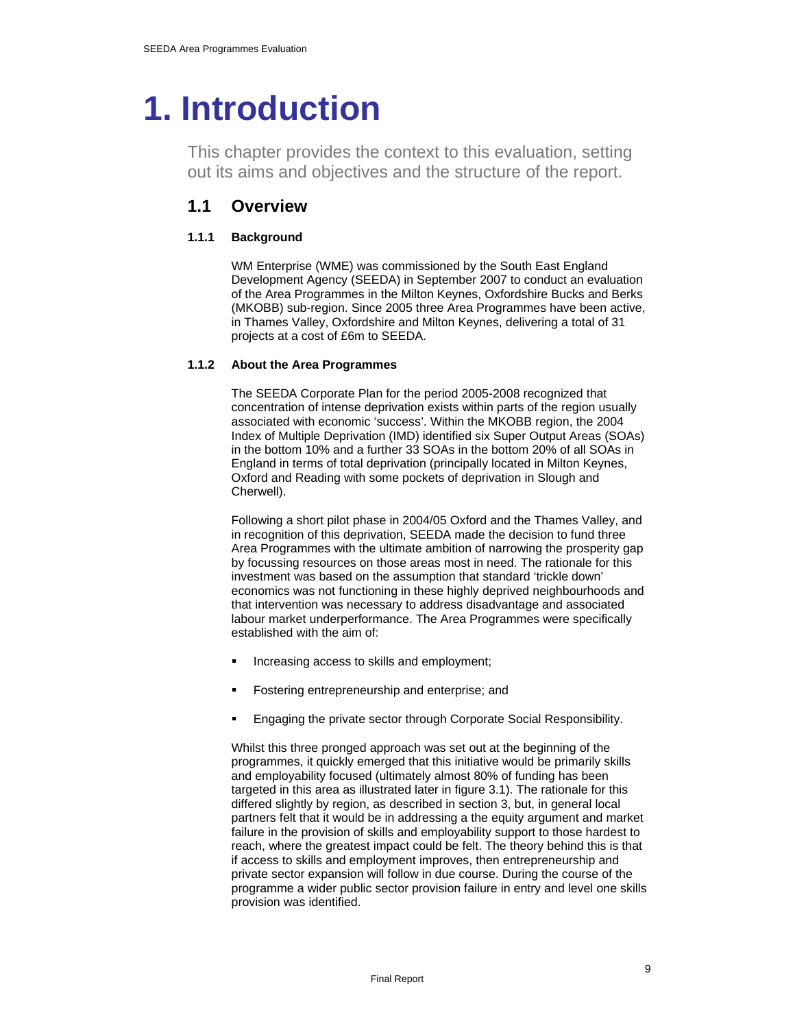# 1. Introduction

This chapter provides the context to this evaluation, setting out its aims and objectives and the structure of the report.

## 1.1 Overview

### 1.1.1 Background

WM Enterprise (WME) was commissioned by the South East England Development Agency (SEEDA) in September 2007 to conduct an evaluation of the Area Programmes in the Milton Keynes, Oxfordshire Bucks and Berks (MKOBB) sub-region. Since 2005 three Area Programmes have been active, in Thames Valley, Oxfordshire and Milton Keynes, delivering a total of 31 projects at a cost of £6m to SEEDA.

### 1.1.2 About the Area Programmes

The SEEDA Corporate Plan for the period 2005-2008 recognized that concentration of intense deprivation exists within parts of the region usually associated with economic 'success'. Within the MKOBB region, the 2004 Index of Multiple Deprivation (IMD) identified six Super Output Areas (SOAs) in the bottom 10% and a further 33 SOAs in the bottom 20% of all SOAs in England in terms of total deprivation (principally located in Milton Keynes, Oxford and Reading with some pockets of deprivation in Slough and Cherwell).

Following a short pilot phase in 2004/05 Oxford and the Thames Valley, and in recognition of this deprivation, SEEDA made the decision to fund three Area Programmes with the ultimate ambition of narrowing the prosperity gap by focussing resources on those areas most in need. The rationale for this investment was based on the assumption that standard 'trickle down' economics was not functioning in these highly deprived neighbourhoods and that intervention was necessary to address disadvantage and associated labour market underperformance. The Area Programmes were specifically established with the aim of:

- Increasing access to skills and employment;
- Fostering entrepreneurship and enterprise; and
- Engaging the private sector through Corporate Social Responsibility.

Whilst this three pronged approach was set out at the beginning of the programmes, it quickly emerged that this initiative would be primarily skills and employability focused (ultimately almost 80% of funding has been targeted in this area as illustrated later in figure 3.1). The rationale for this differed slightly by region, as described in section 3, but, in general local partners felt that it would be in addressing a the equity argument and market failure in the provision of skills and employability support to those hardest to reach, where the greatest impact could be felt. The theory behind this is that if access to skills and employment improves, then entrepreneurship and private sector expansion will follow in due course. During the course of the programme a wider public sector provision failure in entry and level one skills provision was identified.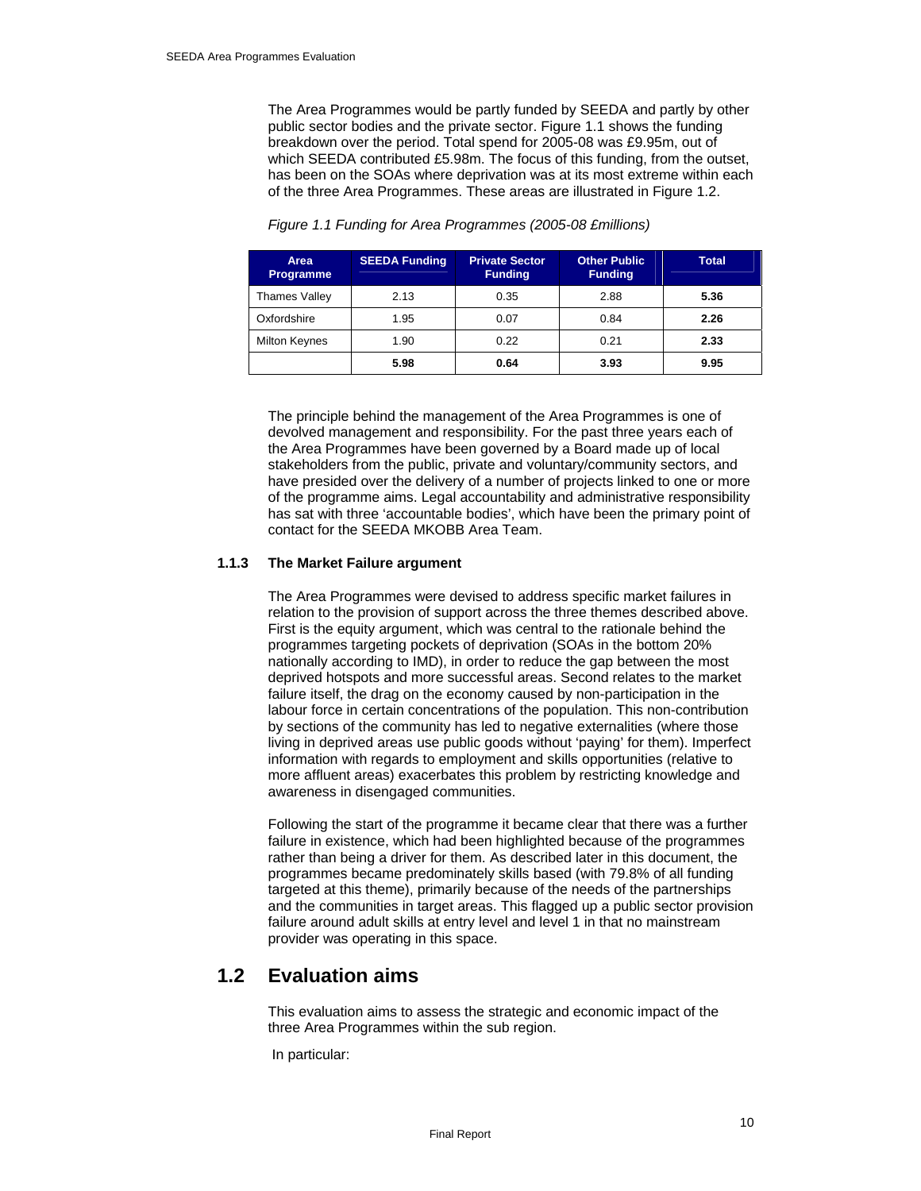The Area Programmes would be partly funded by SEEDA and partly by other public sector bodies and the private sector. Figure 1.1 shows the funding breakdown over the period. Total spend for 2005-08 was £9.95m, out of which SEEDA contributed £5.98m. The focus of this funding, from the outset, has been on the SOAs where deprivation was at its most extreme within each of the three Area Programmes. These areas are illustrated in Figure 1.2.

*Figure 1.1 Funding for Area Programmes (2005-08 £millions)*

| Area Programme | SEEDA Funding | Private Sector Funding | Other Public Funding | Total |
|---|---|---|---|---|
| Thames Valley | 2.13 | 0.35 | 2.88 | **5.36** |
| Oxfordshire | 1.95 | 0.07 | 0.84 | **2.26** |
| Milton Keynes | 1.90 | 0.22 | 0.21 | **2.33** |
| | **5.98** | **0.64** | **3.93** | **9.95** |

The principle behind the management of the Area Programmes is one of devolved management and responsibility. For the past three years each of the Area Programmes have been governed by a Board made up of local stakeholders from the public, private and voluntary/community sectors, and have presided over the delivery of a number of projects linked to one or more of the programme aims. Legal accountability and administrative responsibility has sat with three 'accountable bodies', which have been the primary point of contact for the SEEDA MKOBB Area Team.

### 1.1.3 The Market Failure argument

The Area Programmes were devised to address specific market failures in relation to the provision of support across the three themes described above. First is the equity argument, which was central to the rationale behind the programmes targeting pockets of deprivation (SOAs in the bottom 20% nationally according to IMD), in order to reduce the gap between the most deprived hotspots and more successful areas. Second relates to the market failure itself, the drag on the economy caused by non-participation in the labour force in certain concentrations of the population. This non-contribution by sections of the community has led to negative externalities (where those living in deprived areas use public goods without 'paying' for them). Imperfect information with regards to employment and skills opportunities (relative to more affluent areas) exacerbates this problem by restricting knowledge and awareness in disengaged communities.

Following the start of the programme it became clear that there was a further failure in existence, which had been highlighted because of the programmes rather than being a driver for them. As described later in this document, the programmes became predominately skills based (with 79.8% of all funding targeted at this theme), primarily because of the needs of the partnerships and the communities in target areas. This flagged up a public sector provision failure around adult skills at entry level and level 1 in that no mainstream provider was operating in this space.

## 1.2 Evaluation aims

This evaluation aims to assess the strategic and economic impact of the three Area Programmes within the sub region.

In particular: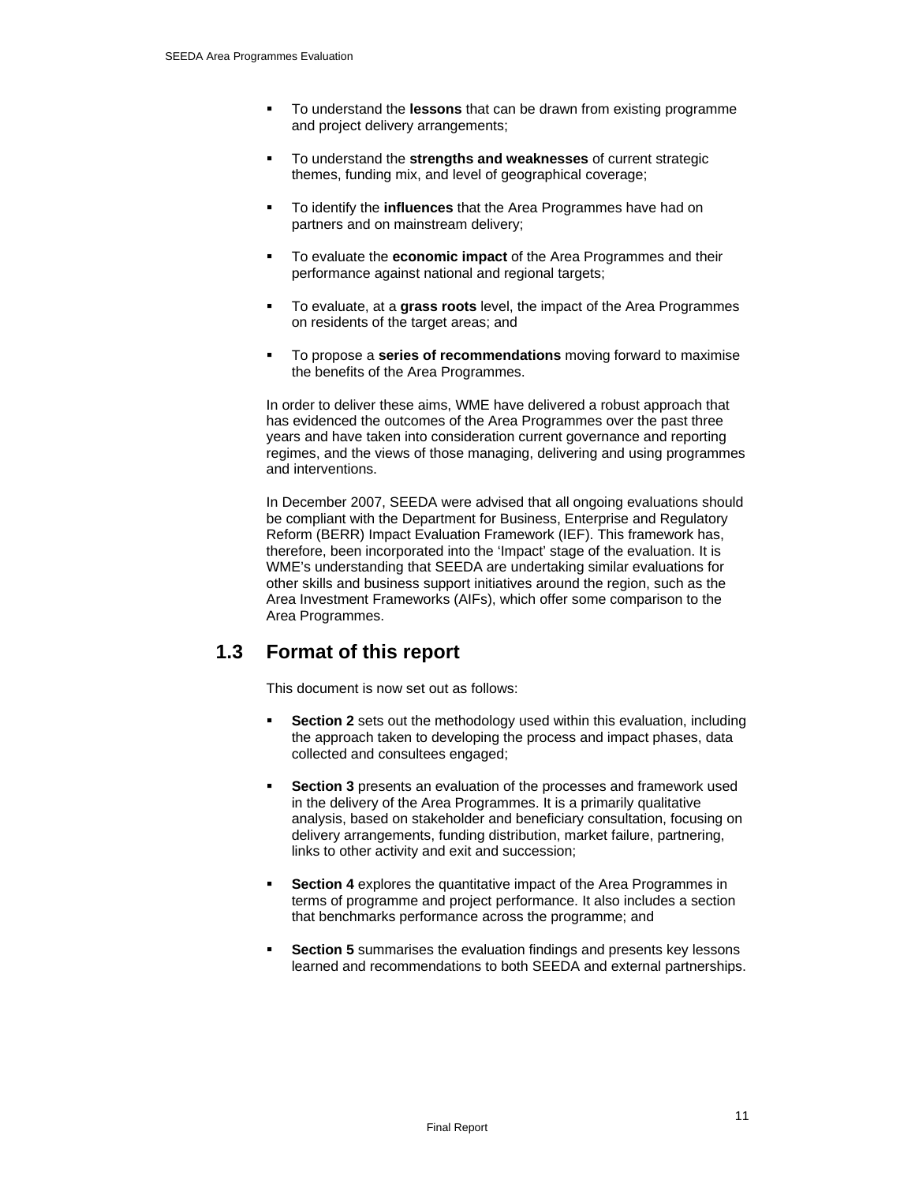- To understand the **lessons** that can be drawn from existing programme and project delivery arrangements;
- To understand the **strengths and weaknesses** of current strategic themes, funding mix, and level of geographical coverage;
- To identify the **influences** that the Area Programmes have had on partners and on mainstream delivery;
- To evaluate the **economic impact** of the Area Programmes and their performance against national and regional targets;
- To evaluate, at a **grass roots** level, the impact of the Area Programmes on residents of the target areas; and
- To propose a **series of recommendations** moving forward to maximise the benefits of the Area Programmes.

In order to deliver these aims, WME have delivered a robust approach that has evidenced the outcomes of the Area Programmes over the past three years and have taken into consideration current governance and reporting regimes, and the views of those managing, delivering and using programmes and interventions.

In December 2007, SEEDA were advised that all ongoing evaluations should be compliant with the Department for Business, Enterprise and Regulatory Reform (BERR) Impact Evaluation Framework (IEF). This framework has, therefore, been incorporated into the 'Impact' stage of the evaluation. It is WME's understanding that SEEDA are undertaking similar evaluations for other skills and business support initiatives around the region, such as the Area Investment Frameworks (AIFs), which offer some comparison to the Area Programmes.

## 1.3 Format of this report

This document is now set out as follows:

- **Section 2** sets out the methodology used within this evaluation, including the approach taken to developing the process and impact phases, data collected and consultees engaged;
- **Section 3** presents an evaluation of the processes and framework used in the delivery of the Area Programmes. It is a primarily qualitative analysis, based on stakeholder and beneficiary consultation, focusing on delivery arrangements, funding distribution, market failure, partnering, links to other activity and exit and succession;
- **Section 4** explores the quantitative impact of the Area Programmes in terms of programme and project performance. It also includes a section that benchmarks performance across the programme; and
- **Section 5** summarises the evaluation findings and presents key lessons learned and recommendations to both SEEDA and external partnerships.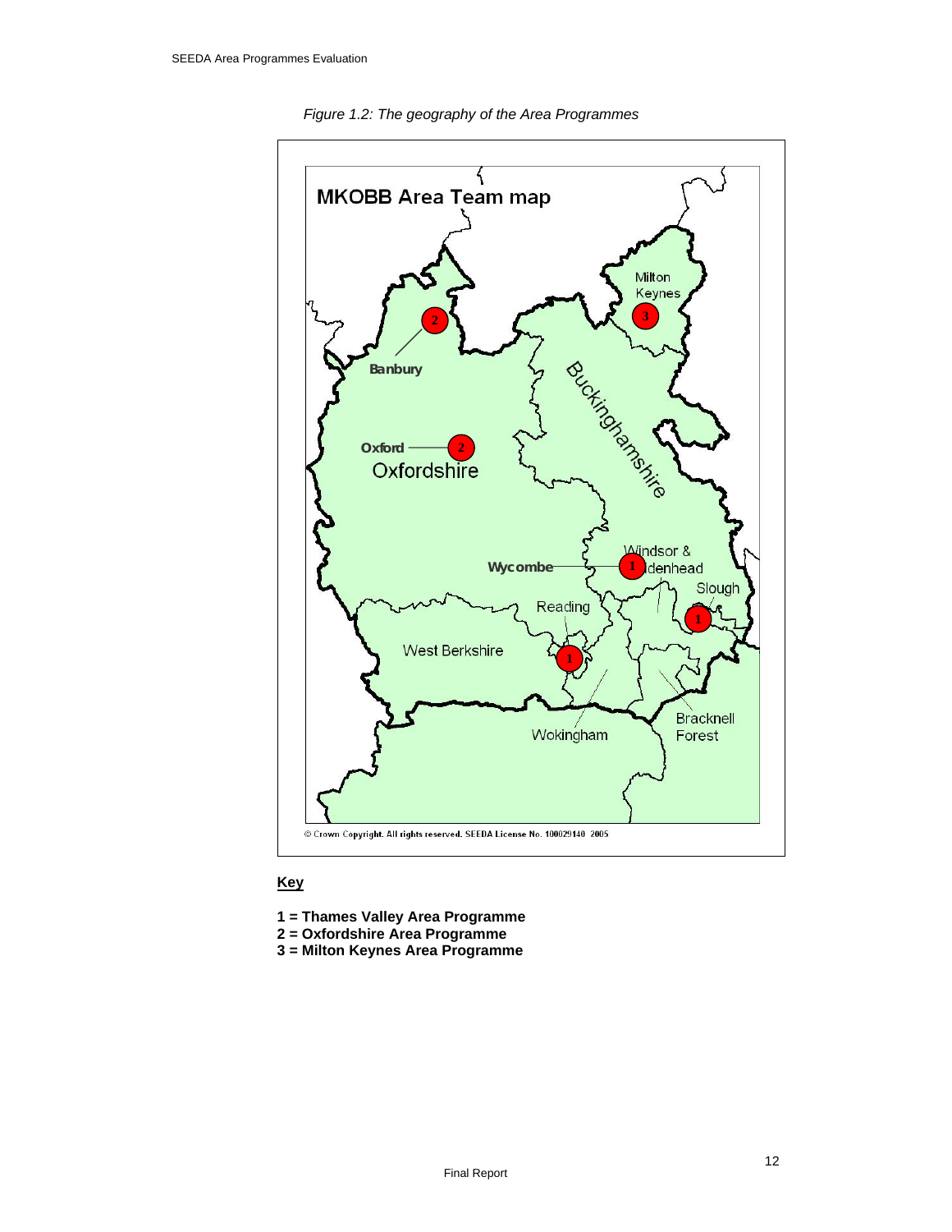*Figure 1.2: The geography of the Area Programmes*

MKOBB Area Team map

Milton Keynes
Banbury
Buckinghamshire
Oxford
Oxfordshire
Windsor & Maidenhead
Wycombe
Slough
Reading
West Berkshire
Wokingham
Bracknell Forest

© Crown Copyright. All rights reserved. SEEDA License No. 100029140 2005

**Key**

**1 = Thames Valley Area Programme**
**2 = Oxfordshire Area Programme**
**3 = Milton Keynes Area Programme**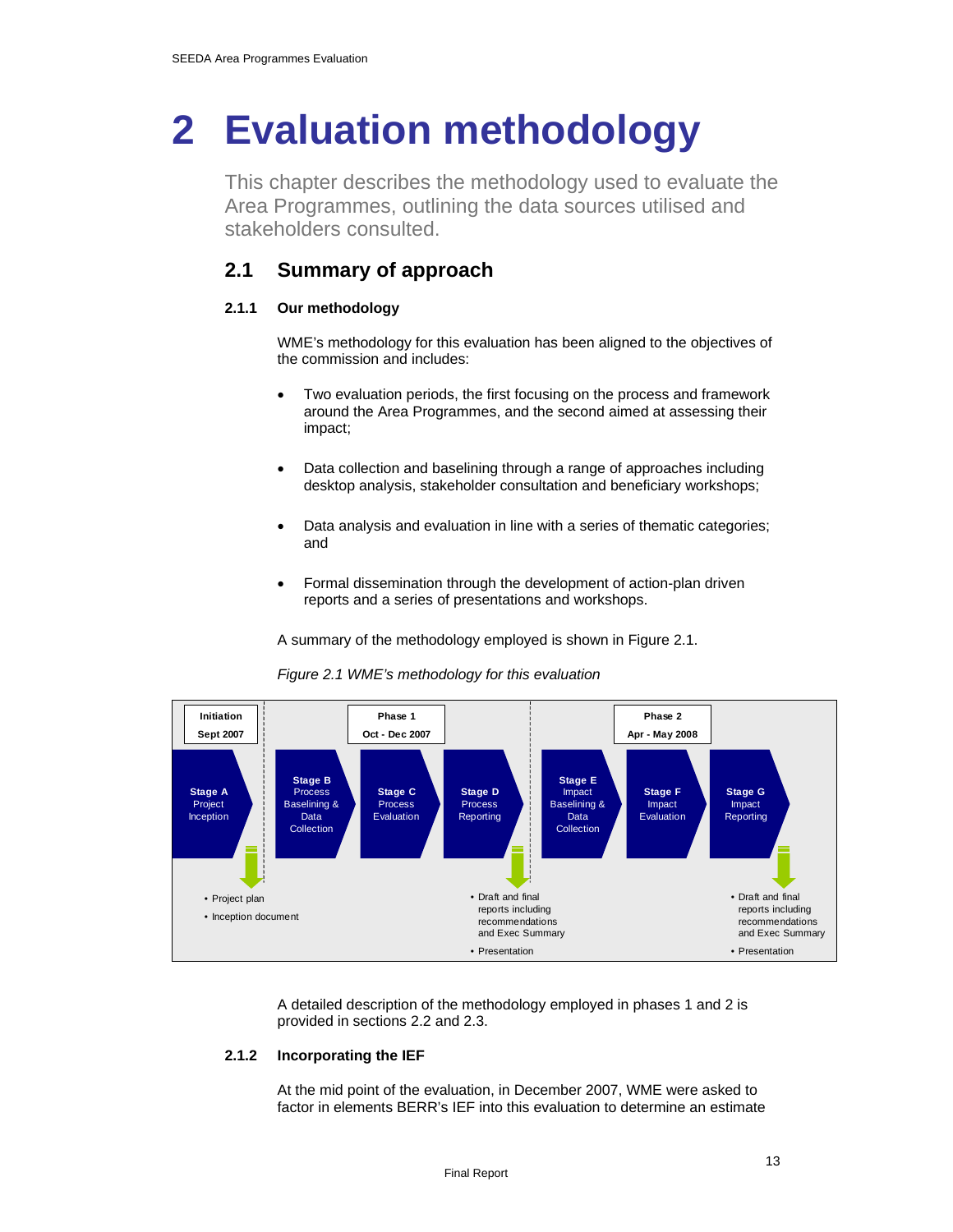# 2 Evaluation methodology

This chapter describes the methodology used to evaluate the Area Programmes, outlining the data sources utilised and stakeholders consulted.

## 2.1 Summary of approach

### 2.1.1 Our methodology

WME's methodology for this evaluation has been aligned to the objectives of the commission and includes:

- Two evaluation periods, the first focusing on the process and framework around the Area Programmes, and the second aimed at assessing their impact;
- Data collection and baselining through a range of approaches including desktop analysis, stakeholder consultation and beneficiary workshops;
- Data analysis and evaluation in line with a series of thematic categories; and
- Formal dissemination through the development of action-plan driven reports and a series of presentations and workshops.

A summary of the methodology employed is shown in Figure 2.1.

*Figure 2.1 WME's methodology for this evaluation*

| Initiation (Sept 2007) | Phase 1 (Oct - Dec 2007) | | | Phase 2 (Apr - May 2008) | | |
|---|---|---|---|---|---|---|
| **Stage A** Project Inception | **Stage B** Process Baselining & Data Collection | **Stage C** Process Evaluation | **Stage D** Process Reporting | **Stage E** Impact Baselining & Data Collection | **Stage F** Impact Evaluation | **Stage G** Impact Reporting |
| • Project plan<br>• Inception document | | | • Draft and final reports including recommendations and Exec Summary<br>• Presentation | | | • Draft and final reports including recommendations and Exec Summary<br>• Presentation |

A detailed description of the methodology employed in phases 1 and 2 is provided in sections 2.2 and 2.3.

### 2.1.2 Incorporating the IEF

At the mid point of the evaluation, in December 2007, WME were asked to factor in elements BERR's IEF into this evaluation to determine an estimate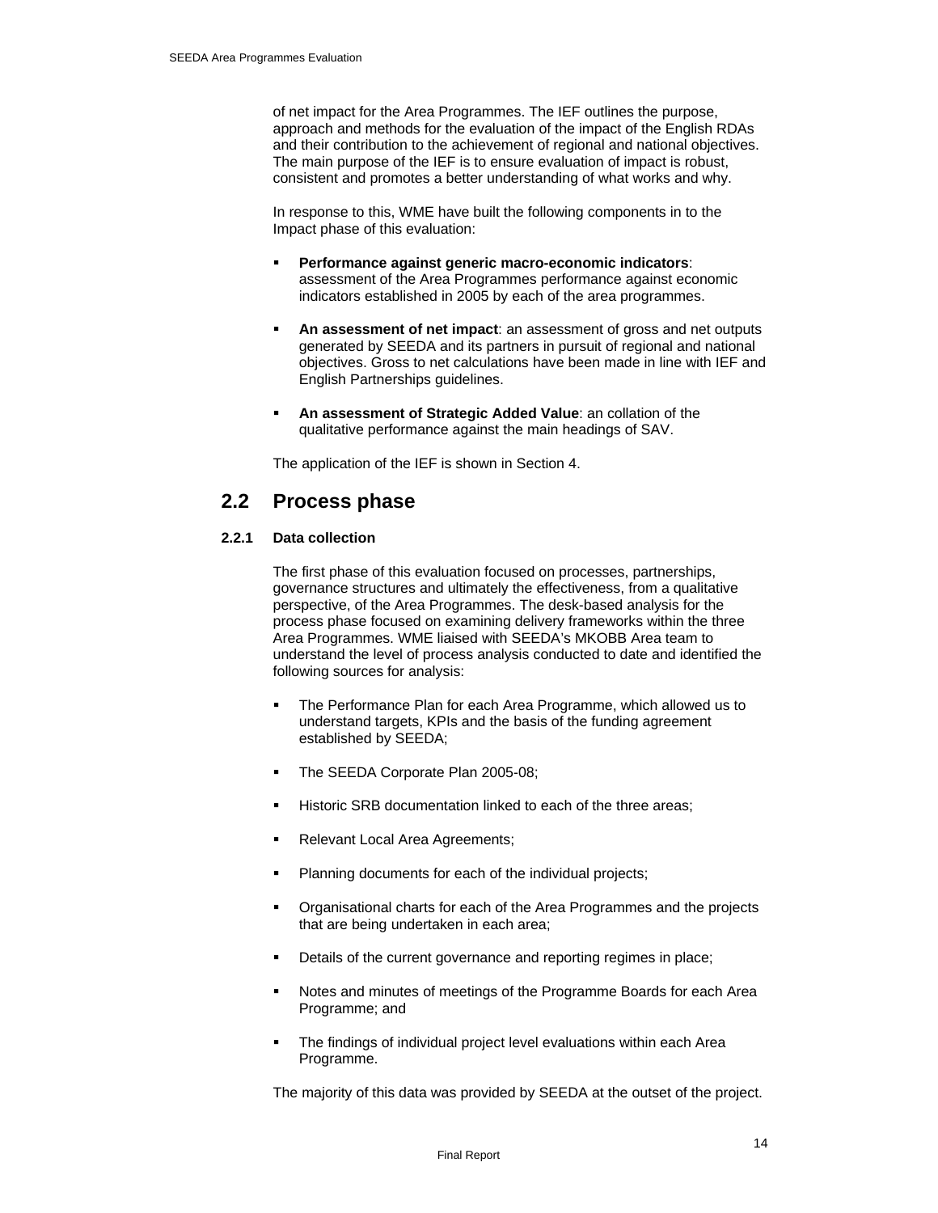of net impact for the Area Programmes. The IEF outlines the purpose, approach and methods for the evaluation of the impact of the English RDAs and their contribution to the achievement of regional and national objectives. The main purpose of the IEF is to ensure evaluation of impact is robust, consistent and promotes a better understanding of what works and why.

In response to this, WME have built the following components in to the Impact phase of this evaluation:

- **Performance against generic macro-economic indicators**: assessment of the Area Programmes performance against economic indicators established in 2005 by each of the area programmes.
- **An assessment of net impact**: an assessment of gross and net outputs generated by SEEDA and its partners in pursuit of regional and national objectives. Gross to net calculations have been made in line with IEF and English Partnerships guidelines.
- **An assessment of Strategic Added Value**: an collation of the qualitative performance against the main headings of SAV.

The application of the IEF is shown in Section 4.

## 2.2 Process phase

### 2.2.1 Data collection

The first phase of this evaluation focused on processes, partnerships, governance structures and ultimately the effectiveness, from a qualitative perspective, of the Area Programmes. The desk-based analysis for the process phase focused on examining delivery frameworks within the three Area Programmes. WME liaised with SEEDA's MKOBB Area team to understand the level of process analysis conducted to date and identified the following sources for analysis:

- The Performance Plan for each Area Programme, which allowed us to understand targets, KPIs and the basis of the funding agreement established by SEEDA;
- The SEEDA Corporate Plan 2005-08;
- Historic SRB documentation linked to each of the three areas;
- Relevant Local Area Agreements;
- Planning documents for each of the individual projects;
- Organisational charts for each of the Area Programmes and the projects that are being undertaken in each area;
- Details of the current governance and reporting regimes in place;
- Notes and minutes of meetings of the Programme Boards for each Area Programme; and
- The findings of individual project level evaluations within each Area Programme.

The majority of this data was provided by SEEDA at the outset of the project.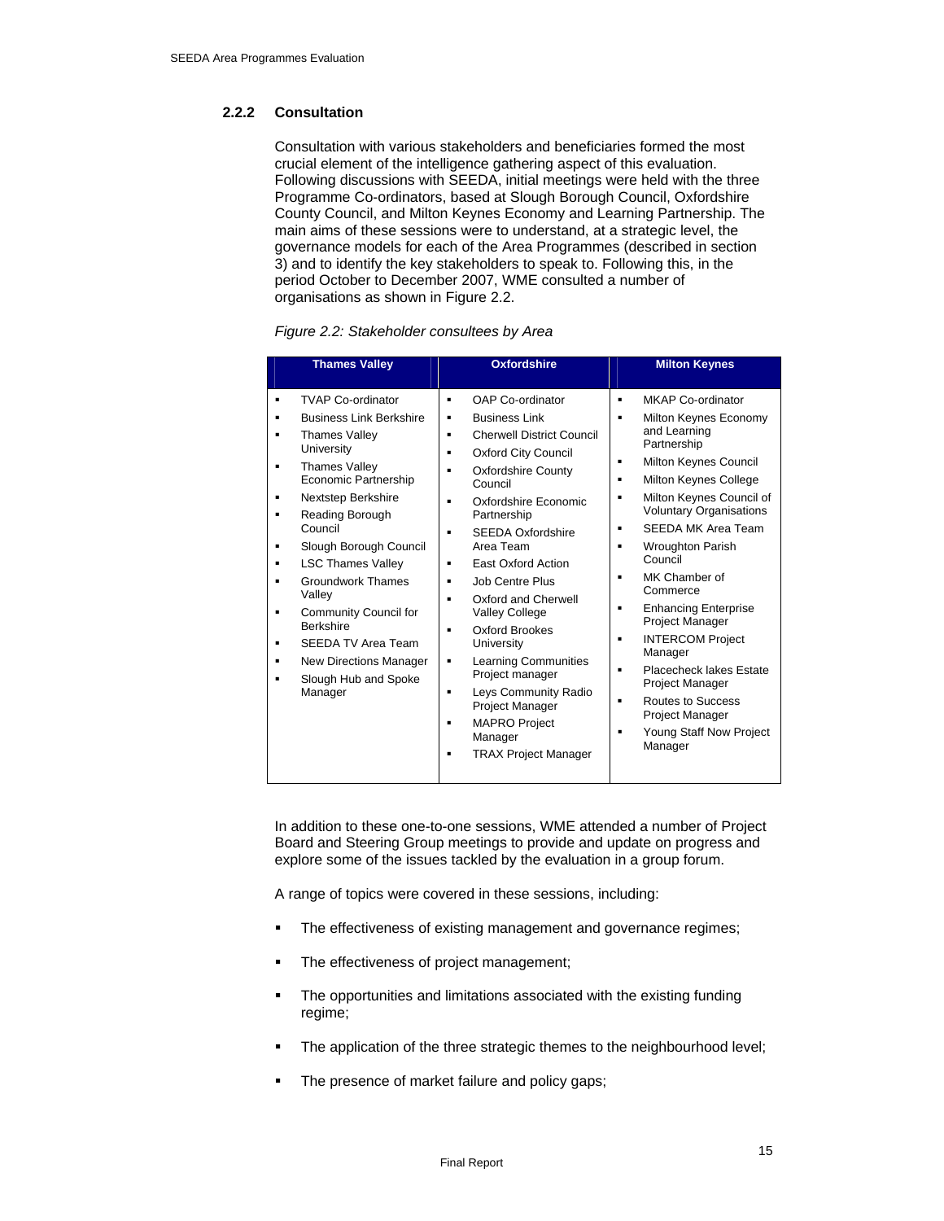### 2.2.2 Consultation

Consultation with various stakeholders and beneficiaries formed the most crucial element of the intelligence gathering aspect of this evaluation. Following discussions with SEEDA, initial meetings were held with the three Programme Co-ordinators, based at Slough Borough Council, Oxfordshire County Council, and Milton Keynes Economy and Learning Partnership. The main aims of these sessions were to understand, at a strategic level, the governance models for each of the Area Programmes (described in section 3) and to identify the key stakeholders to speak to. Following this, in the period October to December 2007, WME consulted a number of organisations as shown in Figure 2.2.

*Figure 2.2: Stakeholder consultees by Area*

| Thames Valley | Oxfordshire | Milton Keynes |
|---|---|---|
| ▪ TVAP Co-ordinator<br>▪ Business Link Berkshire<br>▪ Thames Valley University<br>▪ Thames Valley Economic Partnership<br>▪ Nextstep Berkshire<br>▪ Reading Borough Council<br>▪ Slough Borough Council<br>▪ LSC Thames Valley<br>▪ Groundwork Thames Valley<br>▪ Community Council for Berkshire<br>▪ SEEDA TV Area Team<br>▪ New Directions Manager<br>▪ Slough Hub and Spoke Manager | ▪ OAP Co-ordinator<br>▪ Business Link<br>▪ Cherwell District Council<br>▪ Oxford City Council<br>▪ Oxfordshire County Council<br>▪ Oxfordshire Economic Partnership<br>▪ SEEDA Oxfordshire Area Team<br>▪ East Oxford Action<br>▪ Job Centre Plus<br>▪ Oxford and Cherwell Valley College<br>▪ Oxford Brookes University<br>▪ Learning Communities Project manager<br>▪ Leys Community Radio Project Manager<br>▪ MAPRO Project Manager<br>▪ TRAX Project Manager | ▪ MKAP Co-ordinator<br>▪ Milton Keynes Economy and Learning Partnership<br>▪ Milton Keynes Council<br>▪ Milton Keynes College<br>▪ Milton Keynes Council of Voluntary Organisations<br>▪ SEEDA MK Area Team<br>▪ Wroughton Parish Council<br>▪ MK Chamber of Commerce<br>▪ Enhancing Enterprise Project Manager<br>▪ INTERCOM Project Manager<br>▪ Placecheck lakes Estate Project Manager<br>▪ Routes to Success Project Manager<br>▪ Young Staff Now Project Manager |

In addition to these one-to-one sessions, WME attended a number of Project Board and Steering Group meetings to provide and update on progress and explore some of the issues tackled by the evaluation in a group forum.

A range of topics were covered in these sessions, including:

- The effectiveness of existing management and governance regimes;
- The effectiveness of project management;
- The opportunities and limitations associated with the existing funding regime;
- The application of the three strategic themes to the neighbourhood level;
- The presence of market failure and policy gaps;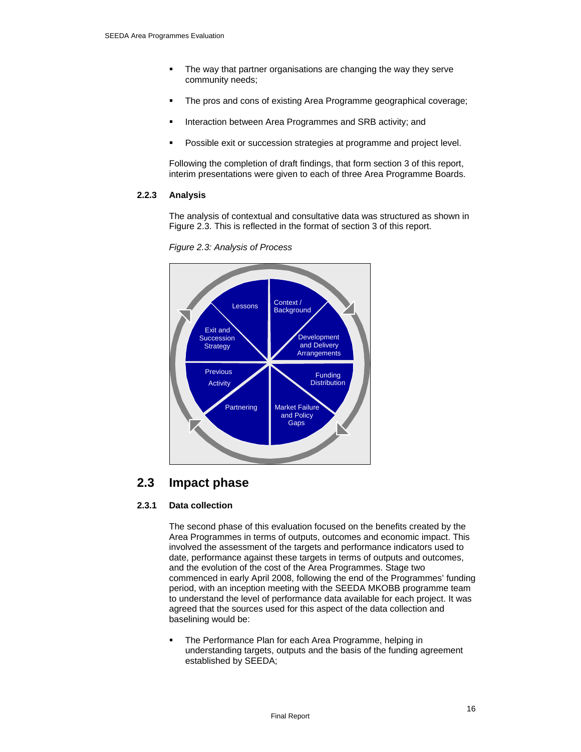- The way that partner organisations are changing the way they serve community needs;

- The pros and cons of existing Area Programme geographical coverage;

- Interaction between Area Programmes and SRB activity; and

- Possible exit or succession strategies at programme and project level.

Following the completion of draft findings, that form section 3 of this report, interim presentations were given to each of three Area Programme Boards.

### 2.2.3 Analysis

The analysis of contextual and consultative data was structured as shown in Figure 2.3. This is reflected in the format of section 3 of this report.

*Figure 2.3: Analysis of Process*

Context / Background

Development and Delivery Arrangements

Funding Distribution

Market Failure and Policy Gaps

Partnering

Previous Activity

Exit and Succession Strategy

Lessons

## 2.3 Impact phase

### 2.3.1 Data collection

The second phase of this evaluation focused on the benefits created by the Area Programmes in terms of outputs, outcomes and economic impact. This involved the assessment of the targets and performance indicators used to date, performance against these targets in terms of outputs and outcomes, and the evolution of the cost of the Area Programmes. Stage two commenced in early April 2008, following the end of the Programmes' funding period, with an inception meeting with the SEEDA MKOBB programme team to understand the level of performance data available for each project. It was agreed that the sources used for this aspect of the data collection and baselining would be:

- The Performance Plan for each Area Programme, helping in understanding targets, outputs and the basis of the funding agreement established by SEEDA;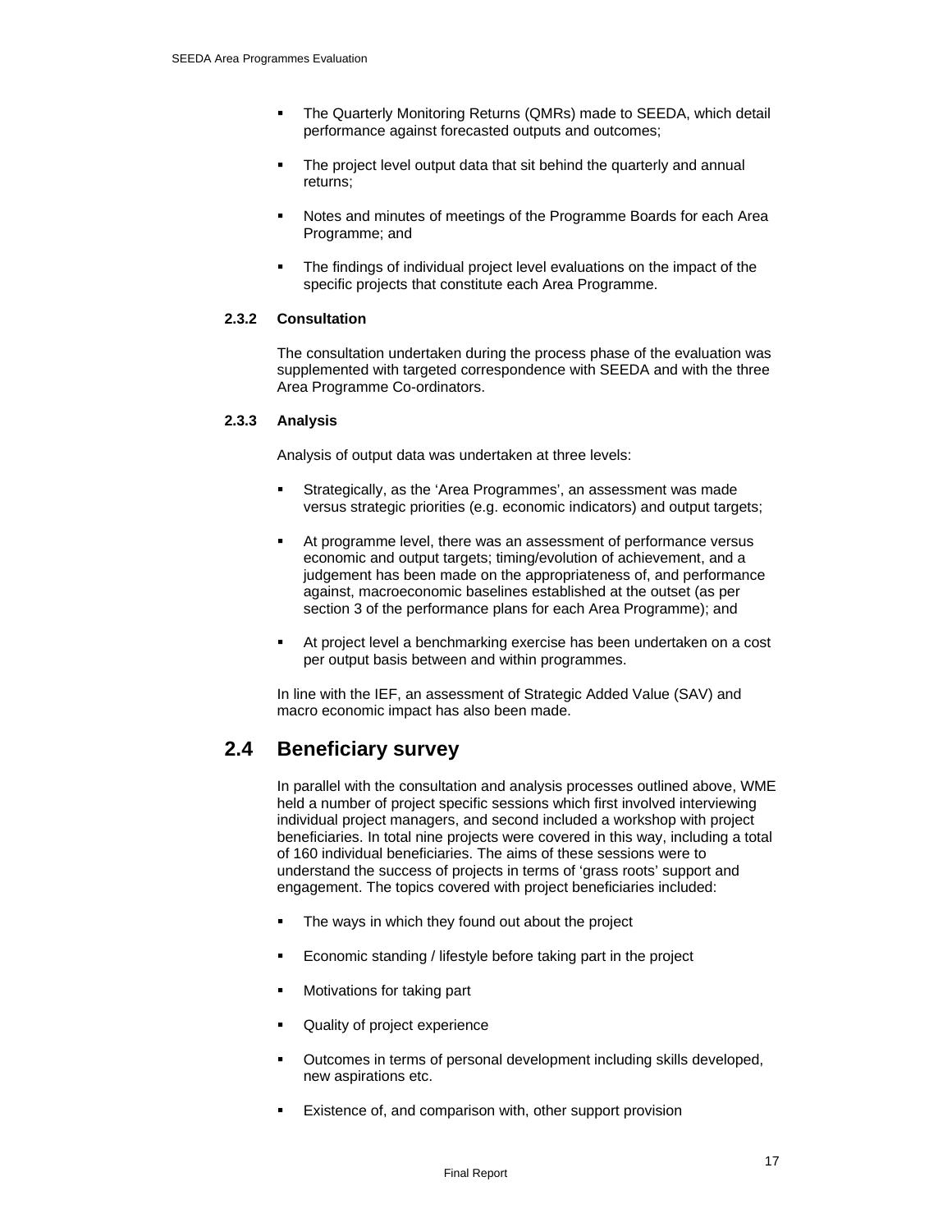- The Quarterly Monitoring Returns (QMRs) made to SEEDA, which detail performance against forecasted outputs and outcomes;
- The project level output data that sit behind the quarterly and annual returns;
- Notes and minutes of meetings of the Programme Boards for each Area Programme; and
- The findings of individual project level evaluations on the impact of the specific projects that constitute each Area Programme.

### 2.3.2 Consultation

The consultation undertaken during the process phase of the evaluation was supplemented with targeted correspondence with SEEDA and with the three Area Programme Co-ordinators.

### 2.3.3 Analysis

Analysis of output data was undertaken at three levels:

- Strategically, as the 'Area Programmes', an assessment was made versus strategic priorities (e.g. economic indicators) and output targets;
- At programme level, there was an assessment of performance versus economic and output targets; timing/evolution of achievement, and a judgement has been made on the appropriateness of, and performance against, macroeconomic baselines established at the outset (as per section 3 of the performance plans for each Area Programme); and
- At project level a benchmarking exercise has been undertaken on a cost per output basis between and within programmes.

In line with the IEF, an assessment of Strategic Added Value (SAV) and macro economic impact has also been made.

## 2.4 Beneficiary survey

In parallel with the consultation and analysis processes outlined above, WME held a number of project specific sessions which first involved interviewing individual project managers, and second included a workshop with project beneficiaries. In total nine projects were covered in this way, including a total of 160 individual beneficiaries. The aims of these sessions were to understand the success of projects in terms of 'grass roots' support and engagement. The topics covered with project beneficiaries included:

- The ways in which they found out about the project
- Economic standing / lifestyle before taking part in the project
- Motivations for taking part
- Quality of project experience
- Outcomes in terms of personal development including skills developed, new aspirations etc.
- Existence of, and comparison with, other support provision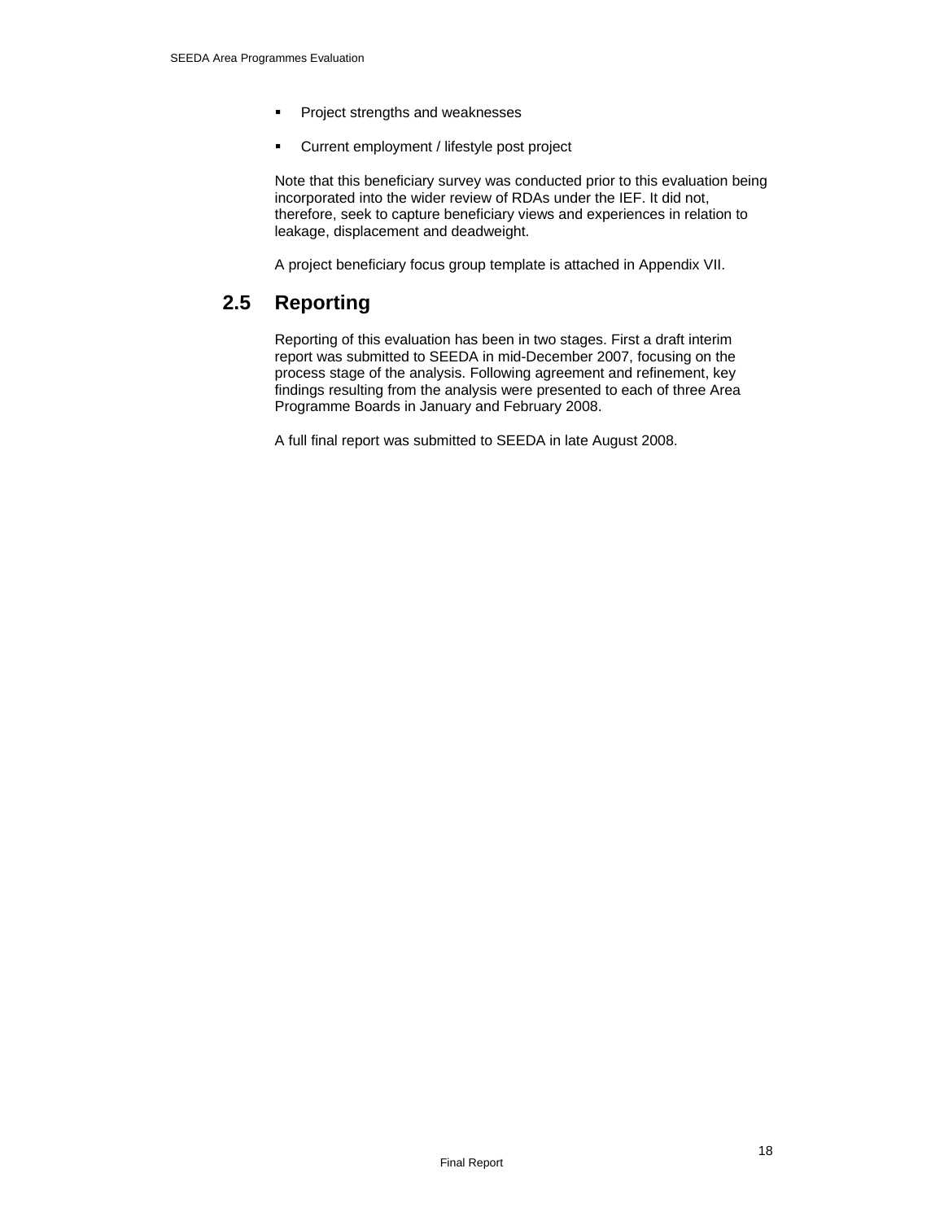- Project strengths and weaknesses
- Current employment / lifestyle post project

Note that this beneficiary survey was conducted prior to this evaluation being incorporated into the wider review of RDAs under the IEF. It did not, therefore, seek to capture beneficiary views and experiences in relation to leakage, displacement and deadweight.

A project beneficiary focus group template is attached in Appendix VII.

## 2.5 Reporting

Reporting of this evaluation has been in two stages. First a draft interim report was submitted to SEEDA in mid-December 2007, focusing on the process stage of the analysis. Following agreement and refinement, key findings resulting from the analysis were presented to each of three Area Programme Boards in January and February 2008.

A full final report was submitted to SEEDA in late August 2008.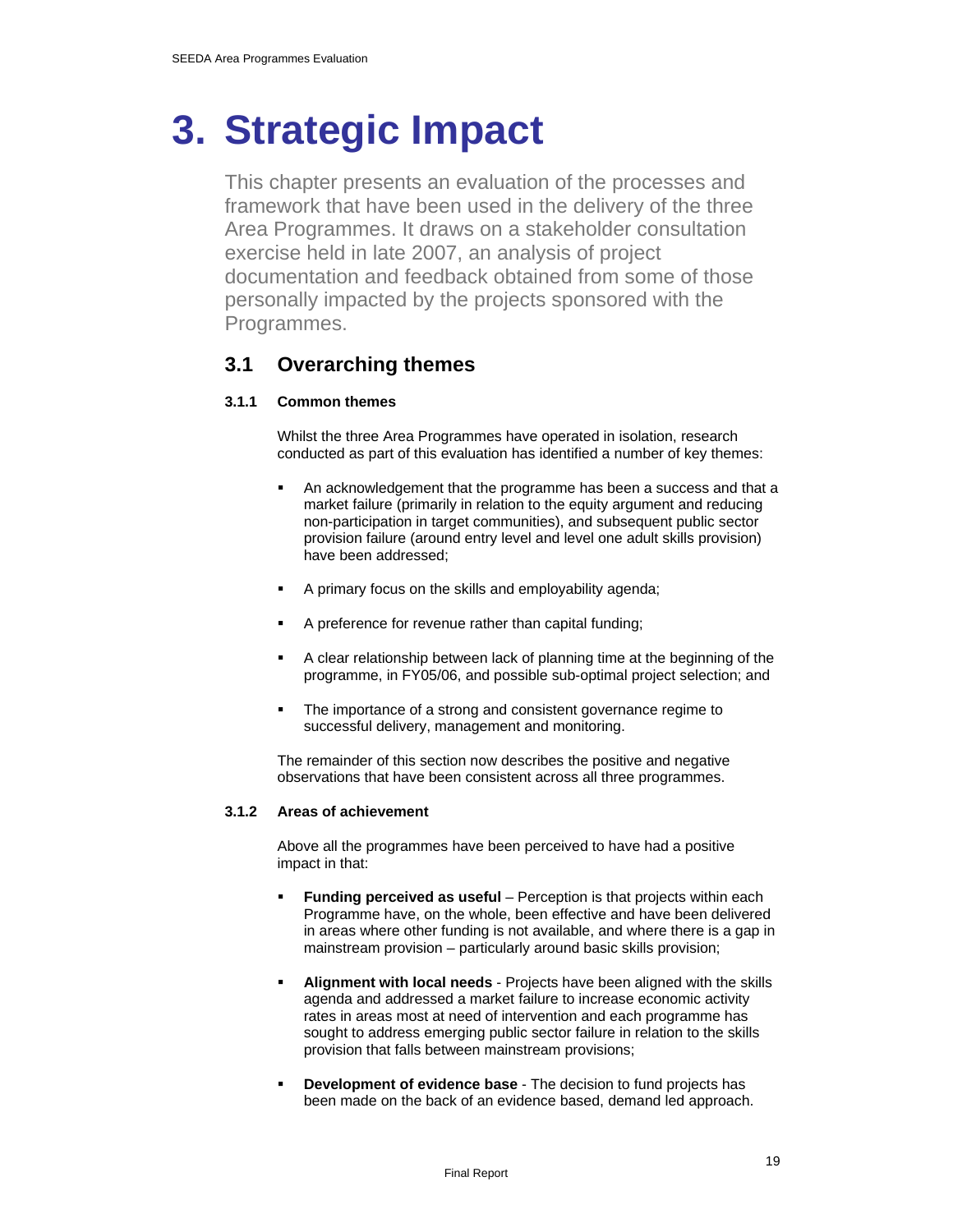# 3. Strategic Impact

This chapter presents an evaluation of the processes and framework that have been used in the delivery of the three Area Programmes. It draws on a stakeholder consultation exercise held in late 2007, an analysis of project documentation and feedback obtained from some of those personally impacted by the projects sponsored with the Programmes.

## 3.1 Overarching themes

### 3.1.1 Common themes

Whilst the three Area Programmes have operated in isolation, research conducted as part of this evaluation has identified a number of key themes:

- An acknowledgement that the programme has been a success and that a market failure (primarily in relation to the equity argument and reducing non-participation in target communities), and subsequent public sector provision failure (around entry level and level one adult skills provision) have been addressed;
- A primary focus on the skills and employability agenda;
- A preference for revenue rather than capital funding;
- A clear relationship between lack of planning time at the beginning of the programme, in FY05/06, and possible sub-optimal project selection; and
- The importance of a strong and consistent governance regime to successful delivery, management and monitoring.

The remainder of this section now describes the positive and negative observations that have been consistent across all three programmes.

### 3.1.2 Areas of achievement

Above all the programmes have been perceived to have had a positive impact in that:

- **Funding perceived as useful** – Perception is that projects within each Programme have, on the whole, been effective and have been delivered in areas where other funding is not available, and where there is a gap in mainstream provision – particularly around basic skills provision;
- **Alignment with local needs** - Projects have been aligned with the skills agenda and addressed a market failure to increase economic activity rates in areas most at need of intervention and each programme has sought to address emerging public sector failure in relation to the skills provision that falls between mainstream provisions;
- **Development of evidence base** - The decision to fund projects has been made on the back of an evidence based, demand led approach.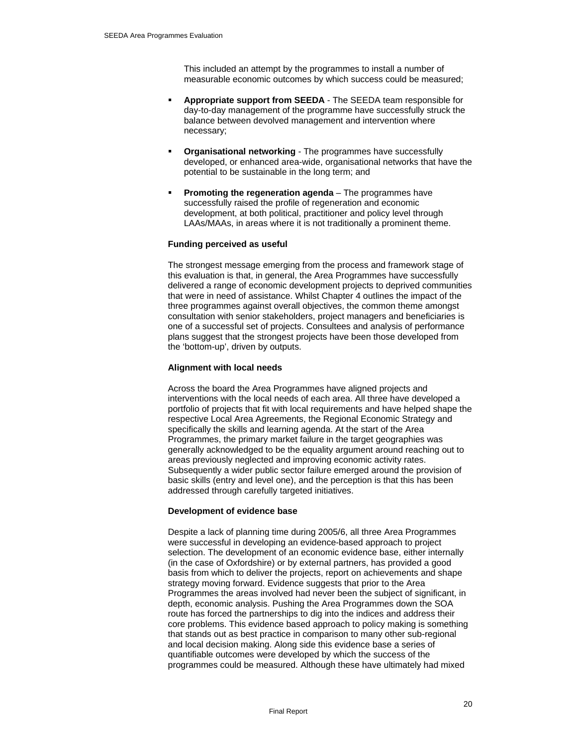This included an attempt by the programmes to install a number of measurable economic outcomes by which success could be measured;

- **Appropriate support from SEEDA** - The SEEDA team responsible for day-to-day management of the programme have successfully struck the balance between devolved management and intervention where necessary;

- **Organisational networking** - The programmes have successfully developed, or enhanced area-wide, organisational networks that have the potential to be sustainable in the long term; and

- **Promoting the regeneration agenda** – The programmes have successfully raised the profile of regeneration and economic development, at both political, practitioner and policy level through LAAs/MAAs, in areas where it is not traditionally a prominent theme.

**Funding perceived as useful**

The strongest message emerging from the process and framework stage of this evaluation is that, in general, the Area Programmes have successfully delivered a range of economic development projects to deprived communities that were in need of assistance. Whilst Chapter 4 outlines the impact of the three programmes against overall objectives, the common theme amongst consultation with senior stakeholders, project managers and beneficiaries is one of a successful set of projects. Consultees and analysis of performance plans suggest that the strongest projects have been those developed from the ‘bottom-up’, driven by outputs.

**Alignment with local needs**

Across the board the Area Programmes have aligned projects and interventions with the local needs of each area. All three have developed a portfolio of projects that fit with local requirements and have helped shape the respective Local Area Agreements, the Regional Economic Strategy and specifically the skills and learning agenda. At the start of the Area Programmes, the primary market failure in the target geographies was generally acknowledged to be the equality argument around reaching out to areas previously neglected and improving economic activity rates. Subsequently a wider public sector failure emerged around the provision of basic skills (entry and level one), and the perception is that this has been addressed through carefully targeted initiatives.

**Development of evidence base**

Despite a lack of planning time during 2005/6, all three Area Programmes were successful in developing an evidence-based approach to project selection. The development of an economic evidence base, either internally (in the case of Oxfordshire) or by external partners, has provided a good basis from which to deliver the projects, report on achievements and shape strategy moving forward. Evidence suggests that prior to the Area Programmes the areas involved had never been the subject of significant, in depth, economic analysis. Pushing the Area Programmes down the SOA route has forced the partnerships to dig into the indices and address their core problems. This evidence based approach to policy making is something that stands out as best practice in comparison to many other sub-regional and local decision making. Along side this evidence base a series of quantifiable outcomes were developed by which the success of the programmes could be measured. Although these have ultimately had mixed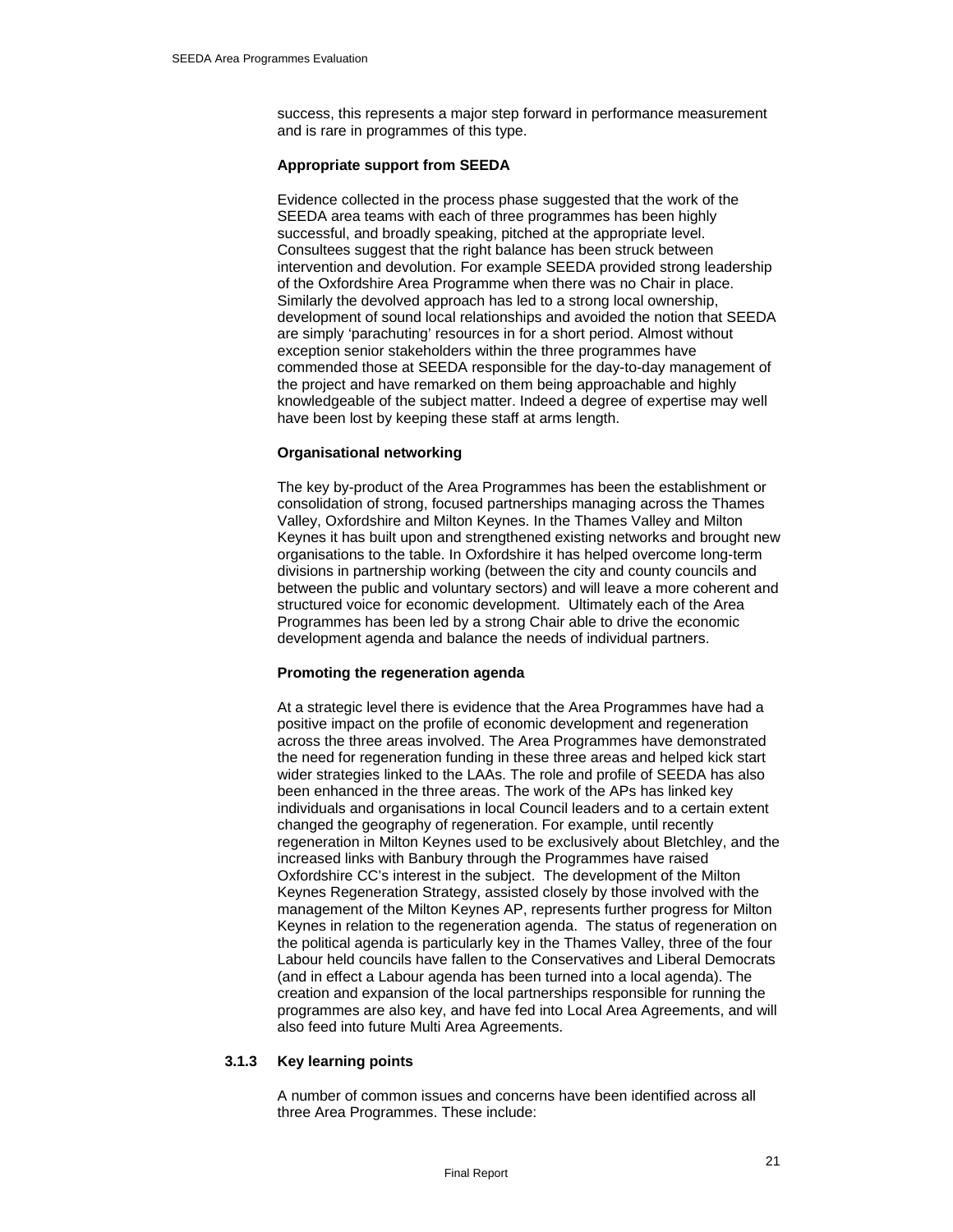success, this represents a major step forward in performance measurement and is rare in programmes of this type.

**Appropriate support from SEEDA**

Evidence collected in the process phase suggested that the work of the SEEDA area teams with each of three programmes has been highly successful, and broadly speaking, pitched at the appropriate level. Consultees suggest that the right balance has been struck between intervention and devolution. For example SEEDA provided strong leadership of the Oxfordshire Area Programme when there was no Chair in place. Similarly the devolved approach has led to a strong local ownership, development of sound local relationships and avoided the notion that SEEDA are simply 'parachuting' resources in for a short period. Almost without exception senior stakeholders within the three programmes have commended those at SEEDA responsible for the day-to-day management of the project and have remarked on them being approachable and highly knowledgeable of the subject matter. Indeed a degree of expertise may well have been lost by keeping these staff at arms length.

**Organisational networking**

The key by-product of the Area Programmes has been the establishment or consolidation of strong, focused partnerships managing across the Thames Valley, Oxfordshire and Milton Keynes. In the Thames Valley and Milton Keynes it has built upon and strengthened existing networks and brought new organisations to the table. In Oxfordshire it has helped overcome long-term divisions in partnership working (between the city and county councils and between the public and voluntary sectors) and will leave a more coherent and structured voice for economic development. Ultimately each of the Area Programmes has been led by a strong Chair able to drive the economic development agenda and balance the needs of individual partners.

**Promoting the regeneration agenda**

At a strategic level there is evidence that the Area Programmes have had a positive impact on the profile of economic development and regeneration across the three areas involved. The Area Programmes have demonstrated the need for regeneration funding in these three areas and helped kick start wider strategies linked to the LAAs. The role and profile of SEEDA has also been enhanced in the three areas. The work of the APs has linked key individuals and organisations in local Council leaders and to a certain extent changed the geography of regeneration. For example, until recently regeneration in Milton Keynes used to be exclusively about Bletchley, and the increased links with Banbury through the Programmes have raised Oxfordshire CC's interest in the subject. The development of the Milton Keynes Regeneration Strategy, assisted closely by those involved with the management of the Milton Keynes AP, represents further progress for Milton Keynes in relation to the regeneration agenda. The status of regeneration on the political agenda is particularly key in the Thames Valley, three of the four Labour held councils have fallen to the Conservatives and Liberal Democrats (and in effect a Labour agenda has been turned into a local agenda). The creation and expansion of the local partnerships responsible for running the programmes are also key, and have fed into Local Area Agreements, and will also feed into future Multi Area Agreements.

### 3.1.3 Key learning points

A number of common issues and concerns have been identified across all three Area Programmes. These include: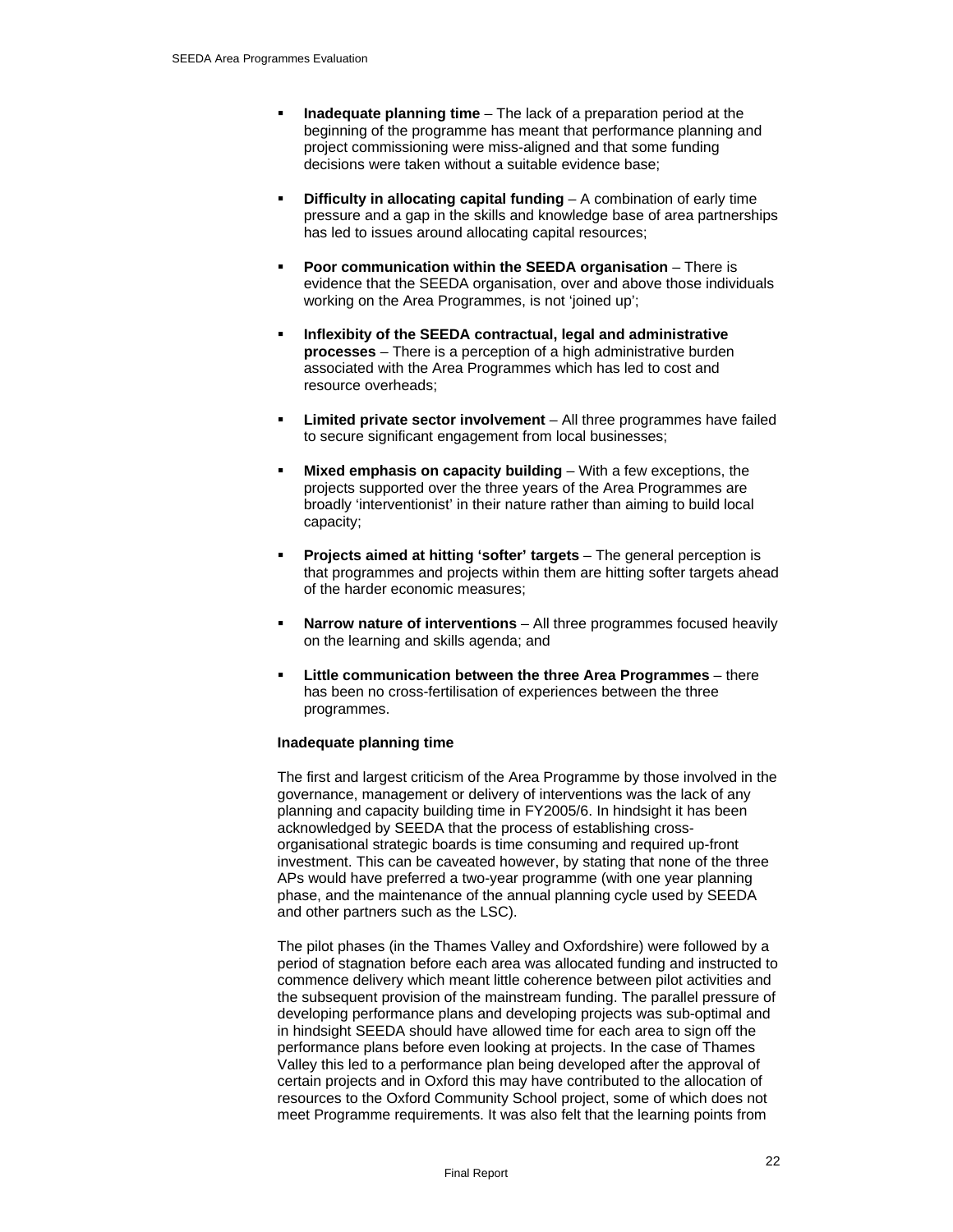- **Inadequate planning time** – The lack of a preparation period at the beginning of the programme has meant that performance planning and project commissioning were miss-aligned and that some funding decisions were taken without a suitable evidence base;
- **Difficulty in allocating capital funding** – A combination of early time pressure and a gap in the skills and knowledge base of area partnerships has led to issues around allocating capital resources;
- **Poor communication within the SEEDA organisation** – There is evidence that the SEEDA organisation, over and above those individuals working on the Area Programmes, is not 'joined up';
- **Inflexibity of the SEEDA contractual, legal and administrative processes** – There is a perception of a high administrative burden associated with the Area Programmes which has led to cost and resource overheads;
- **Limited private sector involvement** – All three programmes have failed to secure significant engagement from local businesses;
- **Mixed emphasis on capacity building** – With a few exceptions, the projects supported over the three years of the Area Programmes are broadly 'interventionist' in their nature rather than aiming to build local capacity;
- **Projects aimed at hitting 'softer' targets** – The general perception is that programmes and projects within them are hitting softer targets ahead of the harder economic measures;
- **Narrow nature of interventions** – All three programmes focused heavily on the learning and skills agenda; and
- **Little communication between the three Area Programmes** – there has been no cross-fertilisation of experiences between the three programmes.

**Inadequate planning time**

The first and largest criticism of the Area Programme by those involved in the governance, management or delivery of interventions was the lack of any planning and capacity building time in FY2005/6. In hindsight it has been acknowledged by SEEDA that the process of establishing cross-organisational strategic boards is time consuming and required up-front investment. This can be caveated however, by stating that none of the three APs would have preferred a two-year programme (with one year planning phase, and the maintenance of the annual planning cycle used by SEEDA and other partners such as the LSC).

The pilot phases (in the Thames Valley and Oxfordshire) were followed by a period of stagnation before each area was allocated funding and instructed to commence delivery which meant little coherence between pilot activities and the subsequent provision of the mainstream funding. The parallel pressure of developing performance plans and developing projects was sub-optimal and in hindsight SEEDA should have allowed time for each area to sign off the performance plans before even looking at projects. In the case of Thames Valley this led to a performance plan being developed after the approval of certain projects and in Oxford this may have contributed to the allocation of resources to the Oxford Community School project, some of which does not meet Programme requirements. It was also felt that the learning points from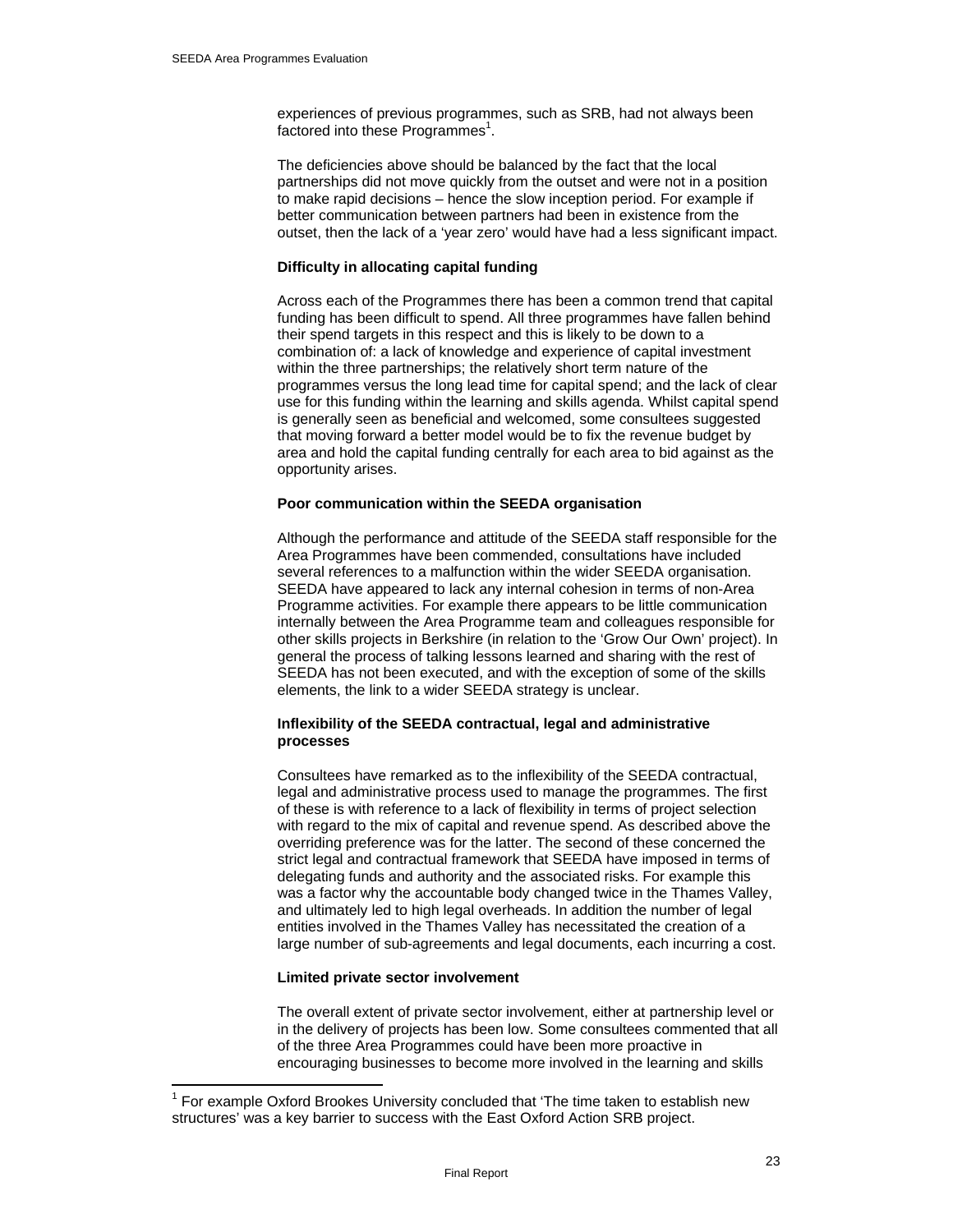experiences of previous programmes, such as SRB, had not always been factored into these Programmes[1].

The deficiencies above should be balanced by the fact that the local partnerships did not move quickly from the outset and were not in a position to make rapid decisions – hence the slow inception period. For example if better communication between partners had been in existence from the outset, then the lack of a 'year zero' would have had a less significant impact.

**Difficulty in allocating capital funding**

Across each of the Programmes there has been a common trend that capital funding has been difficult to spend. All three programmes have fallen behind their spend targets in this respect and this is likely to be down to a combination of: a lack of knowledge and experience of capital investment within the three partnerships; the relatively short term nature of the programmes versus the long lead time for capital spend; and the lack of clear use for this funding within the learning and skills agenda. Whilst capital spend is generally seen as beneficial and welcomed, some consultees suggested that moving forward a better model would be to fix the revenue budget by area and hold the capital funding centrally for each area to bid against as the opportunity arises.

**Poor communication within the SEEDA organisation**

Although the performance and attitude of the SEEDA staff responsible for the Area Programmes have been commended, consultations have included several references to a malfunction within the wider SEEDA organisation. SEEDA have appeared to lack any internal cohesion in terms of non-Area Programme activities. For example there appears to be little communication internally between the Area Programme team and colleagues responsible for other skills projects in Berkshire (in relation to the 'Grow Our Own' project). In general the process of talking lessons learned and sharing with the rest of SEEDA has not been executed, and with the exception of some of the skills elements, the link to a wider SEEDA strategy is unclear.

**Inflexibility of the SEEDA contractual, legal and administrative processes**

Consultees have remarked as to the inflexibility of the SEEDA contractual, legal and administrative process used to manage the programmes. The first of these is with reference to a lack of flexibility in terms of project selection with regard to the mix of capital and revenue spend. As described above the overriding preference was for the latter. The second of these concerned the strict legal and contractual framework that SEEDA have imposed in terms of delegating funds and authority and the associated risks. For example this was a factor why the accountable body changed twice in the Thames Valley, and ultimately led to high legal overheads. In addition the number of legal entities involved in the Thames Valley has necessitated the creation of a large number of sub-agreements and legal documents, each incurring a cost.

**Limited private sector involvement**

The overall extent of private sector involvement, either at partnership level or in the delivery of projects has been low. Some consultees commented that all of the three Area Programmes could have been more proactive in encouraging businesses to become more involved in the learning and skills

---

[1] For example Oxford Brookes University concluded that 'The time taken to establish new structures' was a key barrier to success with the East Oxford Action SRB project.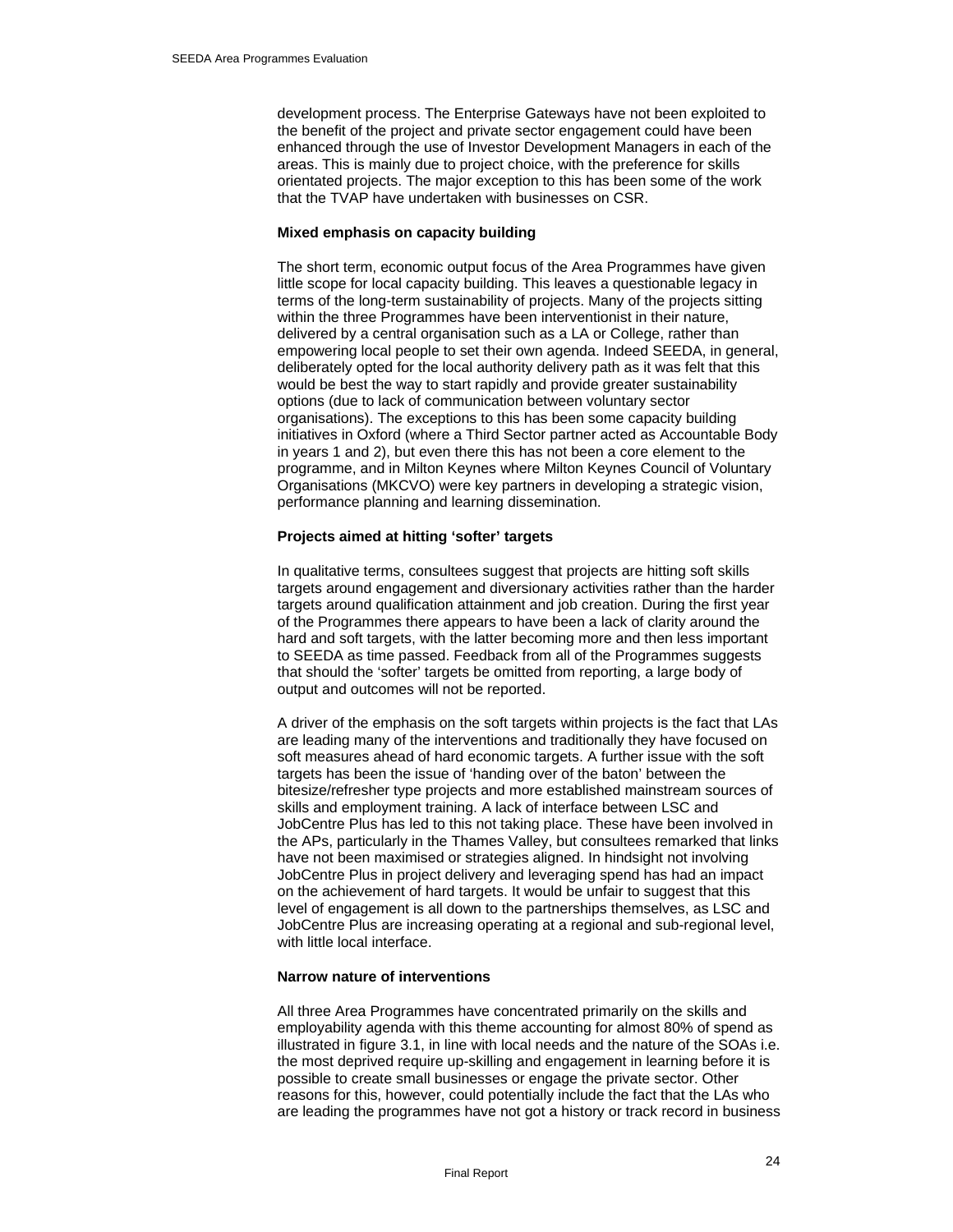development process. The Enterprise Gateways have not been exploited to the benefit of the project and private sector engagement could have been enhanced through the use of Investor Development Managers in each of the areas. This is mainly due to project choice, with the preference for skills orientated projects. The major exception to this has been some of the work that the TVAP have undertaken with businesses on CSR.

**Mixed emphasis on capacity building**

The short term, economic output focus of the Area Programmes have given little scope for local capacity building. This leaves a questionable legacy in terms of the long-term sustainability of projects. Many of the projects sitting within the three Programmes have been interventionist in their nature, delivered by a central organisation such as a LA or College, rather than empowering local people to set their own agenda. Indeed SEEDA, in general, deliberately opted for the local authority delivery path as it was felt that this would be best the way to start rapidly and provide greater sustainability options (due to lack of communication between voluntary sector organisations). The exceptions to this has been some capacity building initiatives in Oxford (where a Third Sector partner acted as Accountable Body in years 1 and 2), but even there this has not been a core element to the programme, and in Milton Keynes where Milton Keynes Council of Voluntary Organisations (MKCVO) were key partners in developing a strategic vision, performance planning and learning dissemination.

**Projects aimed at hitting 'softer' targets**

In qualitative terms, consultees suggest that projects are hitting soft skills targets around engagement and diversionary activities rather than the harder targets around qualification attainment and job creation. During the first year of the Programmes there appears to have been a lack of clarity around the hard and soft targets, with the latter becoming more and then less important to SEEDA as time passed. Feedback from all of the Programmes suggests that should the 'softer' targets be omitted from reporting, a large body of output and outcomes will not be reported.

A driver of the emphasis on the soft targets within projects is the fact that LAs are leading many of the interventions and traditionally they have focused on soft measures ahead of hard economic targets. A further issue with the soft targets has been the issue of 'handing over of the baton' between the bitesize/refresher type projects and more established mainstream sources of skills and employment training. A lack of interface between LSC and JobCentre Plus has led to this not taking place. These have been involved in the APs, particularly in the Thames Valley, but consultees remarked that links have not been maximised or strategies aligned. In hindsight not involving JobCentre Plus in project delivery and leveraging spend has had an impact on the achievement of hard targets. It would be unfair to suggest that this level of engagement is all down to the partnerships themselves, as LSC and JobCentre Plus are increasing operating at a regional and sub-regional level, with little local interface.

**Narrow nature of interventions**

All three Area Programmes have concentrated primarily on the skills and employability agenda with this theme accounting for almost 80% of spend as illustrated in figure 3.1, in line with local needs and the nature of the SOAs i.e. the most deprived require up-skilling and engagement in learning before it is possible to create small businesses or engage the private sector. Other reasons for this, however, could potentially include the fact that the LAs who are leading the programmes have not got a history or track record in business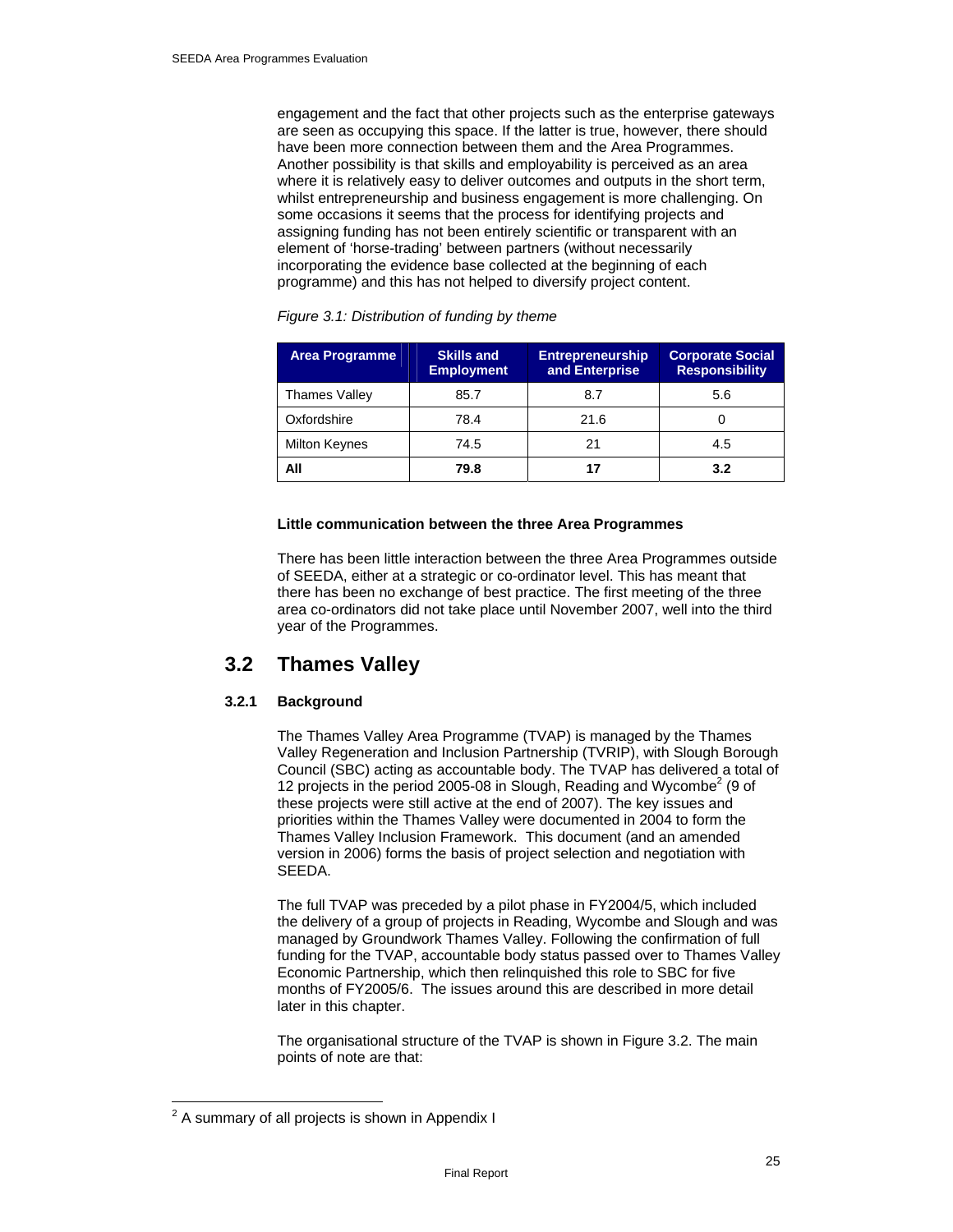engagement and the fact that other projects such as the enterprise gateways are seen as occupying this space. If the latter is true, however, there should have been more connection between them and the Area Programmes. Another possibility is that skills and employability is perceived as an area where it is relatively easy to deliver outcomes and outputs in the short term, whilst entrepreneurship and business engagement is more challenging. On some occasions it seems that the process for identifying projects and assigning funding has not been entirely scientific or transparent with an element of 'horse-trading' between partners (without necessarily incorporating the evidence base collected at the beginning of each programme) and this has not helped to diversify project content.

*Figure 3.1: Distribution of funding by theme*

| Area Programme | Skills and Employment | Entrepreneurship and Enterprise | Corporate Social Responsibility |
|---|---|---|---|
| Thames Valley | 85.7 | 8.7 | 5.6 |
| Oxfordshire | 78.4 | 21.6 | 0 |
| Milton Keynes | 74.5 | 21 | 4.5 |
| **All** | **79.8** | **17** | **3.2** |

**Little communication between the three Area Programmes**

There has been little interaction between the three Area Programmes outside of SEEDA, either at a strategic or co-ordinator level. This has meant that there has been no exchange of best practice. The first meeting of the three area co-ordinators did not take place until November 2007, well into the third year of the Programmes.

## 3.2 Thames Valley

### 3.2.1 Background

The Thames Valley Area Programme (TVAP) is managed by the Thames Valley Regeneration and Inclusion Partnership (TVRIP), with Slough Borough Council (SBC) acting as accountable body. The TVAP has delivered a total of 12 projects in the period 2005-08 in Slough, Reading and Wycombe[2] (9 of these projects were still active at the end of 2007). The key issues and priorities within the Thames Valley were documented in 2004 to form the Thames Valley Inclusion Framework. This document (and an amended version in 2006) forms the basis of project selection and negotiation with SEEDA.

The full TVAP was preceded by a pilot phase in FY2004/5, which included the delivery of a group of projects in Reading, Wycombe and Slough and was managed by Groundwork Thames Valley. Following the confirmation of full funding for the TVAP, accountable body status passed over to Thames Valley Economic Partnership, which then relinquished this role to SBC for five months of FY2005/6. The issues around this are described in more detail later in this chapter.

The organisational structure of the TVAP is shown in Figure 3.2. The main points of note are that:

[2] A summary of all projects is shown in Appendix I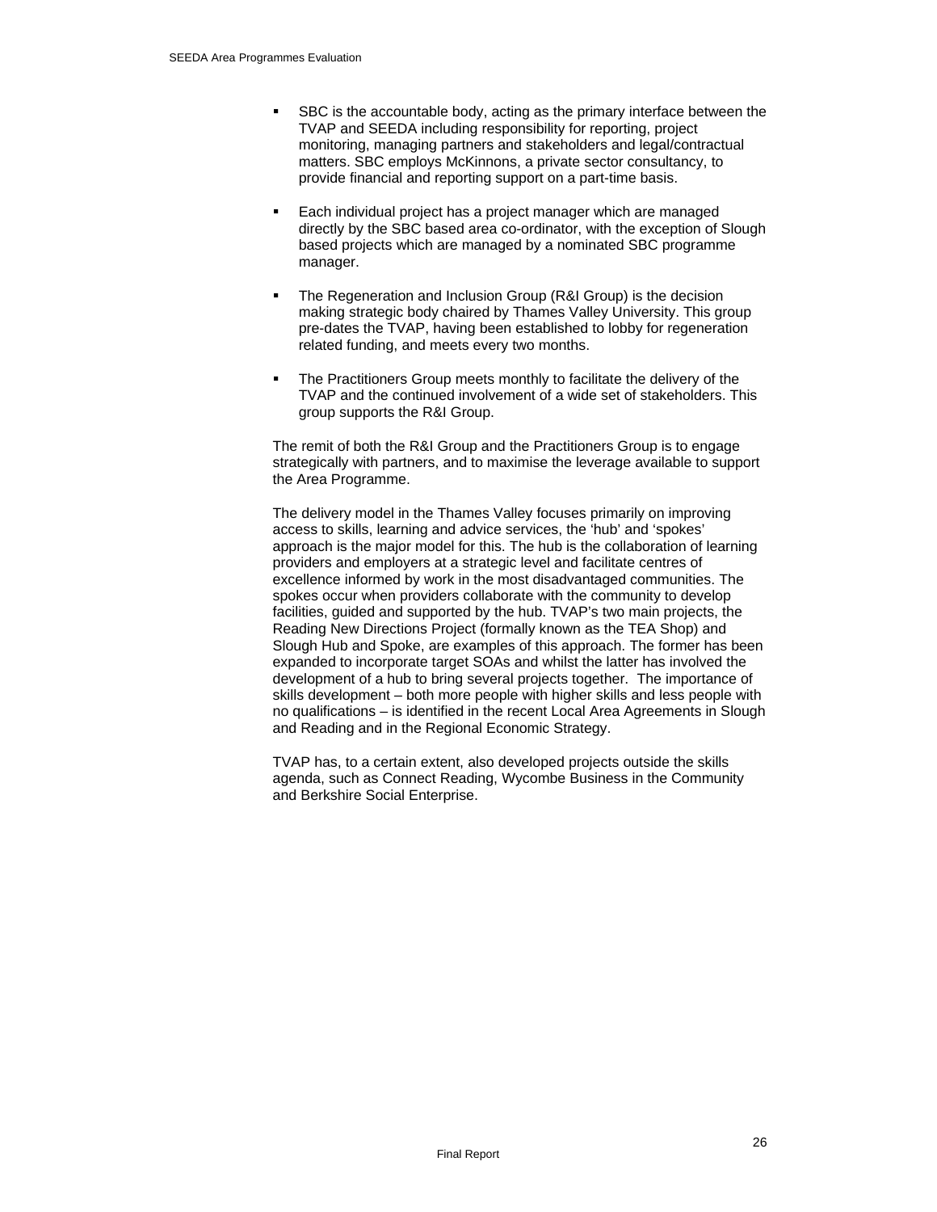- SBC is the accountable body, acting as the primary interface between the TVAP and SEEDA including responsibility for reporting, project monitoring, managing partners and stakeholders and legal/contractual matters. SBC employs McKinnons, a private sector consultancy, to provide financial and reporting support on a part-time basis.

- Each individual project has a project manager which are managed directly by the SBC based area co-ordinator, with the exception of Slough based projects which are managed by a nominated SBC programme manager.

- The Regeneration and Inclusion Group (R&I Group) is the decision making strategic body chaired by Thames Valley University. This group pre-dates the TVAP, having been established to lobby for regeneration related funding, and meets every two months.

- The Practitioners Group meets monthly to facilitate the delivery of the TVAP and the continued involvement of a wide set of stakeholders. This group supports the R&I Group.

The remit of both the R&I Group and the Practitioners Group is to engage strategically with partners, and to maximise the leverage available to support the Area Programme.

The delivery model in the Thames Valley focuses primarily on improving access to skills, learning and advice services, the 'hub' and 'spokes' approach is the major model for this. The hub is the collaboration of learning providers and employers at a strategic level and facilitate centres of excellence informed by work in the most disadvantaged communities. The spokes occur when providers collaborate with the community to develop facilities, guided and supported by the hub. TVAP's two main projects, the Reading New Directions Project (formally known as the TEA Shop) and Slough Hub and Spoke, are examples of this approach. The former has been expanded to incorporate target SOAs and whilst the latter has involved the development of a hub to bring several projects together. The importance of skills development – both more people with higher skills and less people with no qualifications – is identified in the recent Local Area Agreements in Slough and Reading and in the Regional Economic Strategy.

TVAP has, to a certain extent, also developed projects outside the skills agenda, such as Connect Reading, Wycombe Business in the Community and Berkshire Social Enterprise.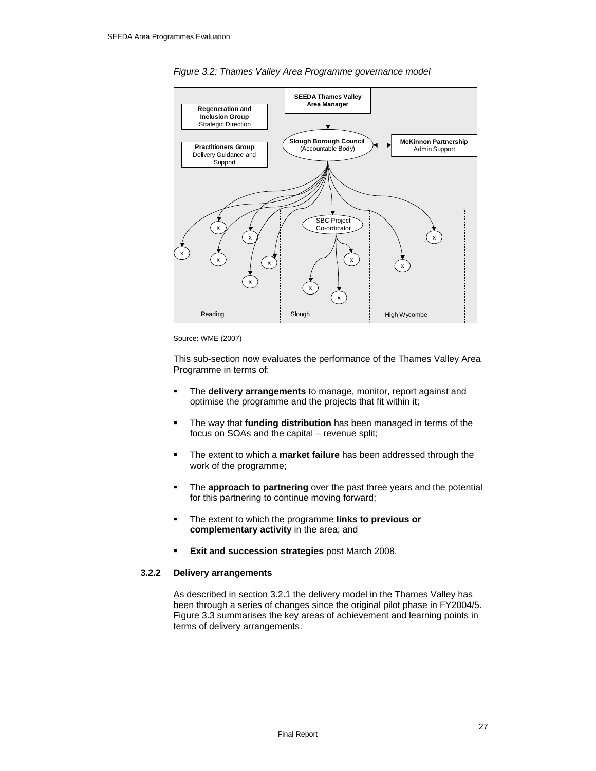*Figure 3.2: Thames Valley Area Programme governance model*

SEEDA Thames Valley Area Manager

Regeneration and Inclusion Group
Strategic Direction

Practitioners Group
Delivery Guidance and Support

Slough Borough Council
(Accountable Body)

McKinnon Partnership
Admin Support

SBC Project Co-ordinator

Reading

Slough

High Wycombe

Source: WME (2007)

This sub-section now evaluates the performance of the Thames Valley Area Programme in terms of:

- The **delivery arrangements** to manage, monitor, report against and optimise the programme and the projects that fit within it;
- The way that **funding distribution** has been managed in terms of the focus on SOAs and the capital – revenue split;
- The extent to which a **market failure** has been addressed through the work of the programme;
- The **approach to partnering** over the past three years and the potential for this partnering to continue moving forward;
- The extent to which the programme **links to previous or complementary activity** in the area; and
- **Exit and succession strategies** post March 2008.

### 3.2.2 Delivery arrangements

As described in section 3.2.1 the delivery model in the Thames Valley has been through a series of changes since the original pilot phase in FY2004/5. Figure 3.3 summarises the key areas of achievement and learning points in terms of delivery arrangements.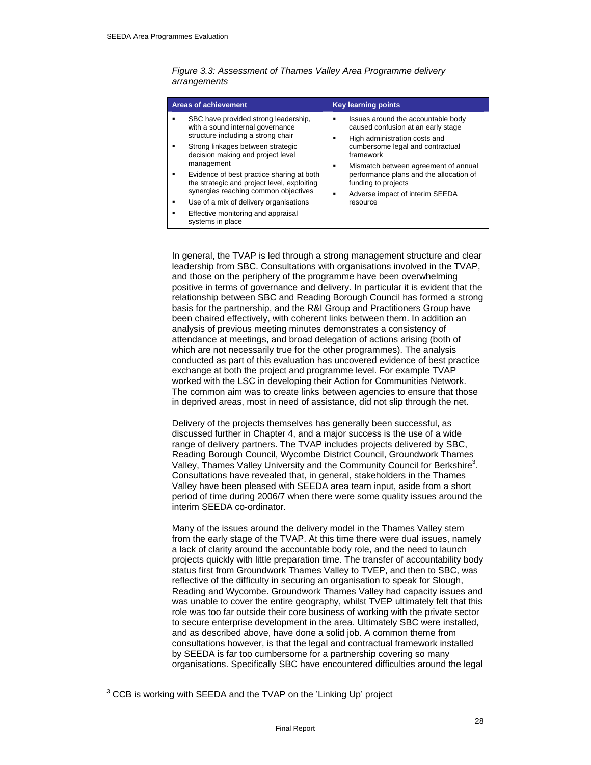*Figure 3.3: Assessment of Thames Valley Area Programme delivery arrangements*

| Areas of achievement | Key learning points |
|---|---|
| ▪ SBC have provided strong leadership, with a sound internal governance structure including a strong chair<br>▪ Strong linkages between strategic decision making and project level management<br>▪ Evidence of best practice sharing at both the strategic and project level, exploiting synergies reaching common objectives<br>▪ Use of a mix of delivery organisations<br>▪ Effective monitoring and appraisal systems in place | ▪ Issues around the accountable body caused confusion at an early stage<br>▪ High administration costs and cumbersome legal and contractual framework<br>▪ Mismatch between agreement of annual performance plans and the allocation of funding to projects<br>▪ Adverse impact of interim SEEDA resource |

In general, the TVAP is led through a strong management structure and clear leadership from SBC. Consultations with organisations involved in the TVAP, and those on the periphery of the programme have been overwhelming positive in terms of governance and delivery. In particular it is evident that the relationship between SBC and Reading Borough Council has formed a strong basis for the partnership, and the R&I Group and Practitioners Group have been chaired effectively, with coherent links between them. In addition an analysis of previous meeting minutes demonstrates a consistency of attendance at meetings, and broad delegation of actions arising (both of which are not necessarily true for the other programmes). The analysis conducted as part of this evaluation has uncovered evidence of best practice exchange at both the project and programme level. For example TVAP worked with the LSC in developing their Action for Communities Network. The common aim was to create links between agencies to ensure that those in deprived areas, most in need of assistance, did not slip through the net.

Delivery of the projects themselves has generally been successful, as discussed further in Chapter 4, and a major success is the use of a wide range of delivery partners. The TVAP includes projects delivered by SBC, Reading Borough Council, Wycombe District Council, Groundwork Thames Valley, Thames Valley University and the Community Council for Berkshire[3]. Consultations have revealed that, in general, stakeholders in the Thames Valley have been pleased with SEEDA area team input, aside from a short period of time during 2006/7 when there were some quality issues around the interim SEEDA co-ordinator.

Many of the issues around the delivery model in the Thames Valley stem from the early stage of the TVAP. At this time there were dual issues, namely a lack of clarity around the accountable body role, and the need to launch projects quickly with little preparation time. The transfer of accountability body status first from Groundwork Thames Valley to TVEP, and then to SBC, was reflective of the difficulty in securing an organisation to speak for Slough, Reading and Wycombe. Groundwork Thames Valley had capacity issues and was unable to cover the entire geography, whilst TVEP ultimately felt that this role was too far outside their core business of working with the private sector to secure enterprise development in the area. Ultimately SBC were installed, and as described above, have done a solid job. A common theme from consultations however, is that the legal and contractual framework installed by SEEDA is far too cumbersome for a partnership covering so many organisations. Specifically SBC have encountered difficulties around the legal

[3] CCB is working with SEEDA and the TVAP on the 'Linking Up' project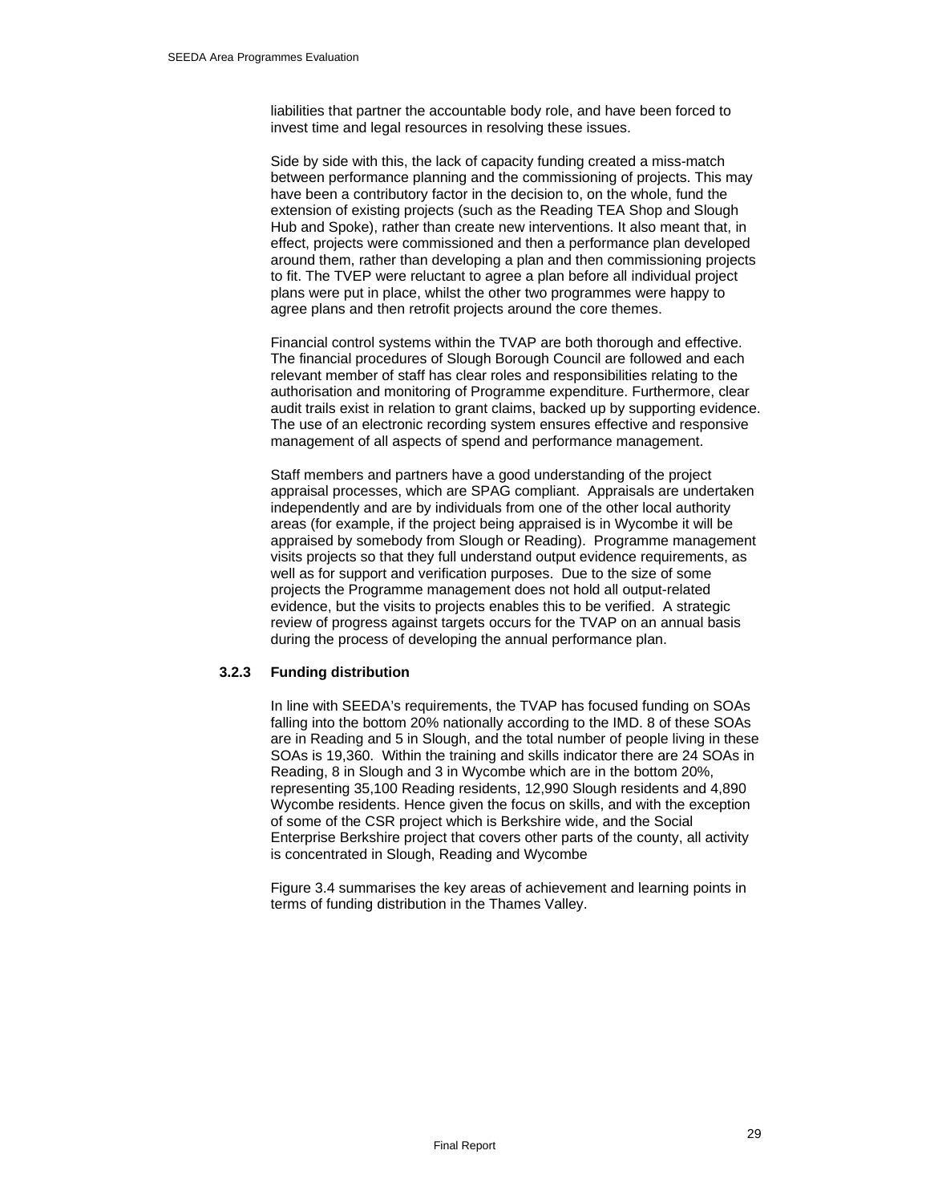liabilities that partner the accountable body role, and have been forced to invest time and legal resources in resolving these issues.

Side by side with this, the lack of capacity funding created a miss-match between performance planning and the commissioning of projects. This may have been a contributory factor in the decision to, on the whole, fund the extension of existing projects (such as the Reading TEA Shop and Slough Hub and Spoke), rather than create new interventions. It also meant that, in effect, projects were commissioned and then a performance plan developed around them, rather than developing a plan and then commissioning projects to fit. The TVEP were reluctant to agree a plan before all individual project plans were put in place, whilst the other two programmes were happy to agree plans and then retrofit projects around the core themes.

Financial control systems within the TVAP are both thorough and effective. The financial procedures of Slough Borough Council are followed and each relevant member of staff has clear roles and responsibilities relating to the authorisation and monitoring of Programme expenditure. Furthermore, clear audit trails exist in relation to grant claims, backed up by supporting evidence. The use of an electronic recording system ensures effective and responsive management of all aspects of spend and performance management.

Staff members and partners have a good understanding of the project appraisal processes, which are SPAG compliant. Appraisals are undertaken independently and are by individuals from one of the other local authority areas (for example, if the project being appraised is in Wycombe it will be appraised by somebody from Slough or Reading). Programme management visits projects so that they full understand output evidence requirements, as well as for support and verification purposes. Due to the size of some projects the Programme management does not hold all output-related evidence, but the visits to projects enables this to be verified. A strategic review of progress against targets occurs for the TVAP on an annual basis during the process of developing the annual performance plan.

### 3.2.3 Funding distribution

In line with SEEDA's requirements, the TVAP has focused funding on SOAs falling into the bottom 20% nationally according to the IMD. 8 of these SOAs are in Reading and 5 in Slough, and the total number of people living in these SOAs is 19,360. Within the training and skills indicator there are 24 SOAs in Reading, 8 in Slough and 3 in Wycombe which are in the bottom 20%, representing 35,100 Reading residents, 12,990 Slough residents and 4,890 Wycombe residents. Hence given the focus on skills, and with the exception of some of the CSR project which is Berkshire wide, and the Social Enterprise Berkshire project that covers other parts of the county, all activity is concentrated in Slough, Reading and Wycombe

Figure 3.4 summarises the key areas of achievement and learning points in terms of funding distribution in the Thames Valley.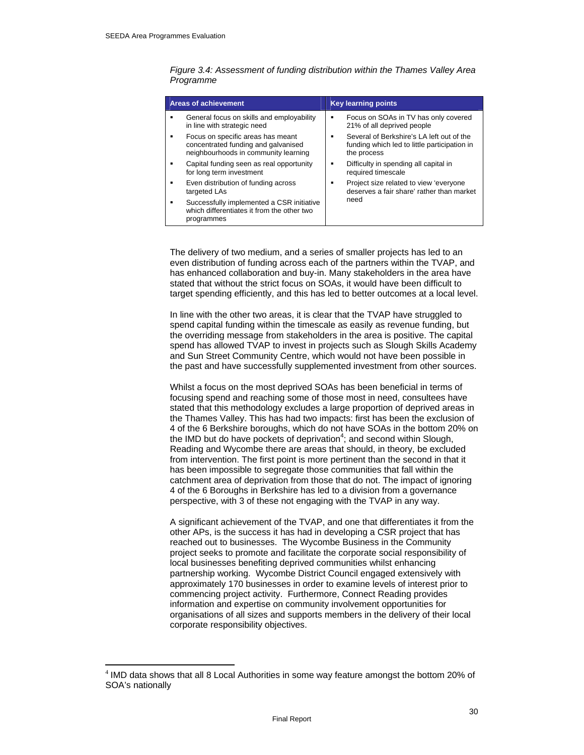*Figure 3.4: Assessment of funding distribution within the Thames Valley Area Programme*

| Areas of achievement | Key learning points |
|---|---|
| ▪ General focus on skills and employability in line with strategic need<br>▪ Focus on specific areas has meant concentrated funding and galvanised neighbourhoods in community learning<br>▪ Capital funding seen as real opportunity for long term investment<br>▪ Even distribution of funding across targeted LAs<br>▪ Successfully implemented a CSR initiative which differentiates it from the other two programmes | ▪ Focus on SOAs in TV has only covered 21% of all deprived people<br>▪ Several of Berkshire's LA left out of the funding which led to little participation in the process<br>▪ Difficulty in spending all capital in required timescale<br>▪ Project size related to view 'everyone deserves a fair share' rather than market need |

The delivery of two medium, and a series of smaller projects has led to an even distribution of funding across each of the partners within the TVAP, and has enhanced collaboration and buy-in. Many stakeholders in the area have stated that without the strict focus on SOAs, it would have been difficult to target spending efficiently, and this has led to better outcomes at a local level.

In line with the other two areas, it is clear that the TVAP have struggled to spend capital funding within the timescale as easily as revenue funding, but the overriding message from stakeholders in the area is positive. The capital spend has allowed TVAP to invest in projects such as Slough Skills Academy and Sun Street Community Centre, which would not have been possible in the past and have successfully supplemented investment from other sources.

Whilst a focus on the most deprived SOAs has been beneficial in terms of focusing spend and reaching some of those most in need, consultees have stated that this methodology excludes a large proportion of deprived areas in the Thames Valley. This has had two impacts: first has been the exclusion of 4 of the 6 Berkshire boroughs, which do not have SOAs in the bottom 20% on the IMD but do have pockets of deprivation[4]; and second within Slough, Reading and Wycombe there are areas that should, in theory, be excluded from intervention. The first point is more pertinent than the second in that it has been impossible to segregate those communities that fall within the catchment area of deprivation from those that do not. The impact of ignoring 4 of the 6 Boroughs in Berkshire has led to a division from a governance perspective, with 3 of these not engaging with the TVAP in any way.

A significant achievement of the TVAP, and one that differentiates it from the other APs, is the success it has had in developing a CSR project that has reached out to businesses. The Wycombe Business in the Community project seeks to promote and facilitate the corporate social responsibility of local businesses benefiting deprived communities whilst enhancing partnership working. Wycombe District Council engaged extensively with approximately 170 businesses in order to examine levels of interest prior to commencing project activity. Furthermore, Connect Reading provides information and expertise on community involvement opportunities for organisations of all sizes and supports members in the delivery of their local corporate responsibility objectives.

[4] IMD data shows that all 8 Local Authorities in some way feature amongst the bottom 20% of SOA's nationally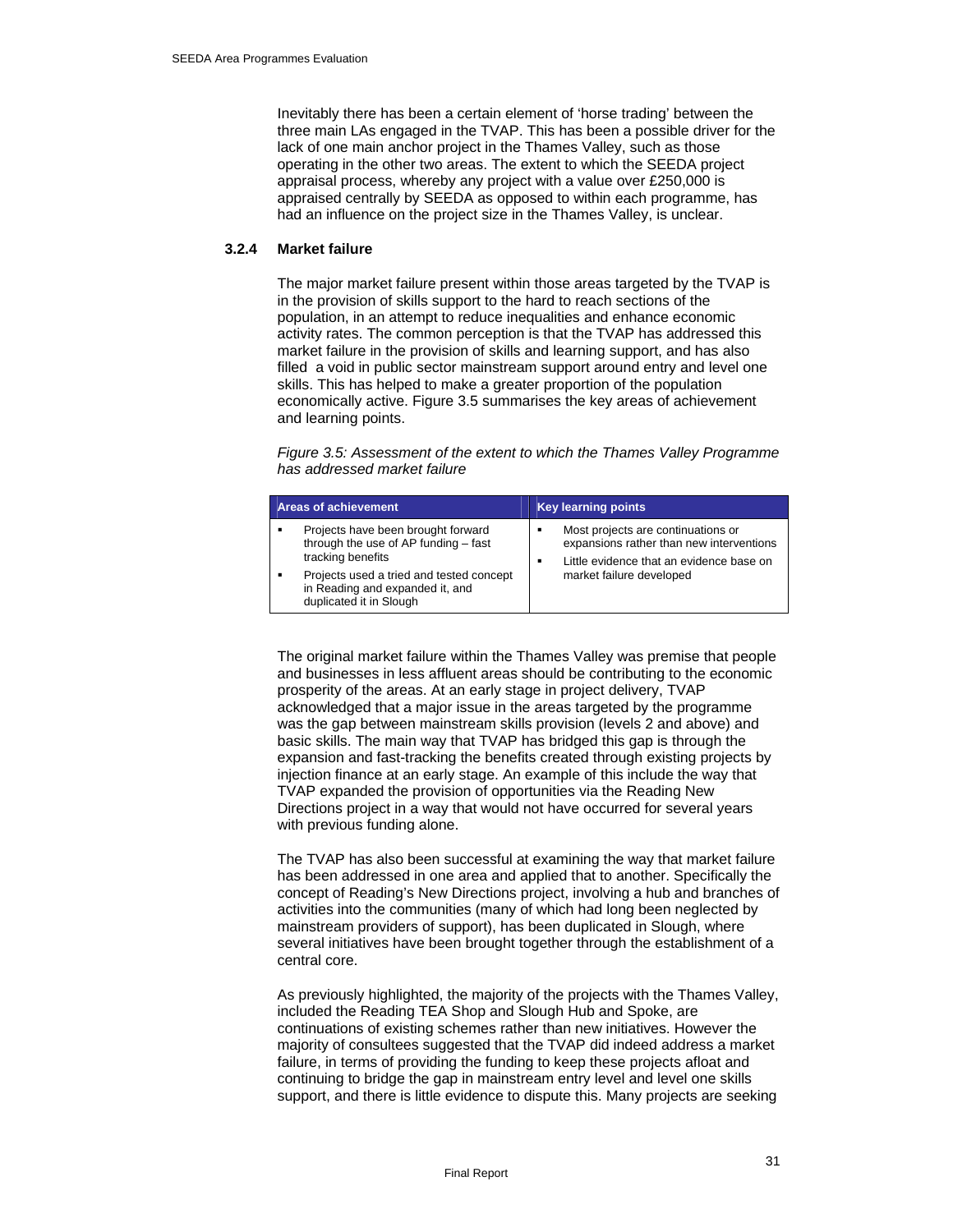Inevitably there has been a certain element of 'horse trading' between the three main LAs engaged in the TVAP. This has been a possible driver for the lack of one main anchor project in the Thames Valley, such as those operating in the other two areas. The extent to which the SEEDA project appraisal process, whereby any project with a value over £250,000 is appraised centrally by SEEDA as opposed to within each programme, has had an influence on the project size in the Thames Valley, is unclear.

### 3.2.4 Market failure

The major market failure present within those areas targeted by the TVAP is in the provision of skills support to the hard to reach sections of the population, in an attempt to reduce inequalities and enhance economic activity rates. The common perception is that the TVAP has addressed this market failure in the provision of skills and learning support, and has also filled a void in public sector mainstream support around entry and level one skills. This has helped to make a greater proportion of the population economically active. Figure 3.5 summarises the key areas of achievement and learning points.

*Figure 3.5: Assessment of the extent to which the Thames Valley Programme has addressed market failure*

| Areas of achievement | Key learning points |
|---|---|
| ▪ Projects have been brought forward through the use of AP funding – fast tracking benefits<br>▪ Projects used a tried and tested concept in Reading and expanded it, and duplicated it in Slough | ▪ Most projects are continuations or expansions rather than new interventions<br>▪ Little evidence that an evidence base on market failure developed |

The original market failure within the Thames Valley was premise that people and businesses in less affluent areas should be contributing to the economic prosperity of the areas. At an early stage in project delivery, TVAP acknowledged that a major issue in the areas targeted by the programme was the gap between mainstream skills provision (levels 2 and above) and basic skills. The main way that TVAP has bridged this gap is through the expansion and fast-tracking the benefits created through existing projects by injection finance at an early stage. An example of this include the way that TVAP expanded the provision of opportunities via the Reading New Directions project in a way that would not have occurred for several years with previous funding alone.

The TVAP has also been successful at examining the way that market failure has been addressed in one area and applied that to another. Specifically the concept of Reading's New Directions project, involving a hub and branches of activities into the communities (many of which had long been neglected by mainstream providers of support), has been duplicated in Slough, where several initiatives have been brought together through the establishment of a central core.

As previously highlighted, the majority of the projects with the Thames Valley, included the Reading TEA Shop and Slough Hub and Spoke, are continuations of existing schemes rather than new initiatives. However the majority of consultees suggested that the TVAP did indeed address a market failure, in terms of providing the funding to keep these projects afloat and continuing to bridge the gap in mainstream entry level and level one skills support, and there is little evidence to dispute this. Many projects are seeking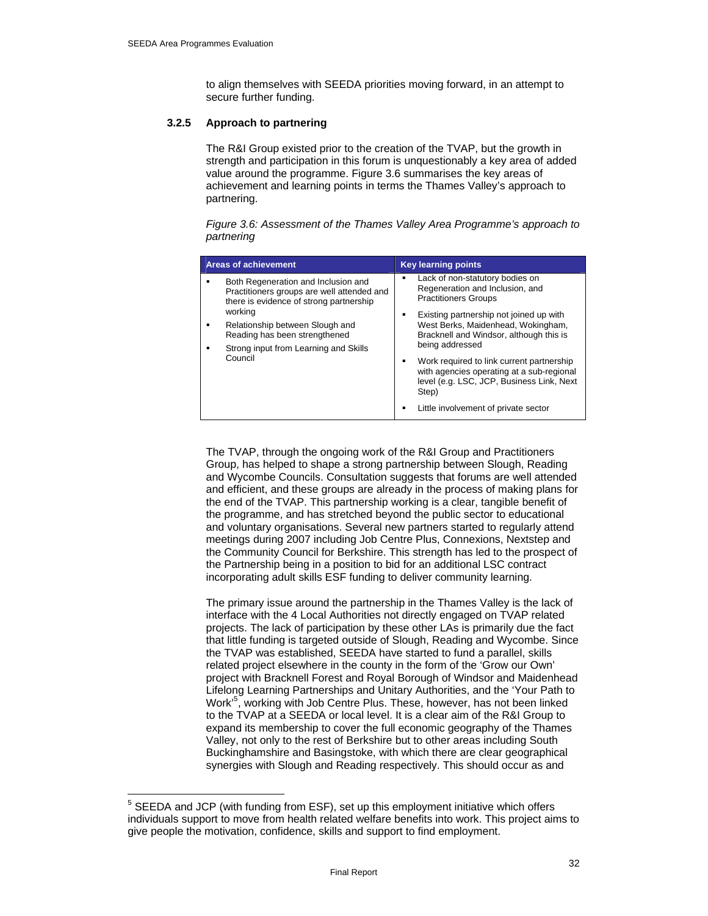to align themselves with SEEDA priorities moving forward, in an attempt to secure further funding.

### 3.2.5 Approach to partnering

The R&I Group existed prior to the creation of the TVAP, but the growth in strength and participation in this forum is unquestionably a key area of added value around the programme. Figure 3.6 summarises the key areas of achievement and learning points in terms the Thames Valley's approach to partnering.

*Figure 3.6: Assessment of the Thames Valley Area Programme's approach to partnering*

| Areas of achievement | Key learning points |
|---|---|
| ▪ Both Regeneration and Inclusion and Practitioners groups are well attended and there is evidence of strong partnership working<br>▪ Relationship between Slough and Reading has been strengthened<br>▪ Strong input from Learning and Skills Council | ▪ Lack of non-statutory bodies on Regeneration and Inclusion, and Practitioners Groups<br>▪ Existing partnership not joined up with West Berks, Maidenhead, Wokingham, Bracknell and Windsor, although this is being addressed<br>▪ Work required to link current partnership with agencies operating at a sub-regional level (e.g. LSC, JCP, Business Link, Next Step)<br>▪ Little involvement of private sector |

The TVAP, through the ongoing work of the R&I Group and Practitioners Group, has helped to shape a strong partnership between Slough, Reading and Wycombe Councils. Consultation suggests that forums are well attended and efficient, and these groups are already in the process of making plans for the end of the TVAP. This partnership working is a clear, tangible benefit of the programme, and has stretched beyond the public sector to educational and voluntary organisations. Several new partners started to regularly attend meetings during 2007 including Job Centre Plus, Connexions, Nextstep and the Community Council for Berkshire. This strength has led to the prospect of the Partnership being in a position to bid for an additional LSC contract incorporating adult skills ESF funding to deliver community learning.

The primary issue around the partnership in the Thames Valley is the lack of interface with the 4 Local Authorities not directly engaged on TVAP related projects. The lack of participation by these other LAs is primarily due the fact that little funding is targeted outside of Slough, Reading and Wycombe. Since the TVAP was established, SEEDA have started to fund a parallel, skills related project elsewhere in the county in the form of the 'Grow our Own' project with Bracknell Forest and Royal Borough of Windsor and Maidenhead Lifelong Learning Partnerships and Unitary Authorities, and the 'Your Path to Work'[5], working with Job Centre Plus. These, however, has not been linked to the TVAP at a SEEDA or local level. It is a clear aim of the R&I Group to expand its membership to cover the full economic geography of the Thames Valley, not only to the rest of Berkshire but to other areas including South Buckinghamshire and Basingstoke, with which there are clear geographical synergies with Slough and Reading respectively. This should occur as and

[5] SEEDA and JCP (with funding from ESF), set up this employment initiative which offers individuals support to move from health related welfare benefits into work. This project aims to give people the motivation, confidence, skills and support to find employment.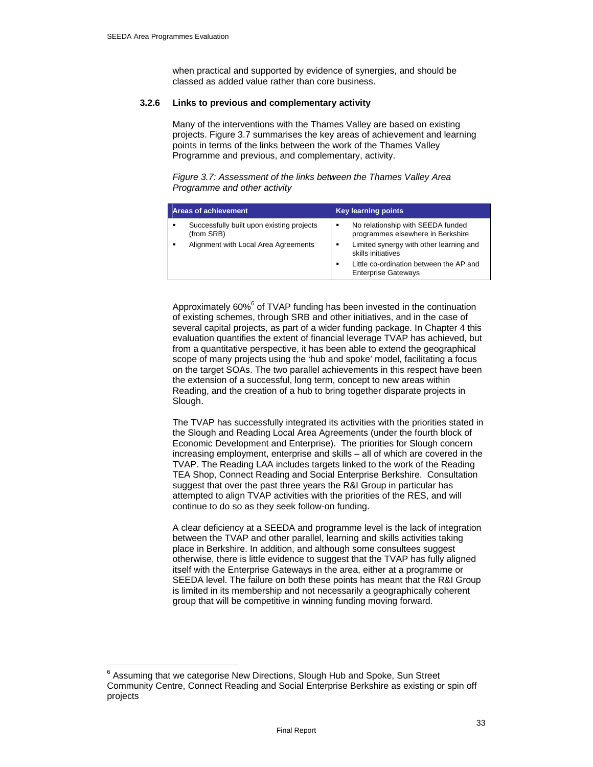when practical and supported by evidence of synergies, and should be classed as added value rather than core business.

### 3.2.6 Links to previous and complementary activity

Many of the interventions with the Thames Valley are based on existing projects. Figure 3.7 summarises the key areas of achievement and learning points in terms of the links between the work of the Thames Valley Programme and previous, and complementary, activity.

*Figure 3.7: Assessment of the links between the Thames Valley Area Programme and other activity*

| Areas of achievement | Key learning points |
| --- | --- |
| • Successfully built upon existing projects (from SRB)<br>• Alignment with Local Area Agreements | • No relationship with SEEDA funded programmes elsewhere in Berkshire<br>• Limited synergy with other learning and skills initiatives<br>• Little co-ordination between the AP and Enterprise Gateways |

Approximately 60%[6] of TVAP funding has been invested in the continuation of existing schemes, through SRB and other initiatives, and in the case of several capital projects, as part of a wider funding package. In Chapter 4 this evaluation quantifies the extent of financial leverage TVAP has achieved, but from a quantitative perspective, it has been able to extend the geographical scope of many projects using the 'hub and spoke' model, facilitating a focus on the target SOAs. The two parallel achievements in this respect have been the extension of a successful, long term, concept to new areas within Reading, and the creation of a hub to bring together disparate projects in Slough.

The TVAP has successfully integrated its activities with the priorities stated in the Slough and Reading Local Area Agreements (under the fourth block of Economic Development and Enterprise). The priorities for Slough concern increasing employment, enterprise and skills – all of which are covered in the TVAP. The Reading LAA includes targets linked to the work of the Reading TEA Shop, Connect Reading and Social Enterprise Berkshire. Consultation suggest that over the past three years the R&I Group in particular has attempted to align TVAP activities with the priorities of the RES, and will continue to do so as they seek follow-on funding.

A clear deficiency at a SEEDA and programme level is the lack of integration between the TVAP and other parallel, learning and skills activities taking place in Berkshire. In addition, and although some consultees suggest otherwise, there is little evidence to suggest that the TVAP has fully aligned itself with the Enterprise Gateways in the area, either at a programme or SEEDA level. The failure on both these points has meant that the R&I Group is limited in its membership and not necessarily a geographically coherent group that will be competitive in winning funding moving forward.

[6] Assuming that we categorise New Directions, Slough Hub and Spoke, Sun Street Community Centre, Connect Reading and Social Enterprise Berkshire as existing or spin off projects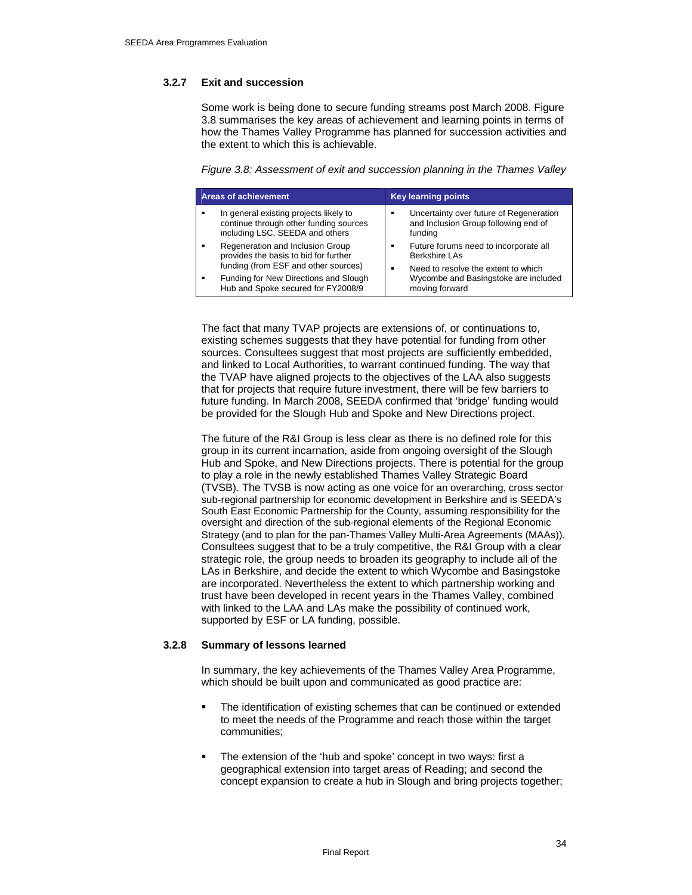### 3.2.7 Exit and succession

Some work is being done to secure funding streams post March 2008. Figure 3.8 summarises the key areas of achievement and learning points in terms of how the Thames Valley Programme has planned for succession activities and the extent to which this is achievable.

*Figure 3.8: Assessment of exit and succession planning in the Thames Valley*

| Areas of achievement | Key learning points |
| --- | --- |
| ▪ In general existing projects likely to continue through other funding sources including LSC, SEEDA and others<br>▪ Regeneration and Inclusion Group provides the basis to bid for further funding (from ESF and other sources)<br>▪ Funding for New Directions and Slough Hub and Spoke secured for FY2008/9 | ▪ Uncertainty over future of Regeneration and Inclusion Group following end of funding<br>▪ Future forums need to incorporate all Berkshire LAs<br>▪ Need to resolve the extent to which Wycombe and Basingstoke are included moving forward |

The fact that many TVAP projects are extensions of, or continuations to, existing schemes suggests that they have potential for funding from other sources. Consultees suggest that most projects are sufficiently embedded, and linked to Local Authorities, to warrant continued funding. The way that the TVAP have aligned projects to the objectives of the LAA also suggests that for projects that require future investment, there will be few barriers to future funding. In March 2008, SEEDA confirmed that 'bridge' funding would be provided for the Slough Hub and Spoke and New Directions project.

The future of the R&I Group is less clear as there is no defined role for this group in its current incarnation, aside from ongoing oversight of the Slough Hub and Spoke, and New Directions projects. There is potential for the group to play a role in the newly established Thames Valley Strategic Board (TVSB). The TVSB is now acting as one voice for an overarching, cross sector sub-regional partnership for economic development in Berkshire and is SEEDA's South East Economic Partnership for the County, assuming responsibility for the oversight and direction of the sub-regional elements of the Regional Economic Strategy (and to plan for the pan-Thames Valley Multi-Area Agreements (MAAs)). Consultees suggest that to be a truly competitive, the R&I Group with a clear strategic role, the group needs to broaden its geography to include all of the LAs in Berkshire, and decide the extent to which Wycombe and Basingstoke are incorporated. Nevertheless the extent to which partnership working and trust have been developed in recent years in the Thames Valley, combined with linked to the LAA and LAs make the possibility of continued work, supported by ESF or LA funding, possible.

### 3.2.8 Summary of lessons learned

In summary, the key achievements of the Thames Valley Area Programme, which should be built upon and communicated as good practice are:

- The identification of existing schemes that can be continued or extended to meet the needs of the Programme and reach those within the target communities;
- The extension of the 'hub and spoke' concept in two ways: first a geographical extension into target areas of Reading; and second the concept expansion to create a hub in Slough and bring projects together;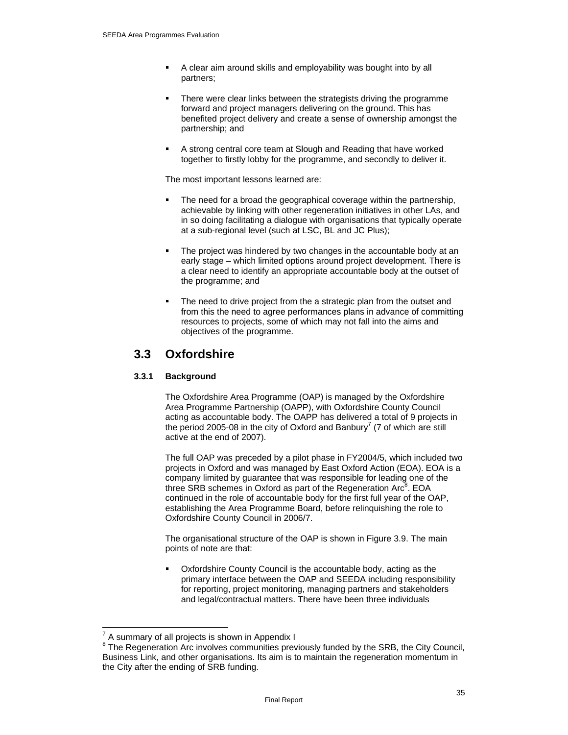- A clear aim around skills and employability was bought into by all partners;
- There were clear links between the strategists driving the programme forward and project managers delivering on the ground. This has benefited project delivery and create a sense of ownership amongst the partnership; and
- A strong central core team at Slough and Reading that have worked together to firstly lobby for the programme, and secondly to deliver it.

The most important lessons learned are:

- The need for a broad the geographical coverage within the partnership, achievable by linking with other regeneration initiatives in other LAs, and in so doing facilitating a dialogue with organisations that typically operate at a sub-regional level (such at LSC, BL and JC Plus);
- The project was hindered by two changes in the accountable body at an early stage – which limited options around project development. There is a clear need to identify an appropriate accountable body at the outset of the programme; and
- The need to drive project from the a strategic plan from the outset and from this the need to agree performances plans in advance of committing resources to projects, some of which may not fall into the aims and objectives of the programme.

## 3.3 Oxfordshire

### 3.3.1 Background

The Oxfordshire Area Programme (OAP) is managed by the Oxfordshire Area Programme Partnership (OAPP), with Oxfordshire County Council acting as accountable body. The OAPP has delivered a total of 9 projects in the period 2005-08 in the city of Oxford and Banbury[7] (7 of which are still active at the end of 2007).

The full OAP was preceded by a pilot phase in FY2004/5, which included two projects in Oxford and was managed by East Oxford Action (EOA). EOA is a company limited by guarantee that was responsible for leading one of the three SRB schemes in Oxford as part of the Regeneration Arc[8]. EOA continued in the role of accountable body for the first full year of the OAP, establishing the Area Programme Board, before relinquishing the role to Oxfordshire County Council in 2006/7.

The organisational structure of the OAP is shown in Figure 3.9. The main points of note are that:

- Oxfordshire County Council is the accountable body, acting as the primary interface between the OAP and SEEDA including responsibility for reporting, project monitoring, managing partners and stakeholders and legal/contractual matters. There have been three individuals

---

[7] A summary of all projects is shown in Appendix I

[8] The Regeneration Arc involves communities previously funded by the SRB, the City Council, Business Link, and other organisations. Its aim is to maintain the regeneration momentum in the City after the ending of SRB funding.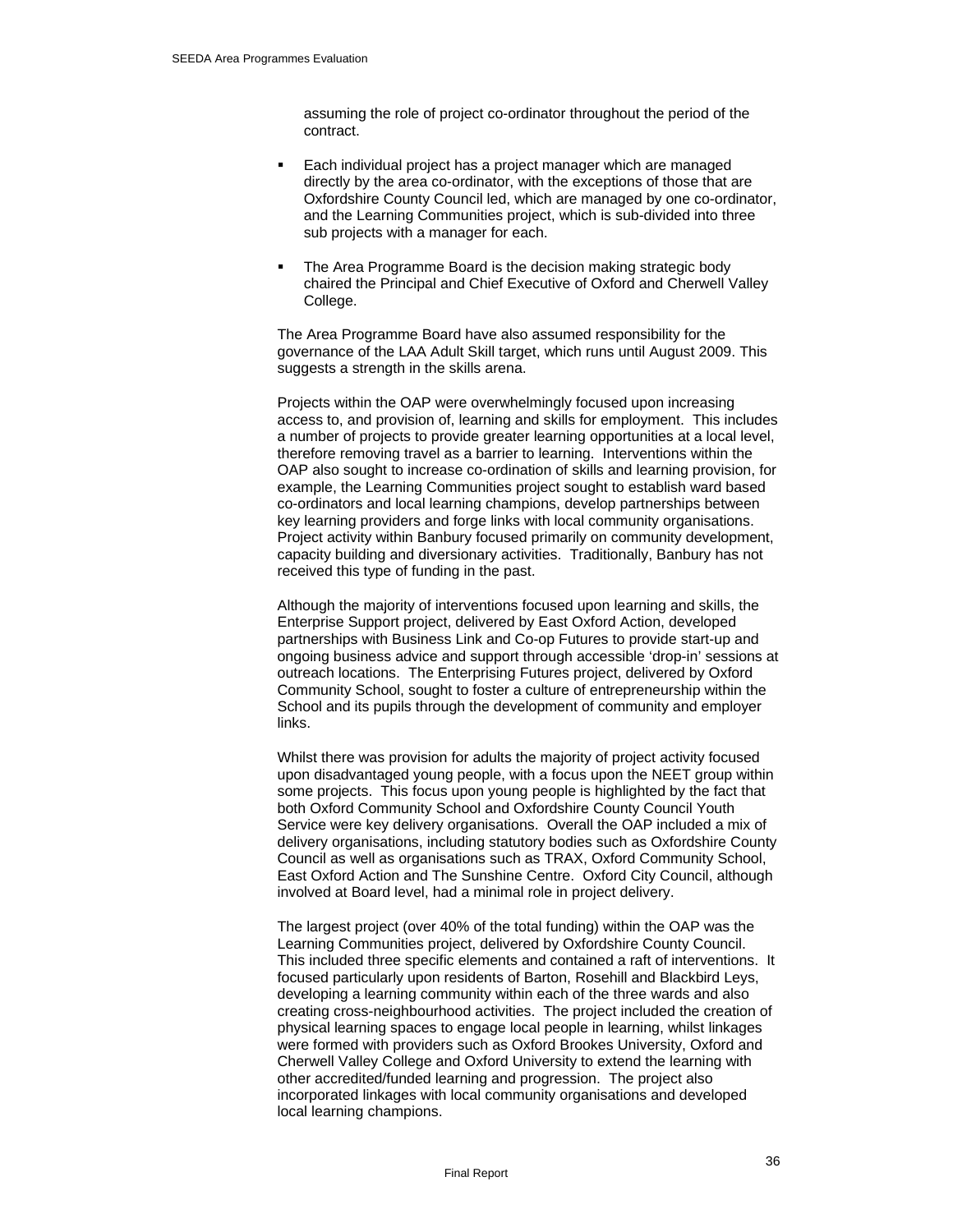assuming the role of project co-ordinator throughout the period of the contract.

- Each individual project has a project manager which are managed directly by the area co-ordinator, with the exceptions of those that are Oxfordshire County Council led, which are managed by one co-ordinator, and the Learning Communities project, which is sub-divided into three sub projects with a manager for each.
- The Area Programme Board is the decision making strategic body chaired the Principal and Chief Executive of Oxford and Cherwell Valley College.

The Area Programme Board have also assumed responsibility for the governance of the LAA Adult Skill target, which runs until August 2009. This suggests a strength in the skills arena.

Projects within the OAP were overwhelmingly focused upon increasing access to, and provision of, learning and skills for employment. This includes a number of projects to provide greater learning opportunities at a local level, therefore removing travel as a barrier to learning. Interventions within the OAP also sought to increase co-ordination of skills and learning provision, for example, the Learning Communities project sought to establish ward based co-ordinators and local learning champions, develop partnerships between key learning providers and forge links with local community organisations. Project activity within Banbury focused primarily on community development, capacity building and diversionary activities. Traditionally, Banbury has not received this type of funding in the past.

Although the majority of interventions focused upon learning and skills, the Enterprise Support project, delivered by East Oxford Action, developed partnerships with Business Link and Co-op Futures to provide start-up and ongoing business advice and support through accessible 'drop-in' sessions at outreach locations. The Enterprising Futures project, delivered by Oxford Community School, sought to foster a culture of entrepreneurship within the School and its pupils through the development of community and employer links.

Whilst there was provision for adults the majority of project activity focused upon disadvantaged young people, with a focus upon the NEET group within some projects. This focus upon young people is highlighted by the fact that both Oxford Community School and Oxfordshire County Council Youth Service were key delivery organisations. Overall the OAP included a mix of delivery organisations, including statutory bodies such as Oxfordshire County Council as well as organisations such as TRAX, Oxford Community School, East Oxford Action and The Sunshine Centre. Oxford City Council, although involved at Board level, had a minimal role in project delivery.

The largest project (over 40% of the total funding) within the OAP was the Learning Communities project, delivered by Oxfordshire County Council. This included three specific elements and contained a raft of interventions. It focused particularly upon residents of Barton, Rosehill and Blackbird Leys, developing a learning community within each of the three wards and also creating cross-neighbourhood activities. The project included the creation of physical learning spaces to engage local people in learning, whilst linkages were formed with providers such as Oxford Brookes University, Oxford and Cherwell Valley College and Oxford University to extend the learning with other accredited/funded learning and progression. The project also incorporated linkages with local community organisations and developed local learning champions.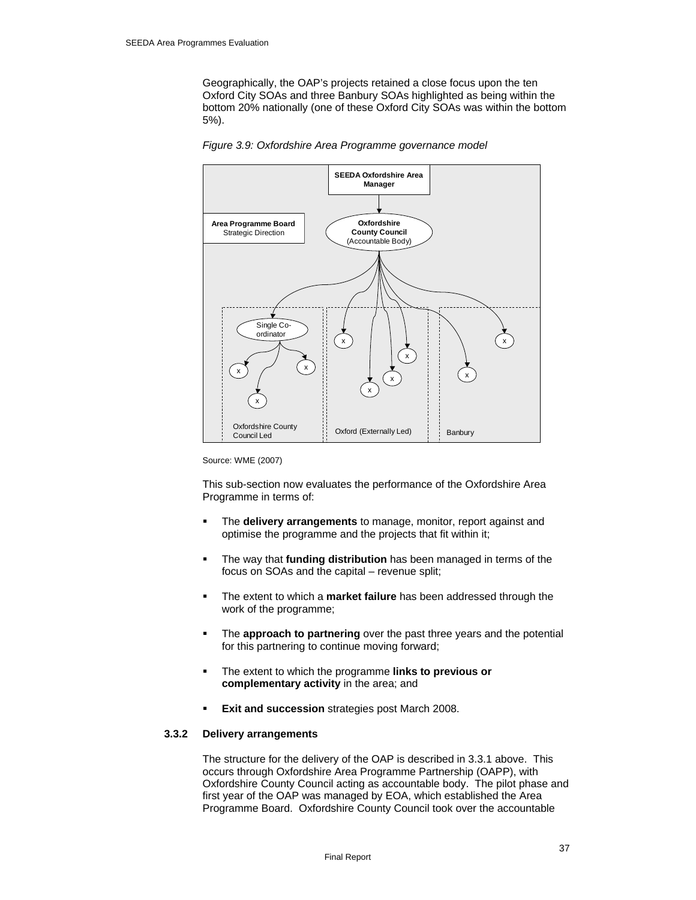Geographically, the OAP's projects retained a close focus upon the ten Oxford City SOAs and three Banbury SOAs highlighted as being within the bottom 20% nationally (one of these Oxford City SOAs was within the bottom 5%).

*Figure 3.9: Oxfordshire Area Programme governance model*

**SEEDA Oxfordshire Area Manager**

**Area Programme Board** Strategic Direction

**Oxfordshire County Council** (Accountable Body)

Single Co-ordinator

Oxfordshire County Council Led | Oxford (Externally Led) | Banbury

Source: WME (2007)

This sub-section now evaluates the performance of the Oxfordshire Area Programme in terms of:

- The **delivery arrangements** to manage, monitor, report against and optimise the programme and the projects that fit within it;
- The way that **funding distribution** has been managed in terms of the focus on SOAs and the capital – revenue split;
- The extent to which a **market failure** has been addressed through the work of the programme;
- The **approach to partnering** over the past three years and the potential for this partnering to continue moving forward;
- The extent to which the programme **links to previous or complementary activity** in the area; and
- **Exit and succession** strategies post March 2008.

### 3.3.2 Delivery arrangements

The structure for the delivery of the OAP is described in 3.3.1 above. This occurs through Oxfordshire Area Programme Partnership (OAPP), with Oxfordshire County Council acting as accountable body. The pilot phase and first year of the OAP was managed by EOA, which established the Area Programme Board. Oxfordshire County Council took over the accountable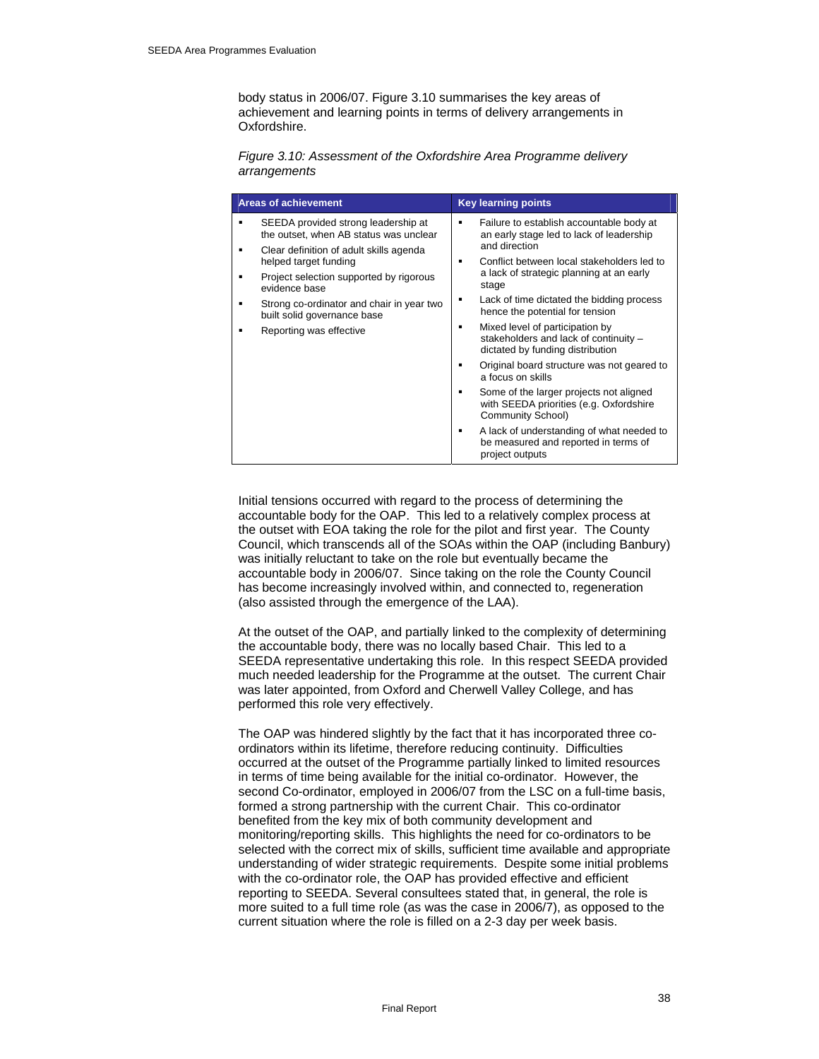body status in 2006/07. Figure 3.10 summarises the key areas of achievement and learning points in terms of delivery arrangements in Oxfordshire.

*Figure 3.10: Assessment of the Oxfordshire Area Programme delivery arrangements*

| Areas of achievement | Key learning points |
|---|---|
| ▪ SEEDA provided strong leadership at the outset, when AB status was unclear<br>▪ Clear definition of adult skills agenda helped target funding<br>▪ Project selection supported by rigorous evidence base<br>▪ Strong co-ordinator and chair in year two built solid governance base<br>▪ Reporting was effective | ▪ Failure to establish accountable body at an early stage led to lack of leadership and direction<br>▪ Conflict between local stakeholders led to a lack of strategic planning at an early stage<br>▪ Lack of time dictated the bidding process hence the potential for tension<br>▪ Mixed level of participation by stakeholders and lack of continuity – dictated by funding distribution<br>▪ Original board structure was not geared to a focus on skills<br>▪ Some of the larger projects not aligned with SEEDA priorities (e.g. Oxfordshire Community School)<br>▪ A lack of understanding of what needed to be measured and reported in terms of project outputs |

Initial tensions occurred with regard to the process of determining the accountable body for the OAP. This led to a relatively complex process at the outset with EOA taking the role for the pilot and first year. The County Council, which transcends all of the SOAs within the OAP (including Banbury) was initially reluctant to take on the role but eventually became the accountable body in 2006/07. Since taking on the role the County Council has become increasingly involved within, and connected to, regeneration (also assisted through the emergence of the LAA).

At the outset of the OAP, and partially linked to the complexity of determining the accountable body, there was no locally based Chair. This led to a SEEDA representative undertaking this role. In this respect SEEDA provided much needed leadership for the Programme at the outset. The current Chair was later appointed, from Oxford and Cherwell Valley College, and has performed this role very effectively.

The OAP was hindered slightly by the fact that it has incorporated three co-ordinators within its lifetime, therefore reducing continuity. Difficulties occurred at the outset of the Programme partially linked to limited resources in terms of time being available for the initial co-ordinator. However, the second Co-ordinator, employed in 2006/07 from the LSC on a full-time basis, formed a strong partnership with the current Chair. This co-ordinator benefited from the key mix of both community development and monitoring/reporting skills. This highlights the need for co-ordinators to be selected with the correct mix of skills, sufficient time available and appropriate understanding of wider strategic requirements. Despite some initial problems with the co-ordinator role, the OAP has provided effective and efficient reporting to SEEDA. Several consultees stated that, in general, the role is more suited to a full time role (as was the case in 2006/7), as opposed to the current situation where the role is filled on a 2-3 day per week basis.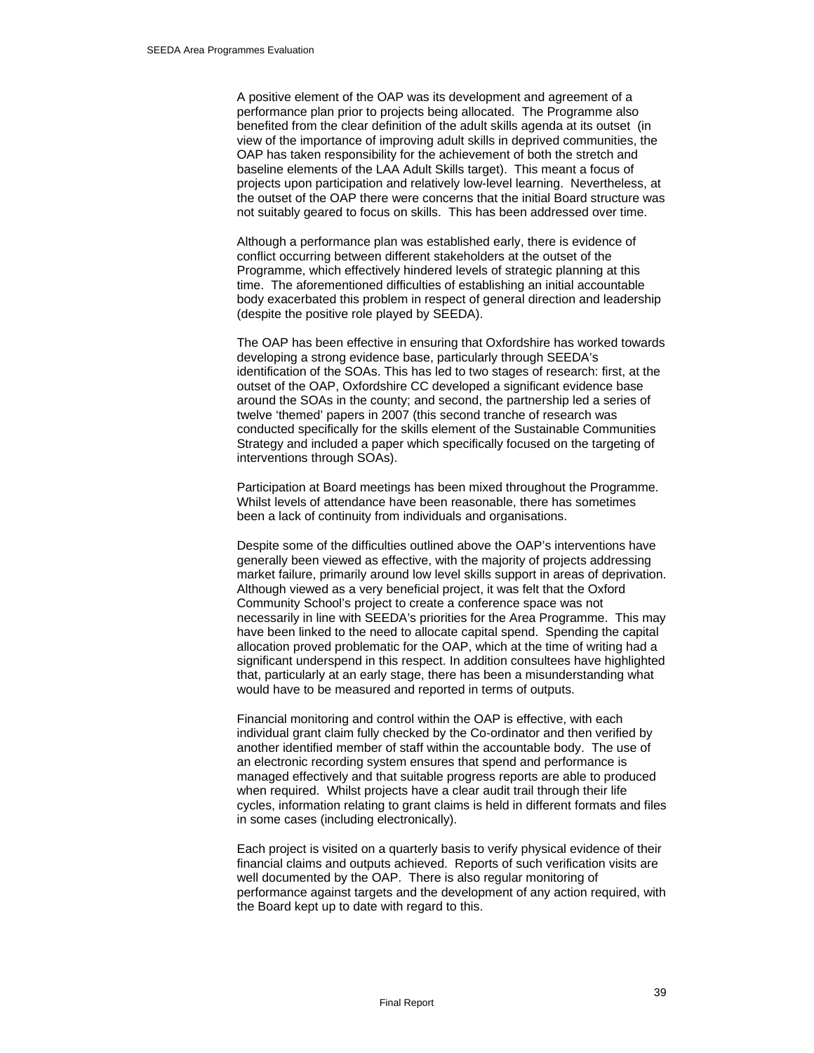A positive element of the OAP was its development and agreement of a performance plan prior to projects being allocated. The Programme also benefited from the clear definition of the adult skills agenda at its outset (in view of the importance of improving adult skills in deprived communities, the OAP has taken responsibility for the achievement of both the stretch and baseline elements of the LAA Adult Skills target). This meant a focus of projects upon participation and relatively low-level learning. Nevertheless, at the outset of the OAP there were concerns that the initial Board structure was not suitably geared to focus on skills. This has been addressed over time.

Although a performance plan was established early, there is evidence of conflict occurring between different stakeholders at the outset of the Programme, which effectively hindered levels of strategic planning at this time. The aforementioned difficulties of establishing an initial accountable body exacerbated this problem in respect of general direction and leadership (despite the positive role played by SEEDA).

The OAP has been effective in ensuring that Oxfordshire has worked towards developing a strong evidence base, particularly through SEEDA's identification of the SOAs. This has led to two stages of research: first, at the outset of the OAP, Oxfordshire CC developed a significant evidence base around the SOAs in the county; and second, the partnership led a series of twelve 'themed' papers in 2007 (this second tranche of research was conducted specifically for the skills element of the Sustainable Communities Strategy and included a paper which specifically focused on the targeting of interventions through SOAs).

Participation at Board meetings has been mixed throughout the Programme. Whilst levels of attendance have been reasonable, there has sometimes been a lack of continuity from individuals and organisations.

Despite some of the difficulties outlined above the OAP's interventions have generally been viewed as effective, with the majority of projects addressing market failure, primarily around low level skills support in areas of deprivation. Although viewed as a very beneficial project, it was felt that the Oxford Community School's project to create a conference space was not necessarily in line with SEEDA's priorities for the Area Programme. This may have been linked to the need to allocate capital spend. Spending the capital allocation proved problematic for the OAP, which at the time of writing had a significant underspend in this respect. In addition consultees have highlighted that, particularly at an early stage, there has been a misunderstanding what would have to be measured and reported in terms of outputs.

Financial monitoring and control within the OAP is effective, with each individual grant claim fully checked by the Co-ordinator and then verified by another identified member of staff within the accountable body. The use of an electronic recording system ensures that spend and performance is managed effectively and that suitable progress reports are able to produced when required. Whilst projects have a clear audit trail through their life cycles, information relating to grant claims is held in different formats and files in some cases (including electronically).

Each project is visited on a quarterly basis to verify physical evidence of their financial claims and outputs achieved. Reports of such verification visits are well documented by the OAP. There is also regular monitoring of performance against targets and the development of any action required, with the Board kept up to date with regard to this.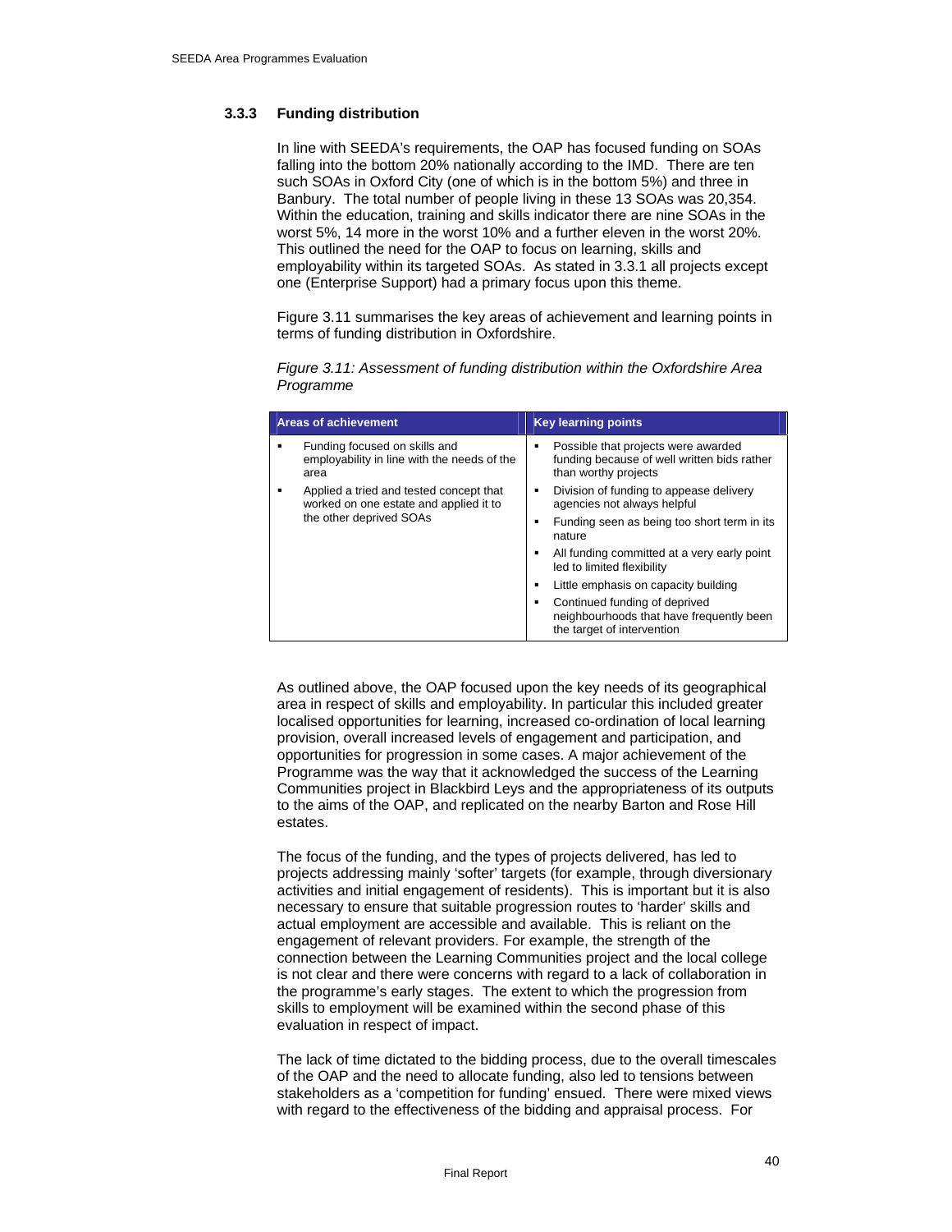### 3.3.3 Funding distribution

In line with SEEDA's requirements, the OAP has focused funding on SOAs falling into the bottom 20% nationally according to the IMD. There are ten such SOAs in Oxford City (one of which is in the bottom 5%) and three in Banbury. The total number of people living in these 13 SOAs was 20,354. Within the education, training and skills indicator there are nine SOAs in the worst 5%, 14 more in the worst 10% and a further eleven in the worst 20%. This outlined the need for the OAP to focus on learning, skills and employability within its targeted SOAs. As stated in 3.3.1 all projects except one (Enterprise Support) had a primary focus upon this theme.

Figure 3.11 summarises the key areas of achievement and learning points in terms of funding distribution in Oxfordshire.

*Figure 3.11: Assessment of funding distribution within the Oxfordshire Area Programme*

| Areas of achievement | Key learning points |
|---|---|
| ▪ Funding focused on skills and employability in line with the needs of the area<br>▪ Applied a tried and tested concept that worked on one estate and applied it to the other deprived SOAs | ▪ Possible that projects were awarded funding because of well written bids rather than worthy projects<br>▪ Division of funding to appease delivery agencies not always helpful<br>▪ Funding seen as being too short term in its nature<br>▪ All funding committed at a very early point led to limited flexibility<br>▪ Little emphasis on capacity building<br>▪ Continued funding of deprived neighbourhoods that have frequently been the target of intervention |

As outlined above, the OAP focused upon the key needs of its geographical area in respect of skills and employability. In particular this included greater localised opportunities for learning, increased co-ordination of local learning provision, overall increased levels of engagement and participation, and opportunities for progression in some cases. A major achievement of the Programme was the way that it acknowledged the success of the Learning Communities project in Blackbird Leys and the appropriateness of its outputs to the aims of the OAP, and replicated on the nearby Barton and Rose Hill estates.

The focus of the funding, and the types of projects delivered, has led to projects addressing mainly 'softer' targets (for example, through diversionary activities and initial engagement of residents). This is important but it is also necessary to ensure that suitable progression routes to 'harder' skills and actual employment are accessible and available. This is reliant on the engagement of relevant providers. For example, the strength of the connection between the Learning Communities project and the local college is not clear and there were concerns with regard to a lack of collaboration in the programme's early stages. The extent to which the progression from skills to employment will be examined within the second phase of this evaluation in respect of impact.

The lack of time dictated to the bidding process, due to the overall timescales of the OAP and the need to allocate funding, also led to tensions between stakeholders as a 'competition for funding' ensued. There were mixed views with regard to the effectiveness of the bidding and appraisal process. For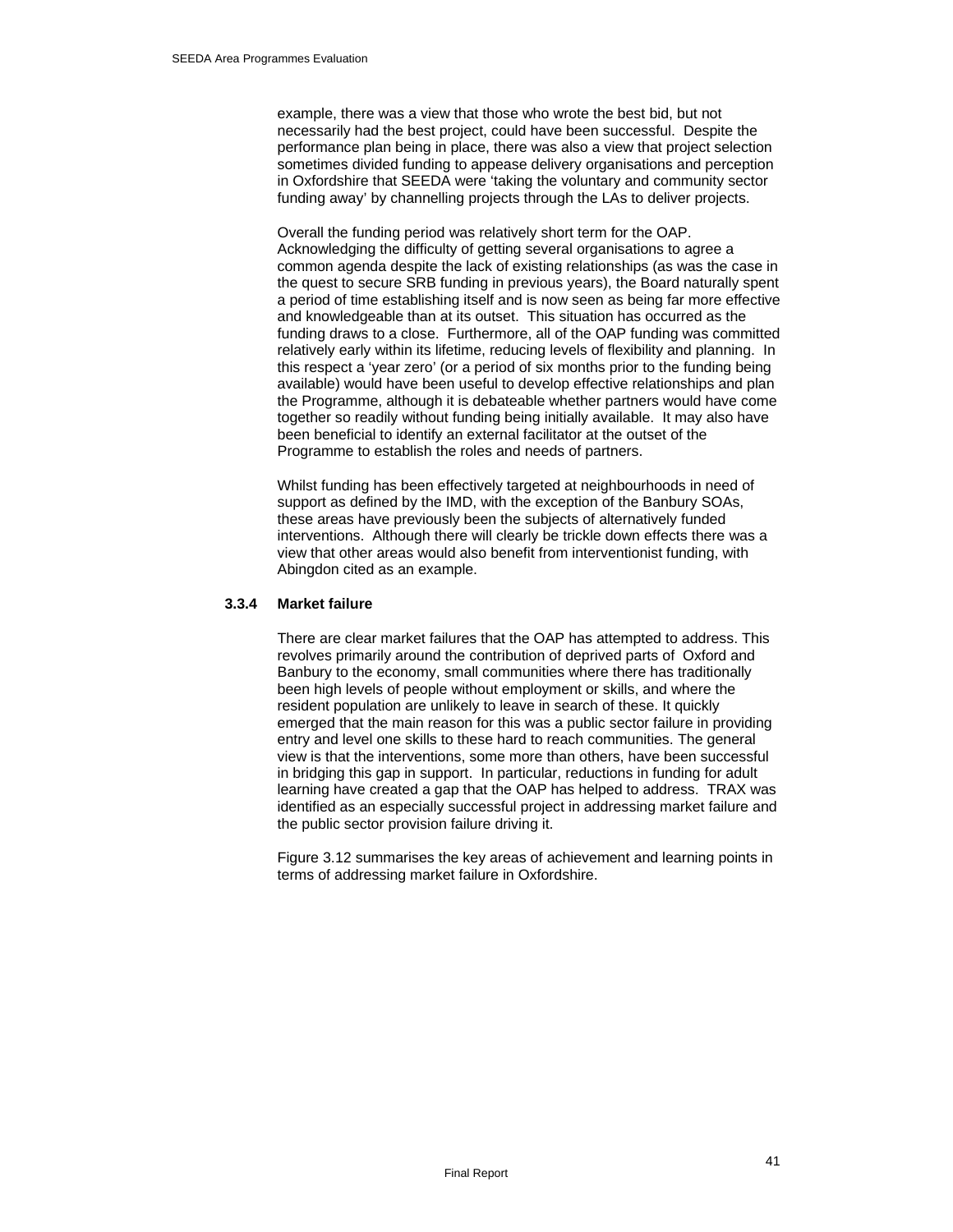example, there was a view that those who wrote the best bid, but not necessarily had the best project, could have been successful. Despite the performance plan being in place, there was also a view that project selection sometimes divided funding to appease delivery organisations and perception in Oxfordshire that SEEDA were 'taking the voluntary and community sector funding away' by channelling projects through the LAs to deliver projects.

Overall the funding period was relatively short term for the OAP. Acknowledging the difficulty of getting several organisations to agree a common agenda despite the lack of existing relationships (as was the case in the quest to secure SRB funding in previous years), the Board naturally spent a period of time establishing itself and is now seen as being far more effective and knowledgeable than at its outset. This situation has occurred as the funding draws to a close. Furthermore, all of the OAP funding was committed relatively early within its lifetime, reducing levels of flexibility and planning. In this respect a 'year zero' (or a period of six months prior to the funding being available) would have been useful to develop effective relationships and plan the Programme, although it is debateable whether partners would have come together so readily without funding being initially available. It may also have been beneficial to identify an external facilitator at the outset of the Programme to establish the roles and needs of partners.

Whilst funding has been effectively targeted at neighbourhoods in need of support as defined by the IMD, with the exception of the Banbury SOAs, these areas have previously been the subjects of alternatively funded interventions. Although there will clearly be trickle down effects there was a view that other areas would also benefit from interventionist funding, with Abingdon cited as an example.

### 3.3.4 Market failure

There are clear market failures that the OAP has attempted to address. This revolves primarily around the contribution of deprived parts of Oxford and Banbury to the economy, small communities where there has traditionally been high levels of people without employment or skills, and where the resident population are unlikely to leave in search of these. It quickly emerged that the main reason for this was a public sector failure in providing entry and level one skills to these hard to reach communities. The general view is that the interventions, some more than others, have been successful in bridging this gap in support. In particular, reductions in funding for adult learning have created a gap that the OAP has helped to address. TRAX was identified as an especially successful project in addressing market failure and the public sector provision failure driving it.

Figure 3.12 summarises the key areas of achievement and learning points in terms of addressing market failure in Oxfordshire.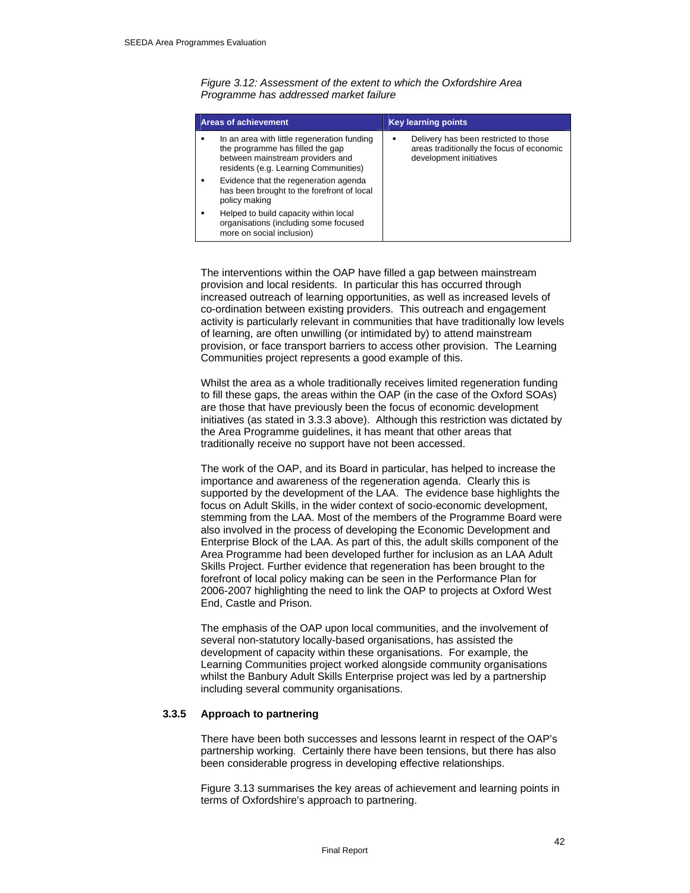*Figure 3.12: Assessment of the extent to which the Oxfordshire Area Programme has addressed market failure*

| Areas of achievement | Key learning points |
| --- | --- |
| ▪ In an area with little regeneration funding the programme has filled the gap between mainstream providers and residents (e.g. Learning Communities)<br>▪ Evidence that the regeneration agenda has been brought to the forefront of local policy making<br>▪ Helped to build capacity within local organisations (including some focused more on social inclusion) | ▪ Delivery has been restricted to those areas traditionally the focus of economic development initiatives |

The interventions within the OAP have filled a gap between mainstream provision and local residents. In particular this has occurred through increased outreach of learning opportunities, as well as increased levels of co-ordination between existing providers. This outreach and engagement activity is particularly relevant in communities that have traditionally low levels of learning, are often unwilling (or intimidated by) to attend mainstream provision, or face transport barriers to access other provision. The Learning Communities project represents a good example of this.

Whilst the area as a whole traditionally receives limited regeneration funding to fill these gaps, the areas within the OAP (in the case of the Oxford SOAs) are those that have previously been the focus of economic development initiatives (as stated in 3.3.3 above). Although this restriction was dictated by the Area Programme guidelines, it has meant that other areas that traditionally receive no support have not been accessed.

The work of the OAP, and its Board in particular, has helped to increase the importance and awareness of the regeneration agenda. Clearly this is supported by the development of the LAA. The evidence base highlights the focus on Adult Skills, in the wider context of socio-economic development, stemming from the LAA. Most of the members of the Programme Board were also involved in the process of developing the Economic Development and Enterprise Block of the LAA. As part of this, the adult skills component of the Area Programme had been developed further for inclusion as an LAA Adult Skills Project. Further evidence that regeneration has been brought to the forefront of local policy making can be seen in the Performance Plan for 2006-2007 highlighting the need to link the OAP to projects at Oxford West End, Castle and Prison.

The emphasis of the OAP upon local communities, and the involvement of several non-statutory locally-based organisations, has assisted the development of capacity within these organisations. For example, the Learning Communities project worked alongside community organisations whilst the Banbury Adult Skills Enterprise project was led by a partnership including several community organisations.

### 3.3.5 Approach to partnering

There have been both successes and lessons learnt in respect of the OAP's partnership working. Certainly there have been tensions, but there has also been considerable progress in developing effective relationships.

Figure 3.13 summarises the key areas of achievement and learning points in terms of Oxfordshire's approach to partnering.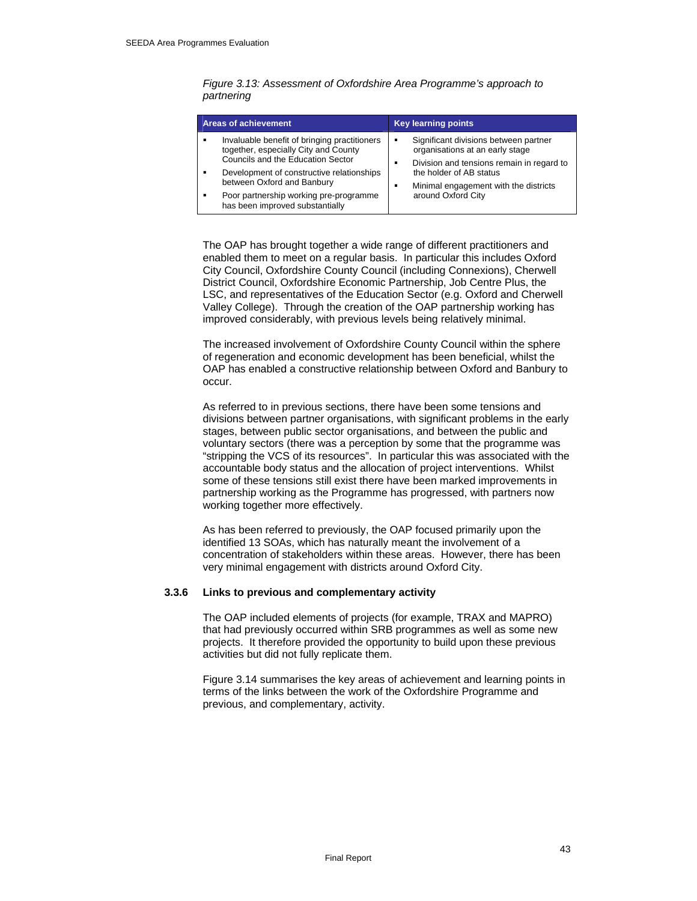*Figure 3.13: Assessment of Oxfordshire Area Programme's approach to partnering*

| Areas of achievement | Key learning points |
|---|---|
| ▪ Invaluable benefit of bringing practitioners together, especially City and County Councils and the Education Sector<br>▪ Development of constructive relationships between Oxford and Banbury<br>▪ Poor partnership working pre-programme has been improved substantially | ▪ Significant divisions between partner organisations at an early stage<br>▪ Division and tensions remain in regard to the holder of AB status<br>▪ Minimal engagement with the districts around Oxford City |

The OAP has brought together a wide range of different practitioners and enabled them to meet on a regular basis. In particular this includes Oxford City Council, Oxfordshire County Council (including Connexions), Cherwell District Council, Oxfordshire Economic Partnership, Job Centre Plus, the LSC, and representatives of the Education Sector (e.g. Oxford and Cherwell Valley College). Through the creation of the OAP partnership working has improved considerably, with previous levels being relatively minimal.

The increased involvement of Oxfordshire County Council within the sphere of regeneration and economic development has been beneficial, whilst the OAP has enabled a constructive relationship between Oxford and Banbury to occur.

As referred to in previous sections, there have been some tensions and divisions between partner organisations, with significant problems in the early stages, between public sector organisations, and between the public and voluntary sectors (there was a perception by some that the programme was "stripping the VCS of its resources". In particular this was associated with the accountable body status and the allocation of project interventions. Whilst some of these tensions still exist there have been marked improvements in partnership working as the Programme has progressed, with partners now working together more effectively.

As has been referred to previously, the OAP focused primarily upon the identified 13 SOAs, which has naturally meant the involvement of a concentration of stakeholders within these areas. However, there has been very minimal engagement with districts around Oxford City.

### 3.3.6 Links to previous and complementary activity

The OAP included elements of projects (for example, TRAX and MAPRO) that had previously occurred within SRB programmes as well as some new projects. It therefore provided the opportunity to build upon these previous activities but did not fully replicate them.

Figure 3.14 summarises the key areas of achievement and learning points in terms of the links between the work of the Oxfordshire Programme and previous, and complementary, activity.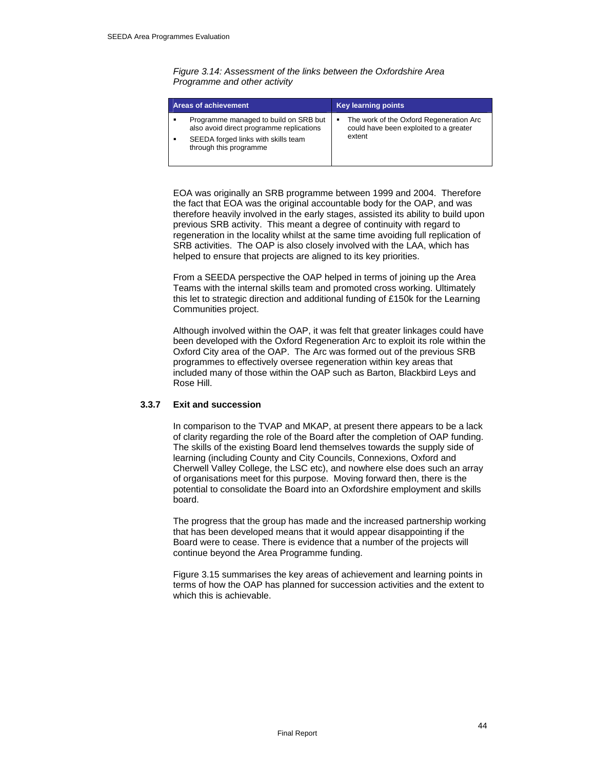*Figure 3.14: Assessment of the links between the Oxfordshire Area Programme and other activity*

| Areas of achievement | Key learning points |
|---|---|
| ▪ Programme managed to build on SRB but also avoid direct programme replications<br>▪ SEEDA forged links with skills team through this programme | ▪ The work of the Oxford Regeneration Arc could have been exploited to a greater extent |

EOA was originally an SRB programme between 1999 and 2004. Therefore the fact that EOA was the original accountable body for the OAP, and was therefore heavily involved in the early stages, assisted its ability to build upon previous SRB activity. This meant a degree of continuity with regard to regeneration in the locality whilst at the same time avoiding full replication of SRB activities. The OAP is also closely involved with the LAA, which has helped to ensure that projects are aligned to its key priorities.

From a SEEDA perspective the OAP helped in terms of joining up the Area Teams with the internal skills team and promoted cross working. Ultimately this let to strategic direction and additional funding of £150k for the Learning Communities project.

Although involved within the OAP, it was felt that greater linkages could have been developed with the Oxford Regeneration Arc to exploit its role within the Oxford City area of the OAP. The Arc was formed out of the previous SRB programmes to effectively oversee regeneration within key areas that included many of those within the OAP such as Barton, Blackbird Leys and Rose Hill.

### 3.3.7 Exit and succession

In comparison to the TVAP and MKAP, at present there appears to be a lack of clarity regarding the role of the Board after the completion of OAP funding. The skills of the existing Board lend themselves towards the supply side of learning (including County and City Councils, Connexions, Oxford and Cherwell Valley College, the LSC etc), and nowhere else does such an array of organisations meet for this purpose. Moving forward then, there is the potential to consolidate the Board into an Oxfordshire employment and skills board.

The progress that the group has made and the increased partnership working that has been developed means that it would appear disappointing if the Board were to cease. There is evidence that a number of the projects will continue beyond the Area Programme funding.

Figure 3.15 summarises the key areas of achievement and learning points in terms of how the OAP has planned for succession activities and the extent to which this is achievable.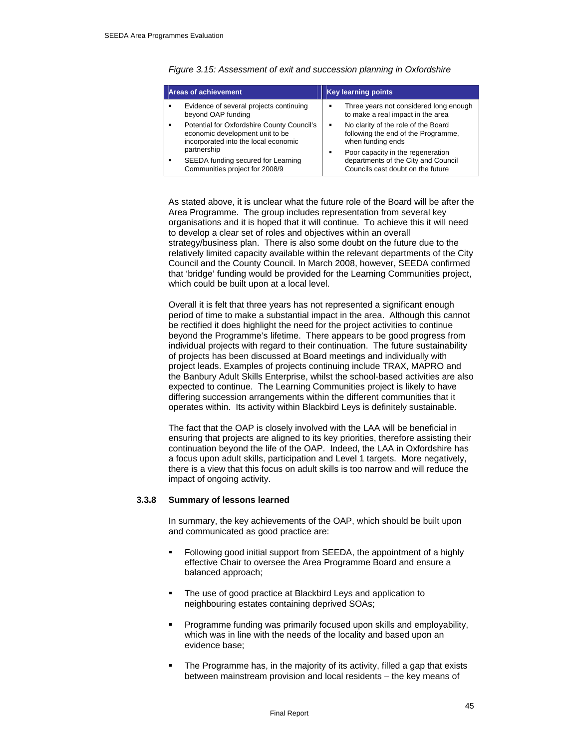*Figure 3.15: Assessment of exit and succession planning in Oxfordshire*

| Areas of achievement | Key learning points |
|---|---|
| ▪ Evidence of several projects continuing beyond OAP funding<br>▪ Potential for Oxfordshire County Council's economic development unit to be incorporated into the local economic partnership<br>▪ SEEDA funding secured for Learning Communities project for 2008/9 | ▪ Three years not considered long enough to make a real impact in the area<br>▪ No clarity of the role of the Board following the end of the Programme, when funding ends<br>▪ Poor capacity in the regeneration departments of the City and Council Councils cast doubt on the future |

As stated above, it is unclear what the future role of the Board will be after the Area Programme. The group includes representation from several key organisations and it is hoped that it will continue. To achieve this it will need to develop a clear set of roles and objectives within an overall strategy/business plan. There is also some doubt on the future due to the relatively limited capacity available within the relevant departments of the City Council and the County Council. In March 2008, however, SEEDA confirmed that 'bridge' funding would be provided for the Learning Communities project, which could be built upon at a local level.

Overall it is felt that three years has not represented a significant enough period of time to make a substantial impact in the area. Although this cannot be rectified it does highlight the need for the project activities to continue beyond the Programme's lifetime. There appears to be good progress from individual projects with regard to their continuation. The future sustainability of projects has been discussed at Board meetings and individually with project leads. Examples of projects continuing include TRAX, MAPRO and the Banbury Adult Skills Enterprise, whilst the school-based activities are also expected to continue. The Learning Communities project is likely to have differing succession arrangements within the different communities that it operates within. Its activity within Blackbird Leys is definitely sustainable.

The fact that the OAP is closely involved with the LAA will be beneficial in ensuring that projects are aligned to its key priorities, therefore assisting their continuation beyond the life of the OAP. Indeed, the LAA in Oxfordshire has a focus upon adult skills, participation and Level 1 targets. More negatively, there is a view that this focus on adult skills is too narrow and will reduce the impact of ongoing activity.

### 3.3.8 Summary of lessons learned

In summary, the key achievements of the OAP, which should be built upon and communicated as good practice are:

- Following good initial support from SEEDA, the appointment of a highly effective Chair to oversee the Area Programme Board and ensure a balanced approach;
- The use of good practice at Blackbird Leys and application to neighbouring estates containing deprived SOAs;
- Programme funding was primarily focused upon skills and employability, which was in line with the needs of the locality and based upon an evidence base;
- The Programme has, in the majority of its activity, filled a gap that exists between mainstream provision and local residents – the key means of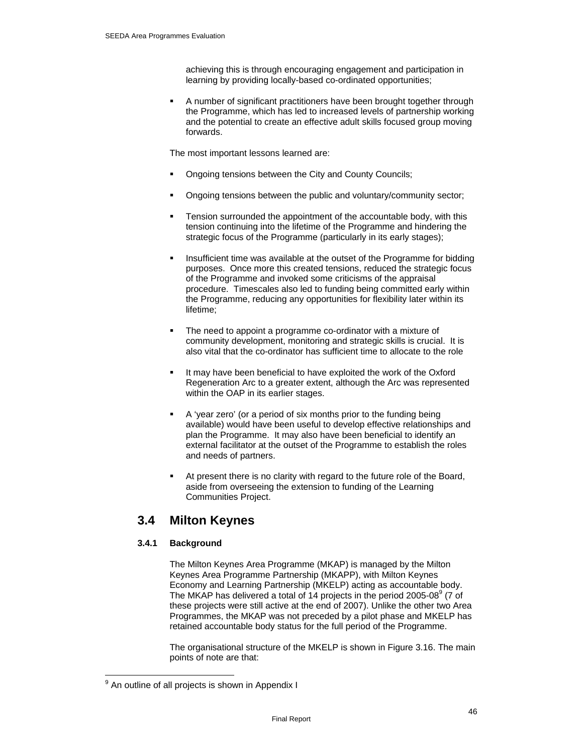achieving this is through encouraging engagement and participation in learning by providing locally-based co-ordinated opportunities;

- A number of significant practitioners have been brought together through the Programme, which has led to increased levels of partnership working and the potential to create an effective adult skills focused group moving forwards.

The most important lessons learned are:

- Ongoing tensions between the City and County Councils;
- Ongoing tensions between the public and voluntary/community sector;
- Tension surrounded the appointment of the accountable body, with this tension continuing into the lifetime of the Programme and hindering the strategic focus of the Programme (particularly in its early stages);
- Insufficient time was available at the outset of the Programme for bidding purposes. Once more this created tensions, reduced the strategic focus of the Programme and invoked some criticisms of the appraisal procedure. Timescales also led to funding being committed early within the Programme, reducing any opportunities for flexibility later within its lifetime;
- The need to appoint a programme co-ordinator with a mixture of community development, monitoring and strategic skills is crucial. It is also vital that the co-ordinator has sufficient time to allocate to the role
- It may have been beneficial to have exploited the work of the Oxford Regeneration Arc to a greater extent, although the Arc was represented within the OAP in its earlier stages.
- A 'year zero' (or a period of six months prior to the funding being available) would have been useful to develop effective relationships and plan the Programme. It may also have been beneficial to identify an external facilitator at the outset of the Programme to establish the roles and needs of partners.
- At present there is no clarity with regard to the future role of the Board, aside from overseeing the extension to funding of the Learning Communities Project.

## 3.4 Milton Keynes

### 3.4.1 Background

The Milton Keynes Area Programme (MKAP) is managed by the Milton Keynes Area Programme Partnership (MKAPP), with Milton Keynes Economy and Learning Partnership (MKELP) acting as accountable body. The MKAP has delivered a total of 14 projects in the period 2005-08[9] (7 of these projects were still active at the end of 2007). Unlike the other two Area Programmes, the MKAP was not preceded by a pilot phase and MKELP has retained accountable body status for the full period of the Programme.

The organisational structure of the MKELP is shown in Figure 3.16. The main points of note are that:

[9] An outline of all projects is shown in Appendix I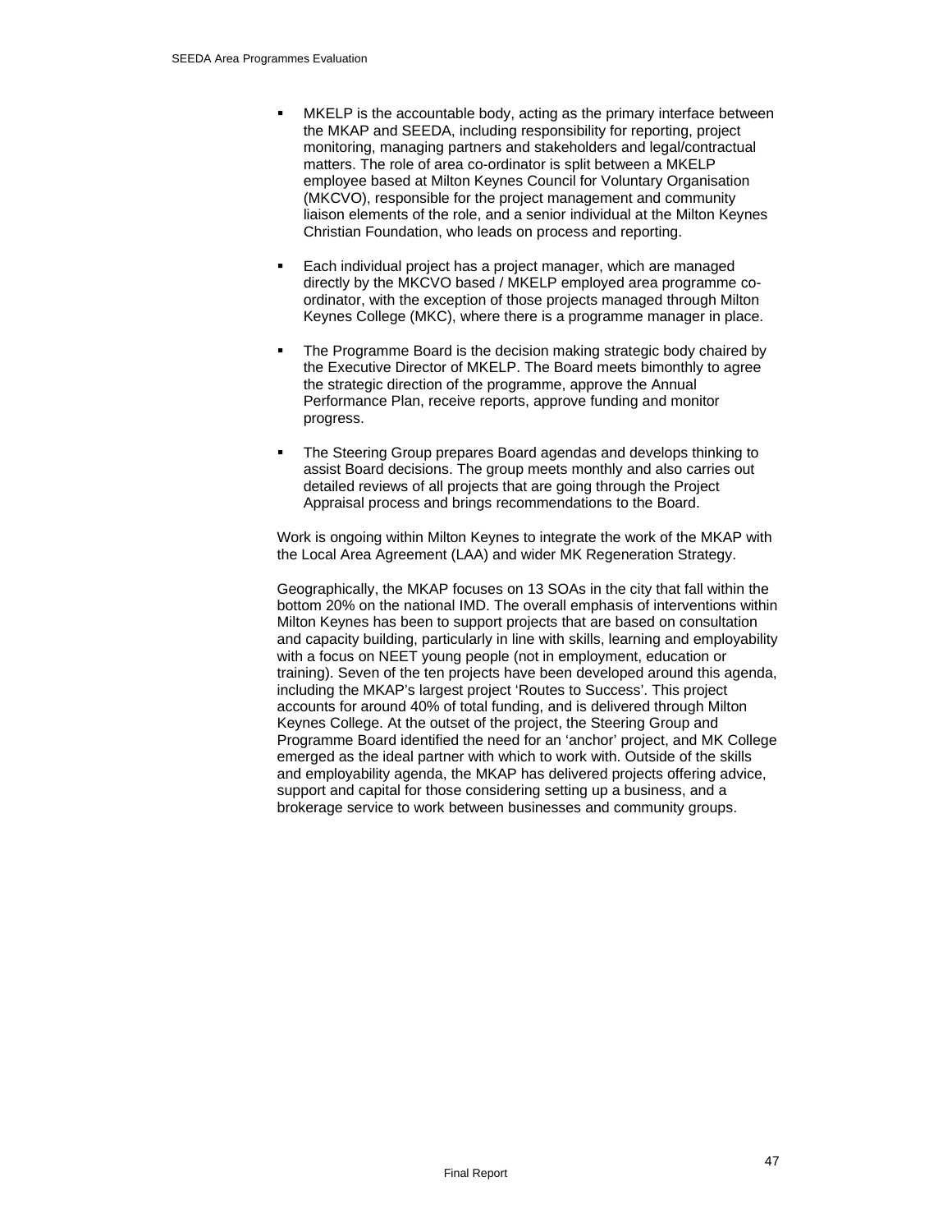- MKELP is the accountable body, acting as the primary interface between the MKAP and SEEDA, including responsibility for reporting, project monitoring, managing partners and stakeholders and legal/contractual matters. The role of area co-ordinator is split between a MKELP employee based at Milton Keynes Council for Voluntary Organisation (MKCVO), responsible for the project management and community liaison elements of the role, and a senior individual at the Milton Keynes Christian Foundation, who leads on process and reporting.

- Each individual project has a project manager, which are managed directly by the MKCVO based / MKELP employed area programme co-ordinator, with the exception of those projects managed through Milton Keynes College (MKC), where there is a programme manager in place.

- The Programme Board is the decision making strategic body chaired by the Executive Director of MKELP. The Board meets bimonthly to agree the strategic direction of the programme, approve the Annual Performance Plan, receive reports, approve funding and monitor progress.

- The Steering Group prepares Board agendas and develops thinking to assist Board decisions. The group meets monthly and also carries out detailed reviews of all projects that are going through the Project Appraisal process and brings recommendations to the Board.

Work is ongoing within Milton Keynes to integrate the work of the MKAP with the Local Area Agreement (LAA) and wider MK Regeneration Strategy.

Geographically, the MKAP focuses on 13 SOAs in the city that fall within the bottom 20% on the national IMD. The overall emphasis of interventions within Milton Keynes has been to support projects that are based on consultation and capacity building, particularly in line with skills, learning and employability with a focus on NEET young people (not in employment, education or training). Seven of the ten projects have been developed around this agenda, including the MKAP's largest project 'Routes to Success'. This project accounts for around 40% of total funding, and is delivered through Milton Keynes College. At the outset of the project, the Steering Group and Programme Board identified the need for an 'anchor' project, and MK College emerged as the ideal partner with which to work with. Outside of the skills and employability agenda, the MKAP has delivered projects offering advice, support and capital for those considering setting up a business, and a brokerage service to work between businesses and community groups.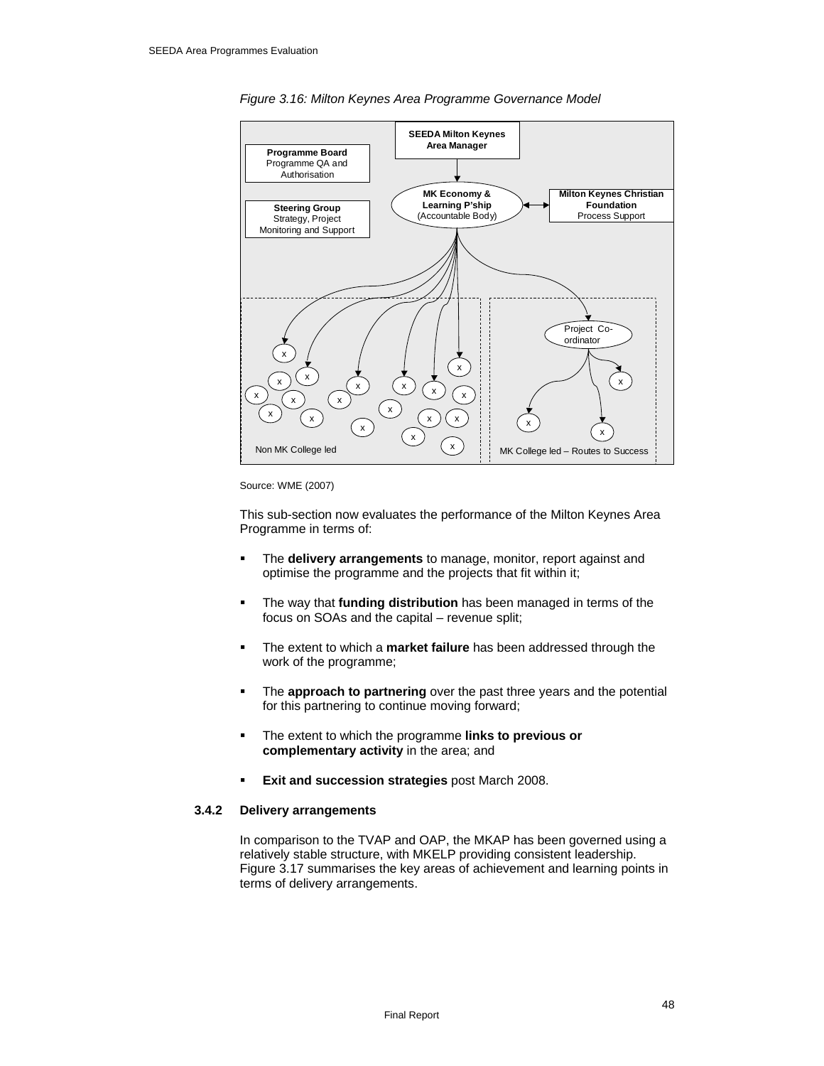*Figure 3.16: Milton Keynes Area Programme Governance Model*

**SEEDA Milton Keynes Area Manager**

**Programme Board**
Programme QA and Authorisation

**Steering Group**
Strategy, Project Monitoring and Support

**MK Economy & Learning P'ship**
(Accountable Body)

**Milton Keynes Christian Foundation**
Process Support

Project Co-ordinator

Non MK College led

MK College led – Routes to Success

Source: WME (2007)

This sub-section now evaluates the performance of the Milton Keynes Area Programme in terms of:

- The **delivery arrangements** to manage, monitor, report against and optimise the programme and the projects that fit within it;
- The way that **funding distribution** has been managed in terms of the focus on SOAs and the capital – revenue split;
- The extent to which a **market failure** has been addressed through the work of the programme;
- The **approach to partnering** over the past three years and the potential for this partnering to continue moving forward;
- The extent to which the programme **links to previous or complementary activity** in the area; and
- **Exit and succession strategies** post March 2008.

### 3.4.2 Delivery arrangements

In comparison to the TVAP and OAP, the MKAP has been governed using a relatively stable structure, with MKELP providing consistent leadership. Figure 3.17 summarises the key areas of achievement and learning points in terms of delivery arrangements.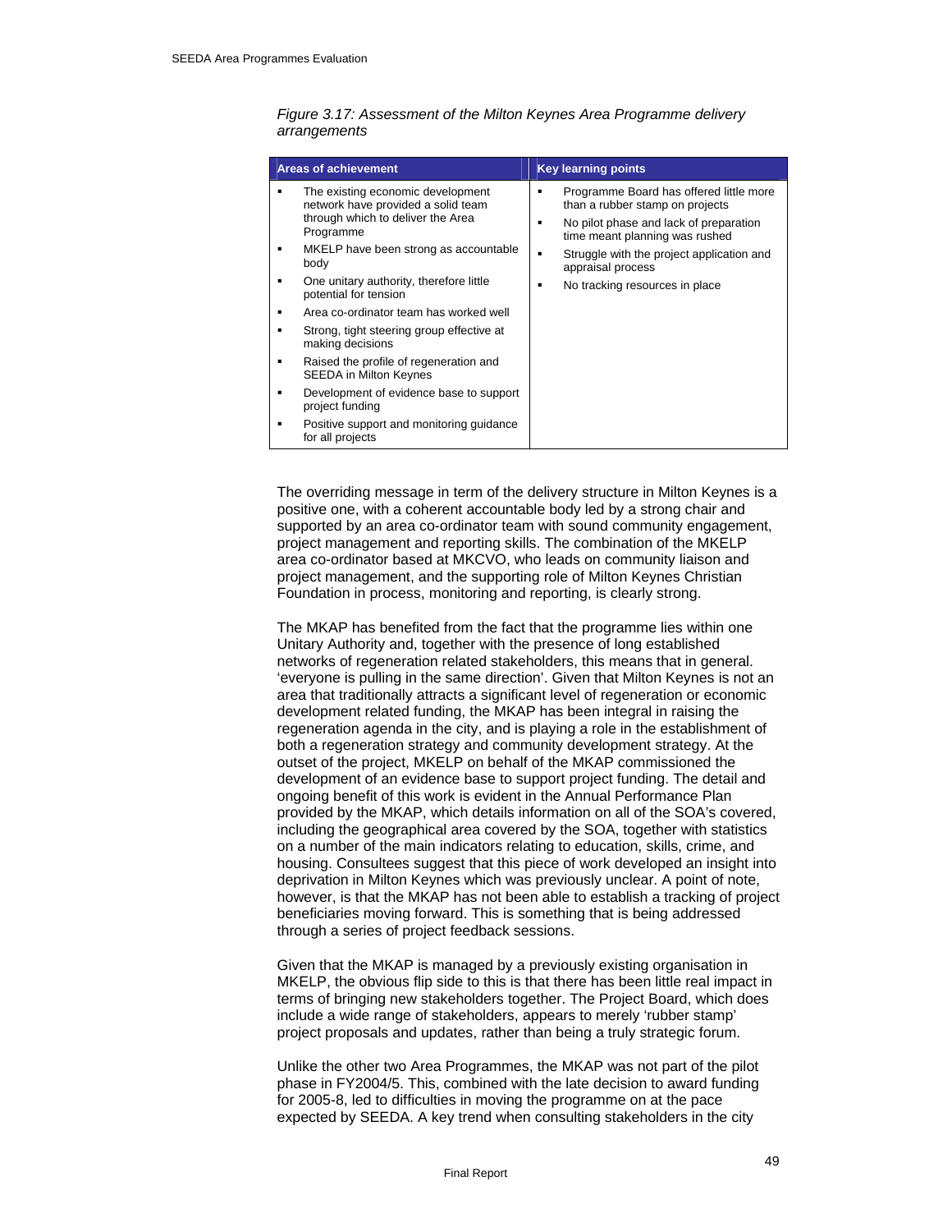*Figure 3.17: Assessment of the Milton Keynes Area Programme delivery arrangements*

| Areas of achievement | Key learning points |
|---|---|
| ▪ The existing economic development network have provided a solid team through which to deliver the Area Programme<br>▪ MKELP have been strong as accountable body<br>▪ One unitary authority, therefore little potential for tension<br>▪ Area co-ordinator team has worked well<br>▪ Strong, tight steering group effective at making decisions<br>▪ Raised the profile of regeneration and SEEDA in Milton Keynes<br>▪ Development of evidence base to support project funding<br>▪ Positive support and monitoring guidance for all projects | ▪ Programme Board has offered little more than a rubber stamp on projects<br>▪ No pilot phase and lack of preparation time meant planning was rushed<br>▪ Struggle with the project application and appraisal process<br>▪ No tracking resources in place |

The overriding message in term of the delivery structure in Milton Keynes is a positive one, with a coherent accountable body led by a strong chair and supported by an area co-ordinator team with sound community engagement, project management and reporting skills. The combination of the MKELP area co-ordinator based at MKCVO, who leads on community liaison and project management, and the supporting role of Milton Keynes Christian Foundation in process, monitoring and reporting, is clearly strong.

The MKAP has benefited from the fact that the programme lies within one Unitary Authority and, together with the presence of long established networks of regeneration related stakeholders, this means that in general. 'everyone is pulling in the same direction'. Given that Milton Keynes is not an area that traditionally attracts a significant level of regeneration or economic development related funding, the MKAP has been integral in raising the regeneration agenda in the city, and is playing a role in the establishment of both a regeneration strategy and community development strategy. At the outset of the project, MKELP on behalf of the MKAP commissioned the development of an evidence base to support project funding. The detail and ongoing benefit of this work is evident in the Annual Performance Plan provided by the MKAP, which details information on all of the SOA's covered, including the geographical area covered by the SOA, together with statistics on a number of the main indicators relating to education, skills, crime, and housing. Consultees suggest that this piece of work developed an insight into deprivation in Milton Keynes which was previously unclear. A point of note, however, is that the MKAP has not been able to establish a tracking of project beneficiaries moving forward. This is something that is being addressed through a series of project feedback sessions.

Given that the MKAP is managed by a previously existing organisation in MKELP, the obvious flip side to this is that there has been little real impact in terms of bringing new stakeholders together. The Project Board, which does include a wide range of stakeholders, appears to merely 'rubber stamp' project proposals and updates, rather than being a truly strategic forum.

Unlike the other two Area Programmes, the MKAP was not part of the pilot phase in FY2004/5. This, combined with the late decision to award funding for 2005-8, led to difficulties in moving the programme on at the pace expected by SEEDA. A key trend when consulting stakeholders in the city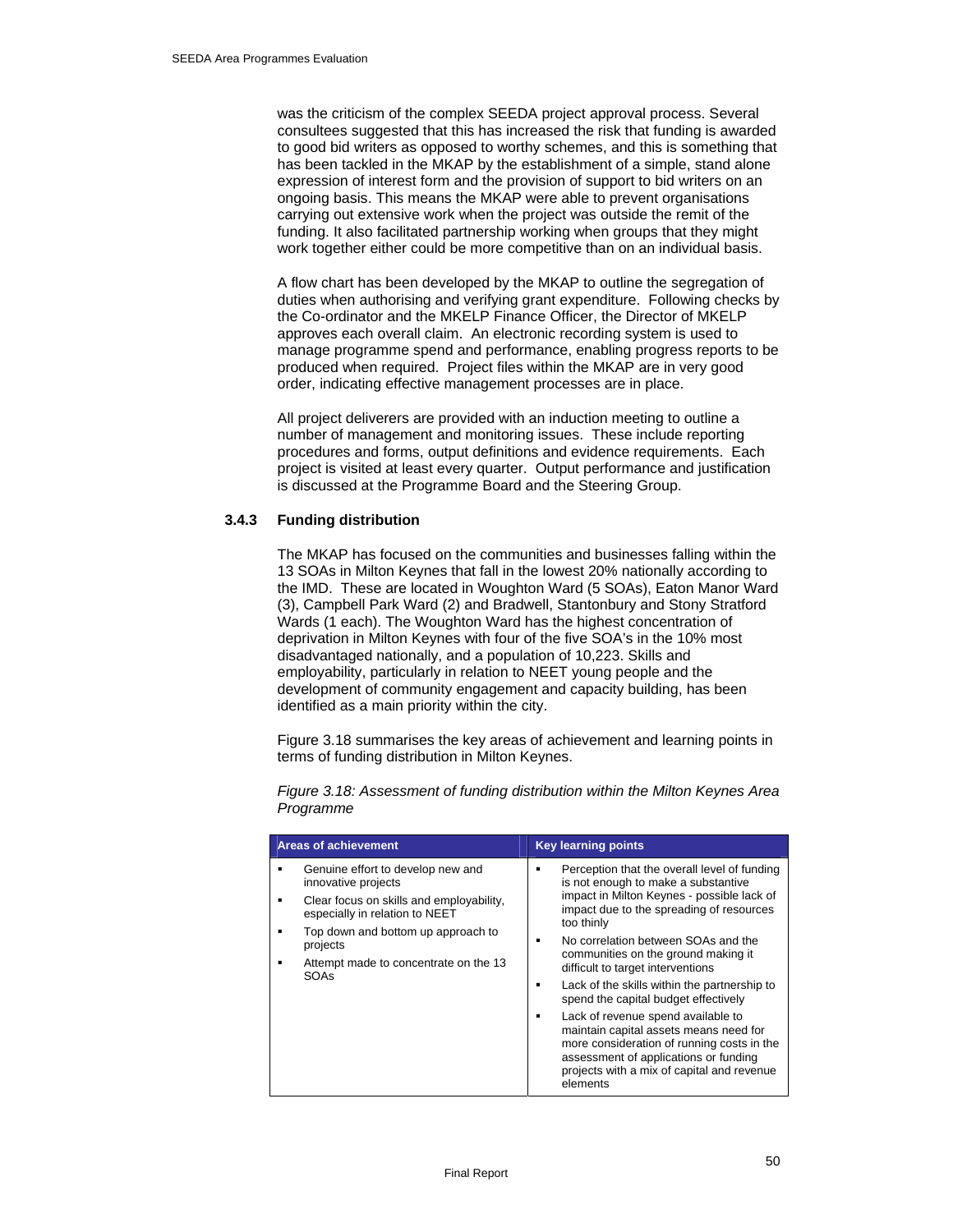was the criticism of the complex SEEDA project approval process. Several consultees suggested that this has increased the risk that funding is awarded to good bid writers as opposed to worthy schemes, and this is something that has been tackled in the MKAP by the establishment of a simple, stand alone expression of interest form and the provision of support to bid writers on an ongoing basis. This means the MKAP were able to prevent organisations carrying out extensive work when the project was outside the remit of the funding. It also facilitated partnership working when groups that they might work together either could be more competitive than on an individual basis.

A flow chart has been developed by the MKAP to outline the segregation of duties when authorising and verifying grant expenditure. Following checks by the Co-ordinator and the MKELP Finance Officer, the Director of MKELP approves each overall claim. An electronic recording system is used to manage programme spend and performance, enabling progress reports to be produced when required. Project files within the MKAP are in very good order, indicating effective management processes are in place.

All project deliverers are provided with an induction meeting to outline a number of management and monitoring issues. These include reporting procedures and forms, output definitions and evidence requirements. Each project is visited at least every quarter. Output performance and justification is discussed at the Programme Board and the Steering Group.

### 3.4.3 Funding distribution

The MKAP has focused on the communities and businesses falling within the 13 SOAs in Milton Keynes that fall in the lowest 20% nationally according to the IMD. These are located in Woughton Ward (5 SOAs), Eaton Manor Ward (3), Campbell Park Ward (2) and Bradwell, Stantonbury and Stony Stratford Wards (1 each). The Woughton Ward has the highest concentration of deprivation in Milton Keynes with four of the five SOA's in the 10% most disadvantaged nationally, and a population of 10,223. Skills and employability, particularly in relation to NEET young people and the development of community engagement and capacity building, has been identified as a main priority within the city.

Figure 3.18 summarises the key areas of achievement and learning points in terms of funding distribution in Milton Keynes.

*Figure 3.18: Assessment of funding distribution within the Milton Keynes Area Programme*

| Areas of achievement | Key learning points |
|---|---|
| ▪ Genuine effort to develop new and innovative projects<br>▪ Clear focus on skills and employability, especially in relation to NEET<br>▪ Top down and bottom up approach to projects<br>▪ Attempt made to concentrate on the 13 SOAs | ▪ Perception that the overall level of funding is not enough to make a substantive impact in Milton Keynes - possible lack of impact due to the spreading of resources too thinly<br>▪ No correlation between SOAs and the communities on the ground making it difficult to target interventions<br>▪ Lack of the skills within the partnership to spend the capital budget effectively<br>▪ Lack of revenue spend available to maintain capital assets means need for more consideration of running costs in the assessment of applications or funding projects with a mix of capital and revenue elements |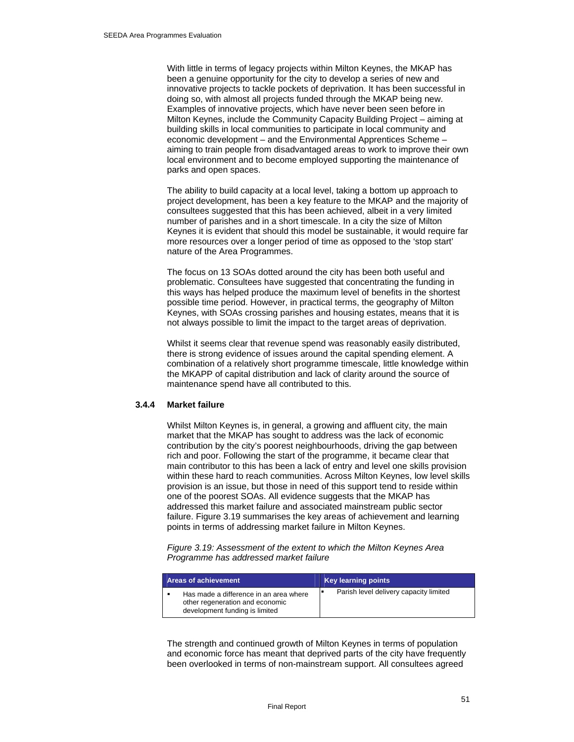With little in terms of legacy projects within Milton Keynes, the MKAP has been a genuine opportunity for the city to develop a series of new and innovative projects to tackle pockets of deprivation. It has been successful in doing so, with almost all projects funded through the MKAP being new. Examples of innovative projects, which have never been seen before in Milton Keynes, include the Community Capacity Building Project – aiming at building skills in local communities to participate in local community and economic development – and the Environmental Apprentices Scheme – aiming to train people from disadvantaged areas to work to improve their own local environment and to become employed supporting the maintenance of parks and open spaces.

The ability to build capacity at a local level, taking a bottom up approach to project development, has been a key feature to the MKAP and the majority of consultees suggested that this has been achieved, albeit in a very limited number of parishes and in a short timescale. In a city the size of Milton Keynes it is evident that should this model be sustainable, it would require far more resources over a longer period of time as opposed to the 'stop start' nature of the Area Programmes.

The focus on 13 SOAs dotted around the city has been both useful and problematic. Consultees have suggested that concentrating the funding in this ways has helped produce the maximum level of benefits in the shortest possible time period. However, in practical terms, the geography of Milton Keynes, with SOAs crossing parishes and housing estates, means that it is not always possible to limit the impact to the target areas of deprivation.

Whilst it seems clear that revenue spend was reasonably easily distributed, there is strong evidence of issues around the capital spending element. A combination of a relatively short programme timescale, little knowledge within the MKAPP of capital distribution and lack of clarity around the source of maintenance spend have all contributed to this.

### 3.4.4 Market failure

Whilst Milton Keynes is, in general, a growing and affluent city, the main market that the MKAP has sought to address was the lack of economic contribution by the city's poorest neighbourhoods, driving the gap between rich and poor. Following the start of the programme, it became clear that main contributor to this has been a lack of entry and level one skills provision within these hard to reach communities. Across Milton Keynes, low level skills provision is an issue, but those in need of this support tend to reside within one of the poorest SOAs. All evidence suggests that the MKAP has addressed this market failure and associated mainstream public sector failure. Figure 3.19 summarises the key areas of achievement and learning points in terms of addressing market failure in Milton Keynes.

*Figure 3.19: Assessment of the extent to which the Milton Keynes Area Programme has addressed market failure*

| Areas of achievement | Key learning points |
|---|---|
| ▪ Has made a difference in an area where other regeneration and economic development funding is limited | ▪ Parish level delivery capacity limited |

The strength and continued growth of Milton Keynes in terms of population and economic force has meant that deprived parts of the city have frequently been overlooked in terms of non-mainstream support. All consultees agreed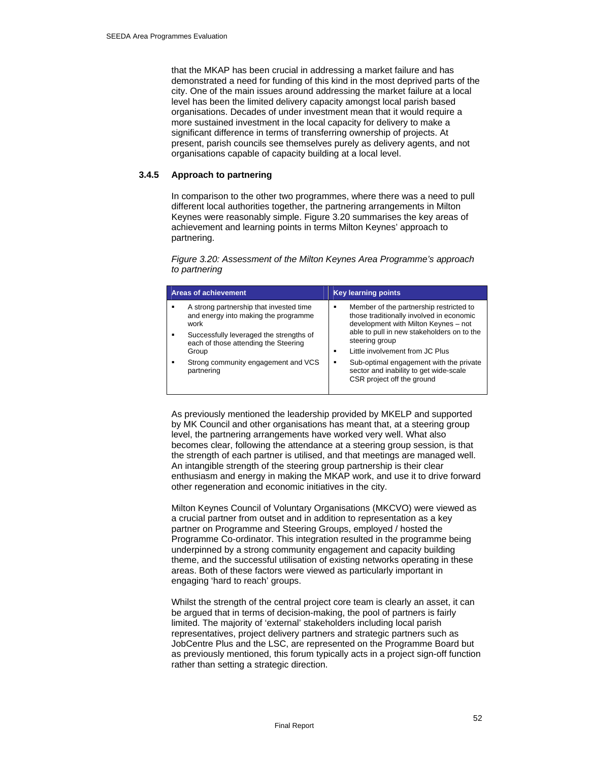that the MKAP has been crucial in addressing a market failure and has demonstrated a need for funding of this kind in the most deprived parts of the city. One of the main issues around addressing the market failure at a local level has been the limited delivery capacity amongst local parish based organisations. Decades of under investment mean that it would require a more sustained investment in the local capacity for delivery to make a significant difference in terms of transferring ownership of projects. At present, parish councils see themselves purely as delivery agents, and not organisations capable of capacity building at a local level.

### 3.4.5 Approach to partnering

In comparison to the other two programmes, where there was a need to pull different local authorities together, the partnering arrangements in Milton Keynes were reasonably simple. Figure 3.20 summarises the key areas of achievement and learning points in terms Milton Keynes' approach to partnering.

*Figure 3.20: Assessment of the Milton Keynes Area Programme's approach to partnering*

| Areas of achievement | Key learning points |
|---|---|
| ▪ A strong partnership that invested time and energy into making the programme work<br>▪ Successfully leveraged the strengths of each of those attending the Steering Group<br>▪ Strong community engagement and VCS partnering | ▪ Member of the partnership restricted to those traditionally involved in economic development with Milton Keynes – not able to pull in new stakeholders on to the steering group<br>▪ Little involvement from JC Plus<br>▪ Sub-optimal engagement with the private sector and inability to get wide-scale CSR project off the ground |

As previously mentioned the leadership provided by MKELP and supported by MK Council and other organisations has meant that, at a steering group level, the partnering arrangements have worked very well. What also becomes clear, following the attendance at a steering group session, is that the strength of each partner is utilised, and that meetings are managed well. An intangible strength of the steering group partnership is their clear enthusiasm and energy in making the MKAP work, and use it to drive forward other regeneration and economic initiatives in the city.

Milton Keynes Council of Voluntary Organisations (MKCVO) were viewed as a crucial partner from outset and in addition to representation as a key partner on Programme and Steering Groups, employed / hosted the Programme Co-ordinator. This integration resulted in the programme being underpinned by a strong community engagement and capacity building theme, and the successful utilisation of existing networks operating in these areas. Both of these factors were viewed as particularly important in engaging 'hard to reach' groups.

Whilst the strength of the central project core team is clearly an asset, it can be argued that in terms of decision-making, the pool of partners is fairly limited. The majority of 'external' stakeholders including local parish representatives, project delivery partners and strategic partners such as JobCentre Plus and the LSC, are represented on the Programme Board but as previously mentioned, this forum typically acts in a project sign-off function rather than setting a strategic direction.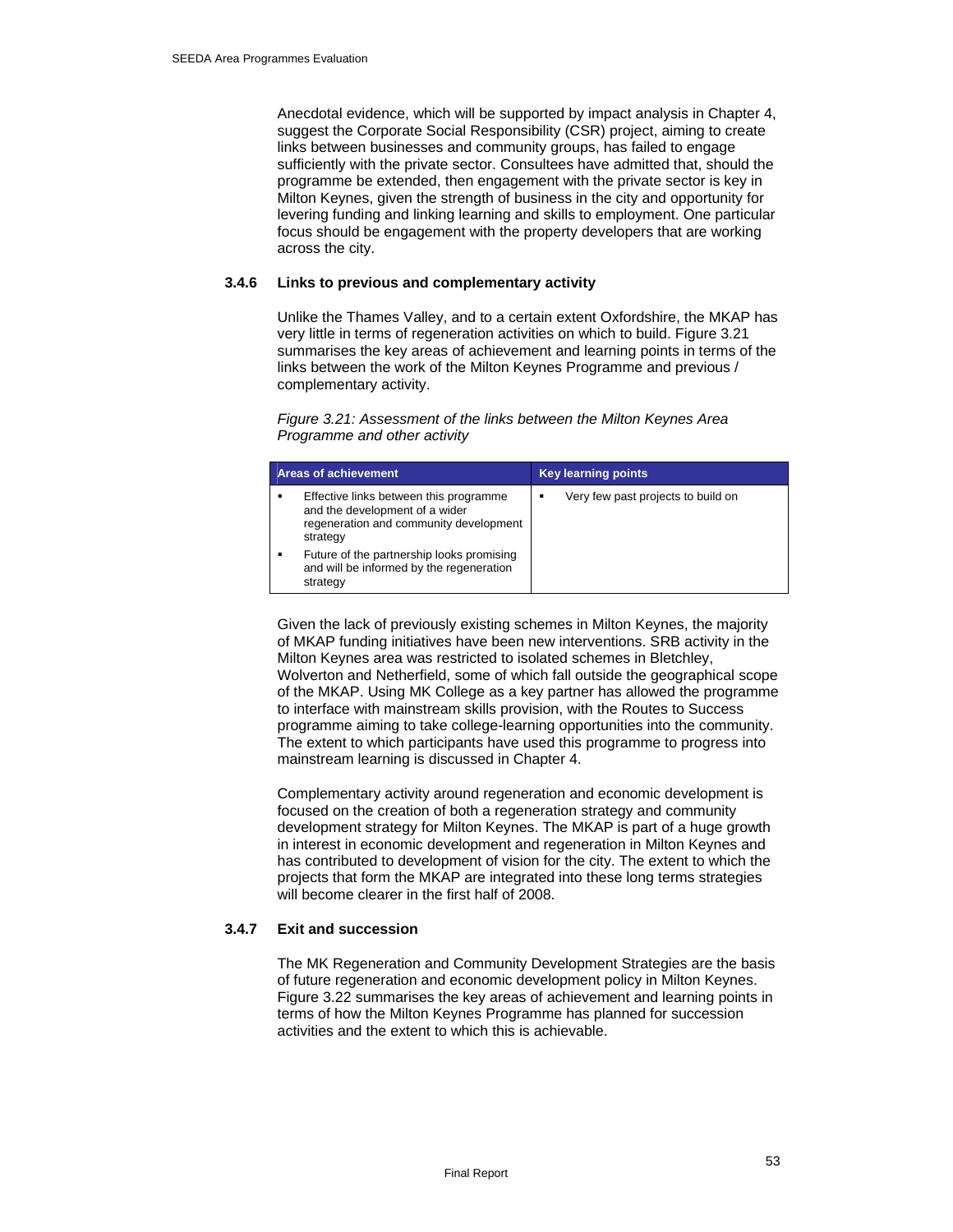Anecdotal evidence, which will be supported by impact analysis in Chapter 4, suggest the Corporate Social Responsibility (CSR) project, aiming to create links between businesses and community groups, has failed to engage sufficiently with the private sector. Consultees have admitted that, should the programme be extended, then engagement with the private sector is key in Milton Keynes, given the strength of business in the city and opportunity for levering funding and linking learning and skills to employment. One particular focus should be engagement with the property developers that are working across the city.

### 3.4.6 Links to previous and complementary activity

Unlike the Thames Valley, and to a certain extent Oxfordshire, the MKAP has very little in terms of regeneration activities on which to build. Figure 3.21 summarises the key areas of achievement and learning points in terms of the links between the work of the Milton Keynes Programme and previous / complementary activity.

*Figure 3.21: Assessment of the links between the Milton Keynes Area Programme and other activity*

| Areas of achievement | Key learning points |
|---|---|
| ▪ Effective links between this programme and the development of a wider regeneration and community development strategy<br>▪ Future of the partnership looks promising and will be informed by the regeneration strategy | ▪ Very few past projects to build on |

Given the lack of previously existing schemes in Milton Keynes, the majority of MKAP funding initiatives have been new interventions. SRB activity in the Milton Keynes area was restricted to isolated schemes in Bletchley, Wolverton and Netherfield, some of which fall outside the geographical scope of the MKAP. Using MK College as a key partner has allowed the programme to interface with mainstream skills provision, with the Routes to Success programme aiming to take college-learning opportunities into the community. The extent to which participants have used this programme to progress into mainstream learning is discussed in Chapter 4.

Complementary activity around regeneration and economic development is focused on the creation of both a regeneration strategy and community development strategy for Milton Keynes. The MKAP is part of a huge growth in interest in economic development and regeneration in Milton Keynes and has contributed to development of vision for the city. The extent to which the projects that form the MKAP are integrated into these long terms strategies will become clearer in the first half of 2008.

### 3.4.7 Exit and succession

The MK Regeneration and Community Development Strategies are the basis of future regeneration and economic development policy in Milton Keynes. Figure 3.22 summarises the key areas of achievement and learning points in terms of how the Milton Keynes Programme has planned for succession activities and the extent to which this is achievable.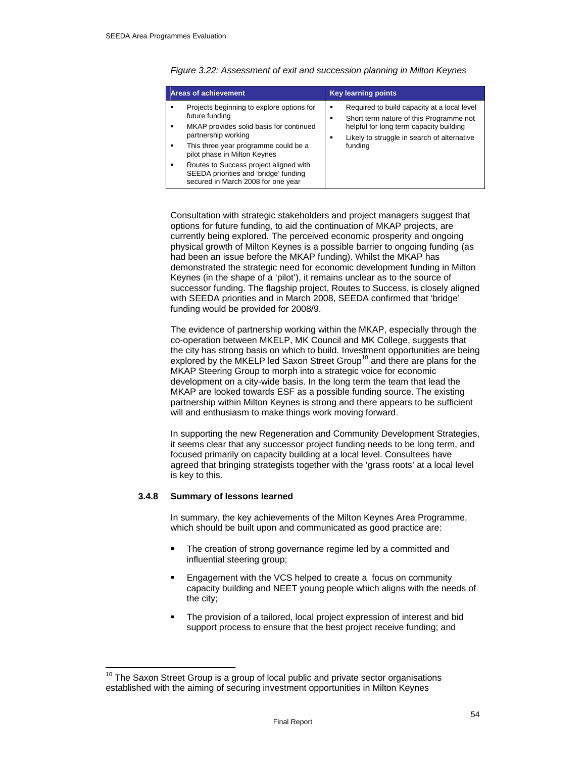*Figure 3.22: Assessment of exit and succession planning in Milton Keynes*

| Areas of achievement | Key learning points |
|---|---|
| ▪ Projects beginning to explore options for future funding<br>▪ MKAP provides solid basis for continued partnership working<br>▪ This three year programme could be a pilot phase in Milton Keynes<br>▪ Routes to Success project aligned with SEEDA priorities and 'bridge' funding secured in March 2008 for one year | ▪ Required to build capacity at a local level<br>▪ Short term nature of this Programme not helpful for long term capacity building<br>▪ Likely to struggle in search of alternative funding |

Consultation with strategic stakeholders and project managers suggest that options for future funding, to aid the continuation of MKAP projects, are currently being explored. The perceived economic prosperity and ongoing physical growth of Milton Keynes is a possible barrier to ongoing funding (as had been an issue before the MKAP funding). Whilst the MKAP has demonstrated the strategic need for economic development funding in Milton Keynes (in the shape of a 'pilot'), it remains unclear as to the source of successor funding. The flagship project, Routes to Success, is closely aligned with SEEDA priorities and in March 2008, SEEDA confirmed that 'bridge' funding would be provided for 2008/9.

The evidence of partnership working within the MKAP, especially through the co-operation between MKELP, MK Council and MK College, suggests that the city has strong basis on which to build. Investment opportunities are being explored by the MKELP led Saxon Street Group[10] and there are plans for the MKAP Steering Group to morph into a strategic voice for economic development on a city-wide basis. In the long term the team that lead the MKAP are looked towards ESF as a possible funding source. The existing partnership within Milton Keynes is strong and there appears to be sufficient will and enthusiasm to make things work moving forward.

In supporting the new Regeneration and Community Development Strategies, it seems clear that any successor project funding needs to be long term, and focused primarily on capacity building at a local level. Consultees have agreed that bringing strategists together with the 'grass roots' at a local level is key to this.

### 3.4.8 Summary of lessons learned

In summary, the key achievements of the Milton Keynes Area Programme, which should be built upon and communicated as good practice are:

- The creation of strong governance regime led by a committed and influential steering group;
- Engagement with the VCS helped to create a focus on community capacity building and NEET young people which aligns with the needs of the city;
- The provision of a tailored, local project expression of interest and bid support process to ensure that the best project receive funding; and

[10] The Saxon Street Group is a group of local public and private sector organisations established with the aiming of securing investment opportunities in Milton Keynes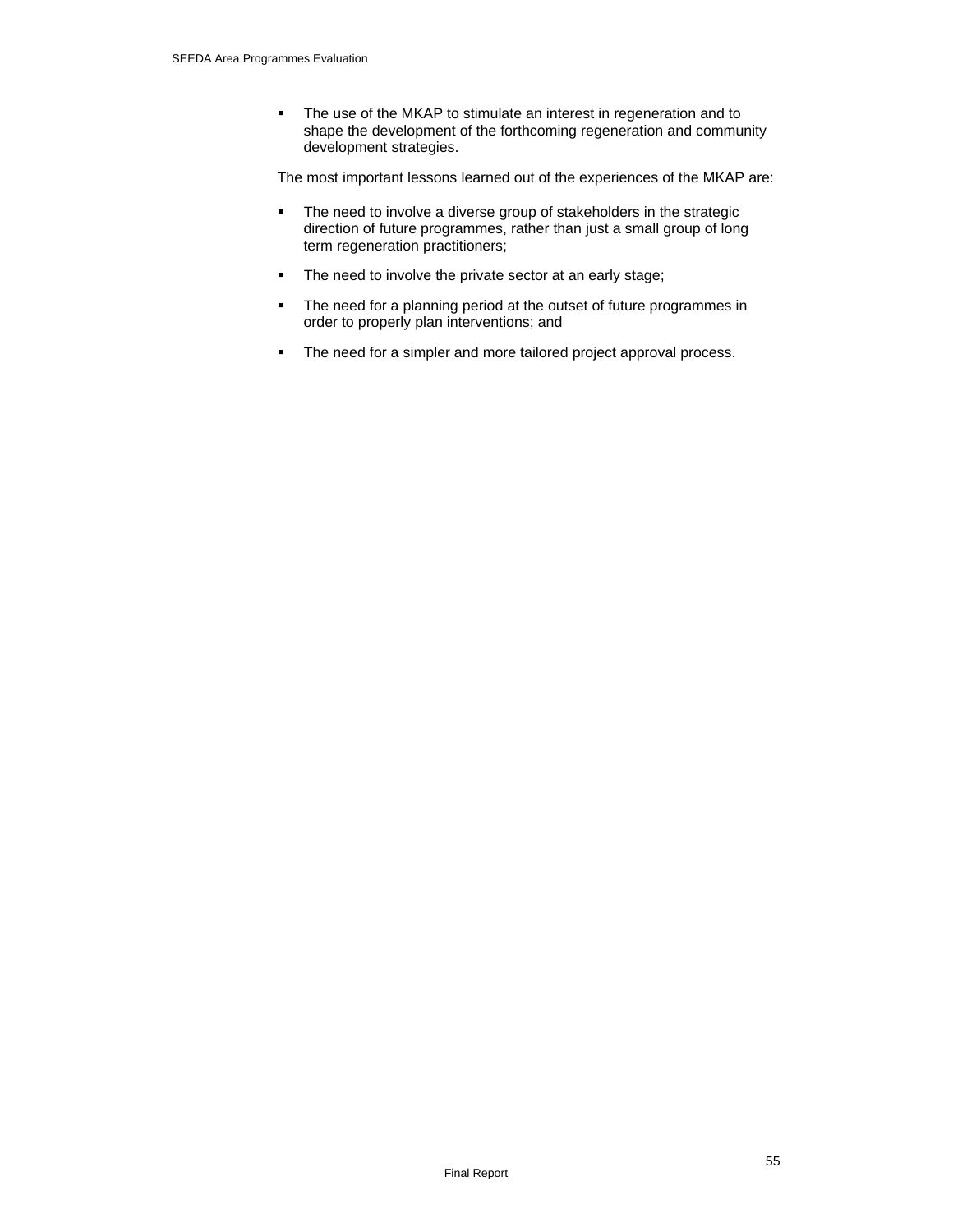- The use of the MKAP to stimulate an interest in regeneration and to shape the development of the forthcoming regeneration and community development strategies.

The most important lessons learned out of the experiences of the MKAP are:

- The need to involve a diverse group of stakeholders in the strategic direction of future programmes, rather than just a small group of long term regeneration practitioners;
- The need to involve the private sector at an early stage;
- The need for a planning period at the outset of future programmes in order to properly plan interventions; and
- The need for a simpler and more tailored project approval process.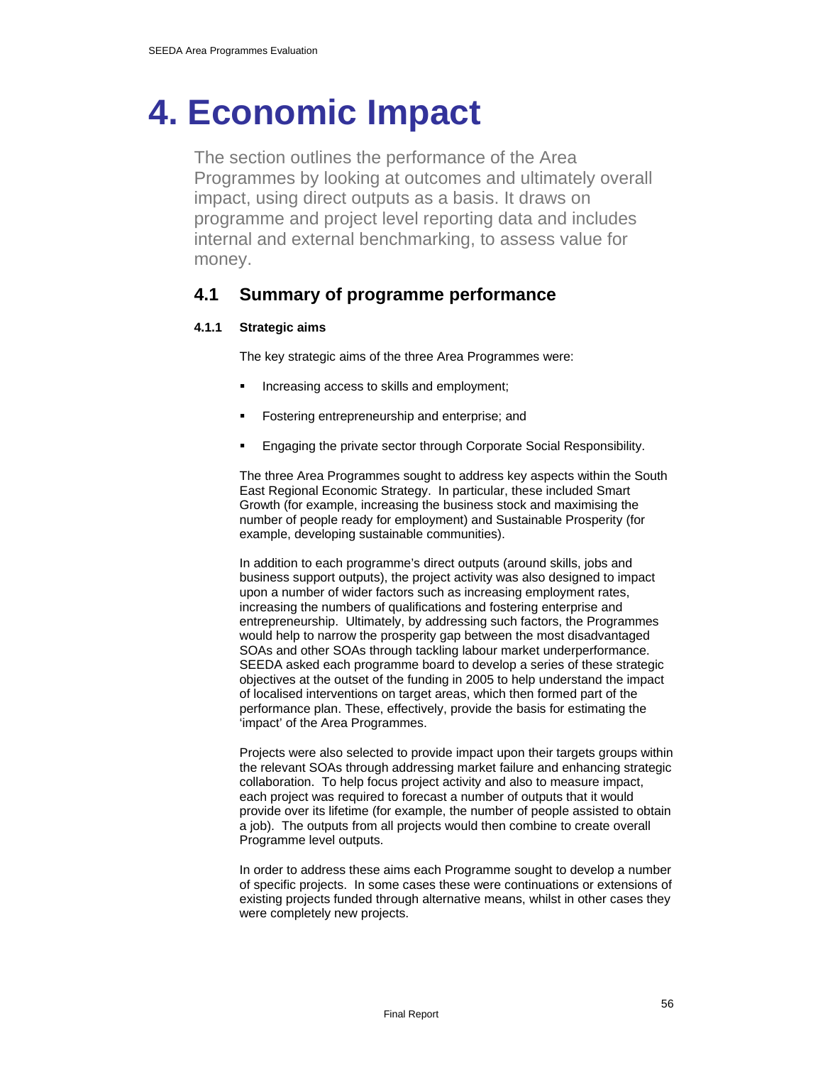# 4. Economic Impact

The section outlines the performance of the Area Programmes by looking at outcomes and ultimately overall impact, using direct outputs as a basis. It draws on programme and project level reporting data and includes internal and external benchmarking, to assess value for money.

## 4.1 Summary of programme performance

### 4.1.1 Strategic aims

The key strategic aims of the three Area Programmes were:

- Increasing access to skills and employment;
- Fostering entrepreneurship and enterprise; and
- Engaging the private sector through Corporate Social Responsibility.

The three Area Programmes sought to address key aspects within the South East Regional Economic Strategy. In particular, these included Smart Growth (for example, increasing the business stock and maximising the number of people ready for employment) and Sustainable Prosperity (for example, developing sustainable communities).

In addition to each programme's direct outputs (around skills, jobs and business support outputs), the project activity was also designed to impact upon a number of wider factors such as increasing employment rates, increasing the numbers of qualifications and fostering enterprise and entrepreneurship. Ultimately, by addressing such factors, the Programmes would help to narrow the prosperity gap between the most disadvantaged SOAs and other SOAs through tackling labour market underperformance. SEEDA asked each programme board to develop a series of these strategic objectives at the outset of the funding in 2005 to help understand the impact of localised interventions on target areas, which then formed part of the performance plan. These, effectively, provide the basis for estimating the 'impact' of the Area Programmes.

Projects were also selected to provide impact upon their targets groups within the relevant SOAs through addressing market failure and enhancing strategic collaboration. To help focus project activity and also to measure impact, each project was required to forecast a number of outputs that it would provide over its lifetime (for example, the number of people assisted to obtain a job). The outputs from all projects would then combine to create overall Programme level outputs.

In order to address these aims each Programme sought to develop a number of specific projects. In some cases these were continuations or extensions of existing projects funded through alternative means, whilst in other cases they were completely new projects.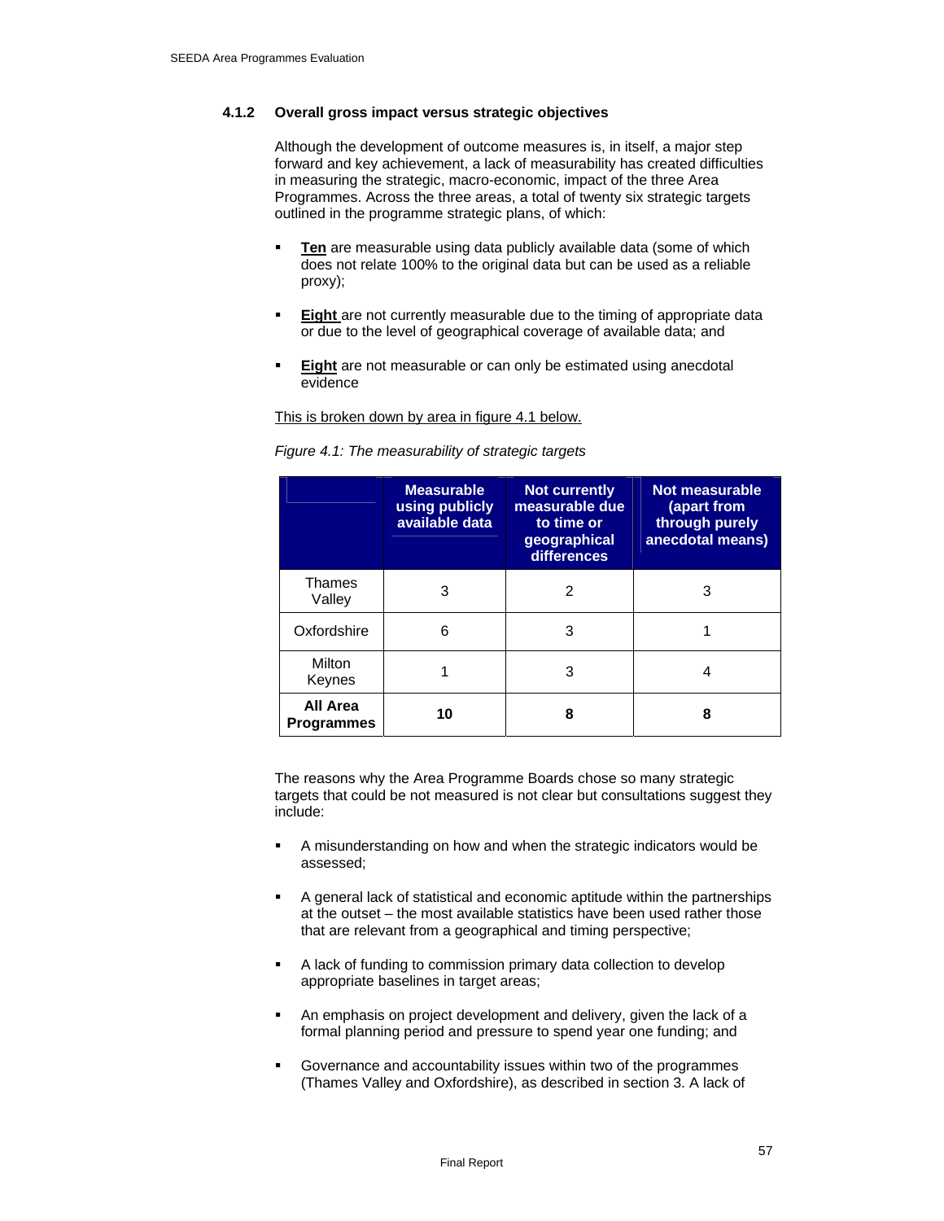### 4.1.2 Overall gross impact versus strategic objectives

Although the development of outcome measures is, in itself, a major step forward and key achievement, a lack of measurability has created difficulties in measuring the strategic, macro-economic, impact of the three Area Programmes. Across the three areas, a total of twenty six strategic targets outlined in the programme strategic plans, of which:

- **Ten** are measurable using data publicly available data (some of which does not relate 100% to the original data but can be used as a reliable proxy);
- **Eight** are not currently measurable due to the timing of appropriate data or due to the level of geographical coverage of available data; and
- **Eight** are not measurable or can only be estimated using anecdotal evidence

This is broken down by area in figure 4.1 below.

*Figure 4.1: The measurability of strategic targets*

| | Measurable using publicly available data | Not currently measurable due to time or geographical differences | Not measurable (apart from through purely anecdotal means) |
|---|---|---|---|
| Thames Valley | 3 | 2 | 3 |
| Oxfordshire | 6 | 3 | 1 |
| Milton Keynes | 1 | 3 | 4 |
| **All Area Programmes** | **10** | **8** | **8** |

The reasons why the Area Programme Boards chose so many strategic targets that could be not measured is not clear but consultations suggest they include:

- A misunderstanding on how and when the strategic indicators would be assessed;
- A general lack of statistical and economic aptitude within the partnerships at the outset – the most available statistics have been used rather those that are relevant from a geographical and timing perspective;
- A lack of funding to commission primary data collection to develop appropriate baselines in target areas;
- An emphasis on project development and delivery, given the lack of a formal planning period and pressure to spend year one funding; and
- Governance and accountability issues within two of the programmes (Thames Valley and Oxfordshire), as described in section 3. A lack of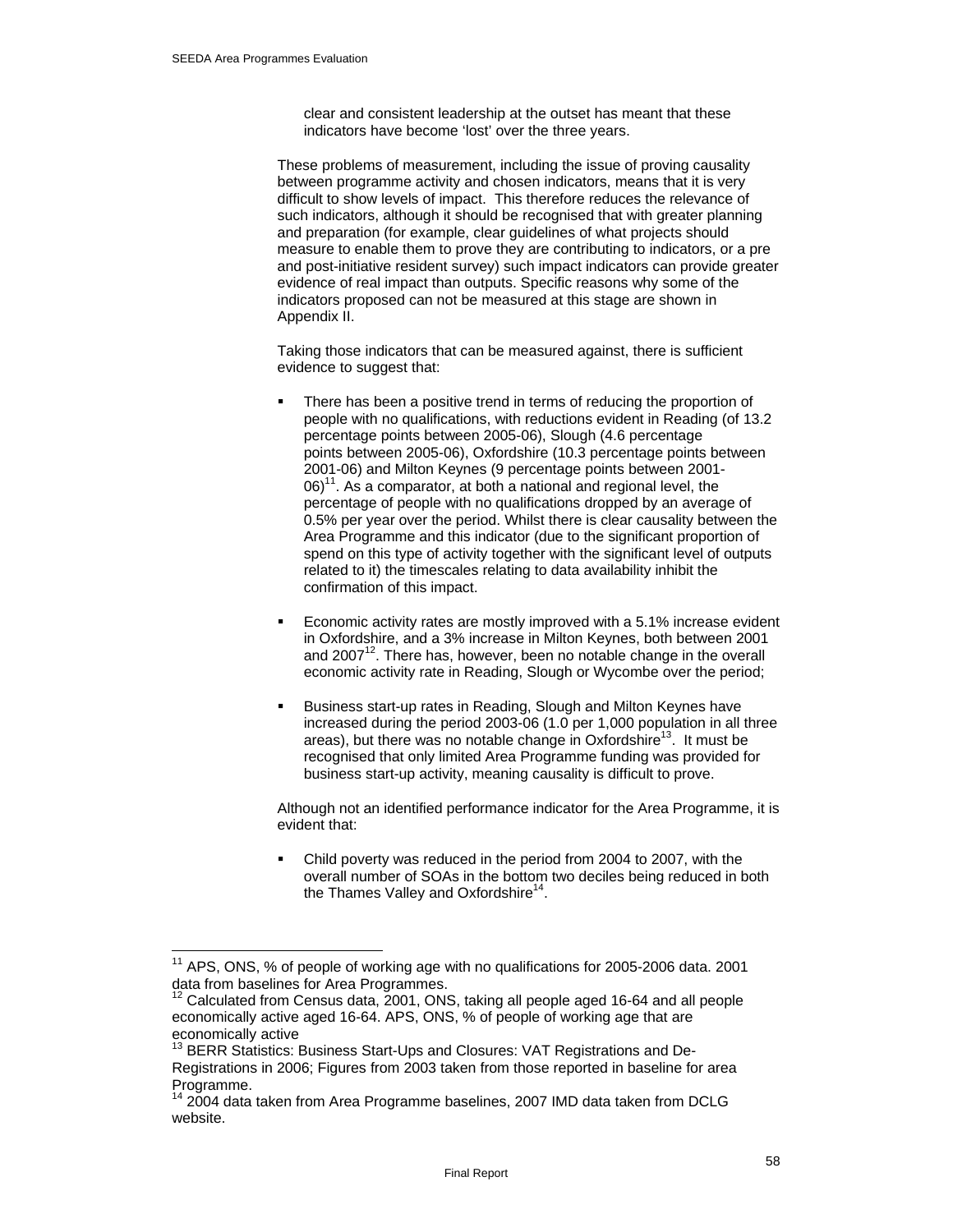clear and consistent leadership at the outset has meant that these indicators have become 'lost' over the three years.

These problems of measurement, including the issue of proving causality between programme activity and chosen indicators, means that it is very difficult to show levels of impact. This therefore reduces the relevance of such indicators, although it should be recognised that with greater planning and preparation (for example, clear guidelines of what projects should measure to enable them to prove they are contributing to indicators, or a pre and post-initiative resident survey) such impact indicators can provide greater evidence of real impact than outputs. Specific reasons why some of the indicators proposed can not be measured at this stage are shown in Appendix II.

Taking those indicators that can be measured against, there is sufficient evidence to suggest that:

- There has been a positive trend in terms of reducing the proportion of people with no qualifications, with reductions evident in Reading (of 13.2 percentage points between 2005-06), Slough (4.6 percentage points between 2005-06), Oxfordshire (10.3 percentage points between 2001-06) and Milton Keynes (9 percentage points between 2001-06)[11]. As a comparator, at both a national and regional level, the percentage of people with no qualifications dropped by an average of 0.5% per year over the period. Whilst there is clear causality between the Area Programme and this indicator (due to the significant proportion of spend on this type of activity together with the significant level of outputs related to it) the timescales relating to data availability inhibit the confirmation of this impact.

- Economic activity rates are mostly improved with a 5.1% increase evident in Oxfordshire, and a 3% increase in Milton Keynes, both between 2001 and 2007[12]. There has, however, been no notable change in the overall economic activity rate in Reading, Slough or Wycombe over the period;

- Business start-up rates in Reading, Slough and Milton Keynes have increased during the period 2003-06 (1.0 per 1,000 population in all three areas), but there was no notable change in Oxfordshire[13]. It must be recognised that only limited Area Programme funding was provided for business start-up activity, meaning causality is difficult to prove.

Although not an identified performance indicator for the Area Programme, it is evident that:

- Child poverty was reduced in the period from 2004 to 2007, with the overall number of SOAs in the bottom two deciles being reduced in both the Thames Valley and Oxfordshire[14].

---

[11] APS, ONS, % of people of working age with no qualifications for 2005-2006 data. 2001 data from baselines for Area Programmes.

[12] Calculated from Census data, 2001, ONS, taking all people aged 16-64 and all people economically active aged 16-64. APS, ONS, % of people of working age that are economically active

[13] BERR Statistics: Business Start-Ups and Closures: VAT Registrations and De-Registrations in 2006; Figures from 2003 taken from those reported in baseline for area Programme.

[14] 2004 data taken from Area Programme baselines, 2007 IMD data taken from DCLG website.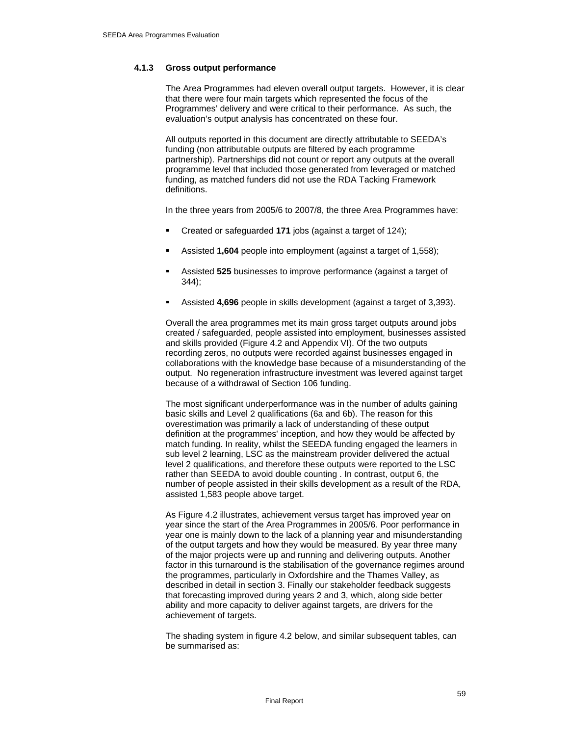### 4.1.3 Gross output performance

The Area Programmes had eleven overall output targets. However, it is clear that there were four main targets which represented the focus of the Programmes' delivery and were critical to their performance. As such, the evaluation's output analysis has concentrated on these four.

All outputs reported in this document are directly attributable to SEEDA's funding (non attributable outputs are filtered by each programme partnership). Partnerships did not count or report any outputs at the overall programme level that included those generated from leveraged or matched funding, as matched funders did not use the RDA Tacking Framework definitions.

In the three years from 2005/6 to 2007/8, the three Area Programmes have:

- Created or safeguarded **171** jobs (against a target of 124);
- Assisted **1,604** people into employment (against a target of 1,558);
- Assisted **525** businesses to improve performance (against a target of 344);
- Assisted **4,696** people in skills development (against a target of 3,393).

Overall the area programmes met its main gross target outputs around jobs created / safeguarded, people assisted into employment, businesses assisted and skills provided (Figure 4.2 and Appendix VI). Of the two outputs recording zeros, no outputs were recorded against businesses engaged in collaborations with the knowledge base because of a misunderstanding of the output. No regeneration infrastructure investment was levered against target because of a withdrawal of Section 106 funding.

The most significant underperformance was in the number of adults gaining basic skills and Level 2 qualifications (6a and 6b). The reason for this overestimation was primarily a lack of understanding of these output definition at the programmes' inception, and how they would be affected by match funding. In reality, whilst the SEEDA funding engaged the learners in sub level 2 learning, LSC as the mainstream provider delivered the actual level 2 qualifications, and therefore these outputs were reported to the LSC rather than SEEDA to avoid double counting . In contrast, output 6, the number of people assisted in their skills development as a result of the RDA, assisted 1,583 people above target.

As Figure 4.2 illustrates, achievement versus target has improved year on year since the start of the Area Programmes in 2005/6. Poor performance in year one is mainly down to the lack of a planning year and misunderstanding of the output targets and how they would be measured. By year three many of the major projects were up and running and delivering outputs. Another factor in this turnaround is the stabilisation of the governance regimes around the programmes, particularly in Oxfordshire and the Thames Valley, as described in detail in section 3. Finally our stakeholder feedback suggests that forecasting improved during years 2 and 3, which, along side better ability and more capacity to deliver against targets, are drivers for the achievement of targets.

The shading system in figure 4.2 below, and similar subsequent tables, can be summarised as: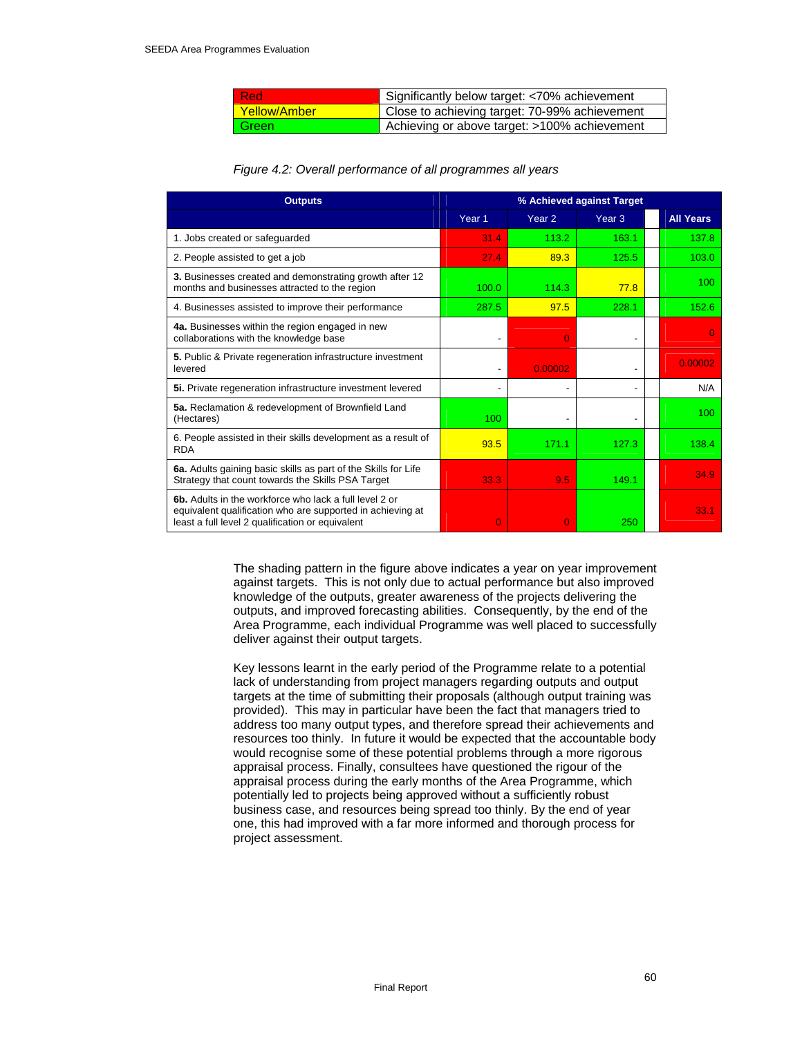| Red | Significantly below target: <70% achievement |
|---|---|
| Yellow/Amber | Close to achieving target: 70-99% achievement |
| Green | Achieving or above target: >100% achievement |

*Figure 4.2: Overall performance of all programmes all years*

| Outputs | % Achieved against Target | | | |
|---|---|---|---|---|
| | Year 1 | Year 2 | Year 3 | All Years |
| 1. Jobs created or safeguarded | 31.4 | 113.2 | 163.1 | 137.8 |
| 2. People assisted to get a job | 27.4 | 89.3 | 125.5 | 103.0 |
| **3.** Businesses created and demonstrating growth after 12 months and businesses attracted to the region | 100.0 | 114.3 | 77.8 | 100 |
| 4. Businesses assisted to improve their performance | 287.5 | 97.5 | 228.1 | 152.6 |
| **4a.** Businesses within the region engaged in new collaborations with the knowledge base | - | 0 | - | 0 |
| **5.** Public & Private regeneration infrastructure investment levered | - | 0.00002 | - | 0.00002 |
| **5i.** Private regeneration infrastructure investment levered | - | - | - | N/A |
| **5a.** Reclamation & redevelopment of Brownfield Land (Hectares) | 100 | - | - | 100 |
| 6. People assisted in their skills development as a result of RDA | 93.5 | 171.1 | 127.3 | 138.4 |
| **6a.** Adults gaining basic skills as part of the Skills for Life Strategy that count towards the Skills PSA Target | 33.3 | 9.5 | 149.1 | 34.9 |
| **6b.** Adults in the workforce who lack a full level 2 or equivalent qualification who are supported in achieving at least a full level 2 qualification or equivalent | 0 | 0 | 250 | 33.1 |

The shading pattern in the figure above indicates a year on year improvement against targets. This is not only due to actual performance but also improved knowledge of the outputs, greater awareness of the projects delivering the outputs, and improved forecasting abilities. Consequently, by the end of the Area Programme, each individual Programme was well placed to successfully deliver against their output targets.

Key lessons learnt in the early period of the Programme relate to a potential lack of understanding from project managers regarding outputs and output targets at the time of submitting their proposals (although output training was provided). This may in particular have been the fact that managers tried to address too many output types, and therefore spread their achievements and resources too thinly. In future it would be expected that the accountable body would recognise some of these potential problems through a more rigorous appraisal process. Finally, consultees have questioned the rigour of the appraisal process during the early months of the Area Programme, which potentially led to projects being approved without a sufficiently robust business case, and resources being spread too thinly. By the end of year one, this had improved with a far more informed and thorough process for project assessment.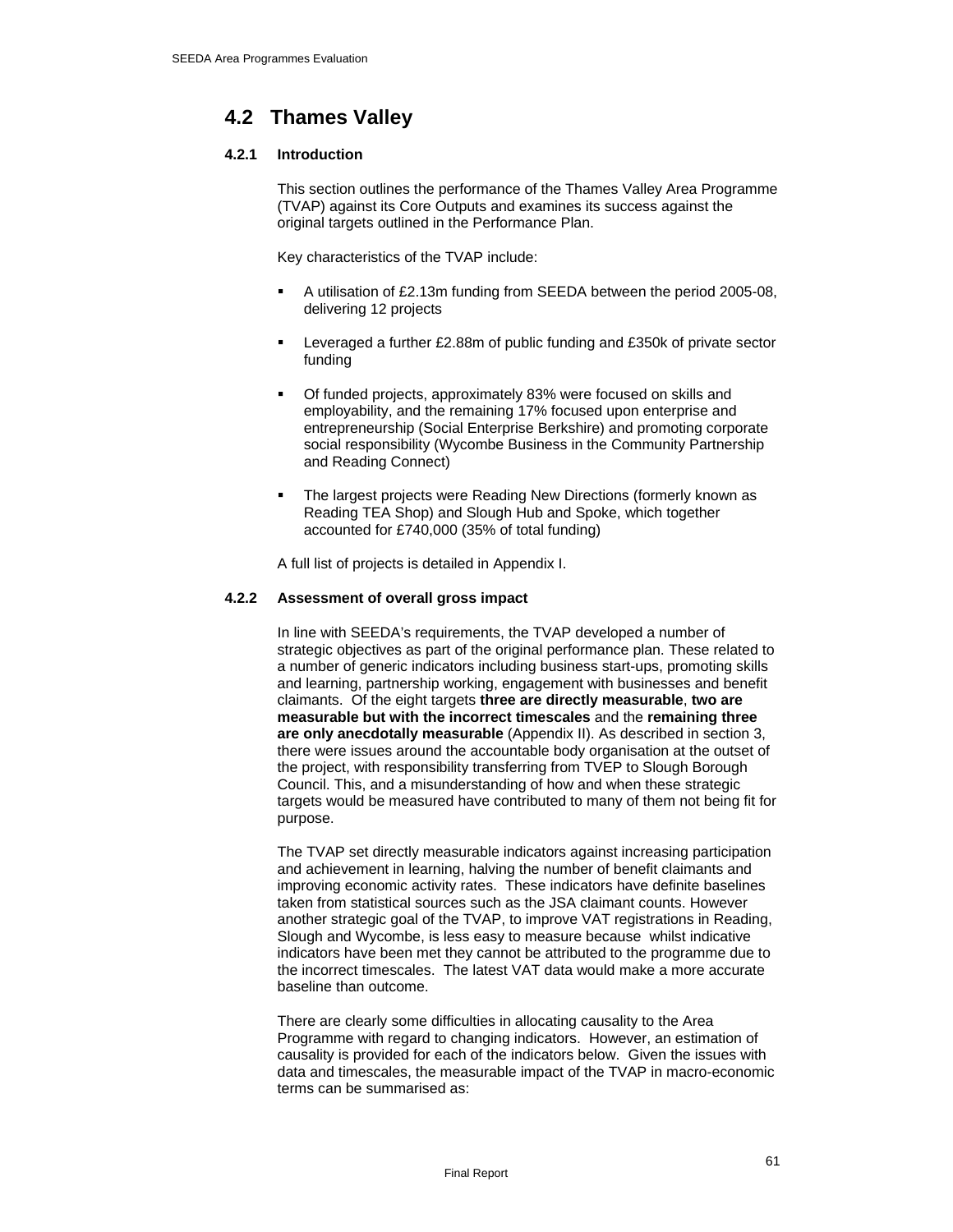## 4.2 Thames Valley

### 4.2.1 Introduction

This section outlines the performance of the Thames Valley Area Programme (TVAP) against its Core Outputs and examines its success against the original targets outlined in the Performance Plan.

Key characteristics of the TVAP include:

- A utilisation of £2.13m funding from SEEDA between the period 2005-08, delivering 12 projects
- Leveraged a further £2.88m of public funding and £350k of private sector funding
- Of funded projects, approximately 83% were focused on skills and employability, and the remaining 17% focused upon enterprise and entrepreneurship (Social Enterprise Berkshire) and promoting corporate social responsibility (Wycombe Business in the Community Partnership and Reading Connect)
- The largest projects were Reading New Directions (formerly known as Reading TEA Shop) and Slough Hub and Spoke, which together accounted for £740,000 (35% of total funding)

A full list of projects is detailed in Appendix I.

### 4.2.2 Assessment of overall gross impact

In line with SEEDA's requirements, the TVAP developed a number of strategic objectives as part of the original performance plan. These related to a number of generic indicators including business start-ups, promoting skills and learning, partnership working, engagement with businesses and benefit claimants. Of the eight targets **three are directly measurable**, **two are measurable but with the incorrect timescales** and the **remaining three are only anecdotally measurable** (Appendix II). As described in section 3, there were issues around the accountable body organisation at the outset of the project, with responsibility transferring from TVEP to Slough Borough Council. This, and a misunderstanding of how and when these strategic targets would be measured have contributed to many of them not being fit for purpose.

The TVAP set directly measurable indicators against increasing participation and achievement in learning, halving the number of benefit claimants and improving economic activity rates. These indicators have definite baselines taken from statistical sources such as the JSA claimant counts. However another strategic goal of the TVAP, to improve VAT registrations in Reading, Slough and Wycombe, is less easy to measure because whilst indicative indicators have been met they cannot be attributed to the programme due to the incorrect timescales. The latest VAT data would make a more accurate baseline than outcome.

There are clearly some difficulties in allocating causality to the Area Programme with regard to changing indicators. However, an estimation of causality is provided for each of the indicators below. Given the issues with data and timescales, the measurable impact of the TVAP in macro-economic terms can be summarised as: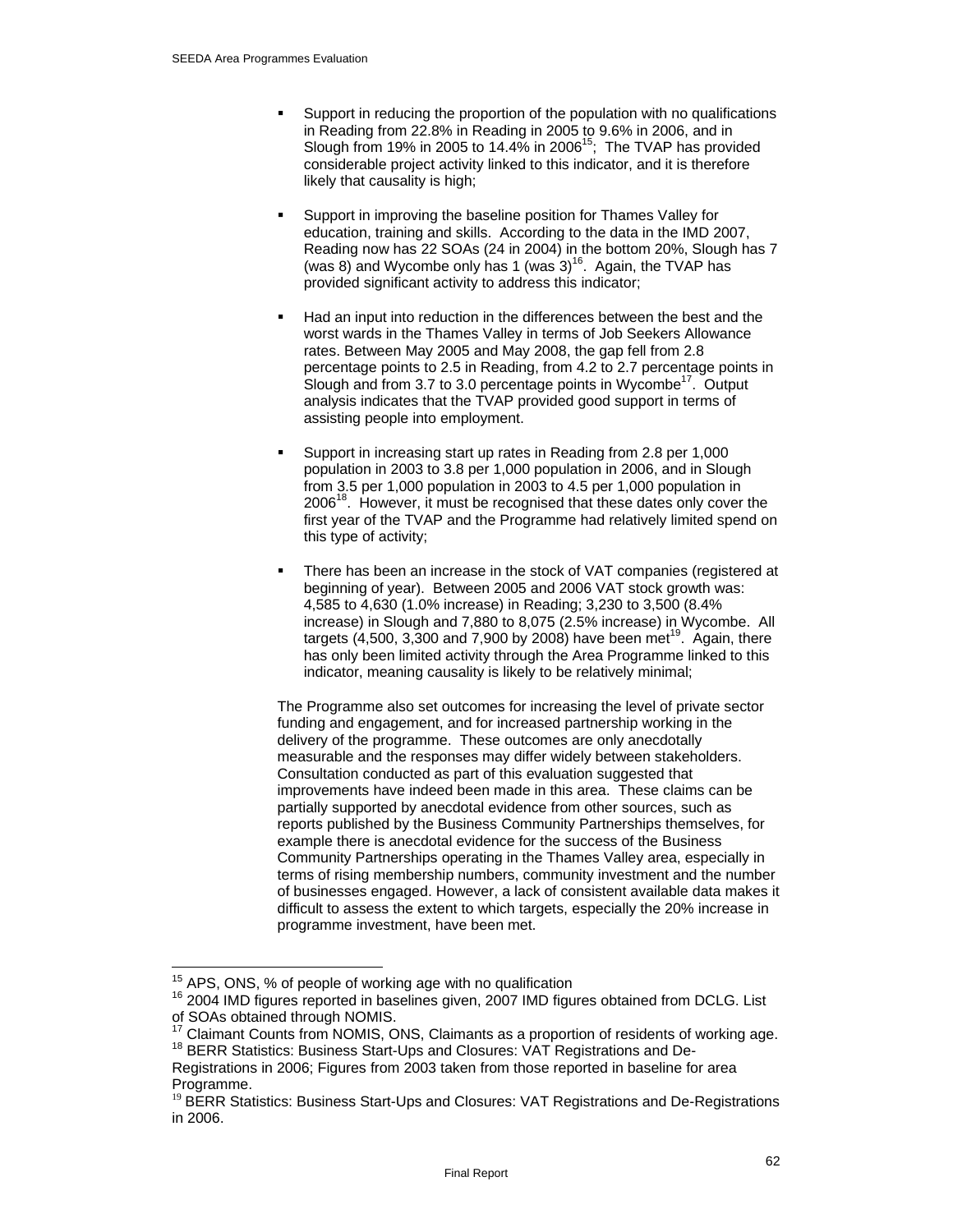- Support in reducing the proportion of the population with no qualifications in Reading from 22.8% in Reading in 2005 to 9.6% in 2006, and in Slough from 19% in 2005 to 14.4% in 2006[15]; The TVAP has provided considerable project activity linked to this indicator, and it is therefore likely that causality is high;

- Support in improving the baseline position for Thames Valley for education, training and skills. According to the data in the IMD 2007, Reading now has 22 SOAs (24 in 2004) in the bottom 20%, Slough has 7 (was 8) and Wycombe only has 1 (was 3)[16]. Again, the TVAP has provided significant activity to address this indicator;

- Had an input into reduction in the differences between the best and the worst wards in the Thames Valley in terms of Job Seekers Allowance rates. Between May 2005 and May 2008, the gap fell from 2.8 percentage points to 2.5 in Reading, from 4.2 to 2.7 percentage points in Slough and from 3.7 to 3.0 percentage points in Wycombe[17]. Output analysis indicates that the TVAP provided good support in terms of assisting people into employment.

- Support in increasing start up rates in Reading from 2.8 per 1,000 population in 2003 to 3.8 per 1,000 population in 2006, and in Slough from 3.5 per 1,000 population in 2003 to 4.5 per 1,000 population in 2006[18]. However, it must be recognised that these dates only cover the first year of the TVAP and the Programme had relatively limited spend on this type of activity;

- There has been an increase in the stock of VAT companies (registered at beginning of year). Between 2005 and 2006 VAT stock growth was: 4,585 to 4,630 (1.0% increase) in Reading; 3,230 to 3,500 (8.4% increase) in Slough and 7,880 to 8,075 (2.5% increase) in Wycombe. All targets (4,500, 3,300 and 7,900 by 2008) have been met[19]. Again, there has only been limited activity through the Area Programme linked to this indicator, meaning causality is likely to be relatively minimal;

The Programme also set outcomes for increasing the level of private sector funding and engagement, and for increased partnership working in the delivery of the programme. These outcomes are only anecdotally measurable and the responses may differ widely between stakeholders. Consultation conducted as part of this evaluation suggested that improvements have indeed been made in this area. These claims can be partially supported by anecdotal evidence from other sources, such as reports published by the Business Community Partnerships themselves, for example there is anecdotal evidence for the success of the Business Community Partnerships operating in the Thames Valley area, especially in terms of rising membership numbers, community investment and the number of businesses engaged. However, a lack of consistent available data makes it difficult to assess the extent to which targets, especially the 20% increase in programme investment, have been met.

---

[15] APS, ONS, % of people of working age with no qualification

[16] 2004 IMD figures reported in baselines given, 2007 IMD figures obtained from DCLG. List of SOAs obtained through NOMIS.

[17] Claimant Counts from NOMIS, ONS, Claimants as a proportion of residents of working age.

[18] BERR Statistics: Business Start-Ups and Closures: VAT Registrations and De-Registrations in 2006; Figures from 2003 taken from those reported in baseline for area Programme.

[19] BERR Statistics: Business Start-Ups and Closures: VAT Registrations and De-Registrations in 2006.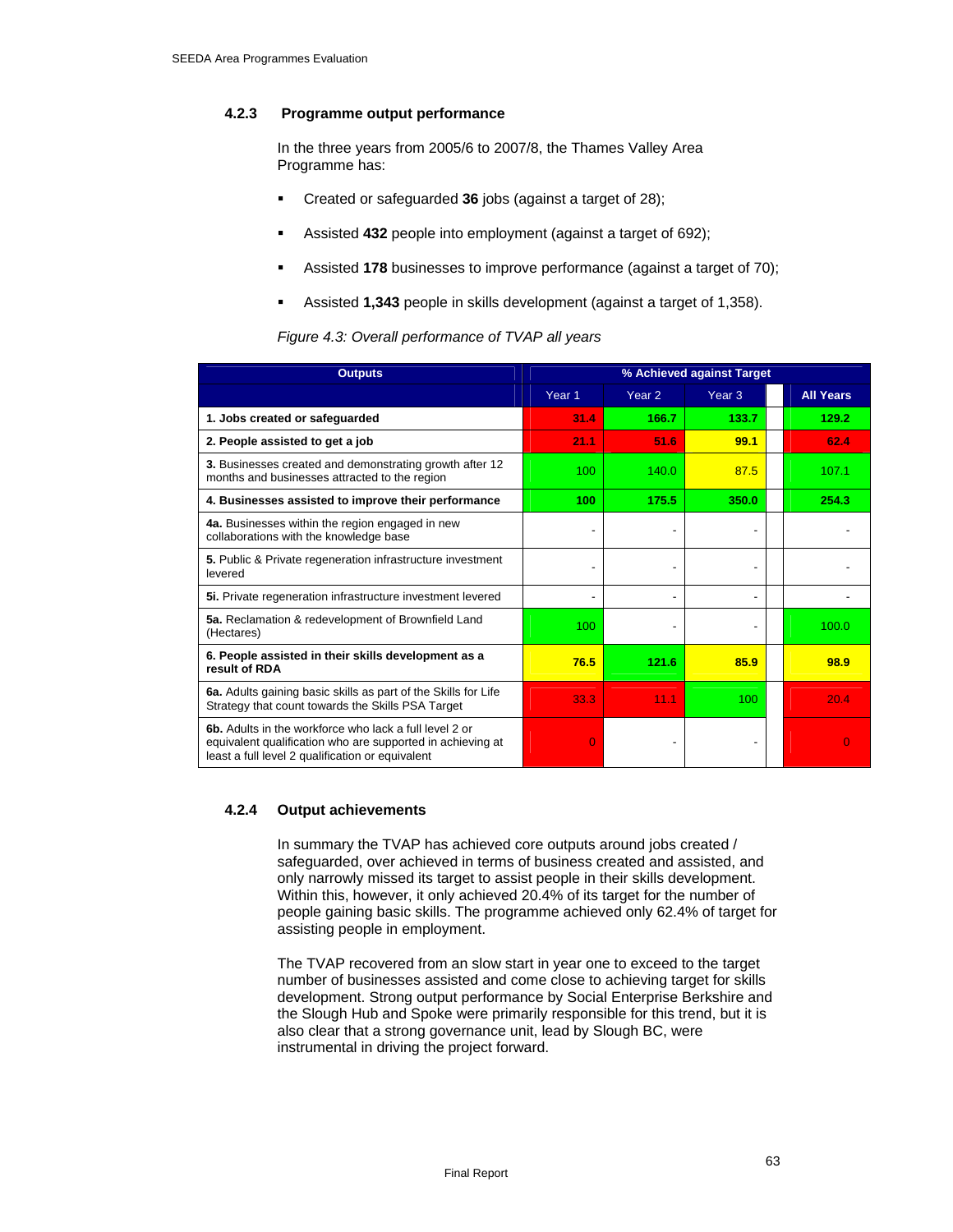### 4.2.3 Programme output performance

In the three years from 2005/6 to 2007/8, the Thames Valley Area Programme has:

- Created or safeguarded **36** jobs (against a target of 28);
- Assisted **432** people into employment (against a target of 692);
- Assisted **178** businesses to improve performance (against a target of 70);
- Assisted **1,343** people in skills development (against a target of 1,358).

*Figure 4.3: Overall performance of TVAP all years*

| Outputs | % Achieved against Target | | | |
|---|---|---|---|---|
| | Year 1 | Year 2 | Year 3 | All Years |
| **1. Jobs created or safeguarded** | 31.4 | 166.7 | 133.7 | 129.2 |
| **2. People assisted to get a job** | 21.1 | 51.6 | 99.1 | 62.4 |
| **3.** Businesses created and demonstrating growth after 12 months and businesses attracted to the region | 100 | 140.0 | 87.5 | 107.1 |
| **4. Businesses assisted to improve their performance** | 100 | 175.5 | 350.0 | 254.3 |
| **4a.** Businesses within the region engaged in new collaborations with the knowledge base | - | - | - | - |
| **5.** Public & Private regeneration infrastructure investment levered | - | - | - | - |
| **5i.** Private regeneration infrastructure investment levered | - | - | - | - |
| **5a.** Reclamation & redevelopment of Brownfield Land (Hectares) | 100 | - | - | 100.0 |
| **6. People assisted in their skills development as a result of RDA** | 76.5 | 121.6 | 85.9 | 98.9 |
| **6a.** Adults gaining basic skills as part of the Skills for Life Strategy that count towards the Skills PSA Target | 33.3 | 11.1 | 100 | 20.4 |
| **6b.** Adults in the workforce who lack a full level 2 or equivalent qualification who are supported in achieving at least a full level 2 qualification or equivalent | 0 | - | - | 0 |

### 4.2.4 Output achievements

In summary the TVAP has achieved core outputs around jobs created / safeguarded, over achieved in terms of business created and assisted, and only narrowly missed its target to assist people in their skills development. Within this, however, it only achieved 20.4% of its target for the number of people gaining basic skills. The programme achieved only 62.4% of target for assisting people in employment.

The TVAP recovered from an slow start in year one to exceed to the target number of businesses assisted and come close to achieving target for skills development. Strong output performance by Social Enterprise Berkshire and the Slough Hub and Spoke were primarily responsible for this trend, but it is also clear that a strong governance unit, lead by Slough BC, were instrumental in driving the project forward.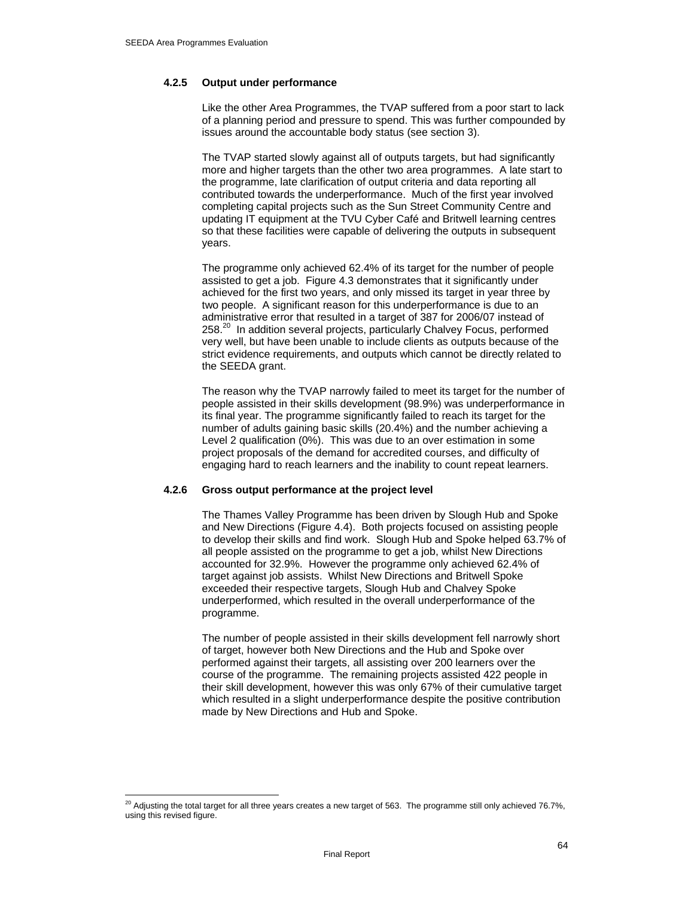#### 4.2.5 Output under performance

Like the other Area Programmes, the TVAP suffered from a poor start to lack of a planning period and pressure to spend. This was further compounded by issues around the accountable body status (see section 3).

The TVAP started slowly against all of outputs targets, but had significantly more and higher targets than the other two area programmes. A late start to the programme, late clarification of output criteria and data reporting all contributed towards the underperformance. Much of the first year involved completing capital projects such as the Sun Street Community Centre and updating IT equipment at the TVU Cyber Café and Britwell learning centres so that these facilities were capable of delivering the outputs in subsequent years.

The programme only achieved 62.4% of its target for the number of people assisted to get a job. Figure 4.3 demonstrates that it significantly under achieved for the first two years, and only missed its target in year three by two people. A significant reason for this underperformance is due to an administrative error that resulted in a target of 387 for 2006/07 instead of 258.[20] In addition several projects, particularly Chalvey Focus, performed very well, but have been unable to include clients as outputs because of the strict evidence requirements, and outputs which cannot be directly related to the SEEDA grant.

The reason why the TVAP narrowly failed to meet its target for the number of people assisted in their skills development (98.9%) was underperformance in its final year. The programme significantly failed to reach its target for the number of adults gaining basic skills (20.4%) and the number achieving a Level 2 qualification (0%). This was due to an over estimation in some project proposals of the demand for accredited courses, and difficulty of engaging hard to reach learners and the inability to count repeat learners.

#### 4.2.6 Gross output performance at the project level

The Thames Valley Programme has been driven by Slough Hub and Spoke and New Directions (Figure 4.4). Both projects focused on assisting people to develop their skills and find work. Slough Hub and Spoke helped 63.7% of all people assisted on the programme to get a job, whilst New Directions accounted for 32.9%. However the programme only achieved 62.4% of target against job assists. Whilst New Directions and Britwell Spoke exceeded their respective targets, Slough Hub and Chalvey Spoke underperformed, which resulted in the overall underperformance of the programme.

The number of people assisted in their skills development fell narrowly short of target, however both New Directions and the Hub and Spoke over performed against their targets, all assisting over 200 learners over the course of the programme. The remaining projects assisted 422 people in their skill development, however this was only 67% of their cumulative target which resulted in a slight underperformance despite the positive contribution made by New Directions and Hub and Spoke.

---

[20] Adjusting the total target for all three years creates a new target of 563. The programme still only achieved 76.7%, using this revised figure.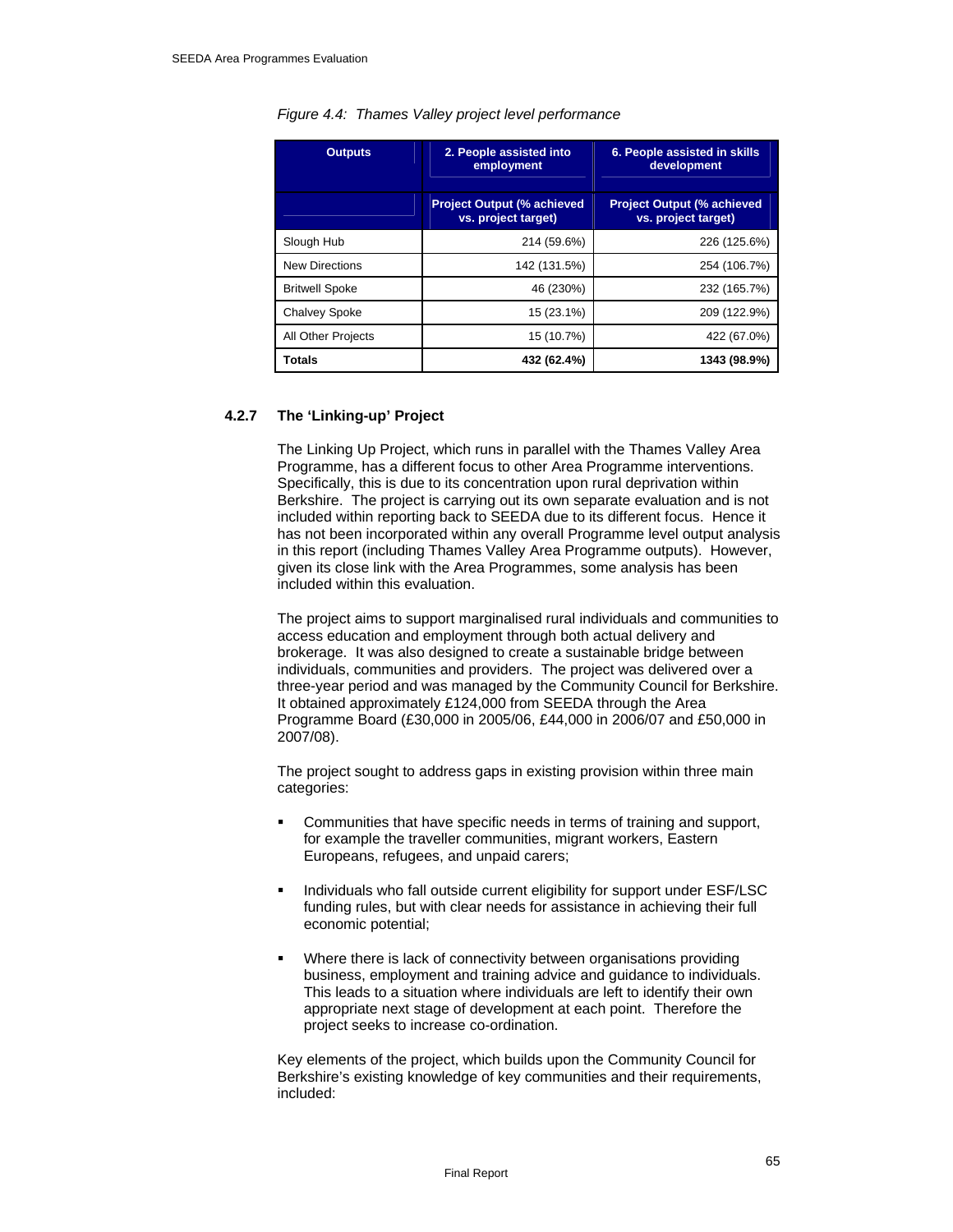*Figure 4.4: Thames Valley project level performance*

| Outputs | 2. People assisted into employment | 6. People assisted in skills development |
|---|---|---|
| | **Project Output (% achieved vs. project target)** | **Project Output (% achieved vs. project target)** |
| Slough Hub | 214 (59.6%) | 226 (125.6%) |
| New Directions | 142 (131.5%) | 254 (106.7%) |
| Britwell Spoke | 46 (230%) | 232 (165.7%) |
| Chalvey Spoke | 15 (23.1%) | 209 (122.9%) |
| All Other Projects | 15 (10.7%) | 422 (67.0%) |
| **Totals** | **432 (62.4%)** | **1343 (98.9%)** |

### 4.2.7 The 'Linking-up' Project

The Linking Up Project, which runs in parallel with the Thames Valley Area Programme, has a different focus to other Area Programme interventions. Specifically, this is due to its concentration upon rural deprivation within Berkshire. The project is carrying out its own separate evaluation and is not included within reporting back to SEEDA due to its different focus. Hence it has not been incorporated within any overall Programme level output analysis in this report (including Thames Valley Area Programme outputs). However, given its close link with the Area Programmes, some analysis has been included within this evaluation.

The project aims to support marginalised rural individuals and communities to access education and employment through both actual delivery and brokerage. It was also designed to create a sustainable bridge between individuals, communities and providers. The project was delivered over a three-year period and was managed by the Community Council for Berkshire. It obtained approximately £124,000 from SEEDA through the Area Programme Board (£30,000 in 2005/06, £44,000 in 2006/07 and £50,000 in 2007/08).

The project sought to address gaps in existing provision within three main categories:

- Communities that have specific needs in terms of training and support, for example the traveller communities, migrant workers, Eastern Europeans, refugees, and unpaid carers;
- Individuals who fall outside current eligibility for support under ESF/LSC funding rules, but with clear needs for assistance in achieving their full economic potential;
- Where there is lack of connectivity between organisations providing business, employment and training advice and guidance to individuals. This leads to a situation where individuals are left to identify their own appropriate next stage of development at each point. Therefore the project seeks to increase co-ordination.

Key elements of the project, which builds upon the Community Council for Berkshire's existing knowledge of key communities and their requirements, included: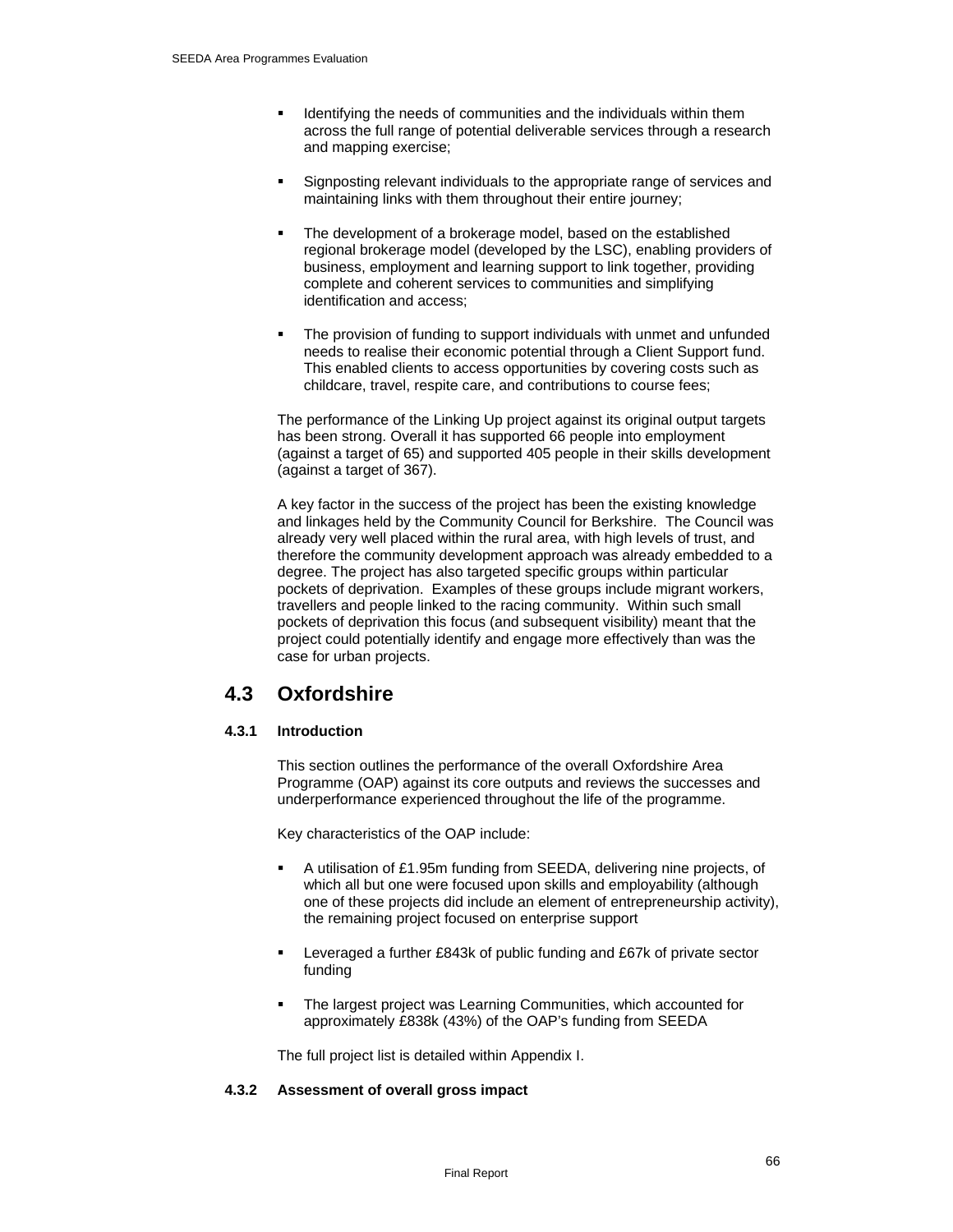- Identifying the needs of communities and the individuals within them across the full range of potential deliverable services through a research and mapping exercise;
- Signposting relevant individuals to the appropriate range of services and maintaining links with them throughout their entire journey;
- The development of a brokerage model, based on the established regional brokerage model (developed by the LSC), enabling providers of business, employment and learning support to link together, providing complete and coherent services to communities and simplifying identification and access;
- The provision of funding to support individuals with unmet and unfunded needs to realise their economic potential through a Client Support fund. This enabled clients to access opportunities by covering costs such as childcare, travel, respite care, and contributions to course fees;

The performance of the Linking Up project against its original output targets has been strong. Overall it has supported 66 people into employment (against a target of 65) and supported 405 people in their skills development (against a target of 367).

A key factor in the success of the project has been the existing knowledge and linkages held by the Community Council for Berkshire. The Council was already very well placed within the rural area, with high levels of trust, and therefore the community development approach was already embedded to a degree. The project has also targeted specific groups within particular pockets of deprivation. Examples of these groups include migrant workers, travellers and people linked to the racing community. Within such small pockets of deprivation this focus (and subsequent visibility) meant that the project could potentially identify and engage more effectively than was the case for urban projects.

## 4.3 Oxfordshire

### 4.3.1 Introduction

This section outlines the performance of the overall Oxfordshire Area Programme (OAP) against its core outputs and reviews the successes and underperformance experienced throughout the life of the programme.

Key characteristics of the OAP include:

- A utilisation of £1.95m funding from SEEDA, delivering nine projects, of which all but one were focused upon skills and employability (although one of these projects did include an element of entrepreneurship activity), the remaining project focused on enterprise support
- Leveraged a further £843k of public funding and £67k of private sector funding
- The largest project was Learning Communities, which accounted for approximately £838k (43%) of the OAP's funding from SEEDA

The full project list is detailed within Appendix I.

### 4.3.2 Assessment of overall gross impact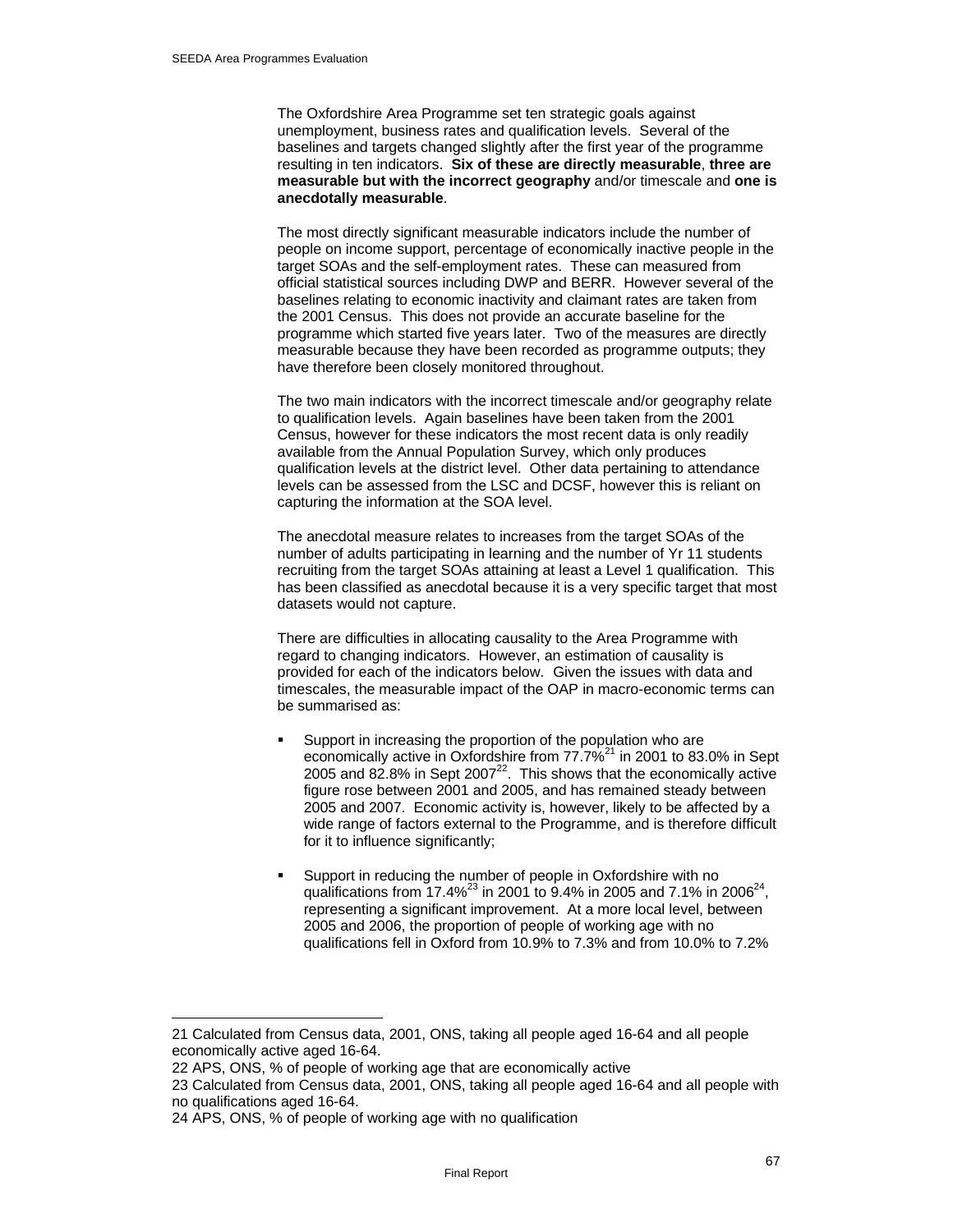The Oxfordshire Area Programme set ten strategic goals against unemployment, business rates and qualification levels. Several of the baselines and targets changed slightly after the first year of the programme resulting in ten indicators. **Six of these are directly measurable**, **three are measurable but with the incorrect geography** and/or timescale and **one is anecdotally measurable**.

The most directly significant measurable indicators include the number of people on income support, percentage of economically inactive people in the target SOAs and the self-employment rates. These can measured from official statistical sources including DWP and BERR. However several of the baselines relating to economic inactivity and claimant rates are taken from the 2001 Census. This does not provide an accurate baseline for the programme which started five years later. Two of the measures are directly measurable because they have been recorded as programme outputs; they have therefore been closely monitored throughout.

The two main indicators with the incorrect timescale and/or geography relate to qualification levels. Again baselines have been taken from the 2001 Census, however for these indicators the most recent data is only readily available from the Annual Population Survey, which only produces qualification levels at the district level. Other data pertaining to attendance levels can be assessed from the LSC and DCSF, however this is reliant on capturing the information at the SOA level.

The anecdotal measure relates to increases from the target SOAs of the number of adults participating in learning and the number of Yr 11 students recruiting from the target SOAs attaining at least a Level 1 qualification. This has been classified as anecdotal because it is a very specific target that most datasets would not capture.

There are difficulties in allocating causality to the Area Programme with regard to changing indicators. However, an estimation of causality is provided for each of the indicators below. Given the issues with data and timescales, the measurable impact of the OAP in macro-economic terms can be summarised as:

- Support in increasing the proportion of the population who are economically active in Oxfordshire from 77.7%[21] in 2001 to 83.0% in Sept 2005 and 82.8% in Sept 2007[22]. This shows that the economically active figure rose between 2001 and 2005, and has remained steady between 2005 and 2007. Economic activity is, however, likely to be affected by a wide range of factors external to the Programme, and is therefore difficult for it to influence significantly;

- Support in reducing the number of people in Oxfordshire with no qualifications from 17.4%[23] in 2001 to 9.4% in 2005 and 7.1% in 2006[24], representing a significant improvement. At a more local level, between 2005 and 2006, the proportion of people of working age with no qualifications fell in Oxford from 10.9% to 7.3% and from 10.0% to 7.2%

---

21 Calculated from Census data, 2001, ONS, taking all people aged 16-64 and all people economically active aged 16-64.

22 APS, ONS, % of people of working age that are economically active

23 Calculated from Census data, 2001, ONS, taking all people aged 16-64 and all people with no qualifications aged 16-64.

24 APS, ONS, % of people of working age with no qualification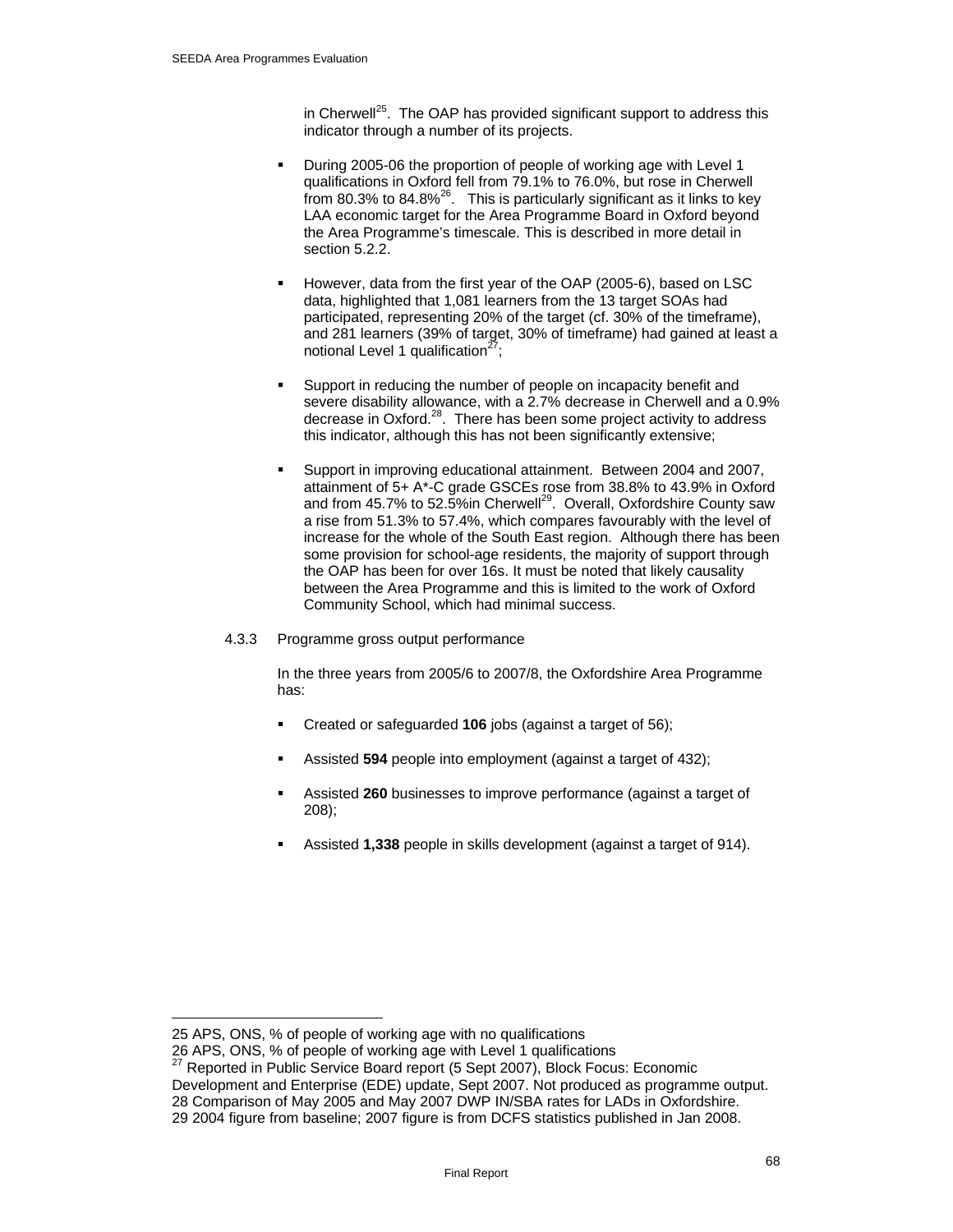in Cherwell[25]. The OAP has provided significant support to address this indicator through a number of its projects.

- During 2005-06 the proportion of people of working age with Level 1 qualifications in Oxford fell from 79.1% to 76.0%, but rose in Cherwell from 80.3% to 84.8%[26]. This is particularly significant as it links to key LAA economic target for the Area Programme Board in Oxford beyond the Area Programme's timescale. This is described in more detail in section 5.2.2.

- However, data from the first year of the OAP (2005-6), based on LSC data, highlighted that 1,081 learners from the 13 target SOAs had participated, representing 20% of the target (cf. 30% of the timeframe), and 281 learners (39% of target, 30% of timeframe) had gained at least a notional Level 1 qualification[27];

- Support in reducing the number of people on incapacity benefit and severe disability allowance, with a 2.7% decrease in Cherwell and a 0.9% decrease in Oxford.[28]. There has been some project activity to address this indicator, although this has not been significantly extensive;

- Support in improving educational attainment. Between 2004 and 2007, attainment of 5+ A*-C grade GSCEs rose from 38.8% to 43.9% in Oxford and from 45.7% to 52.5%in Cherwell[29]. Overall, Oxfordshire County saw a rise from 51.3% to 57.4%, which compares favourably with the level of increase for the whole of the South East region. Although there has been some provision for school-age residents, the majority of support through the OAP has been for over 16s. It must be noted that likely causality between the Area Programme and this is limited to the work of Oxford Community School, which had minimal success.

### 4.3.3 Programme gross output performance

In the three years from 2005/6 to 2007/8, the Oxfordshire Area Programme has:

- Created or safeguarded **106** jobs (against a target of 56);

- Assisted **594** people into employment (against a target of 432);

- Assisted **260** businesses to improve performance (against a target of 208);

- Assisted **1,338** people in skills development (against a target of 914).

---

25 APS, ONS, % of people of working age with no qualifications

26 APS, ONS, % of people of working age with Level 1 qualifications

27 Reported in Public Service Board report (5 Sept 2007), Block Focus: Economic Development and Enterprise (EDE) update, Sept 2007. Not produced as programme output.

28 Comparison of May 2005 and May 2007 DWP IN/SBA rates for LADs in Oxfordshire.

29 2004 figure from baseline; 2007 figure is from DCFS statistics published in Jan 2008.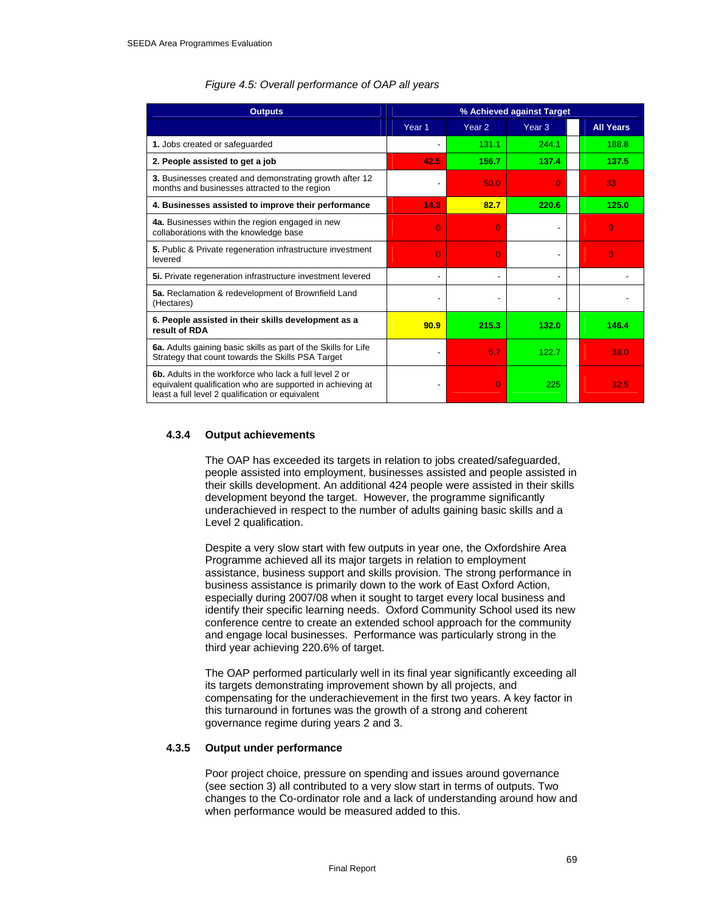*Figure 4.5: Overall performance of OAP all years*

| Outputs | % Achieved against Target | | | All Years |
|---|---|---|---|---|
| | Year 1 | Year 2 | Year 3 | All Years |
| **1.** Jobs created or safeguarded | - | 131.1 | 244.1 | 188.8 |
| **2. People assisted to get a job** | **42.5** | **156.7** | **137.4** | **137.5** |
| **3.** Businesses created and demonstrating growth after 12 months and businesses attracted to the region | - | 50.0 | 0 | 33 |
| **4. Businesses assisted to improve their performance** | **14.3** | **82.7** | **220.6** | **125.0** |
| **4a.** Businesses within the region engaged in new collaborations with the knowledge base | 0 | 0 | - | 0 |
| **5.** Public & Private regeneration infrastructure investment levered | 0 | 0 | - | 0 |
| **5i.** Private regeneration infrastructure investment levered | - | - | - | - |
| **5a.** Reclamation & redevelopment of Brownfield Land (Hectares) | - | - | - | - |
| **6. People assisted in their skills development as a result of RDA** | **90.9** | **215.3** | **132.0** | **146.4** |
| **6a.** Adults gaining basic skills as part of the Skills for Life Strategy that count towards the Skills PSA Target | - | 6.7 | 122.7 | 38.0 |
| **6b.** Adults in the workforce who lack a full level 2 or equivalent qualification who are supported in achieving at least a full level 2 qualification or equivalent | - | 0 | 225 | 32.5 |

### 4.3.4 Output achievements

The OAP has exceeded its targets in relation to jobs created/safeguarded, people assisted into employment, businesses assisted and people assisted in their skills development. An additional 424 people were assisted in their skills development beyond the target. However, the programme significantly underachieved in respect to the number of adults gaining basic skills and a Level 2 qualification.

Despite a very slow start with few outputs in year one, the Oxfordshire Area Programme achieved all its major targets in relation to employment assistance, business support and skills provision. The strong performance in business assistance is primarily down to the work of East Oxford Action, especially during 2007/08 when it sought to target every local business and identify their specific learning needs. Oxford Community School used its new conference centre to create an extended school approach for the community and engage local businesses. Performance was particularly strong in the third year achieving 220.6% of target.

The OAP performed particularly well in its final year significantly exceeding all its targets demonstrating improvement shown by all projects, and compensating for the underachievement in the first two years. A key factor in this turnaround in fortunes was the growth of a strong and coherent governance regime during years 2 and 3.

### 4.3.5 Output under performance

Poor project choice, pressure on spending and issues around governance (see section 3) all contributed to a very slow start in terms of outputs. Two changes to the Co-ordinator role and a lack of understanding around how and when performance would be measured added to this.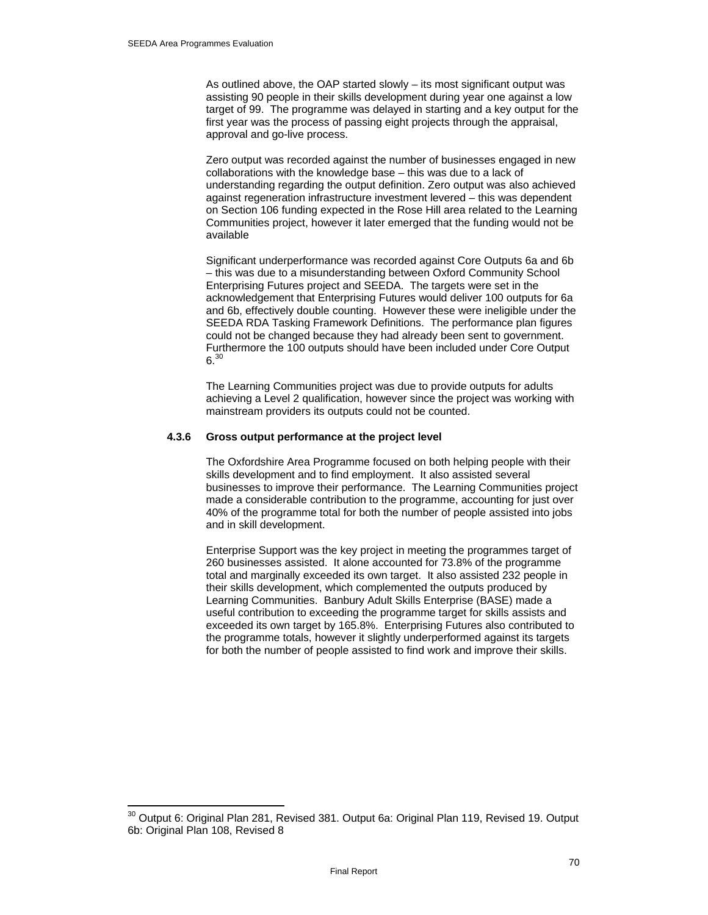As outlined above, the OAP started slowly – its most significant output was assisting 90 people in their skills development during year one against a low target of 99. The programme was delayed in starting and a key output for the first year was the process of passing eight projects through the appraisal, approval and go-live process.

Zero output was recorded against the number of businesses engaged in new collaborations with the knowledge base – this was due to a lack of understanding regarding the output definition. Zero output was also achieved against regeneration infrastructure investment levered – this was dependent on Section 106 funding expected in the Rose Hill area related to the Learning Communities project, however it later emerged that the funding would not be available

Significant underperformance was recorded against Core Outputs 6a and 6b – this was due to a misunderstanding between Oxford Community School Enterprising Futures project and SEEDA. The targets were set in the acknowledgement that Enterprising Futures would deliver 100 outputs for 6a and 6b, effectively double counting. However these were ineligible under the SEEDA RDA Tasking Framework Definitions. The performance plan figures could not be changed because they had already been sent to government. Furthermore the 100 outputs should have been included under Core Output 6.[30]

The Learning Communities project was due to provide outputs for adults achieving a Level 2 qualification, however since the project was working with mainstream providers its outputs could not be counted.

### 4.3.6 Gross output performance at the project level

The Oxfordshire Area Programme focused on both helping people with their skills development and to find employment. It also assisted several businesses to improve their performance. The Learning Communities project made a considerable contribution to the programme, accounting for just over 40% of the programme total for both the number of people assisted into jobs and in skill development.

Enterprise Support was the key project in meeting the programmes target of 260 businesses assisted. It alone accounted for 73.8% of the programme total and marginally exceeded its own target. It also assisted 232 people in their skills development, which complemented the outputs produced by Learning Communities. Banbury Adult Skills Enterprise (BASE) made a useful contribution to exceeding the programme target for skills assists and exceeded its own target by 165.8%. Enterprising Futures also contributed to the programme totals, however it slightly underperformed against its targets for both the number of people assisted to find work and improve their skills.

[30] Output 6: Original Plan 281, Revised 381. Output 6a: Original Plan 119, Revised 19. Output 6b: Original Plan 108, Revised 8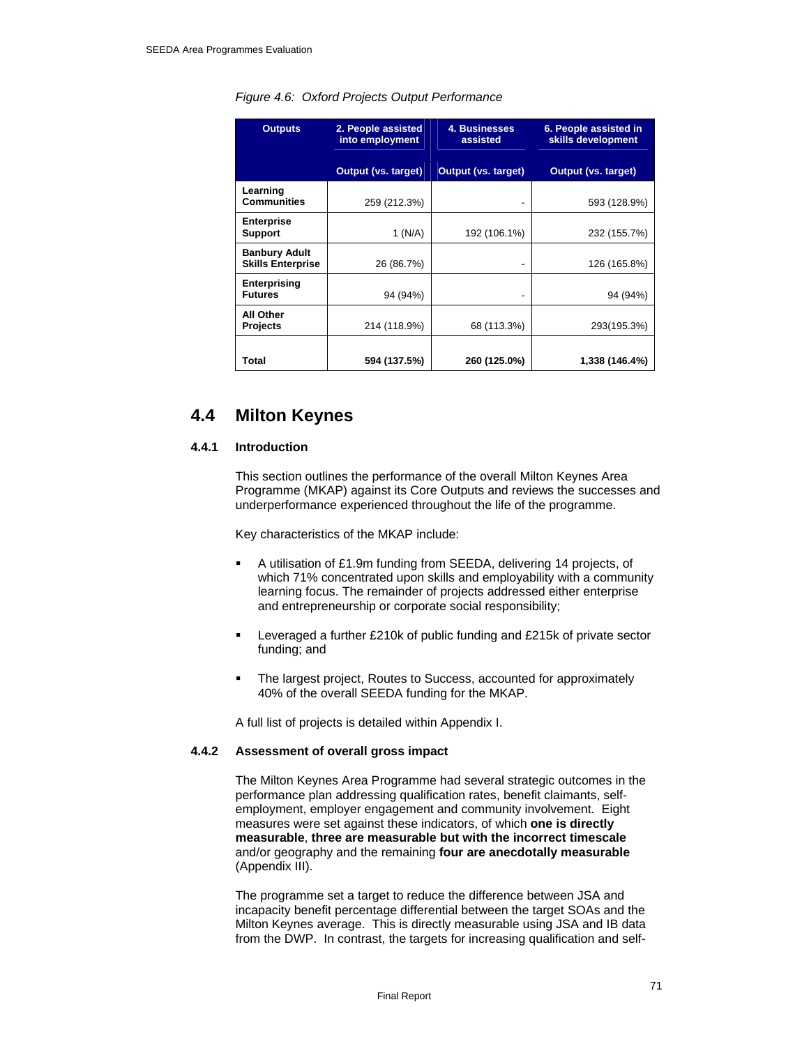*Figure 4.6: Oxford Projects Output Performance*

| Outputs | 2. People assisted into employment | 4. Businesses assisted | 6. People assisted in skills development |
|---|---|---|---|
| | Output (vs. target) | Output (vs. target) | Output (vs. target) |
| **Learning Communities** | 259 (212.3%) | - | 593 (128.9%) |
| **Enterprise Support** | 1 (N/A) | 192 (106.1%) | 232 (155.7%) |
| **Banbury Adult Skills Enterprise** | 26 (86.7%) | - | 126 (165.8%) |
| **Enterprising Futures** | 94 (94%) | - | 94 (94%) |
| **All Other Projects** | 214 (118.9%) | 68 (113.3%) | 293(195.3%) |
| **Total** | **594 (137.5%)** | **260 (125.0%)** | **1,338 (146.4%)** |

## 4.4 Milton Keynes

### 4.4.1 Introduction

This section outlines the performance of the overall Milton Keynes Area Programme (MKAP) against its Core Outputs and reviews the successes and underperformance experienced throughout the life of the programme.

Key characteristics of the MKAP include:

- A utilisation of £1.9m funding from SEEDA, delivering 14 projects, of which 71% concentrated upon skills and employability with a community learning focus. The remainder of projects addressed either enterprise and entrepreneurship or corporate social responsibility;
- Leveraged a further £210k of public funding and £215k of private sector funding; and
- The largest project, Routes to Success, accounted for approximately 40% of the overall SEEDA funding for the MKAP.

A full list of projects is detailed within Appendix I.

### 4.4.2 Assessment of overall gross impact

The Milton Keynes Area Programme had several strategic outcomes in the performance plan addressing qualification rates, benefit claimants, self-employment, employer engagement and community involvement. Eight measures were set against these indicators, of which **one is directly measurable**, **three are measurable but with the incorrect timescale** and/or geography and the remaining **four are anecdotally measurable** (Appendix III).

The programme set a target to reduce the difference between JSA and incapacity benefit percentage differential between the target SOAs and the Milton Keynes average. This is directly measurable using JSA and IB data from the DWP. In contrast, the targets for increasing qualification and self-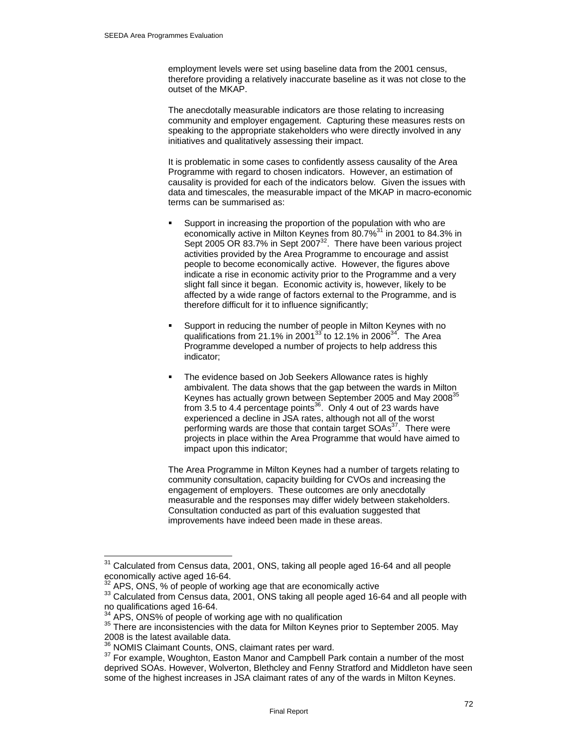employment levels were set using baseline data from the 2001 census, therefore providing a relatively inaccurate baseline as it was not close to the outset of the MKAP.

The anecdotally measurable indicators are those relating to increasing community and employer engagement. Capturing these measures rests on speaking to the appropriate stakeholders who were directly involved in any initiatives and qualitatively assessing their impact.

It is problematic in some cases to confidently assess causality of the Area Programme with regard to chosen indicators. However, an estimation of causality is provided for each of the indicators below. Given the issues with data and timescales, the measurable impact of the MKAP in macro-economic terms can be summarised as:

- Support in increasing the proportion of the population with who are economically active in Milton Keynes from 80.7%[31] in 2001 to 84.3% in Sept 2005 OR 83.7% in Sept 2007[32]. There have been various project activities provided by the Area Programme to encourage and assist people to become economically active. However, the figures above indicate a rise in economic activity prior to the Programme and a very slight fall since it began. Economic activity is, however, likely to be affected by a wide range of factors external to the Programme, and is therefore difficult for it to influence significantly;

- Support in reducing the number of people in Milton Keynes with no qualifications from 21.1% in 2001[33] to 12.1% in 2006[34]. The Area Programme developed a number of projects to help address this indicator;

- The evidence based on Job Seekers Allowance rates is highly ambivalent. The data shows that the gap between the wards in Milton Keynes has actually grown between September 2005 and May 2008[35] from 3.5 to 4.4 percentage points[36]. Only 4 out of 23 wards have experienced a decline in JSA rates, although not all of the worst performing wards are those that contain target SOAs[37]. There were projects in place within the Area Programme that would have aimed to impact upon this indicator;

The Area Programme in Milton Keynes had a number of targets relating to community consultation, capacity building for CVOs and increasing the engagement of employers. These outcomes are only anecdotally measurable and the responses may differ widely between stakeholders. Consultation conducted as part of this evaluation suggested that improvements have indeed been made in these areas.

---

[31] Calculated from Census data, 2001, ONS, taking all people aged 16-64 and all people economically active aged 16-64.

[32] APS, ONS, % of people of working age that are economically active

[33] Calculated from Census data, 2001, ONS taking all people aged 16-64 and all people with no qualifications aged 16-64.

[34] APS, ONS% of people of working age with no qualification

[35] There are inconsistencies with the data for Milton Keynes prior to September 2005. May 2008 is the latest available data.

[36] NOMIS Claimant Counts, ONS, claimant rates per ward.

[37] For example, Woughton, Easton Manor and Campbell Park contain a number of the most deprived SOAs. However, Wolverton, Blethcley and Fenny Stratford and Middleton have seen some of the highest increases in JSA claimant rates of any of the wards in Milton Keynes.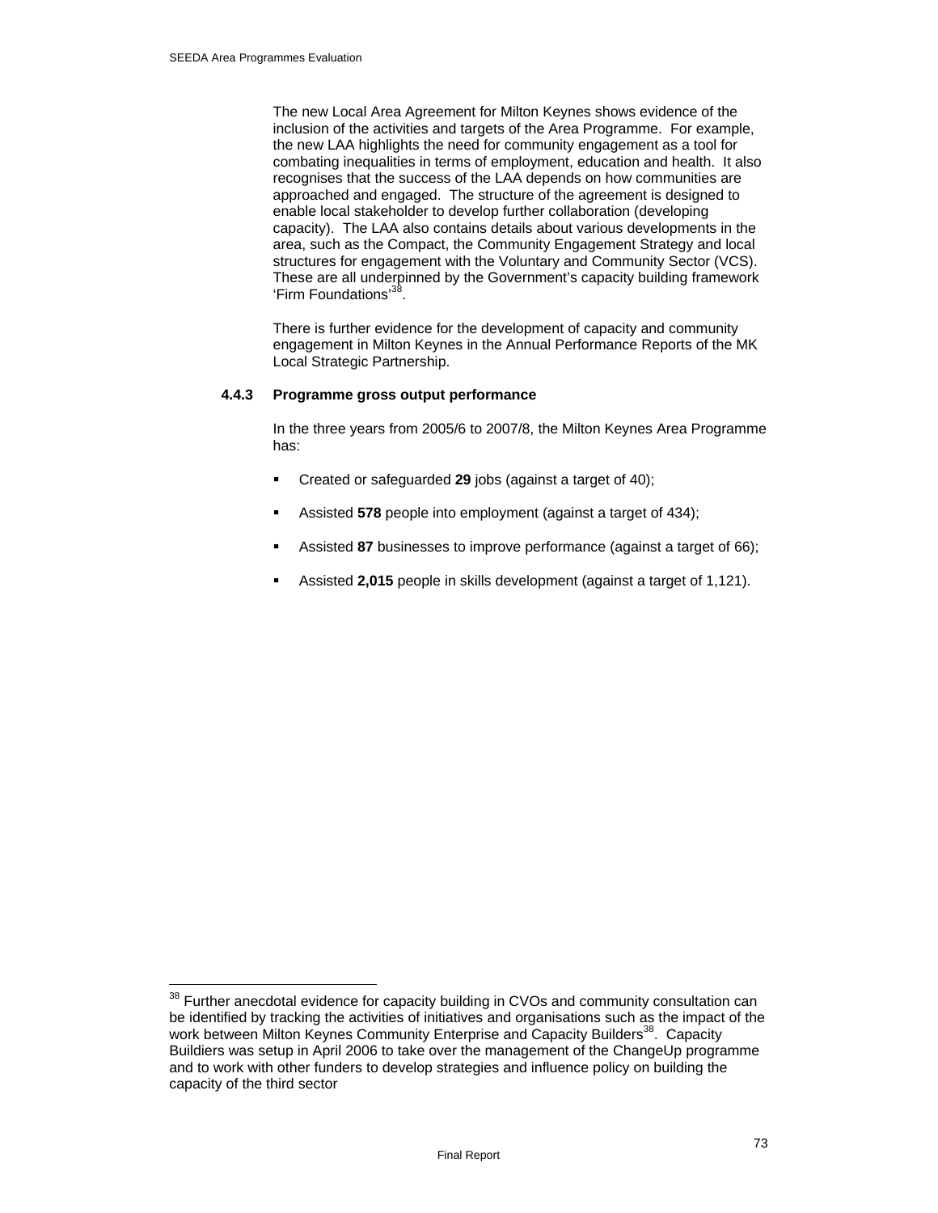The new Local Area Agreement for Milton Keynes shows evidence of the inclusion of the activities and targets of the Area Programme. For example, the new LAA highlights the need for community engagement as a tool for combating inequalities in terms of employment, education and health. It also recognises that the success of the LAA depends on how communities are approached and engaged. The structure of the agreement is designed to enable local stakeholder to develop further collaboration (developing capacity). The LAA also contains details about various developments in the area, such as the Compact, the Community Engagement Strategy and local structures for engagement with the Voluntary and Community Sector (VCS). These are all underpinned by the Government's capacity building framework 'Firm Foundations'[38].

There is further evidence for the development of capacity and community engagement in Milton Keynes in the Annual Performance Reports of the MK Local Strategic Partnership.

### 4.4.3 Programme gross output performance

In the three years from 2005/6 to 2007/8, the Milton Keynes Area Programme has:

- Created or safeguarded **29** jobs (against a target of 40);
- Assisted **578** people into employment (against a target of 434);
- Assisted **87** businesses to improve performance (against a target of 66);
- Assisted **2,015** people in skills development (against a target of 1,121).

---

[38] Further anecdotal evidence for capacity building in CVOs and community consultation can be identified by tracking the activities of initiatives and organisations such as the impact of the work between Milton Keynes Community Enterprise and Capacity Builders[38]. Capacity Buildiers was setup in April 2006 to take over the management of the ChangeUp programme and to work with other funders to develop strategies and influence policy on building the capacity of the third sector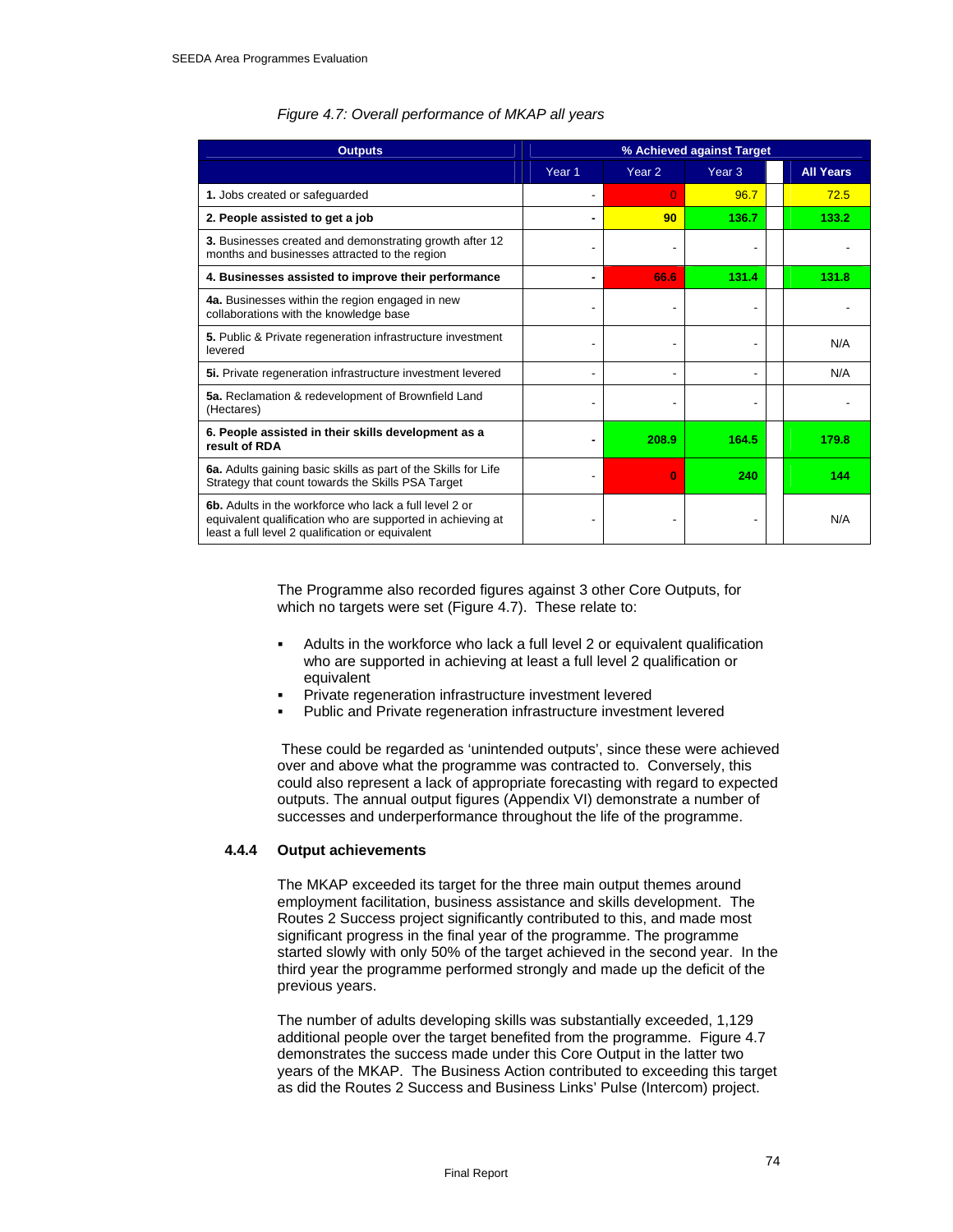*Figure 4.7: Overall performance of MKAP all years*

| Outputs | % Achieved against Target | | | |
|---|---|---|---|---|
| | Year 1 | Year 2 | Year 3 | All Years |
| **1.** Jobs created or safeguarded | - | 0 | 96.7 | 72.5 |
| **2. People assisted to get a job** | - | **90** | **136.7** | **133.2** |
| **3.** Businesses created and demonstrating growth after 12 months and businesses attracted to the region | - | - | - | - |
| **4. Businesses assisted to improve their performance** | - | **66.6** | **131.4** | **131.8** |
| **4a.** Businesses within the region engaged in new collaborations with the knowledge base | - | - | - | - |
| **5.** Public & Private regeneration infrastructure investment levered | - | - | - | N/A |
| **5i.** Private regeneration infrastructure investment levered | - | - | - | N/A |
| **5a.** Reclamation & redevelopment of Brownfield Land (Hectares) | - | - | - | - |
| **6. People assisted in their skills development as a result of RDA** | - | **208.9** | **164.5** | **179.8** |
| **6a.** Adults gaining basic skills as part of the Skills for Life Strategy that count towards the Skills PSA Target | - | **0** | **240** | **144** |
| **6b.** Adults in the workforce who lack a full level 2 or equivalent qualification who are supported in achieving at least a full level 2 qualification or equivalent | - | - | - | N/A |

The Programme also recorded figures against 3 other Core Outputs, for which no targets were set (Figure 4.7). These relate to:

- Adults in the workforce who lack a full level 2 or equivalent qualification who are supported in achieving at least a full level 2 qualification or equivalent
- Private regeneration infrastructure investment levered
- Public and Private regeneration infrastructure investment levered

These could be regarded as 'unintended outputs', since these were achieved over and above what the programme was contracted to. Conversely, this could also represent a lack of appropriate forecasting with regard to expected outputs. The annual output figures (Appendix VI) demonstrate a number of successes and underperformance throughout the life of the programme.

### 4.4.4 Output achievements

The MKAP exceeded its target for the three main output themes around employment facilitation, business assistance and skills development. The Routes 2 Success project significantly contributed to this, and made most significant progress in the final year of the programme. The programme started slowly with only 50% of the target achieved in the second year. In the third year the programme performed strongly and made up the deficit of the previous years.

The number of adults developing skills was substantially exceeded, 1,129 additional people over the target benefited from the programme. Figure 4.7 demonstrates the success made under this Core Output in the latter two years of the MKAP. The Business Action contributed to exceeding this target as did the Routes 2 Success and Business Links' Pulse (Intercom) project.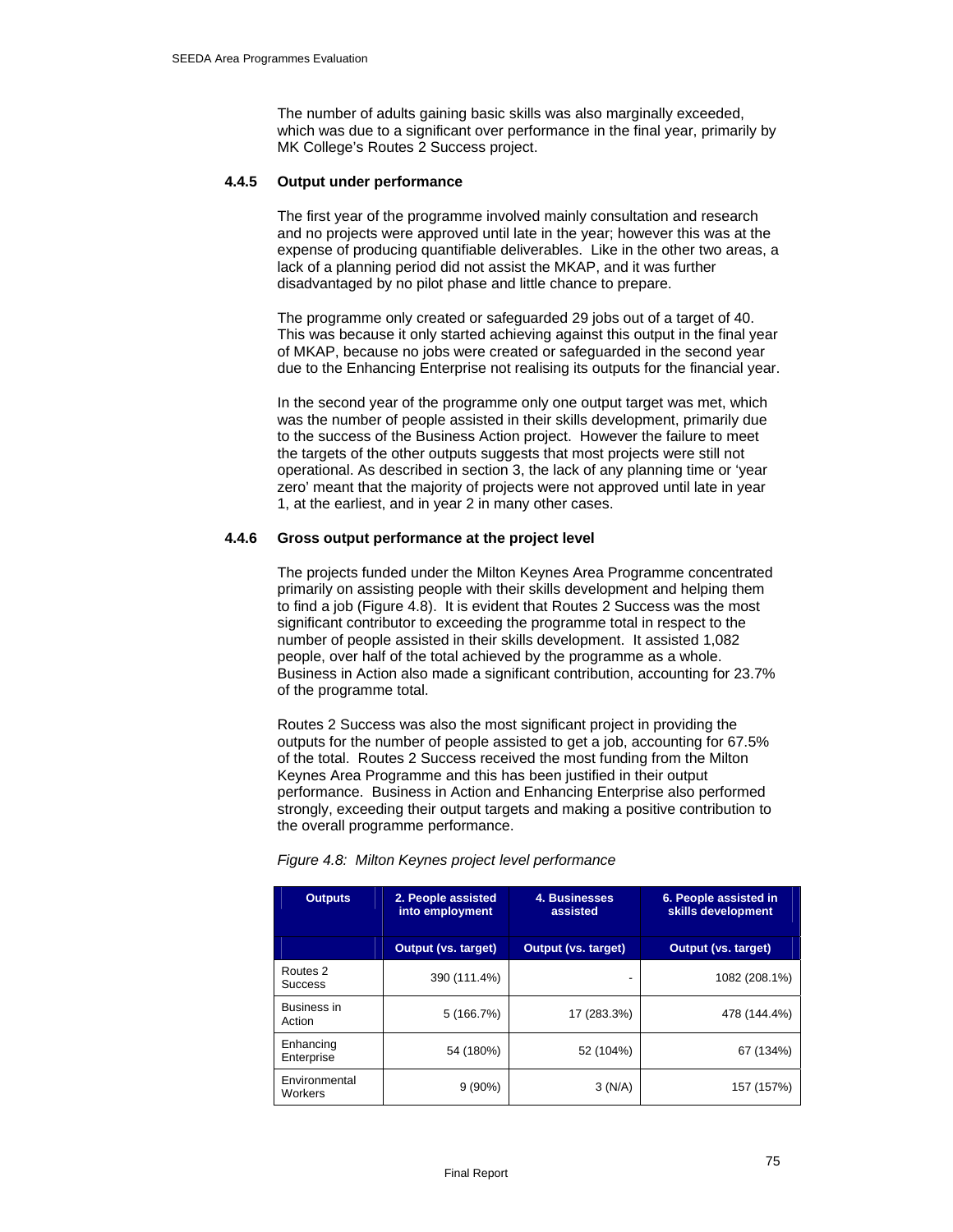The number of adults gaining basic skills was also marginally exceeded, which was due to a significant over performance in the final year, primarily by MK College's Routes 2 Success project.

### 4.4.5 Output under performance

The first year of the programme involved mainly consultation and research and no projects were approved until late in the year; however this was at the expense of producing quantifiable deliverables. Like in the other two areas, a lack of a planning period did not assist the MKAP, and it was further disadvantaged by no pilot phase and little chance to prepare.

The programme only created or safeguarded 29 jobs out of a target of 40. This was because it only started achieving against this output in the final year of MKAP, because no jobs were created or safeguarded in the second year due to the Enhancing Enterprise not realising its outputs for the financial year.

In the second year of the programme only one output target was met, which was the number of people assisted in their skills development, primarily due to the success of the Business Action project. However the failure to meet the targets of the other outputs suggests that most projects were still not operational. As described in section 3, the lack of any planning time or 'year zero' meant that the majority of projects were not approved until late in year 1, at the earliest, and in year 2 in many other cases.

### 4.4.6 Gross output performance at the project level

The projects funded under the Milton Keynes Area Programme concentrated primarily on assisting people with their skills development and helping them to find a job (Figure 4.8). It is evident that Routes 2 Success was the most significant contributor to exceeding the programme total in respect to the number of people assisted in their skills development. It assisted 1,082 people, over half of the total achieved by the programme as a whole. Business in Action also made a significant contribution, accounting for 23.7% of the programme total.

Routes 2 Success was also the most significant project in providing the outputs for the number of people assisted to get a job, accounting for 67.5% of the total. Routes 2 Success received the most funding from the Milton Keynes Area Programme and this has been justified in their output performance. Business in Action and Enhancing Enterprise also performed strongly, exceeding their output targets and making a positive contribution to the overall programme performance.

*Figure 4.8: Milton Keynes project level performance*

| Outputs | 2. People assisted into employment | 4. Businesses assisted | 6. People assisted in skills development |
|---|---|---|---|
| | Output (vs. target) | Output (vs. target) | Output (vs. target) |
| Routes 2 Success | 390 (111.4%) | - | 1082 (208.1%) |
| Business in Action | 5 (166.7%) | 17 (283.3%) | 478 (144.4%) |
| Enhancing Enterprise | 54 (180%) | 52 (104%) | 67 (134%) |
| Environmental Workers | 9 (90%) | 3 (N/A) | 157 (157%) |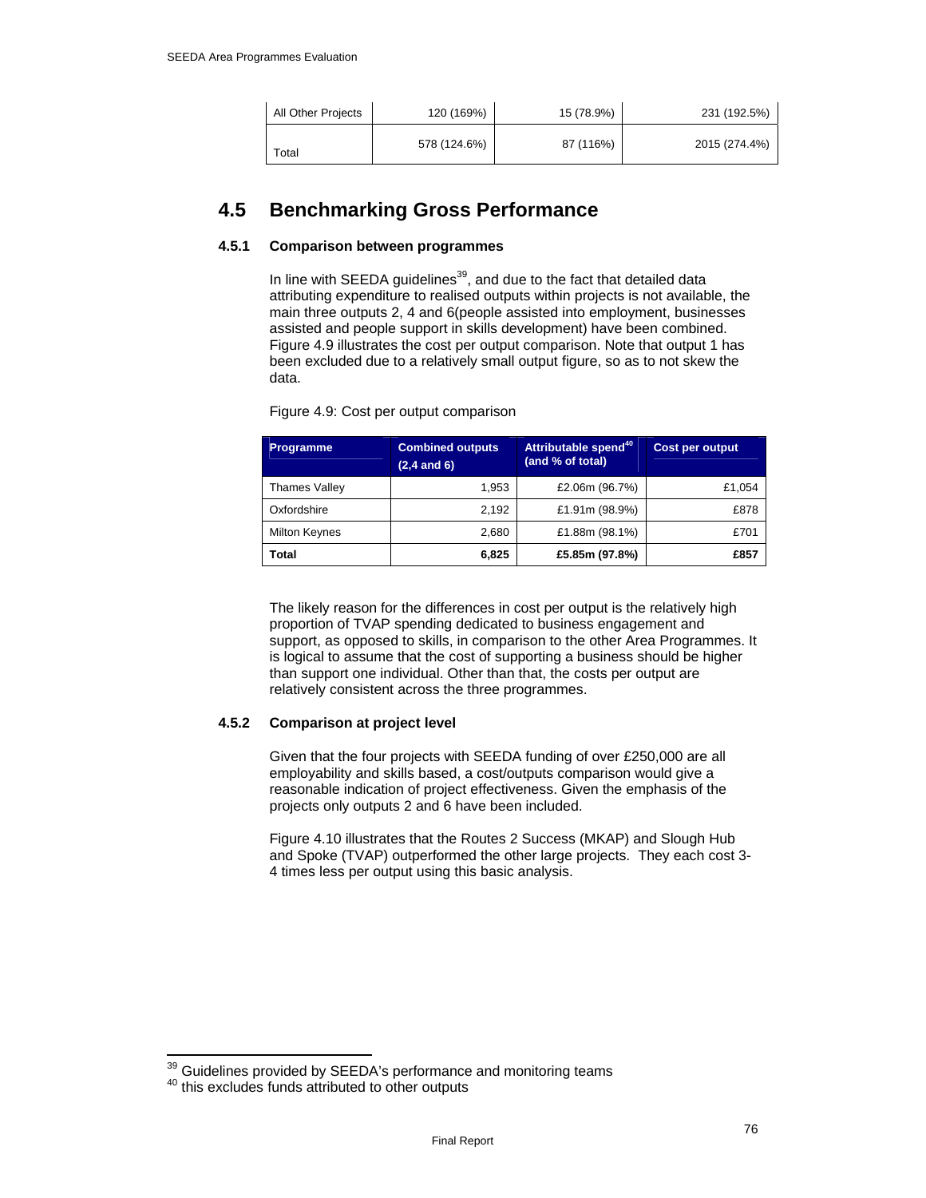| All Other Projects | 120 (169%) | 15 (78.9%) | 231 (192.5%) |
| --- | --- | --- | --- |
| Total | 578 (124.6%) | 87 (116%) | 2015 (274.4%) |

## 4.5 Benchmarking Gross Performance

### 4.5.1 Comparison between programmes

In line with SEEDA guidelines[39], and due to the fact that detailed data attributing expenditure to realised outputs within projects is not available, the main three outputs 2, 4 and 6(people assisted into employment, businesses assisted and people support in skills development) have been combined. Figure 4.9 illustrates the cost per output comparison. Note that output 1 has been excluded due to a relatively small output figure, so as to not skew the data.

Figure 4.9: Cost per output comparison

| Programme | Combined outputs (2,4 and 6) | Attributable spend[40] (and % of total) | Cost per output |
| --- | --- | --- | --- |
| Thames Valley | 1,953 | £2.06m (96.7%) | £1,054 |
| Oxfordshire | 2,192 | £1.91m (98.9%) | £878 |
| Milton Keynes | 2,680 | £1.88m (98.1%) | £701 |
| **Total** | **6,825** | **£5.85m (97.8%)** | **£857** |

The likely reason for the differences in cost per output is the relatively high proportion of TVAP spending dedicated to business engagement and support, as opposed to skills, in comparison to the other Area Programmes. It is logical to assume that the cost of supporting a business should be higher than support one individual. Other than that, the costs per output are relatively consistent across the three programmes.

### 4.5.2 Comparison at project level

Given that the four projects with SEEDA funding of over £250,000 are all employability and skills based, a cost/outputs comparison would give a reasonable indication of project effectiveness. Given the emphasis of the projects only outputs 2 and 6 have been included.

Figure 4.10 illustrates that the Routes 2 Success (MKAP) and Slough Hub and Spoke (TVAP) outperformed the other large projects. They each cost 3-4 times less per output using this basic analysis.

---

[39] Guidelines provided by SEEDA's performance and monitoring teams

[40] this excludes funds attributed to other outputs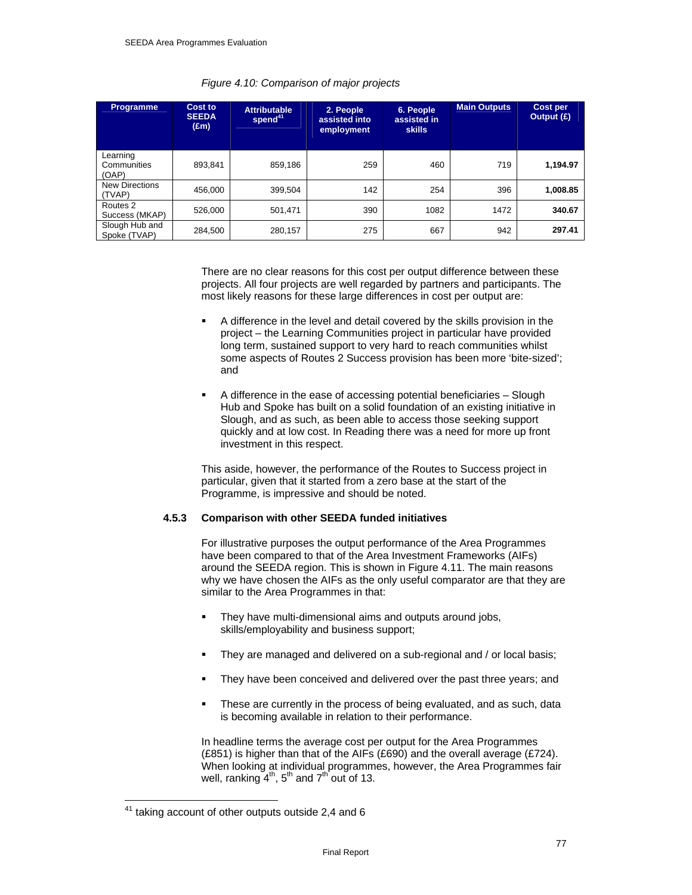*Figure 4.10: Comparison of major projects*

| Programme | Cost to SEEDA (£m) | Attributable spend[41] | 2. People assisted into employment | 6. People assisted in skills | Main Outputs | Cost per Output (£) |
|---|---|---|---|---|---|---|
| Learning Communities (OAP) | 893,841 | 859,186 | 259 | 460 | 719 | **1,194.97** |
| New Directions (TVAP) | 456,000 | 399,504 | 142 | 254 | 396 | **1,008.85** |
| Routes 2 Success (MKAP) | 526,000 | 501,471 | 390 | 1082 | 1472 | **340.67** |
| Slough Hub and Spoke (TVAP) | 284,500 | 280,157 | 275 | 667 | 942 | **297.41** |

There are no clear reasons for this cost per output difference between these projects. All four projects are well regarded by partners and participants. The most likely reasons for these large differences in cost per output are:

- A difference in the level and detail covered by the skills provision in the project – the Learning Communities project in particular have provided long term, sustained support to very hard to reach communities whilst some aspects of Routes 2 Success provision has been more 'bite-sized'; and
- A difference in the ease of accessing potential beneficiaries – Slough Hub and Spoke has built on a solid foundation of an existing initiative in Slough, and as such, as been able to access those seeking support quickly and at low cost. In Reading there was a need for more up front investment in this respect.

This aside, however, the performance of the Routes to Success project in particular, given that it started from a zero base at the start of the Programme, is impressive and should be noted.

### 4.5.3 Comparison with other SEEDA funded initiatives

For illustrative purposes the output performance of the Area Programmes have been compared to that of the Area Investment Frameworks (AIFs) around the SEEDA region. This is shown in Figure 4.11. The main reasons why we have chosen the AIFs as the only useful comparator are that they are similar to the Area Programmes in that:

- They have multi-dimensional aims and outputs around jobs, skills/employability and business support;
- They are managed and delivered on a sub-regional and / or local basis;
- They have been conceived and delivered over the past three years; and
- These are currently in the process of being evaluated, and as such, data is becoming available in relation to their performance.

In headline terms the average cost per output for the Area Programmes (£851) is higher than that of the AIFs (£690) and the overall average (£724). When looking at individual programmes, however, the Area Programmes fair well, ranking 4th, 5th and 7th out of 13.

[41] taking account of other outputs outside 2,4 and 6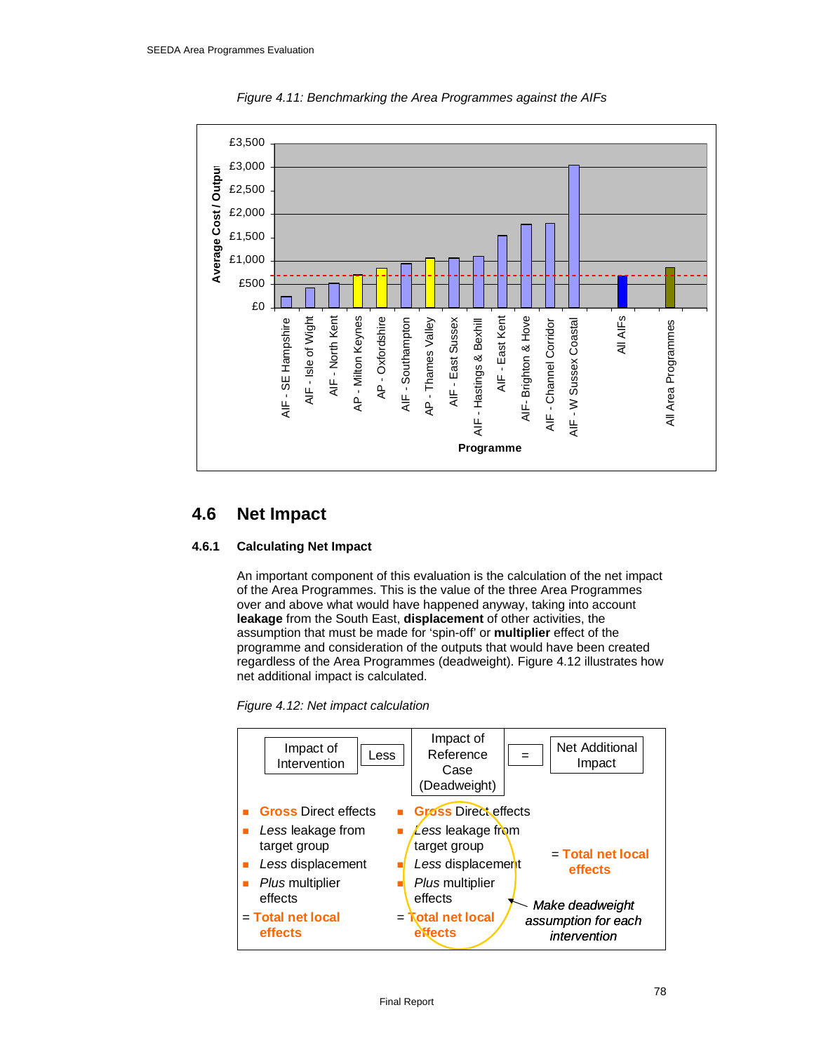*Figure 4.11: Benchmarking the Area Programmes against the AIFs*

## 4.6 Net Impact

### 4.6.1 Calculating Net Impact

An important component of this evaluation is the calculation of the net impact of the Area Programmes. This is the value of the three Area Programmes over and above what would have happened anyway, taking into account **leakage** from the South East, **displacement** of other activities, the assumption that must be made for 'spin-off' or **multiplier** effect of the programme and consideration of the outputs that would have been created regardless of the Area Programmes (deadweight). Figure 4.12 illustrates how net additional impact is calculated.

*Figure 4.12: Net impact calculation*

| Impact of Intervention | Less | Impact of Reference Case (Deadweight) | = | Net Additional Impact |
|---|---|---|---|---|
| ▪ Gross Direct effects<br>▪ *Less* leakage from target group<br>▪ *Less* displacement<br>▪ *Plus* multiplier effects<br>= Total net local effects | | ▪ Gross Direct effects<br>▪ *Less* leakage from target group<br>▪ *Less* displacement<br>▪ *Plus* multiplier effects<br>= Total net local effects | | = Total net local effects<br><br>*Make deadweight assumption for each intervention* |

Final Report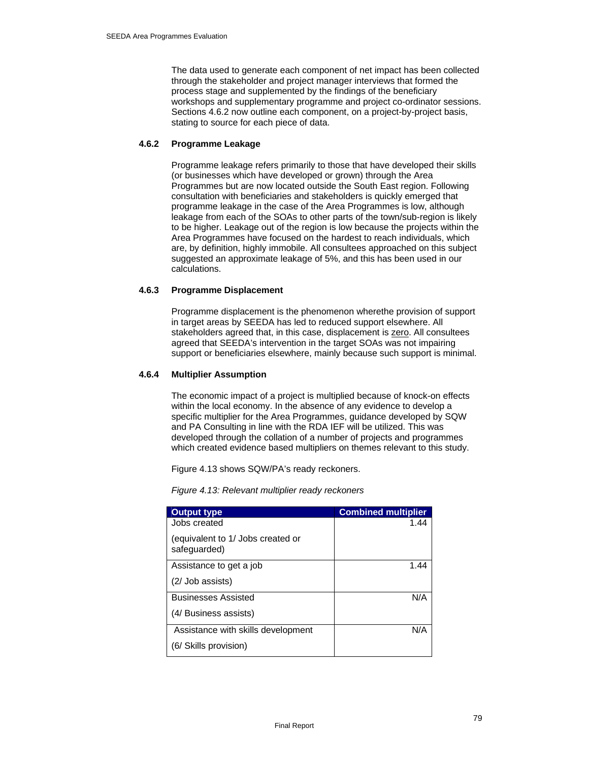The data used to generate each component of net impact has been collected through the stakeholder and project manager interviews that formed the process stage and supplemented by the findings of the beneficiary workshops and supplementary programme and project co-ordinator sessions. Sections 4.6.2 now outline each component, on a project-by-project basis, stating to source for each piece of data.

### 4.6.2 Programme Leakage

Programme leakage refers primarily to those that have developed their skills (or businesses which have developed or grown) through the Area Programmes but are now located outside the South East region. Following consultation with beneficiaries and stakeholders is quickly emerged that programme leakage in the case of the Area Programmes is low, although leakage from each of the SOAs to other parts of the town/sub-region is likely to be higher. Leakage out of the region is low because the projects within the Area Programmes have focused on the hardest to reach individuals, which are, by definition, highly immobile. All consultees approached on this subject suggested an approximate leakage of 5%, and this has been used in our calculations.

### 4.6.3 Programme Displacement

Programme displacement is the phenomenon wherethe provision of support in target areas by SEEDA has led to reduced support elsewhere. All stakeholders agreed that, in this case, displacement is zero. All consultees agreed that SEEDA's intervention in the target SOAs was not impairing support or beneficiaries elsewhere, mainly because such support is minimal.

### 4.6.4 Multiplier Assumption

The economic impact of a project is multiplied because of knock-on effects within the local economy. In the absence of any evidence to develop a specific multiplier for the Area Programmes, guidance developed by SQW and PA Consulting in line with the RDA IEF will be utilized. This was developed through the collation of a number of projects and programmes which created evidence based multipliers on themes relevant to this study.

Figure 4.13 shows SQW/PA's ready reckoners.

*Figure 4.13: Relevant multiplier ready reckoners*

| Output type | Combined multiplier |
|---|---|
| Jobs created<br>(equivalent to 1/ Jobs created or safeguarded) | 1.44 |
| Assistance to get a job<br>(2/ Job assists) | 1.44 |
| Businesses Assisted<br>(4/ Business assists) | N/A |
| Assistance with skills development<br>(6/ Skills provision) | N/A |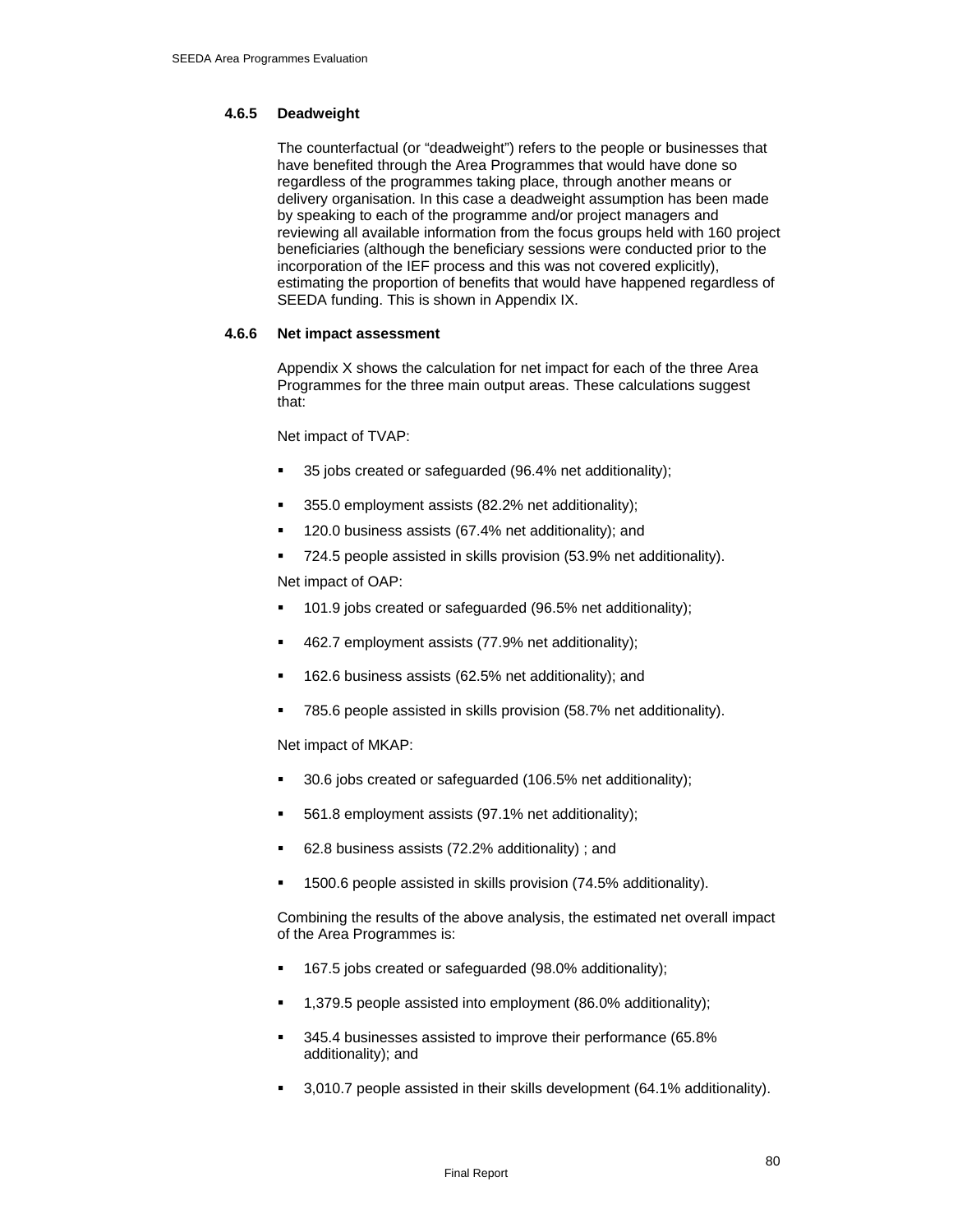#### 4.6.5 Deadweight

The counterfactual (or "deadweight") refers to the people or businesses that have benefited through the Area Programmes that would have done so regardless of the programmes taking place, through another means or delivery organisation. In this case a deadweight assumption has been made by speaking to each of the programme and/or project managers and reviewing all available information from the focus groups held with 160 project beneficiaries (although the beneficiary sessions were conducted prior to the incorporation of the IEF process and this was not covered explicitly), estimating the proportion of benefits that would have happened regardless of SEEDA funding. This is shown in Appendix IX.

#### 4.6.6 Net impact assessment

Appendix X shows the calculation for net impact for each of the three Area Programmes for the three main output areas. These calculations suggest that:

Net impact of TVAP:

- 35 jobs created or safeguarded (96.4% net additionality);
- 355.0 employment assists (82.2% net additionality);
- 120.0 business assists (67.4% net additionality); and
- 724.5 people assisted in skills provision (53.9% net additionality).

Net impact of OAP:

- 101.9 jobs created or safeguarded (96.5% net additionality);
- 462.7 employment assists (77.9% net additionality);
- 162.6 business assists (62.5% net additionality); and
- 785.6 people assisted in skills provision (58.7% net additionality).

Net impact of MKAP:

- 30.6 jobs created or safeguarded (106.5% net additionality);
- 561.8 employment assists (97.1% net additionality);
- 62.8 business assists (72.2% additionality) ; and
- 1500.6 people assisted in skills provision (74.5% additionality).

Combining the results of the above analysis, the estimated net overall impact of the Area Programmes is:

- 167.5 jobs created or safeguarded (98.0% additionality);
- 1,379.5 people assisted into employment (86.0% additionality);
- 345.4 businesses assisted to improve their performance (65.8% additionality); and
- 3,010.7 people assisted in their skills development (64.1% additionality).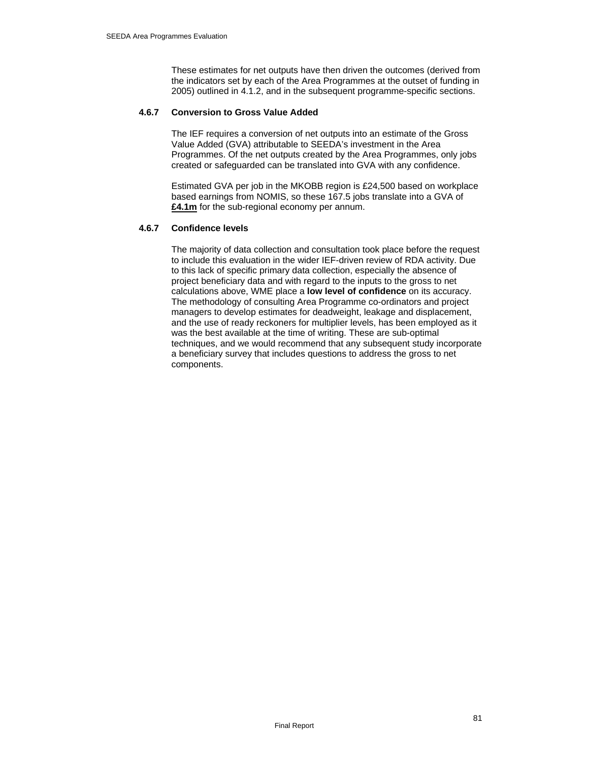These estimates for net outputs have then driven the outcomes (derived from the indicators set by each of the Area Programmes at the outset of funding in 2005) outlined in 4.1.2, and in the subsequent programme-specific sections.

### 4.6.7 Conversion to Gross Value Added

The IEF requires a conversion of net outputs into an estimate of the Gross Value Added (GVA) attributable to SEEDA's investment in the Area Programmes. Of the net outputs created by the Area Programmes, only jobs created or safeguarded can be translated into GVA with any confidence.

Estimated GVA per job in the MKOBB region is £24,500 based on workplace based earnings from NOMIS, so these 167.5 jobs translate into a GVA of **£4.1m** for the sub-regional economy per annum.

### 4.6.7 Confidence levels

The majority of data collection and consultation took place before the request to include this evaluation in the wider IEF-driven review of RDA activity. Due to this lack of specific primary data collection, especially the absence of project beneficiary data and with regard to the inputs to the gross to net calculations above, WME place a **low level of confidence** on its accuracy. The methodology of consulting Area Programme co-ordinators and project managers to develop estimates for deadweight, leakage and displacement, and the use of ready reckoners for multiplier levels, has been employed as it was the best available at the time of writing. These are sub-optimal techniques, and we would recommend that any subsequent study incorporate a beneficiary survey that includes questions to address the gross to net components.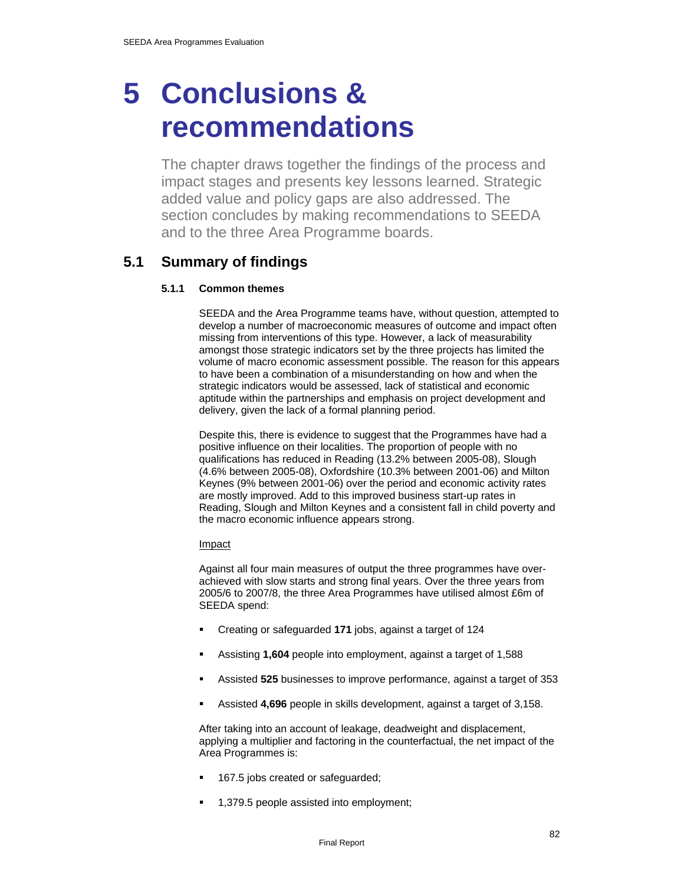# 5 Conclusions & recommendations

The chapter draws together the findings of the process and impact stages and presents key lessons learned. Strategic added value and policy gaps are also addressed. The section concludes by making recommendations to SEEDA and to the three Area Programme boards.

## 5.1 Summary of findings

### 5.1.1 Common themes

SEEDA and the Area Programme teams have, without question, attempted to develop a number of macroeconomic measures of outcome and impact often missing from interventions of this type. However, a lack of measurability amongst those strategic indicators set by the three projects has limited the volume of macro economic assessment possible. The reason for this appears to have been a combination of a misunderstanding on how and when the strategic indicators would be assessed, lack of statistical and economic aptitude within the partnerships and emphasis on project development and delivery, given the lack of a formal planning period.

Despite this, there is evidence to suggest that the Programmes have had a positive influence on their localities. The proportion of people with no qualifications has reduced in Reading (13.2% between 2005-08), Slough (4.6% between 2005-08), Oxfordshire (10.3% between 2001-06) and Milton Keynes (9% between 2001-06) over the period and economic activity rates are mostly improved. Add to this improved business start-up rates in Reading, Slough and Milton Keynes and a consistent fall in child poverty and the macro economic influence appears strong.

Impact

Against all four main measures of output the three programmes have over-achieved with slow starts and strong final years. Over the three years from 2005/6 to 2007/8, the three Area Programmes have utilised almost £6m of SEEDA spend:

- Creating or safeguarded **171** jobs, against a target of 124
- Assisting **1,604** people into employment, against a target of 1,588
- Assisted **525** businesses to improve performance, against a target of 353
- Assisted **4,696** people in skills development, against a target of 3,158.

After taking into an account of leakage, deadweight and displacement, applying a multiplier and factoring in the counterfactual, the net impact of the Area Programmes is:

- 167.5 jobs created or safeguarded;
- 1,379.5 people assisted into employment;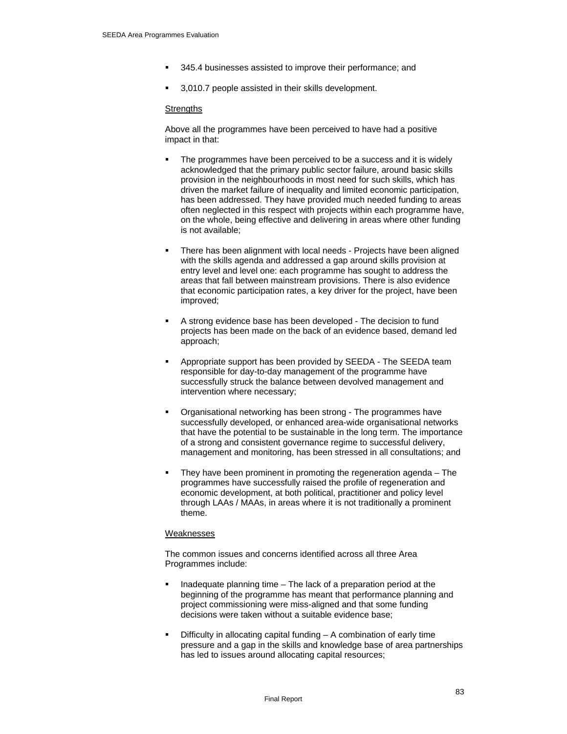- 345.4 businesses assisted to improve their performance; and
- 3,010.7 people assisted in their skills development.

<u>Strengths</u>

Above all the programmes have been perceived to have had a positive impact in that:

- The programmes have been perceived to be a success and it is widely acknowledged that the primary public sector failure, around basic skills provision in the neighbourhoods in most need for such skills, which has driven the market failure of inequality and limited economic participation, has been addressed. They have provided much needed funding to areas often neglected in this respect with projects within each programme have, on the whole, being effective and delivering in areas where other funding is not available;
- There has been alignment with local needs - Projects have been aligned with the skills agenda and addressed a gap around skills provision at entry level and level one: each programme has sought to address the areas that fall between mainstream provisions. There is also evidence that economic participation rates, a key driver for the project, have been improved;
- A strong evidence base has been developed - The decision to fund projects has been made on the back of an evidence based, demand led approach;
- Appropriate support has been provided by SEEDA - The SEEDA team responsible for day-to-day management of the programme have successfully struck the balance between devolved management and intervention where necessary;
- Organisational networking has been strong - The programmes have successfully developed, or enhanced area-wide organisational networks that have the potential to be sustainable in the long term. The importance of a strong and consistent governance regime to successful delivery, management and monitoring, has been stressed in all consultations; and
- They have been prominent in promoting the regeneration agenda – The programmes have successfully raised the profile of regeneration and economic development, at both political, practitioner and policy level through LAAs / MAAs, in areas where it is not traditionally a prominent theme.

<u>Weaknesses</u>

The common issues and concerns identified across all three Area Programmes include:

- Inadequate planning time – The lack of a preparation period at the beginning of the programme has meant that performance planning and project commissioning were miss-aligned and that some funding decisions were taken without a suitable evidence base;
- Difficulty in allocating capital funding – A combination of early time pressure and a gap in the skills and knowledge base of area partnerships has led to issues around allocating capital resources;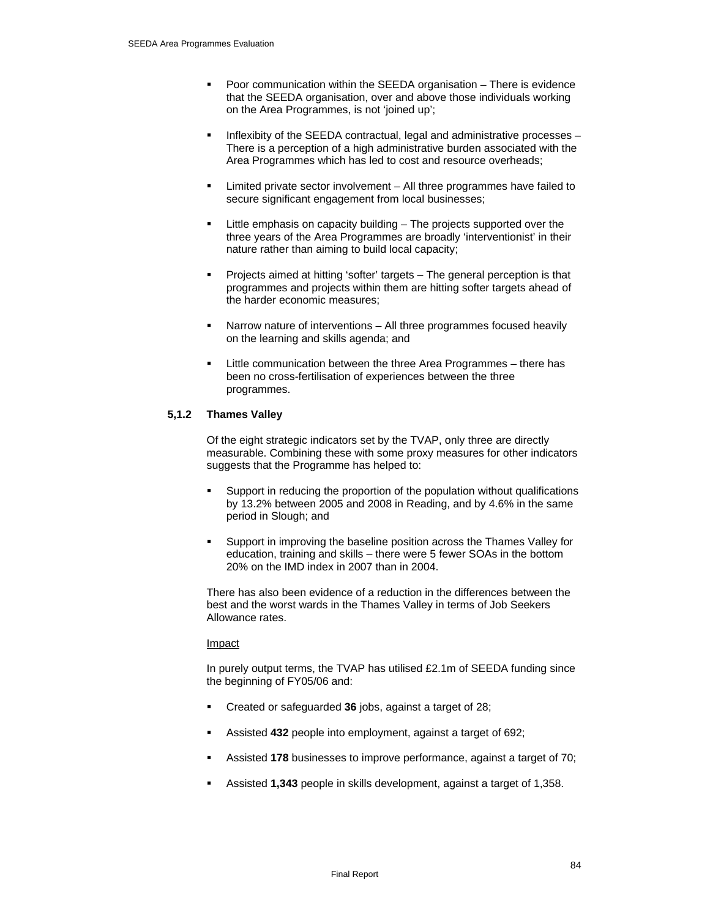- Poor communication within the SEEDA organisation – There is evidence that the SEEDA organisation, over and above those individuals working on the Area Programmes, is not 'joined up';

- Inflexibity of the SEEDA contractual, legal and administrative processes – There is a perception of a high administrative burden associated with the Area Programmes which has led to cost and resource overheads;

- Limited private sector involvement – All three programmes have failed to secure significant engagement from local businesses;

- Little emphasis on capacity building – The projects supported over the three years of the Area Programmes are broadly 'interventionist' in their nature rather than aiming to build local capacity;

- Projects aimed at hitting 'softer' targets – The general perception is that programmes and projects within them are hitting softer targets ahead of the harder economic measures;

- Narrow nature of interventions – All three programmes focused heavily on the learning and skills agenda; and

- Little communication between the three Area Programmes – there has been no cross-fertilisation of experiences between the three programmes.

### 5,1.2 Thames Valley

Of the eight strategic indicators set by the TVAP, only three are directly measurable. Combining these with some proxy measures for other indicators suggests that the Programme has helped to:

- Support in reducing the proportion of the population without qualifications by 13.2% between 2005 and 2008 in Reading, and by 4.6% in the same period in Slough; and

- Support in improving the baseline position across the Thames Valley for education, training and skills – there were 5 fewer SOAs in the bottom 20% on the IMD index in 2007 than in 2004.

There has also been evidence of a reduction in the differences between the best and the worst wards in the Thames Valley in terms of Job Seekers Allowance rates.

Impact

In purely output terms, the TVAP has utilised £2.1m of SEEDA funding since the beginning of FY05/06 and:

- Created or safeguarded **36** jobs, against a target of 28;

- Assisted **432** people into employment, against a target of 692;

- Assisted **178** businesses to improve performance, against a target of 70;

- Assisted **1,343** people in skills development, against a target of 1,358.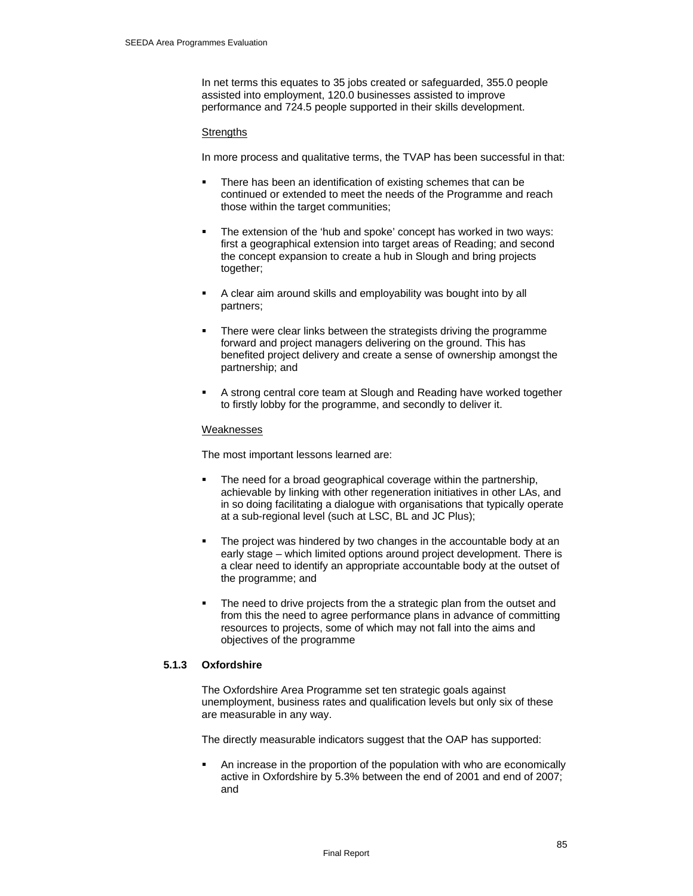In net terms this equates to 35 jobs created or safeguarded, 355.0 people assisted into employment, 120.0 businesses assisted to improve performance and 724.5 people supported in their skills development.

<u>Strengths</u>

In more process and qualitative terms, the TVAP has been successful in that:

- There has been an identification of existing schemes that can be continued or extended to meet the needs of the Programme and reach those within the target communities;
- The extension of the 'hub and spoke' concept has worked in two ways: first a geographical extension into target areas of Reading; and second the concept expansion to create a hub in Slough and bring projects together;
- A clear aim around skills and employability was bought into by all partners;
- There were clear links between the strategists driving the programme forward and project managers delivering on the ground. This has benefited project delivery and create a sense of ownership amongst the partnership; and
- A strong central core team at Slough and Reading have worked together to firstly lobby for the programme, and secondly to deliver it.

<u>Weaknesses</u>

The most important lessons learned are:

- The need for a broad geographical coverage within the partnership, achievable by linking with other regeneration initiatives in other LAs, and in so doing facilitating a dialogue with organisations that typically operate at a sub-regional level (such at LSC, BL and JC Plus);
- The project was hindered by two changes in the accountable body at an early stage – which limited options around project development. There is a clear need to identify an appropriate accountable body at the outset of the programme; and
- The need to drive projects from the a strategic plan from the outset and from this the need to agree performance plans in advance of committing resources to projects, some of which may not fall into the aims and objectives of the programme

### 5.1.3 Oxfordshire

The Oxfordshire Area Programme set ten strategic goals against unemployment, business rates and qualification levels but only six of these are measurable in any way.

The directly measurable indicators suggest that the OAP has supported:

- An increase in the proportion of the population with who are economically active in Oxfordshire by 5.3% between the end of 2001 and end of 2007; and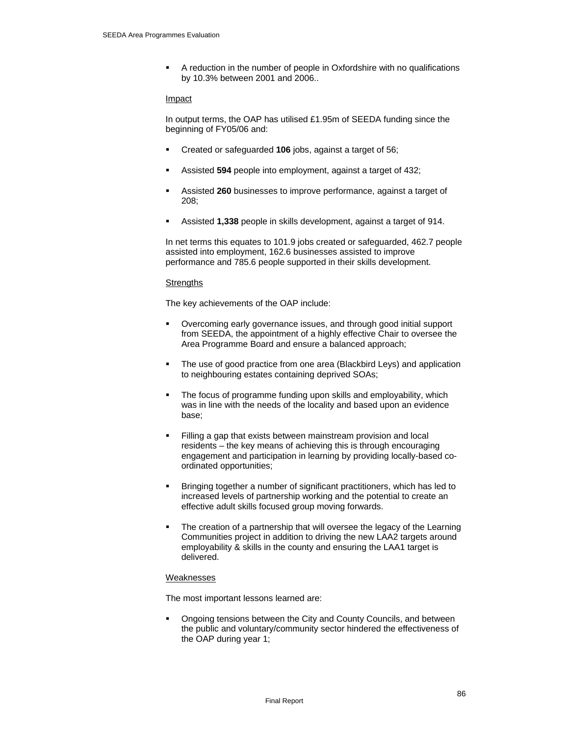- A reduction in the number of people in Oxfordshire with no qualifications by 10.3% between 2001 and 2006..

Impact

In output terms, the OAP has utilised £1.95m of SEEDA funding since the beginning of FY05/06 and:

- Created or safeguarded **106** jobs, against a target of 56;
- Assisted **594** people into employment, against a target of 432;
- Assisted **260** businesses to improve performance, against a target of 208;
- Assisted **1,338** people in skills development, against a target of 914.

In net terms this equates to 101.9 jobs created or safeguarded, 462.7 people assisted into employment, 162.6 businesses assisted to improve performance and 785.6 people supported in their skills development.

Strengths

The key achievements of the OAP include:

- Overcoming early governance issues, and through good initial support from SEEDA, the appointment of a highly effective Chair to oversee the Area Programme Board and ensure a balanced approach;
- The use of good practice from one area (Blackbird Leys) and application to neighbouring estates containing deprived SOAs;
- The focus of programme funding upon skills and employability, which was in line with the needs of the locality and based upon an evidence base;
- Filling a gap that exists between mainstream provision and local residents – the key means of achieving this is through encouraging engagement and participation in learning by providing locally-based co-ordinated opportunities;
- Bringing together a number of significant practitioners, which has led to increased levels of partnership working and the potential to create an effective adult skills focused group moving forwards.
- The creation of a partnership that will oversee the legacy of the Learning Communities project in addition to driving the new LAA2 targets around employability & skills in the county and ensuring the LAA1 target is delivered.

Weaknesses

The most important lessons learned are:

- Ongoing tensions between the City and County Councils, and between the public and voluntary/community sector hindered the effectiveness of the OAP during year 1;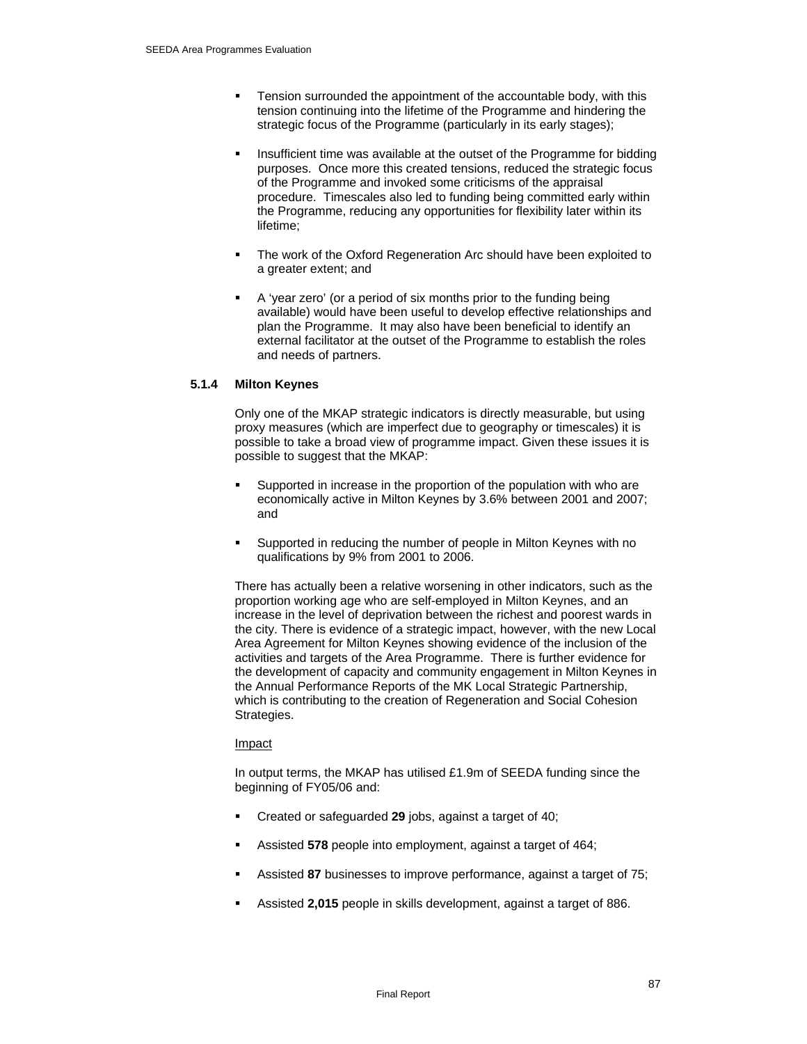- Tension surrounded the appointment of the accountable body, with this tension continuing into the lifetime of the Programme and hindering the strategic focus of the Programme (particularly in its early stages);

- Insufficient time was available at the outset of the Programme for bidding purposes. Once more this created tensions, reduced the strategic focus of the Programme and invoked some criticisms of the appraisal procedure. Timescales also led to funding being committed early within the Programme, reducing any opportunities for flexibility later within its lifetime;

- The work of the Oxford Regeneration Arc should have been exploited to a greater extent; and

- A 'year zero' (or a period of six months prior to the funding being available) would have been useful to develop effective relationships and plan the Programme. It may also have been beneficial to identify an external facilitator at the outset of the Programme to establish the roles and needs of partners.

### 5.1.4 Milton Keynes

Only one of the MKAP strategic indicators is directly measurable, but using proxy measures (which are imperfect due to geography or timescales) it is possible to take a broad view of programme impact. Given these issues it is possible to suggest that the MKAP:

- Supported in increase in the proportion of the population with who are economically active in Milton Keynes by 3.6% between 2001 and 2007; and

- Supported in reducing the number of people in Milton Keynes with no qualifications by 9% from 2001 to 2006.

There has actually been a relative worsening in other indicators, such as the proportion working age who are self-employed in Milton Keynes, and an increase in the level of deprivation between the richest and poorest wards in the city. There is evidence of a strategic impact, however, with the new Local Area Agreement for Milton Keynes showing evidence of the inclusion of the activities and targets of the Area Programme. There is further evidence for the development of capacity and community engagement in Milton Keynes in the Annual Performance Reports of the MK Local Strategic Partnership, which is contributing to the creation of Regeneration and Social Cohesion Strategies.

Impact

In output terms, the MKAP has utilised £1.9m of SEEDA funding since the beginning of FY05/06 and:

- Created or safeguarded **29** jobs, against a target of 40;

- Assisted **578** people into employment, against a target of 464;

- Assisted **87** businesses to improve performance, against a target of 75;

- Assisted **2,015** people in skills development, against a target of 886.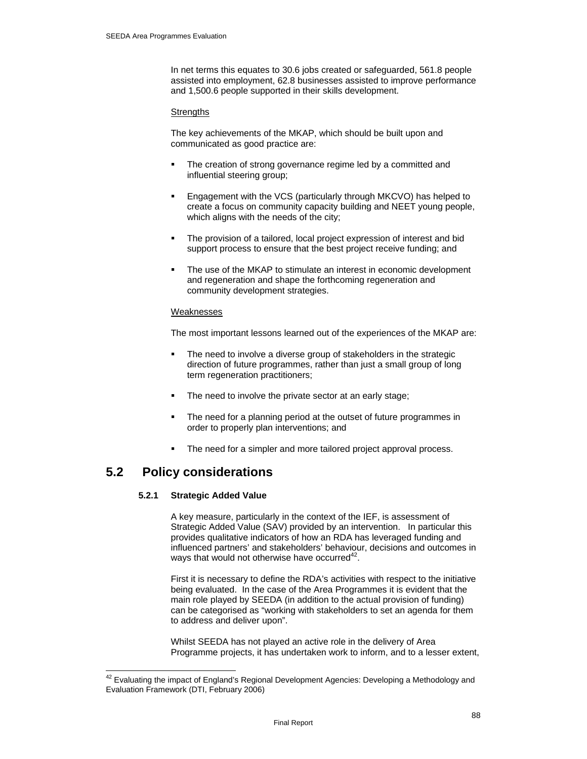In net terms this equates to 30.6 jobs created or safeguarded, 561.8 people assisted into employment, 62.8 businesses assisted to improve performance and 1,500.6 people supported in their skills development.

Strengths

The key achievements of the MKAP, which should be built upon and communicated as good practice are:

- The creation of strong governance regime led by a committed and influential steering group;
- Engagement with the VCS (particularly through MKCVO) has helped to create a focus on community capacity building and NEET young people, which aligns with the needs of the city;
- The provision of a tailored, local project expression of interest and bid support process to ensure that the best project receive funding; and
- The use of the MKAP to stimulate an interest in economic development and regeneration and shape the forthcoming regeneration and community development strategies.

Weaknesses

The most important lessons learned out of the experiences of the MKAP are:

- The need to involve a diverse group of stakeholders in the strategic direction of future programmes, rather than just a small group of long term regeneration practitioners;
- The need to involve the private sector at an early stage;
- The need for a planning period at the outset of future programmes in order to properly plan interventions; and
- The need for a simpler and more tailored project approval process.

## 5.2 Policy considerations

### 5.2.1 Strategic Added Value

A key measure, particularly in the context of the IEF, is assessment of Strategic Added Value (SAV) provided by an intervention. In particular this provides qualitative indicators of how an RDA has leveraged funding and influenced partners' and stakeholders' behaviour, decisions and outcomes in ways that would not otherwise have occurred[42].

First it is necessary to define the RDA's activities with respect to the initiative being evaluated. In the case of the Area Programmes it is evident that the main role played by SEEDA (in addition to the actual provision of funding) can be categorised as "working with stakeholders to set an agenda for them to address and deliver upon".

Whilst SEEDA has not played an active role in the delivery of Area Programme projects, it has undertaken work to inform, and to a lesser extent,

[42] Evaluating the impact of England's Regional Development Agencies: Developing a Methodology and Evaluation Framework (DTI, February 2006)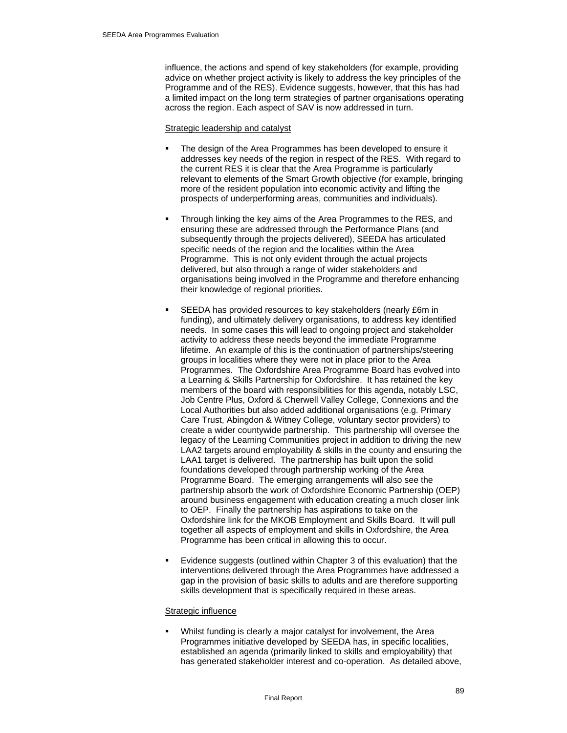influence, the actions and spend of key stakeholders (for example, providing advice on whether project activity is likely to address the key principles of the Programme and of the RES). Evidence suggests, however, that this has had a limited impact on the long term strategies of partner organisations operating across the region. Each aspect of SAV is now addressed in turn.

<u>Strategic leadership and catalyst</u>

- The design of the Area Programmes has been developed to ensure it addresses key needs of the region in respect of the RES. With regard to the current RES it is clear that the Area Programme is particularly relevant to elements of the Smart Growth objective (for example, bringing more of the resident population into economic activity and lifting the prospects of underperforming areas, communities and individuals).

- Through linking the key aims of the Area Programmes to the RES, and ensuring these are addressed through the Performance Plans (and subsequently through the projects delivered), SEEDA has articulated specific needs of the region and the localities within the Area Programme. This is not only evident through the actual projects delivered, but also through a range of wider stakeholders and organisations being involved in the Programme and therefore enhancing their knowledge of regional priorities.

- SEEDA has provided resources to key stakeholders (nearly £6m in funding), and ultimately delivery organisations, to address key identified needs. In some cases this will lead to ongoing project and stakeholder activity to address these needs beyond the immediate Programme lifetime. An example of this is the continuation of partnerships/steering groups in localities where they were not in place prior to the Area Programmes. The Oxfordshire Area Programme Board has evolved into a Learning & Skills Partnership for Oxfordshire. It has retained the key members of the board with responsibilities for this agenda, notably LSC, Job Centre Plus, Oxford & Cherwell Valley College, Connexions and the Local Authorities but also added additional organisations (e.g. Primary Care Trust, Abingdon & Witney College, voluntary sector providers) to create a wider countywide partnership. This partnership will oversee the legacy of the Learning Communities project in addition to driving the new LAA2 targets around employability & skills in the county and ensuring the LAA1 target is delivered. The partnership has built upon the solid foundations developed through partnership working of the Area Programme Board. The emerging arrangements will also see the partnership absorb the work of Oxfordshire Economic Partnership (OEP) around business engagement with education creating a much closer link to OEP. Finally the partnership has aspirations to take on the Oxfordshire link for the MKOB Employment and Skills Board. It will pull together all aspects of employment and skills in Oxfordshire, the Area Programme has been critical in allowing this to occur.

- Evidence suggests (outlined within Chapter 3 of this evaluation) that the interventions delivered through the Area Programmes have addressed a gap in the provision of basic skills to adults and are therefore supporting skills development that is specifically required in these areas.

<u>Strategic influence</u>

- Whilst funding is clearly a major catalyst for involvement, the Area Programmes initiative developed by SEEDA has, in specific localities, established an agenda (primarily linked to skills and employability) that has generated stakeholder interest and co-operation. As detailed above,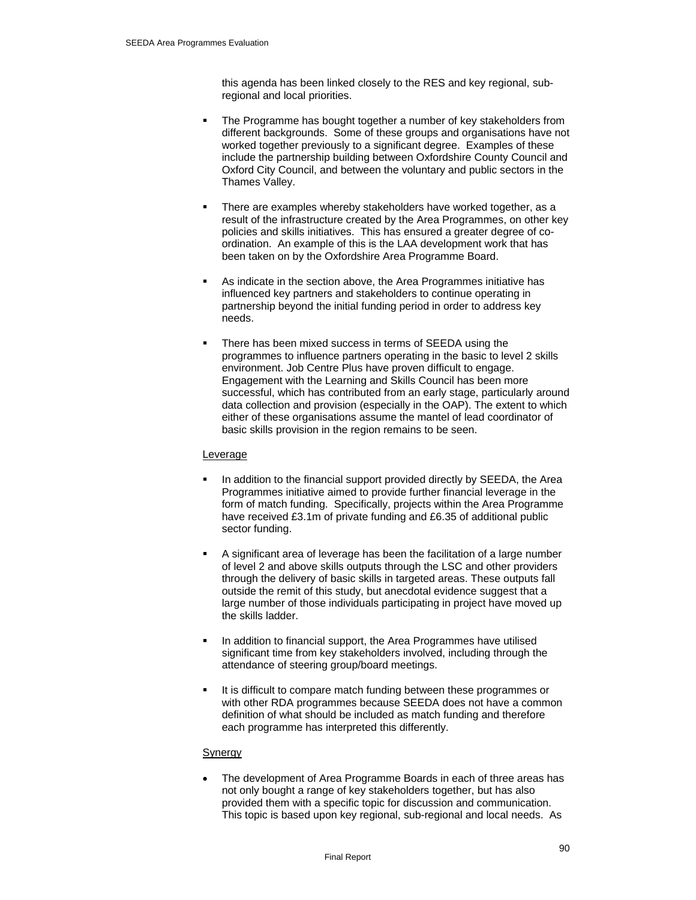this agenda has been linked closely to the RES and key regional, sub-regional and local priorities.

- The Programme has bought together a number of key stakeholders from different backgrounds. Some of these groups and organisations have not worked together previously to a significant degree. Examples of these include the partnership building between Oxfordshire County Council and Oxford City Council, and between the voluntary and public sectors in the Thames Valley.

- There are examples whereby stakeholders have worked together, as a result of the infrastructure created by the Area Programmes, on other key policies and skills initiatives. This has ensured a greater degree of co-ordination. An example of this is the LAA development work that has been taken on by the Oxfordshire Area Programme Board.

- As indicate in the section above, the Area Programmes initiative has influenced key partners and stakeholders to continue operating in partnership beyond the initial funding period in order to address key needs.

- There has been mixed success in terms of SEEDA using the programmes to influence partners operating in the basic to level 2 skills environment. Job Centre Plus have proven difficult to engage. Engagement with the Learning and Skills Council has been more successful, which has contributed from an early stage, particularly around data collection and provision (especially in the OAP). The extent to which either of these organisations assume the mantel of lead coordinator of basic skills provision in the region remains to be seen.

<u>Leverage</u>

- In addition to the financial support provided directly by SEEDA, the Area Programmes initiative aimed to provide further financial leverage in the form of match funding. Specifically, projects within the Area Programme have received £3.1m of private funding and £6.35 of additional public sector funding.

- A significant area of leverage has been the facilitation of a large number of level 2 and above skills outputs through the LSC and other providers through the delivery of basic skills in targeted areas. These outputs fall outside the remit of this study, but anecdotal evidence suggest that a large number of those individuals participating in project have moved up the skills ladder.

- In addition to financial support, the Area Programmes have utilised significant time from key stakeholders involved, including through the attendance of steering group/board meetings.

- It is difficult to compare match funding between these programmes or with other RDA programmes because SEEDA does not have a common definition of what should be included as match funding and therefore each programme has interpreted this differently.

<u>Synergy</u>

- The development of Area Programme Boards in each of three areas has not only bought a range of key stakeholders together, but has also provided them with a specific topic for discussion and communication. This topic is based upon key regional, sub-regional and local needs. As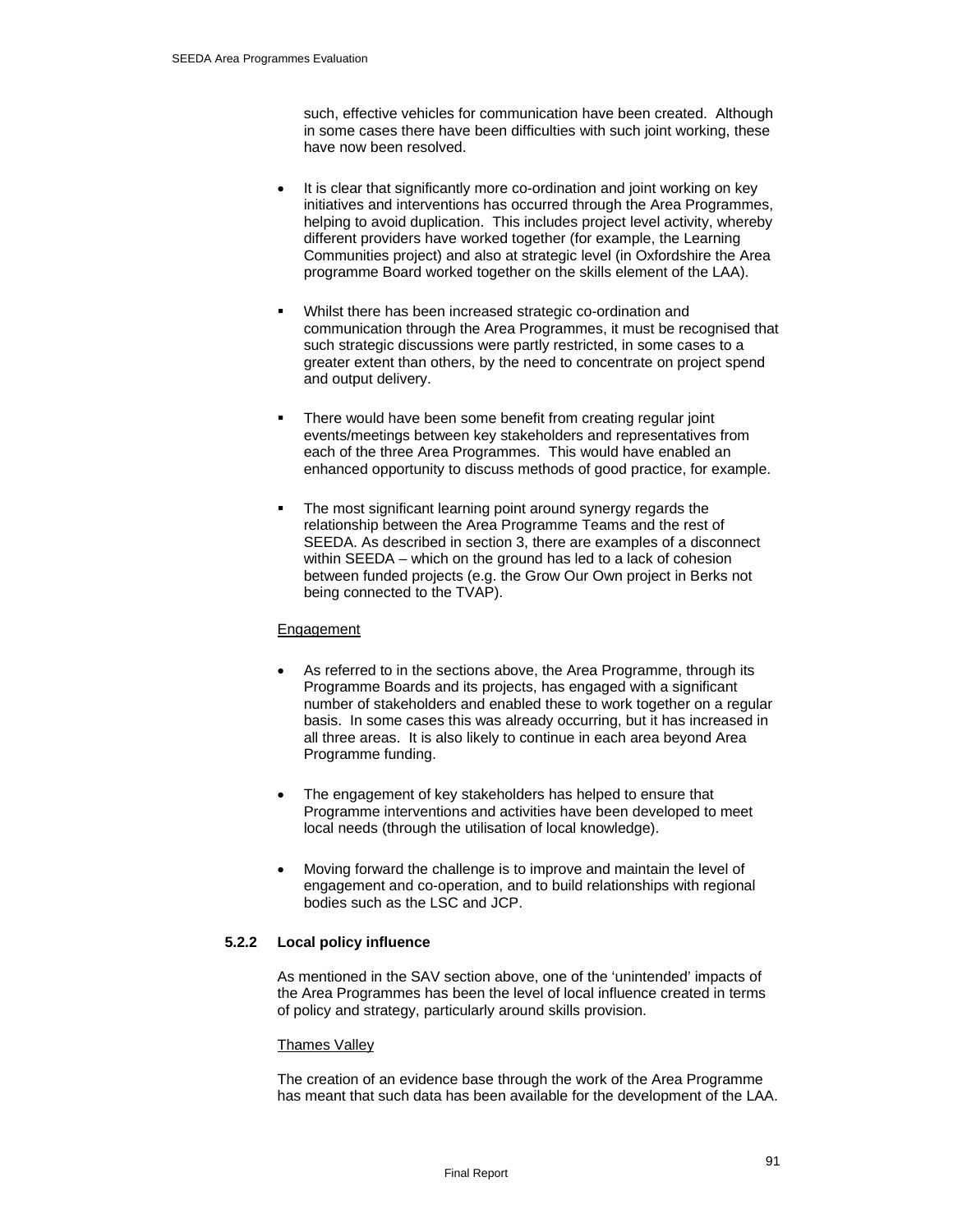such, effective vehicles for communication have been created. Although in some cases there have been difficulties with such joint working, these have now been resolved.

- It is clear that significantly more co-ordination and joint working on key initiatives and interventions has occurred through the Area Programmes, helping to avoid duplication. This includes project level activity, whereby different providers have worked together (for example, the Learning Communities project) and also at strategic level (in Oxfordshire the Area programme Board worked together on the skills element of the LAA).

- Whilst there has been increased strategic co-ordination and communication through the Area Programmes, it must be recognised that such strategic discussions were partly restricted, in some cases to a greater extent than others, by the need to concentrate on project spend and output delivery.

- There would have been some benefit from creating regular joint events/meetings between key stakeholders and representatives from each of the three Area Programmes. This would have enabled an enhanced opportunity to discuss methods of good practice, for example.

- The most significant learning point around synergy regards the relationship between the Area Programme Teams and the rest of SEEDA. As described in section 3, there are examples of a disconnect within SEEDA – which on the ground has led to a lack of cohesion between funded projects (e.g. the Grow Our Own project in Berks not being connected to the TVAP).

<u>Engagement</u>

- As referred to in the sections above, the Area Programme, through its Programme Boards and its projects, has engaged with a significant number of stakeholders and enabled these to work together on a regular basis. In some cases this was already occurring, but it has increased in all three areas. It is also likely to continue in each area beyond Area Programme funding.

- The engagement of key stakeholders has helped to ensure that Programme interventions and activities have been developed to meet local needs (through the utilisation of local knowledge).

- Moving forward the challenge is to improve and maintain the level of engagement and co-operation, and to build relationships with regional bodies such as the LSC and JCP.

### 5.2.2 Local policy influence

As mentioned in the SAV section above, one of the 'unintended' impacts of the Area Programmes has been the level of local influence created in terms of policy and strategy, particularly around skills provision.

<u>Thames Valley</u>

The creation of an evidence base through the work of the Area Programme has meant that such data has been available for the development of the LAA.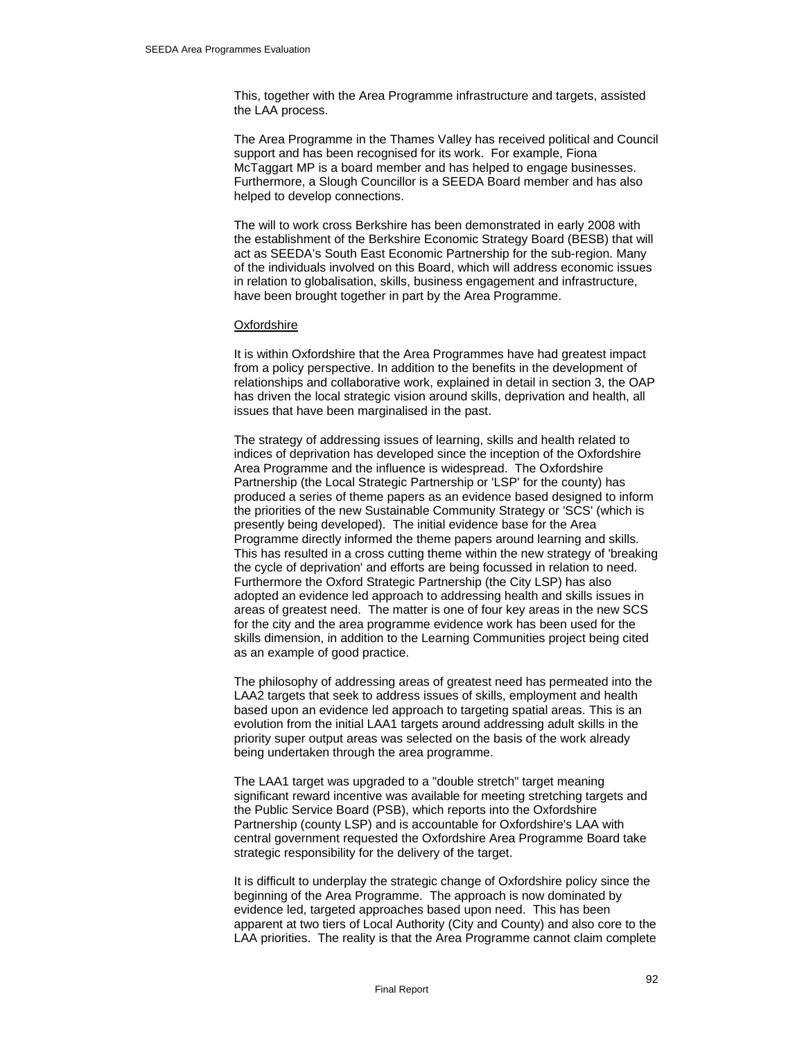This, together with the Area Programme infrastructure and targets, assisted the LAA process.

The Area Programme in the Thames Valley has received political and Council support and has been recognised for its work. For example, Fiona McTaggart MP is a board member and has helped to engage businesses. Furthermore, a Slough Councillor is a SEEDA Board member and has also helped to develop connections.

The will to work cross Berkshire has been demonstrated in early 2008 with the establishment of the Berkshire Economic Strategy Board (BESB) that will act as SEEDA's South East Economic Partnership for the sub-region. Many of the individuals involved on this Board, which will address economic issues in relation to globalisation, skills, business engagement and infrastructure, have been brought together in part by the Area Programme.

Oxfordshire

It is within Oxfordshire that the Area Programmes have had greatest impact from a policy perspective. In addition to the benefits in the development of relationships and collaborative work, explained in detail in section 3, the OAP has driven the local strategic vision around skills, deprivation and health, all issues that have been marginalised in the past.

The strategy of addressing issues of learning, skills and health related to indices of deprivation has developed since the inception of the Oxfordshire Area Programme and the influence is widespread. The Oxfordshire Partnership (the Local Strategic Partnership or 'LSP' for the county) has produced a series of theme papers as an evidence based designed to inform the priorities of the new Sustainable Community Strategy or 'SCS' (which is presently being developed). The initial evidence base for the Area Programme directly informed the theme papers around learning and skills. This has resulted in a cross cutting theme within the new strategy of 'breaking the cycle of deprivation' and efforts are being focussed in relation to need. Furthermore the Oxford Strategic Partnership (the City LSP) has also adopted an evidence led approach to addressing health and skills issues in areas of greatest need. The matter is one of four key areas in the new SCS for the city and the area programme evidence work has been used for the skills dimension, in addition to the Learning Communities project being cited as an example of good practice.

The philosophy of addressing areas of greatest need has permeated into the LAA2 targets that seek to address issues of skills, employment and health based upon an evidence led approach to targeting spatial areas. This is an evolution from the initial LAA1 targets around addressing adult skills in the priority super output areas was selected on the basis of the work already being undertaken through the area programme.

The LAA1 target was upgraded to a "double stretch" target meaning significant reward incentive was available for meeting stretching targets and the Public Service Board (PSB), which reports into the Oxfordshire Partnership (county LSP) and is accountable for Oxfordshire's LAA with central government requested the Oxfordshire Area Programme Board take strategic responsibility for the delivery of the target.

It is difficult to underplay the strategic change of Oxfordshire policy since the beginning of the Area Programme. The approach is now dominated by evidence led, targeted approaches based upon need. This has been apparent at two tiers of Local Authority (City and County) and also core to the LAA priorities. The reality is that the Area Programme cannot claim complete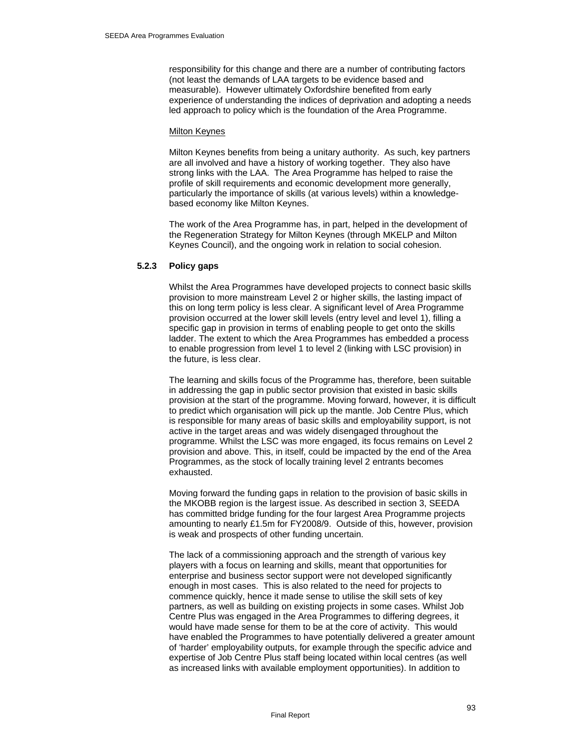responsibility for this change and there are a number of contributing factors (not least the demands of LAA targets to be evidence based and measurable). However ultimately Oxfordshire benefited from early experience of understanding the indices of deprivation and adopting a needs led approach to policy which is the foundation of the Area Programme.

Milton Keynes

Milton Keynes benefits from being a unitary authority. As such, key partners are all involved and have a history of working together. They also have strong links with the LAA. The Area Programme has helped to raise the profile of skill requirements and economic development more generally, particularly the importance of skills (at various levels) within a knowledge-based economy like Milton Keynes.

The work of the Area Programme has, in part, helped in the development of the Regeneration Strategy for Milton Keynes (through MKELP and Milton Keynes Council), and the ongoing work in relation to social cohesion.

### 5.2.3 Policy gaps

Whilst the Area Programmes have developed projects to connect basic skills provision to more mainstream Level 2 or higher skills, the lasting impact of this on long term policy is less clear. A significant level of Area Programme provision occurred at the lower skill levels (entry level and level 1), filling a specific gap in provision in terms of enabling people to get onto the skills ladder. The extent to which the Area Programmes has embedded a process to enable progression from level 1 to level 2 (linking with LSC provision) in the future, is less clear.

The learning and skills focus of the Programme has, therefore, been suitable in addressing the gap in public sector provision that existed in basic skills provision at the start of the programme. Moving forward, however, it is difficult to predict which organisation will pick up the mantle. Job Centre Plus, which is responsible for many areas of basic skills and employability support, is not active in the target areas and was widely disengaged throughout the programme. Whilst the LSC was more engaged, its focus remains on Level 2 provision and above. This, in itself, could be impacted by the end of the Area Programmes, as the stock of locally training level 2 entrants becomes exhausted.

Moving forward the funding gaps in relation to the provision of basic skills in the MKOBB region is the largest issue. As described in section 3, SEEDA has committed bridge funding for the four largest Area Programme projects amounting to nearly £1.5m for FY2008/9. Outside of this, however, provision is weak and prospects of other funding uncertain.

The lack of a commissioning approach and the strength of various key players with a focus on learning and skills, meant that opportunities for enterprise and business sector support were not developed significantly enough in most cases. This is also related to the need for projects to commence quickly, hence it made sense to utilise the skill sets of key partners, as well as building on existing projects in some cases. Whilst Job Centre Plus was engaged in the Area Programmes to differing degrees, it would have made sense for them to be at the core of activity. This would have enabled the Programmes to have potentially delivered a greater amount of 'harder' employability outputs, for example through the specific advice and expertise of Job Centre Plus staff being located within local centres (as well as increased links with available employment opportunities). In addition to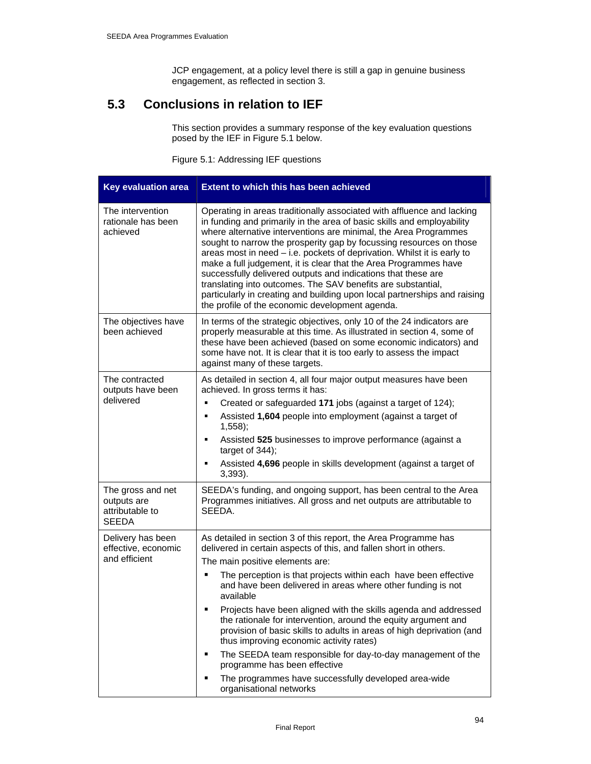JCP engagement, at a policy level there is still a gap in genuine business engagement, as reflected in section 3.

## 5.3 Conclusions in relation to IEF

This section provides a summary response of the key evaluation questions posed by the IEF in Figure 5.1 below.

Figure 5.1: Addressing IEF questions

| Key evaluation area | Extent to which this has been achieved |
|---|---|
| The intervention rationale has been achieved | Operating in areas traditionally associated with affluence and lacking in funding and primarily in the area of basic skills and employability where alternative interventions are minimal, the Area Programmes sought to narrow the prosperity gap by focussing resources on those areas most in need – i.e. pockets of deprivation. Whilst it is early to make a full judgement, it is clear that the Area Programmes have successfully delivered outputs and indications that these are translating into outcomes. The SAV benefits are substantial, particularly in creating and building upon local partnerships and raising the profile of the economic development agenda. |
| The objectives have been achieved | In terms of the strategic objectives, only 10 of the 24 indicators are properly measurable at this time. As illustrated in section 4, some of these have been achieved (based on some economic indicators) and some have not. It is clear that it is too early to assess the impact against many of these targets. |
| The contracted outputs have been delivered | As detailed in section 4, all four major output measures have been achieved. In gross terms it has:<br>▪ Created or safeguarded **171** jobs (against a target of 124);<br>▪ Assisted **1,604** people into employment (against a target of 1,558);<br>▪ Assisted **525** businesses to improve performance (against a target of 344);<br>▪ Assisted **4,696** people in skills development (against a target of 3,393). |
| The gross and net outputs are attributable to SEEDA | SEEDA's funding, and ongoing support, has been central to the Area Programmes initiatives. All gross and net outputs are attributable to SEEDA. |
| Delivery has been effective, economic and efficient | As detailed in section 3 of this report, the Area Programme has delivered in certain aspects of this, and fallen short in others.<br>The main positive elements are:<br>▪ The perception is that projects within each have been effective and have been delivered in areas where other funding is not available<br>▪ Projects have been aligned with the skills agenda and addressed the rationale for intervention, around the equity argument and provision of basic skills to adults in areas of high deprivation (and thus improving economic activity rates)<br>▪ The SEEDA team responsible for day-to-day management of the programme has been effective<br>▪ The programmes have successfully developed area-wide organisational networks |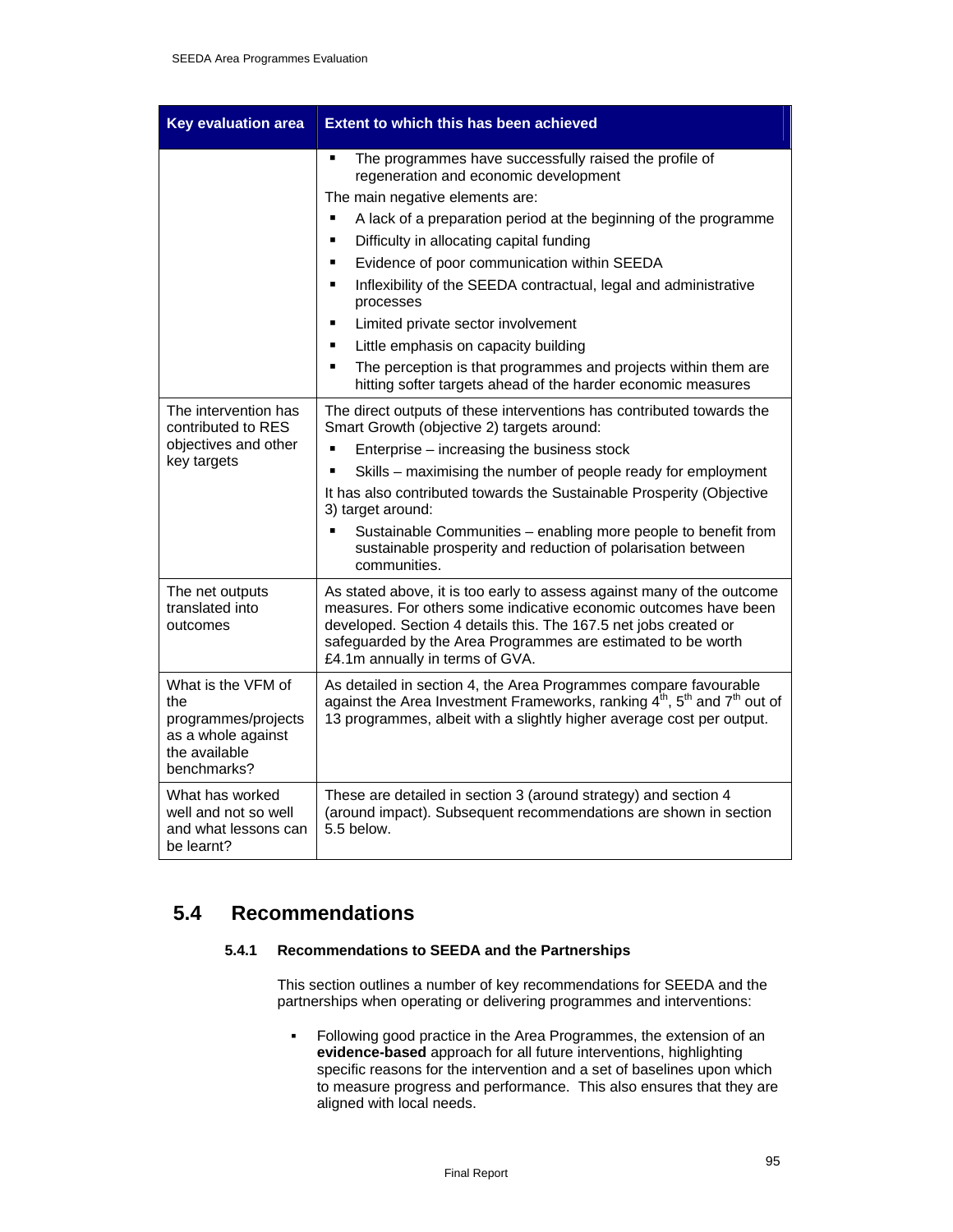| Key evaluation area | Extent to which this has been achieved |
|---|---|
| | ▪ The programmes have successfully raised the profile of regeneration and economic development<br>The main negative elements are:<br>▪ A lack of a preparation period at the beginning of the programme<br>▪ Difficulty in allocating capital funding<br>▪ Evidence of poor communication within SEEDA<br>▪ Inflexibility of the SEEDA contractual, legal and administrative processes<br>▪ Limited private sector involvement<br>▪ Little emphasis on capacity building<br>▪ The perception is that programmes and projects within them are hitting softer targets ahead of the harder economic measures |
| The intervention has contributed to RES objectives and other key targets | The direct outputs of these interventions has contributed towards the Smart Growth (objective 2) targets around:<br>▪ Enterprise – increasing the business stock<br>▪ Skills – maximising the number of people ready for employment<br>It has also contributed towards the Sustainable Prosperity (Objective 3) target around:<br>▪ Sustainable Communities – enabling more people to benefit from sustainable prosperity and reduction of polarisation between communities. |
| The net outputs translated into outcomes | As stated above, it is too early to assess against many of the outcome measures. For others some indicative economic outcomes have been developed. Section 4 details this. The 167.5 net jobs created or safeguarded by the Area Programmes are estimated to be worth £4.1m annually in terms of GVA. |
| What is the VFM of the programmes/projects as a whole against the available benchmarks? | As detailed in section 4, the Area Programmes compare favourable against the Area Investment Frameworks, ranking 4th, 5th and 7th out of 13 programmes, albeit with a slightly higher average cost per output. |
| What has worked well and not so well and what lessons can be learnt? | These are detailed in section 3 (around strategy) and section 4 (around impact). Subsequent recommendations are shown in section 5.5 below. |

## 5.4 Recommendations

### 5.4.1 Recommendations to SEEDA and the Partnerships

This section outlines a number of key recommendations for SEEDA and the partnerships when operating or delivering programmes and interventions:

- Following good practice in the Area Programmes, the extension of an **evidence-based** approach for all future interventions, highlighting specific reasons for the intervention and a set of baselines upon which to measure progress and performance. This also ensures that they are aligned with local needs.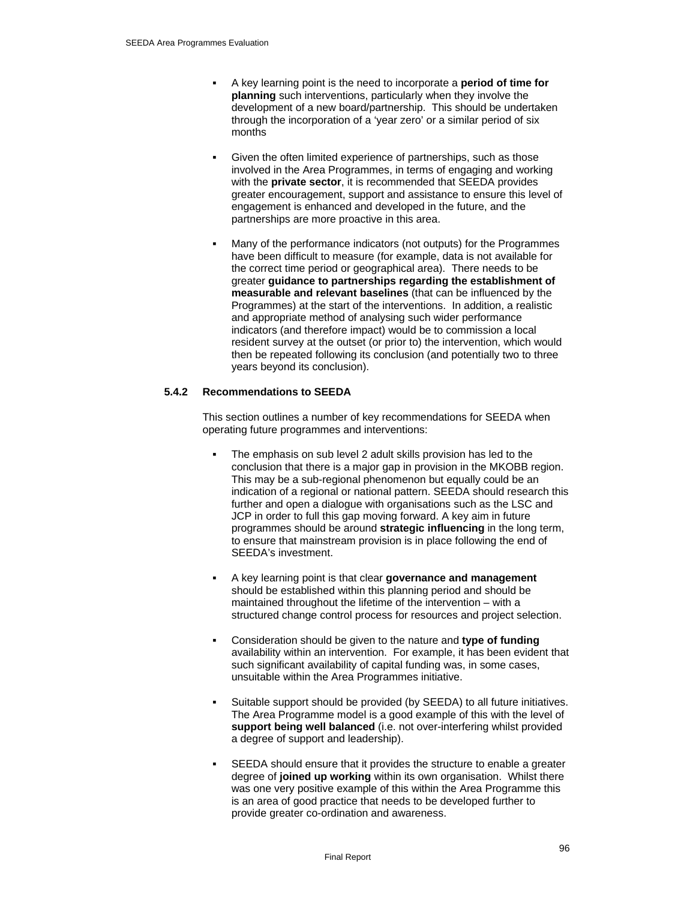- A key learning point is the need to incorporate a **period of time for planning** such interventions, particularly when they involve the development of a new board/partnership. This should be undertaken through the incorporation of a 'year zero' or a similar period of six months

- Given the often limited experience of partnerships, such as those involved in the Area Programmes, in terms of engaging and working with the **private sector**, it is recommended that SEEDA provides greater encouragement, support and assistance to ensure this level of engagement is enhanced and developed in the future, and the partnerships are more proactive in this area.

- Many of the performance indicators (not outputs) for the Programmes have been difficult to measure (for example, data is not available for the correct time period or geographical area). There needs to be greater **guidance to partnerships regarding the establishment of measurable and relevant baselines** (that can be influenced by the Programmes) at the start of the interventions. In addition, a realistic and appropriate method of analysing such wider performance indicators (and therefore impact) would be to commission a local resident survey at the outset (or prior to) the intervention, which would then be repeated following its conclusion (and potentially two to three years beyond its conclusion).

### 5.4.2 Recommendations to SEEDA

This section outlines a number of key recommendations for SEEDA when operating future programmes and interventions:

- The emphasis on sub level 2 adult skills provision has led to the conclusion that there is a major gap in provision in the MKOBB region. This may be a sub-regional phenomenon but equally could be an indication of a regional or national pattern. SEEDA should research this further and open a dialogue with organisations such as the LSC and JCP in order to full this gap moving forward. A key aim in future programmes should be around **strategic influencing** in the long term, to ensure that mainstream provision is in place following the end of SEEDA's investment.

- A key learning point is that clear **governance and management** should be established within this planning period and should be maintained throughout the lifetime of the intervention – with a structured change control process for resources and project selection.

- Consideration should be given to the nature and **type of funding** availability within an intervention. For example, it has been evident that such significant availability of capital funding was, in some cases, unsuitable within the Area Programmes initiative.

- Suitable support should be provided (by SEEDA) to all future initiatives. The Area Programme model is a good example of this with the level of **support being well balanced** (i.e. not over-interfering whilst provided a degree of support and leadership).

- SEEDA should ensure that it provides the structure to enable a greater degree of **joined up working** within its own organisation. Whilst there was one very positive example of this within the Area Programme this is an area of good practice that needs to be developed further to provide greater co-ordination and awareness.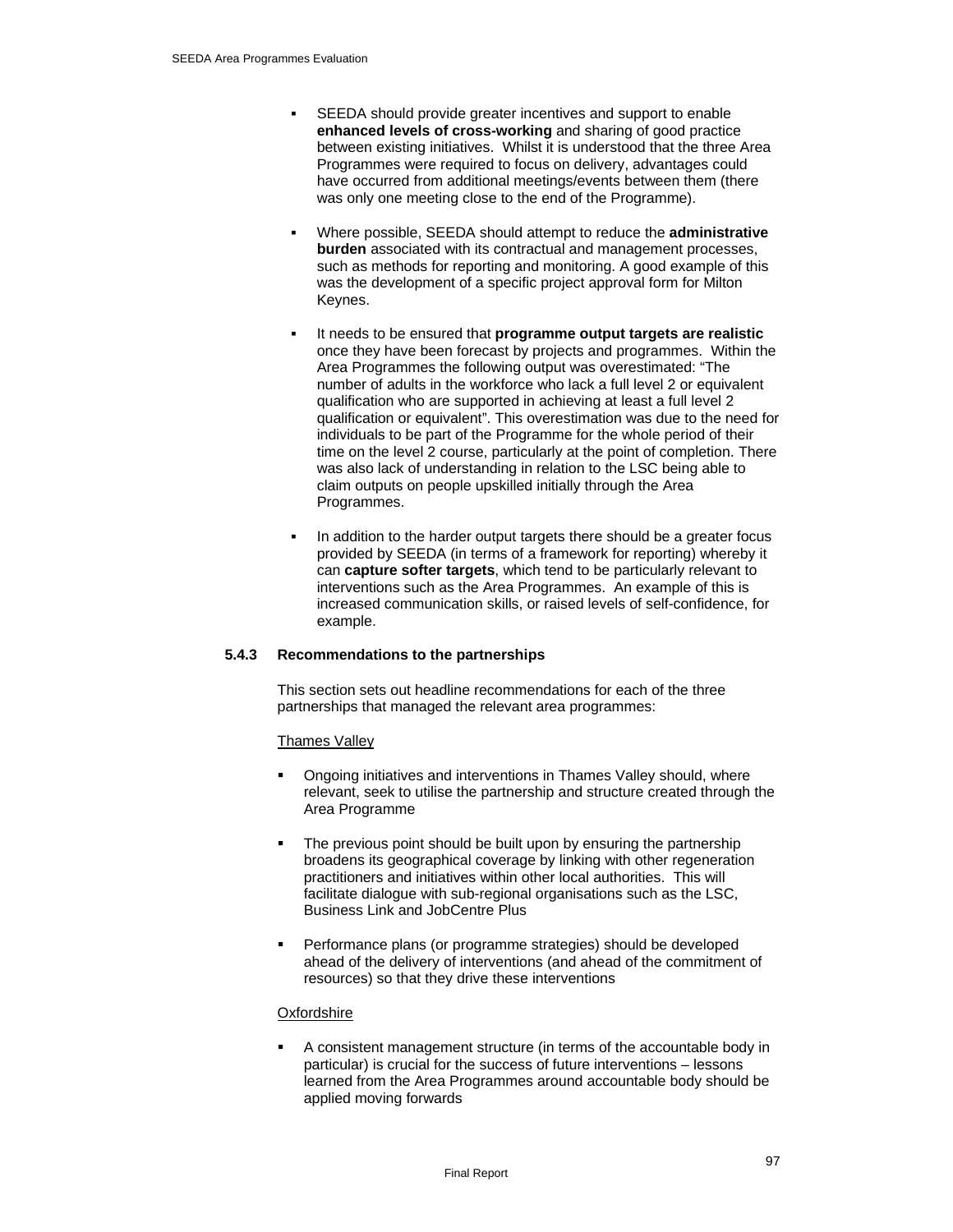- SEEDA should provide greater incentives and support to enable **enhanced levels of cross-working** and sharing of good practice between existing initiatives. Whilst it is understood that the three Area Programmes were required to focus on delivery, advantages could have occurred from additional meetings/events between them (there was only one meeting close to the end of the Programme).

- Where possible, SEEDA should attempt to reduce the **administrative burden** associated with its contractual and management processes, such as methods for reporting and monitoring. A good example of this was the development of a specific project approval form for Milton Keynes.

- It needs to be ensured that **programme output targets are realistic** once they have been forecast by projects and programmes. Within the Area Programmes the following output was overestimated: "The number of adults in the workforce who lack a full level 2 or equivalent qualification who are supported in achieving at least a full level 2 qualification or equivalent". This overestimation was due to the need for individuals to be part of the Programme for the whole period of their time on the level 2 course, particularly at the point of completion. There was also lack of understanding in relation to the LSC being able to claim outputs on people upskilled initially through the Area Programmes.

- In addition to the harder output targets there should be a greater focus provided by SEEDA (in terms of a framework for reporting) whereby it can **capture softer targets**, which tend to be particularly relevant to interventions such as the Area Programmes. An example of this is increased communication skills, or raised levels of self-confidence, for example.

### 5.4.3 Recommendations to the partnerships

This section sets out headline recommendations for each of the three partnerships that managed the relevant area programmes:

Thames Valley

- Ongoing initiatives and interventions in Thames Valley should, where relevant, seek to utilise the partnership and structure created through the Area Programme

- The previous point should be built upon by ensuring the partnership broadens its geographical coverage by linking with other regeneration practitioners and initiatives within other local authorities. This will facilitate dialogue with sub-regional organisations such as the LSC, Business Link and JobCentre Plus

- Performance plans (or programme strategies) should be developed ahead of the delivery of interventions (and ahead of the commitment of resources) so that they drive these interventions

Oxfordshire

- A consistent management structure (in terms of the accountable body in particular) is crucial for the success of future interventions – lessons learned from the Area Programmes around accountable body should be applied moving forwards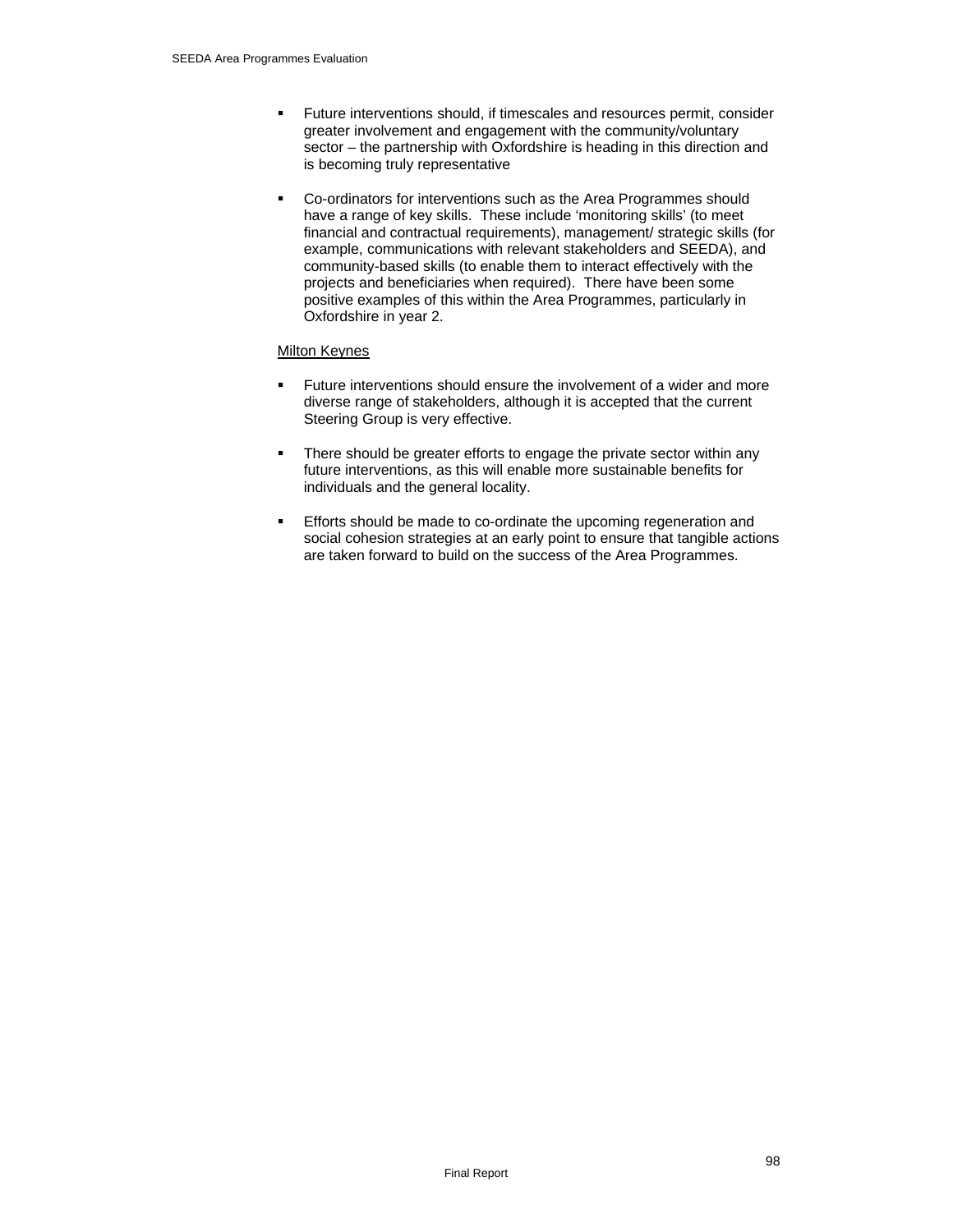- Future interventions should, if timescales and resources permit, consider greater involvement and engagement with the community/voluntary sector – the partnership with Oxfordshire is heading in this direction and is becoming truly representative

- Co-ordinators for interventions such as the Area Programmes should have a range of key skills. These include 'monitoring skills' (to meet financial and contractual requirements), management/ strategic skills (for example, communications with relevant stakeholders and SEEDA), and community-based skills (to enable them to interact effectively with the projects and beneficiaries when required). There have been some positive examples of this within the Area Programmes, particularly in Oxfordshire in year 2.

<u>Milton Keynes</u>

- Future interventions should ensure the involvement of a wider and more diverse range of stakeholders, although it is accepted that the current Steering Group is very effective.

- There should be greater efforts to engage the private sector within any future interventions, as this will enable more sustainable benefits for individuals and the general locality.

- Efforts should be made to co-ordinate the upcoming regeneration and social cohesion strategies at an early point to ensure that tangible actions are taken forward to build on the success of the Area Programmes.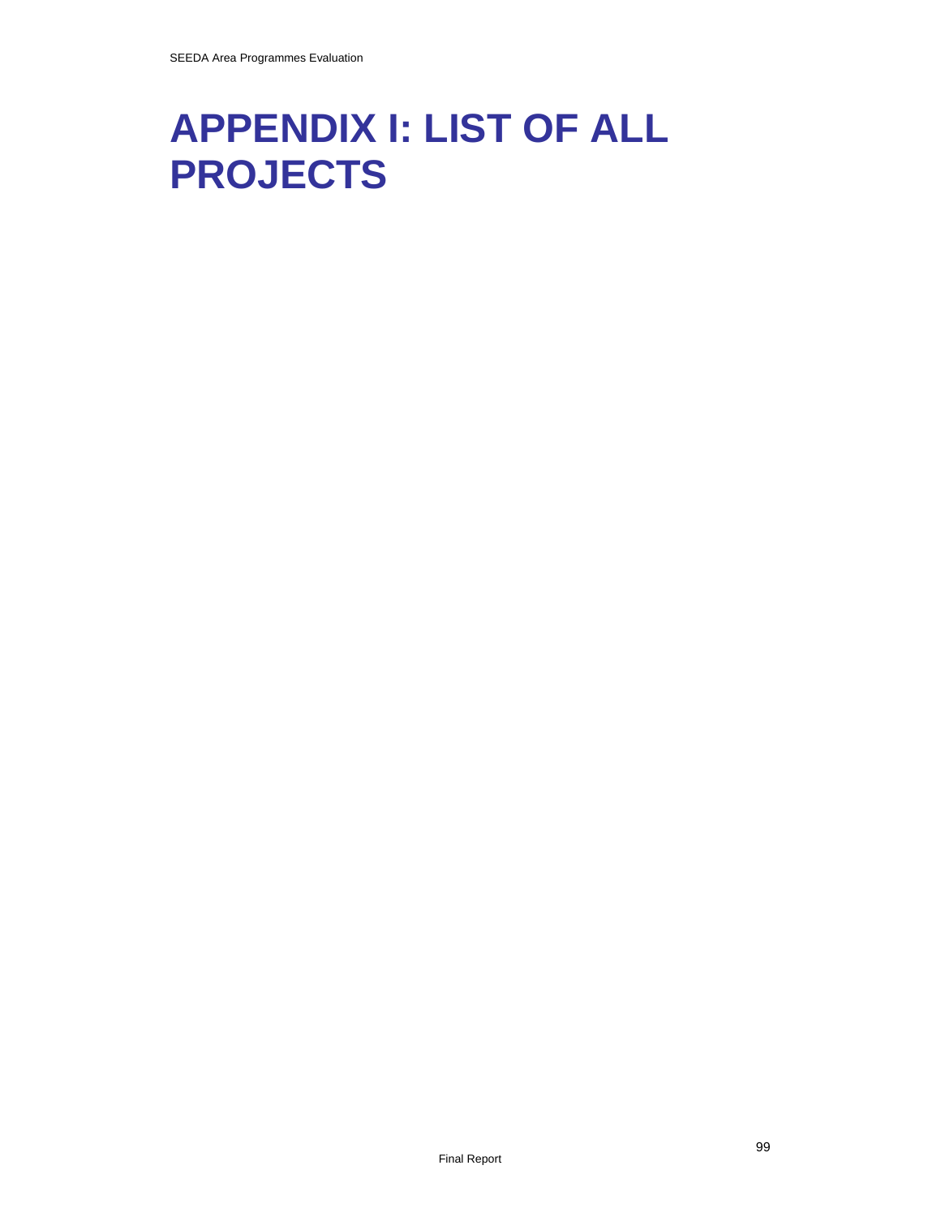# APPENDIX I: LIST OF ALL PROJECTS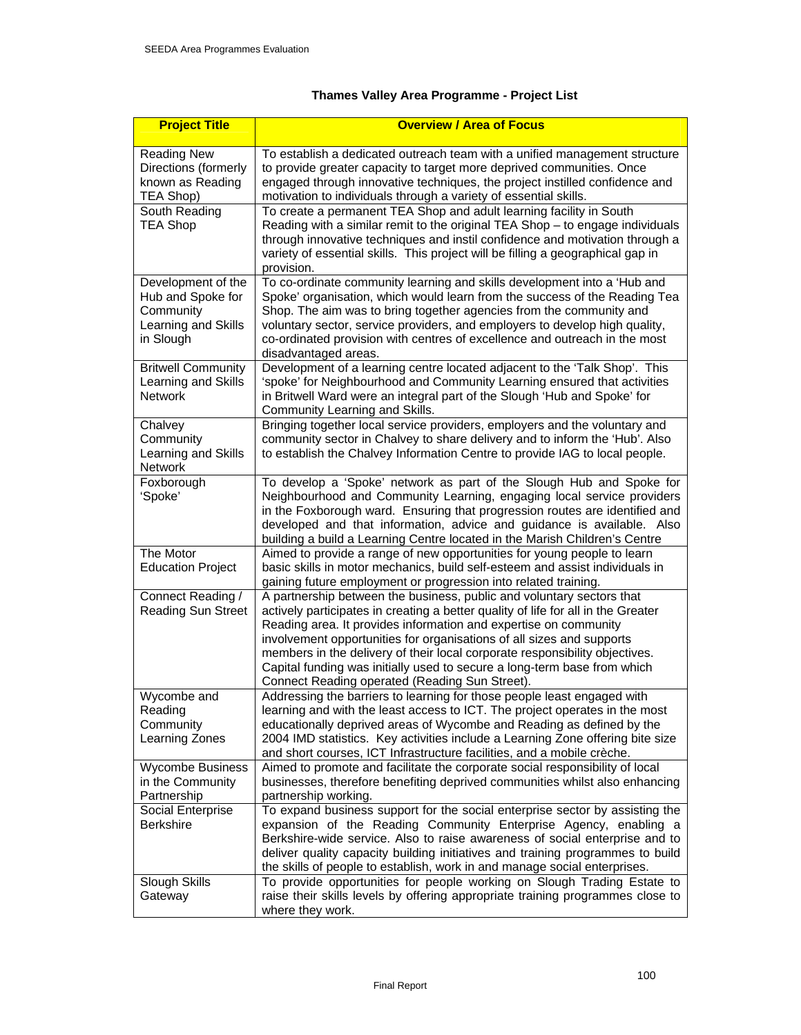## Thames Valley Area Programme - Project List

| Project Title | Overview / Area of Focus |
|---|---|
| Reading New Directions (formerly known as Reading TEA Shop) | To establish a dedicated outreach team with a unified management structure to provide greater capacity to target more deprived communities. Once engaged through innovative techniques, the project instilled confidence and motivation to individuals through a variety of essential skills. |
| South Reading TEA Shop | To create a permanent TEA Shop and adult learning facility in South Reading with a similar remit to the original TEA Shop – to engage individuals through innovative techniques and instil confidence and motivation through a variety of essential skills. This project will be filling a geographical gap in provision. |
| Development of the Hub and Spoke for Community Learning and Skills in Slough | To co-ordinate community learning and skills development into a 'Hub and Spoke' organisation, which would learn from the success of the Reading Tea Shop. The aim was to bring together agencies from the community and voluntary sector, service providers, and employers to develop high quality, co-ordinated provision with centres of excellence and outreach in the most disadvantaged areas. |
| Britwell Community Learning and Skills Network | Development of a learning centre located adjacent to the 'Talk Shop'. This 'spoke' for Neighbourhood and Community Learning ensured that activities in Britwell Ward were an integral part of the Slough 'Hub and Spoke' for Community Learning and Skills. |
| Chalvey Community Learning and Skills Network | Bringing together local service providers, employers and the voluntary and community sector in Chalvey to share delivery and to inform the 'Hub'. Also to establish the Chalvey Information Centre to provide IAG to local people. |
| Foxborough 'Spoke' | To develop a 'Spoke' network as part of the Slough Hub and Spoke for Neighbourhood and Community Learning, engaging local service providers in the Foxborough ward. Ensuring that progression routes are identified and developed and that information, advice and guidance is available. Also building a build a Learning Centre located in the Marish Children's Centre |
| The Motor Education Project | Aimed to provide a range of new opportunities for young people to learn basic skills in motor mechanics, build self-esteem and assist individuals in gaining future employment or progression into related training. |
| Connect Reading / Reading Sun Street | A partnership between the business, public and voluntary sectors that actively participates in creating a better quality of life for all in the Greater Reading area. It provides information and expertise on community involvement opportunities for organisations of all sizes and supports members in the delivery of their local corporate responsibility objectives. Capital funding was initially used to secure a long-term base from which Connect Reading operated (Reading Sun Street). |
| Wycombe and Reading Community Learning Zones | Addressing the barriers to learning for those people least engaged with learning and with the least access to ICT. The project operates in the most educationally deprived areas of Wycombe and Reading as defined by the 2004 IMD statistics. Key activities include a Learning Zone offering bite size and short courses, ICT Infrastructure facilities, and a mobile crèche. |
| Wycombe Business in the Community Partnership | Aimed to promote and facilitate the corporate social responsibility of local businesses, therefore benefiting deprived communities whilst also enhancing partnership working. |
| Social Enterprise Berkshire | To expand business support for the social enterprise sector by assisting the expansion of the Reading Community Enterprise Agency, enabling a Berkshire-wide service. Also to raise awareness of social enterprise and to deliver quality capacity building initiatives and training programmes to build the skills of people to establish, work in and manage social enterprises. |
| Slough Skills Gateway | To provide opportunities for people working on Slough Trading Estate to raise their skills levels by offering appropriate training programmes close to where they work. |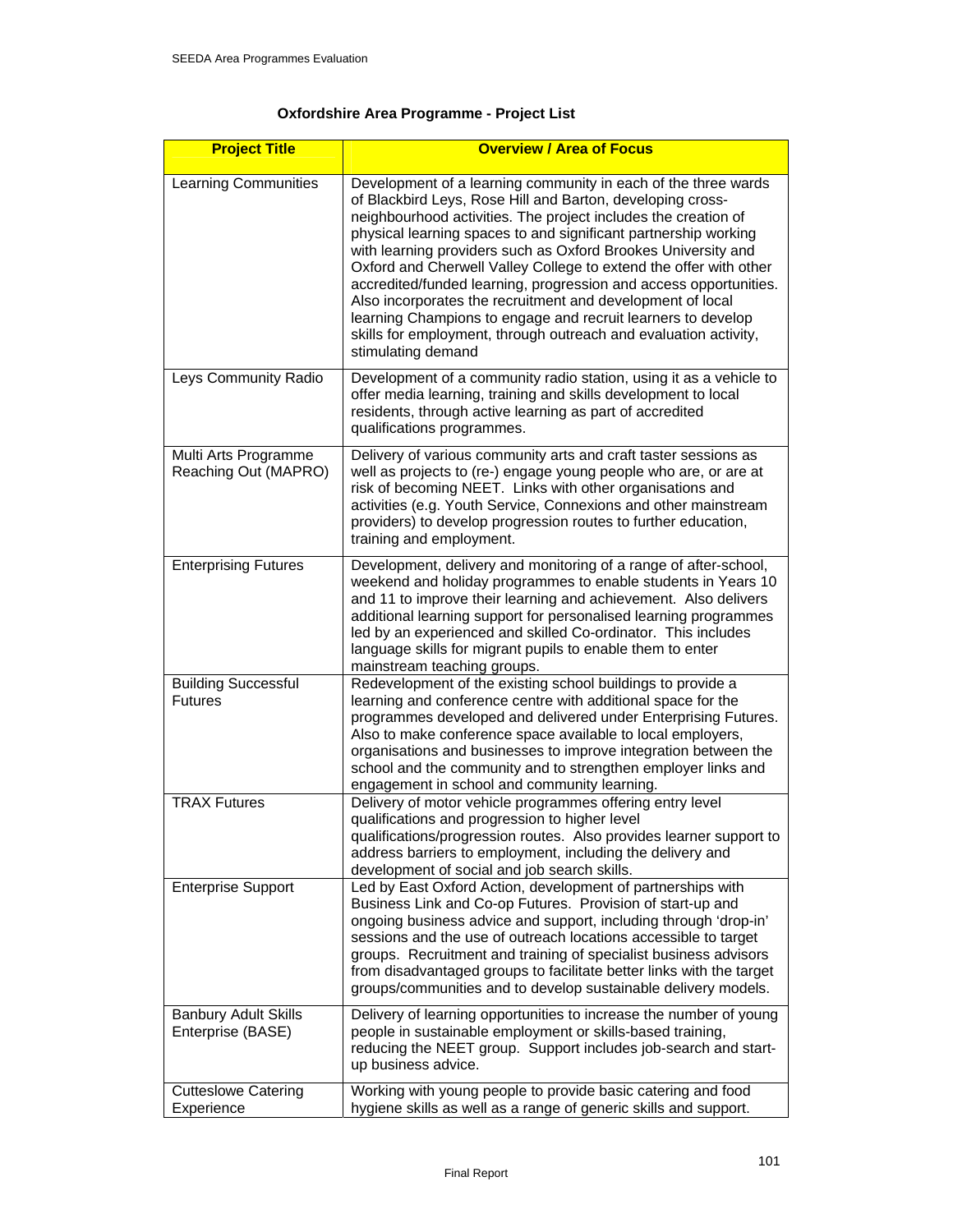### Oxfordshire Area Programme - Project List

| Project Title | Overview / Area of Focus |
| --- | --- |
| Learning Communities | Development of a learning community in each of the three wards of Blackbird Leys, Rose Hill and Barton, developing cross-neighbourhood activities. The project includes the creation of physical learning spaces to and significant partnership working with learning providers such as Oxford Brookes University and Oxford and Cherwell Valley College to extend the offer with other accredited/funded learning, progression and access opportunities. Also incorporates the recruitment and development of local learning Champions to engage and recruit learners to develop skills for employment, through outreach and evaluation activity, stimulating demand |
| Leys Community Radio | Development of a community radio station, using it as a vehicle to offer media learning, training and skills development to local residents, through active learning as part of accredited qualifications programmes. |
| Multi Arts Programme Reaching Out (MAPRO) | Delivery of various community arts and craft taster sessions as well as projects to (re-) engage young people who are, or are at risk of becoming NEET. Links with other organisations and activities (e.g. Youth Service, Connexions and other mainstream providers) to develop progression routes to further education, training and employment. |
| Enterprising Futures | Development, delivery and monitoring of a range of after-school, weekend and holiday programmes to enable students in Years 10 and 11 to improve their learning and achievement. Also delivers additional learning support for personalised learning programmes led by an experienced and skilled Co-ordinator. This includes language skills for migrant pupils to enable them to enter mainstream teaching groups. |
| Building Successful Futures | Redevelopment of the existing school buildings to provide a learning and conference centre with additional space for the programmes developed and delivered under Enterprising Futures. Also to make conference space available to local employers, organisations and businesses to improve integration between the school and the community and to strengthen employer links and engagement in school and community learning. |
| TRAX Futures | Delivery of motor vehicle programmes offering entry level qualifications and progression to higher level qualifications/progression routes. Also provides learner support to address barriers to employment, including the delivery and development of social and job search skills. |
| Enterprise Support | Led by East Oxford Action, development of partnerships with Business Link and Co-op Futures. Provision of start-up and ongoing business advice and support, including through 'drop-in' sessions and the use of outreach locations accessible to target groups. Recruitment and training of specialist business advisors from disadvantaged groups to facilitate better links with the target groups/communities and to develop sustainable delivery models. |
| Banbury Adult Skills Enterprise (BASE) | Delivery of learning opportunities to increase the number of young people in sustainable employment or skills-based training, reducing the NEET group. Support includes job-search and start-up business advice. |
| Cutteslowe Catering Experience | Working with young people to provide basic catering and food hygiene skills as well as a range of generic skills and support. |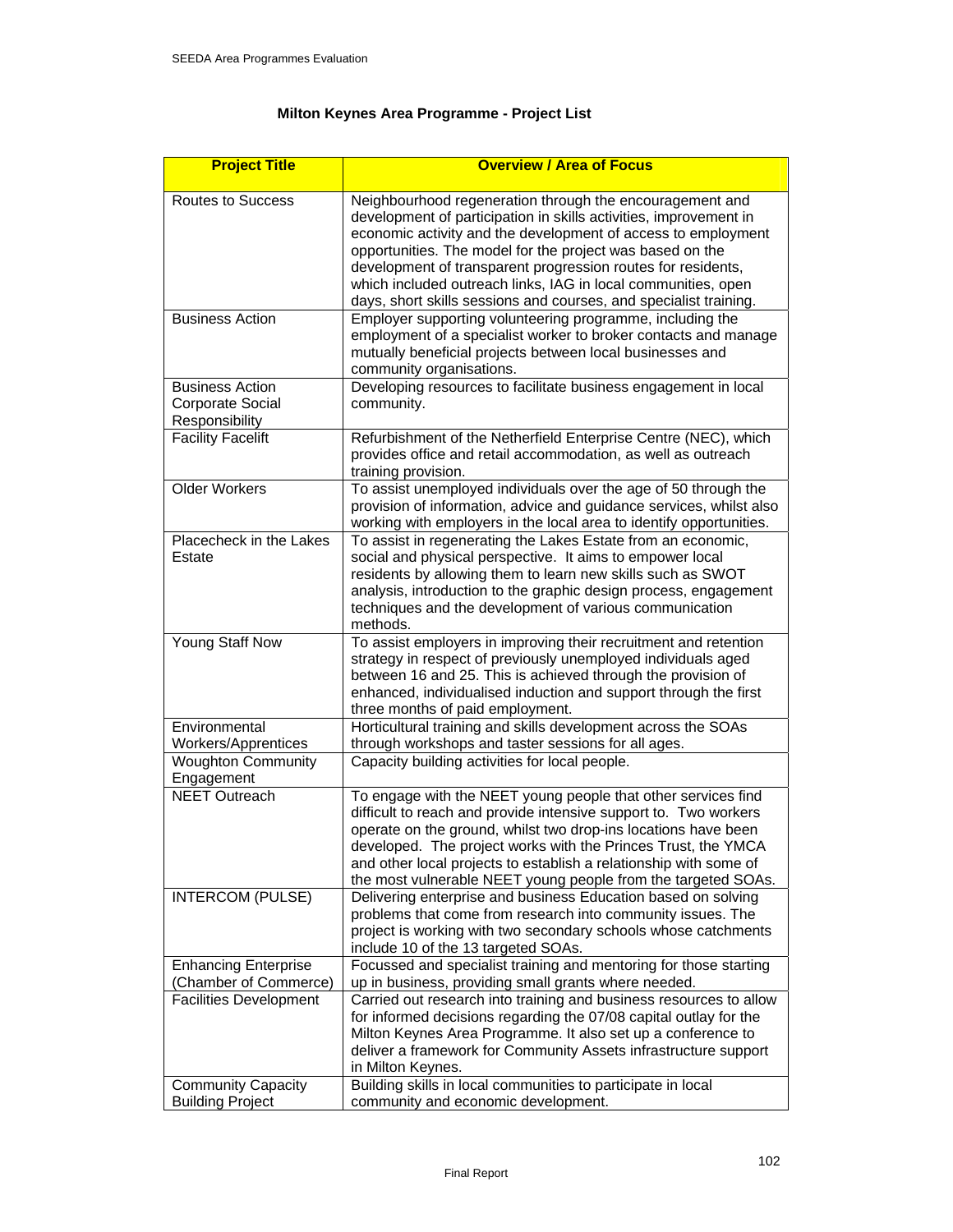## Milton Keynes Area Programme - Project List

| Project Title | Overview / Area of Focus |
|---|---|
| Routes to Success | Neighbourhood regeneration through the encouragement and development of participation in skills activities, improvement in economic activity and the development of access to employment opportunities. The model for the project was based on the development of transparent progression routes for residents, which included outreach links, IAG in local communities, open days, short skills sessions and courses, and specialist training. |
| Business Action | Employer supporting volunteering programme, including the employment of a specialist worker to broker contacts and manage mutually beneficial projects between local businesses and community organisations. |
| Business Action Corporate Social Responsibility | Developing resources to facilitate business engagement in local community. |
| Facility Facelift | Refurbishment of the Netherfield Enterprise Centre (NEC), which provides office and retail accommodation, as well as outreach training provision. |
| Older Workers | To assist unemployed individuals over the age of 50 through the provision of information, advice and guidance services, whilst also working with employers in the local area to identify opportunities. |
| Placecheck in the Lakes Estate | To assist in regenerating the Lakes Estate from an economic, social and physical perspective. It aims to empower local residents by allowing them to learn new skills such as SWOT analysis, introduction to the graphic design process, engagement techniques and the development of various communication methods. |
| Young Staff Now | To assist employers in improving their recruitment and retention strategy in respect of previously unemployed individuals aged between 16 and 25. This is achieved through the provision of enhanced, individualised induction and support through the first three months of paid employment. |
| Environmental Workers/Apprentices | Horticultural training and skills development across the SOAs through workshops and taster sessions for all ages. |
| Woughton Community Engagement | Capacity building activities for local people. |
| NEET Outreach | To engage with the NEET young people that other services find difficult to reach and provide intensive support to. Two workers operate on the ground, whilst two drop-ins locations have been developed. The project works with the Princes Trust, the YMCA and other local projects to establish a relationship with some of the most vulnerable NEET young people from the targeted SOAs. |
| INTERCOM (PULSE) | Delivering enterprise and business Education based on solving problems that come from research into community issues. The project is working with two secondary schools whose catchments include 10 of the 13 targeted SOAs. |
| Enhancing Enterprise (Chamber of Commerce) | Focussed and specialist training and mentoring for those starting up in business, providing small grants where needed. |
| Facilities Development | Carried out research into training and business resources to allow for informed decisions regarding the 07/08 capital outlay for the Milton Keynes Area Programme. It also set up a conference to deliver a framework for Community Assets infrastructure support in Milton Keynes. |
| Community Capacity Building Project | Building skills in local communities to participate in local community and economic development. |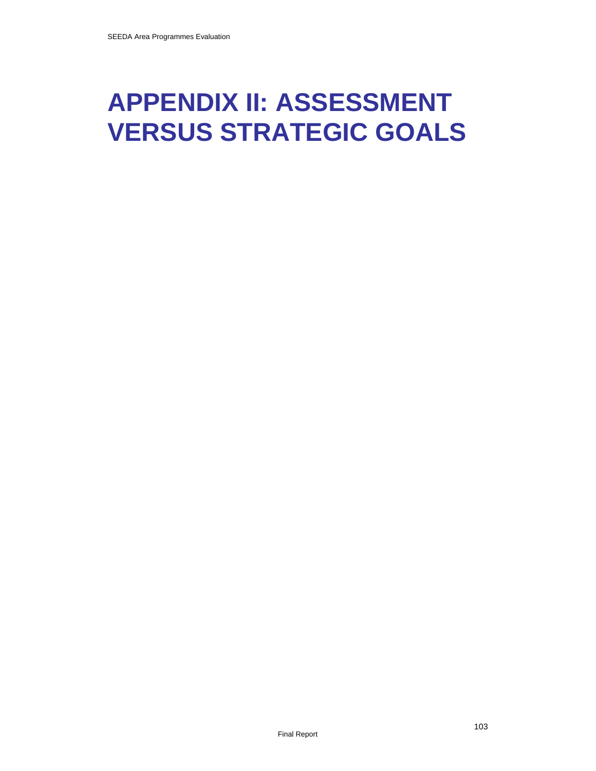# APPENDIX II: ASSESSMENT VERSUS STRATEGIC GOALS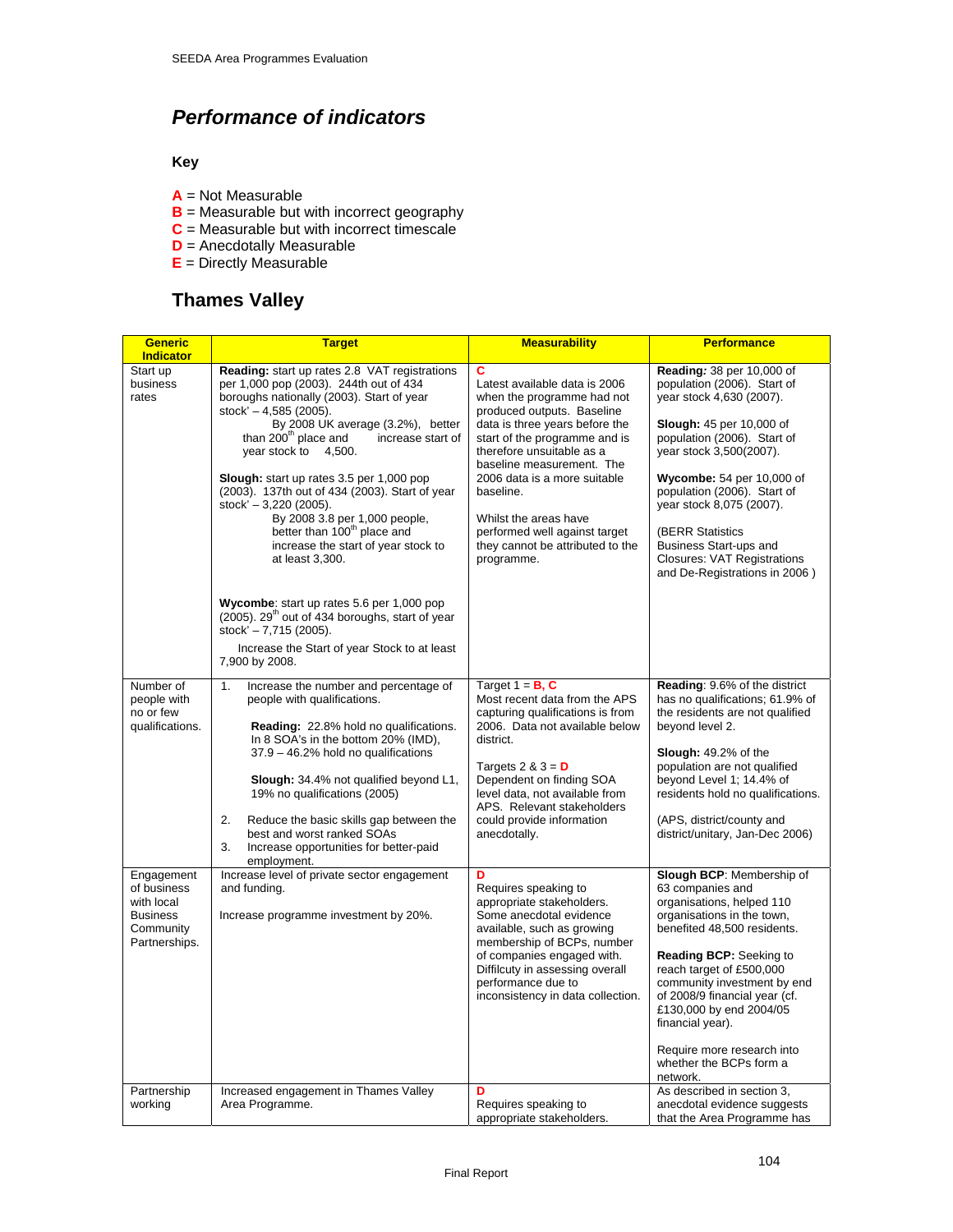## *Performance of indicators*

**Key**

- **A** = Not Measurable
- **B** = Measurable but with incorrect geography
- **C** = Measurable but with incorrect timescale
- **D** = Anecdotally Measurable
- **E** = Directly Measurable

## Thames Valley

| Generic Indicator | Target | Measurability | Performance |
|---|---|---|---|
| Start up business rates | **Reading:** start up rates 2.8 VAT registrations per 1,000 pop (2003). 244th out of 434 boroughs nationally (2003). Start of year stock' – 4,585 (2005).<br>By 2008 UK average (3.2%), better than 200th place and increase start of year stock to 4,500.<br><br>**Slough:** start up rates 3.5 per 1,000 pop (2003). 137th out of 434 (2003). Start of year stock' – 3,220 (2005).<br>By 2008 3.8 per 1,000 people, better than 100th place and increase the start of year stock to at least 3,300.<br><br>**Wycombe**: start up rates 5.6 per 1,000 pop (2005). 29th out of 434 boroughs, start of year stock' – 7,715 (2005).<br>Increase the Start of year Stock to at least 7,900 by 2008. | **C**<br>Latest available data is 2006 when the programme had not produced outputs. Baseline data is three years before the start of the programme and is therefore unsuitable as a baseline measurement. The 2006 data is a more suitable baseline.<br><br>Whilst the areas have performed well against target they cannot be attributed to the programme. | **Reading:** 38 per 10,000 of population (2006). Start of year stock 4,630 (2007).<br><br>**Slough:** 45 per 10,000 of population (2006). Start of year stock 3,500(2007).<br><br>**Wycombe:** 54 per 10,000 of population (2006). Start of year stock 8,075 (2007).<br><br>(BERR Statistics Business Start-ups and Closures: VAT Registrations and De-Registrations in 2006 ) |
| Number of people with no or few qualifications. | 1. Increase the number and percentage of people with qualifications.<br>**Reading:** 22.8% hold no qualifications. In 8 SOA's in the bottom 20% (IMD), 37.9 – 46.2% hold no qualifications<br>**Slough:** 34.4% not qualified beyond L1, 19% no qualifications (2005)<br>2. Reduce the basic skills gap between the best and worst ranked SOAs<br>3. Increase opportunities for better-paid employment. | Target 1 = **B, C**<br>Most recent data from the APS capturing qualifications is from 2006. Data not available below district.<br><br>Targets 2 & 3 = **D**<br>Dependent on finding SOA level data, not available from APS. Relevant stakeholders could provide information anecdotally. | **Reading**: 9.6% of the district has no qualifications; 61.9% of the residents are not qualified beyond level 2.<br><br>**Slough:** 49.2% of the population are not qualified beyond Level 1; 14.4% of residents hold no qualifications.<br><br>(APS, district/county and district/unitary, Jan-Dec 2006) |
| Engagement of business with local Business Community Partnerships. | Increase level of private sector engagement and funding.<br><br>Increase programme investment by 20%. | **D**<br>Requires speaking to appropriate stakeholders. Some anecdotal evidence available, such as growing membership of BCPs, number of companies engaged with. Diffilcuty in assessing overall performance due to inconsistency in data collection. | **Slough BCP**: Membership of 63 companies and organisations, helped 110 organisations in the town, benefited 48,500 residents.<br><br>**Reading BCP:** Seeking to reach target of £500,000 community investment by end of 2008/9 financial year (cf. £130,000 by end 2004/05 financial year).<br><br>Require more research into whether the BCPs form a network. |
| Partnership working | Increased engagement in Thames Valley Area Programme. | **D**<br>Requires speaking to appropriate stakeholders. | As described in section 3, anecdotal evidence suggests that the Area Programme has |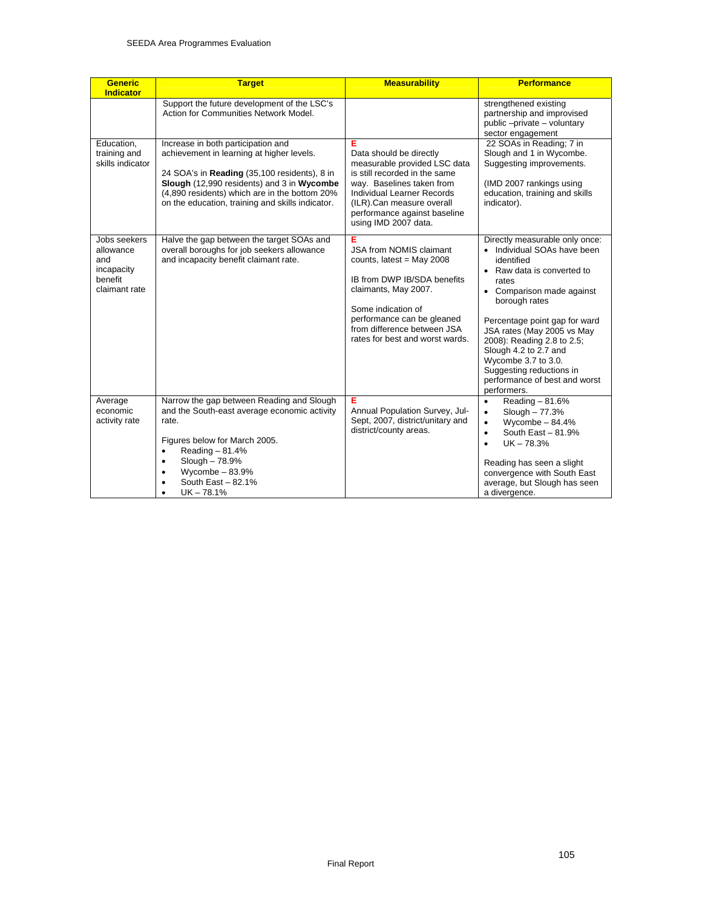| Generic Indicator | Target | Measurability | Performance |
|---|---|---|---|
| | Support the future development of the LSC's Action for Communities Network Model. | | strengthened existing partnership and improved public –private – voluntary sector engagement |
| Education, training and skills indicator | Increase in both participation and achievement in learning at higher levels.<br><br>24 SOA's in **Reading** (35,100 residents), 8 in **Slough** (12,990 residents) and 3 in **Wycombe** (4,890 residents) which are in the bottom 20% on the education, training and skills indicator. | E<br>Data should be directly measurable provided LSC data is still recorded in the same way. Baselines taken from Individual Learner Records (ILR).Can measure overall performance against baseline using IMD 2007 data. | 22 SOAs in Reading; 7 in Slough and 1 in Wycombe. Suggesting improvements.<br><br>(IMD 2007 rankings using education, training and skills indicator). |
| Jobs seekers allowance and incapacity benefit claimant rate | Halve the gap between the target SOAs and overall boroughs for job seekers allowance and incapacity benefit claimant rate. | E<br>JSA from NOMIS claimant counts, latest = May 2008<br><br>IB from DWP IB/SDA benefits claimants, May 2007.<br><br>Some indication of performance can be gleaned from difference between JSA rates for best and worst wards. | Directly measurable only once:<br>• Individual SOAs have been identified<br>• Raw data is converted to rates<br>• Comparison made against borough rates<br><br>Percentage point gap for ward JSA rates (May 2005 vs May 2008): Reading 2.8 to 2.5; Slough 4.2 to 2.7 and Wycombe 3.7 to 3.0. Suggesting reductions in performance of best and worst performers. |
| Average economic activity rate | Narrow the gap between Reading and Slough and the South-east average economic activity rate.<br><br>Figures below for March 2005.<br>• Reading – 81.4%<br>• Slough – 78.9%<br>• Wycombe – 83.9%<br>• South East – 82.1%<br>• UK – 78.1% | E<br>Annual Population Survey, Jul-Sept, 2007, district/unitary and district/county areas. | • Reading – 81.6%<br>• Slough – 77.3%<br>• Wycombe – 84.4%<br>• South East – 81.9%<br>• UK – 78.3%<br><br>Reading has seen a slight convergence with South East average, but Slough has seen a divergence. |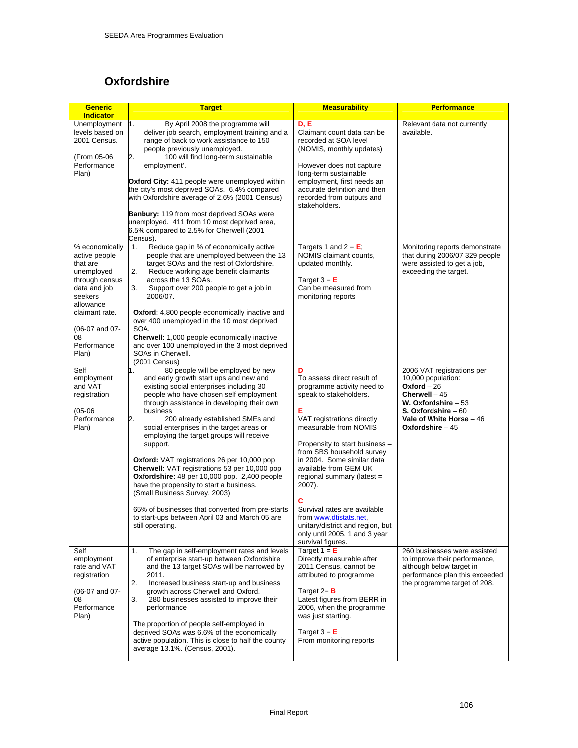## Oxfordshire

| Generic Indicator | Target | Measurability | Performance |
|---|---|---|---|
| Unemployment levels based on 2001 Census.<br><br>(From 05-06 Performance Plan) | 1. By April 2008 the programme will deliver job search, employment training and a range of back to work assistance to 150 people previously unemployed.<br>2. 100 will find long-term sustainable employment'.<br><br>**Oxford City:** 411 people were unemployed within the city's most deprived SOAs. 6.4% compared with Oxfordshire average of 2.6% (2001 Census)<br><br>**Banbury:** 119 from most deprived SOAs were unemployed. 411 from 10 most deprived area, 6.5% compared to 2.5% for Cherwell (2001 Census). | **D, E**<br>Claimant count data can be recorded at SOA level (NOMIS, monthly updates)<br><br>However does not capture long-term sustainable employment, first needs an accurate definition and then recorded from outputs and stakeholders. | Relevant data not currently available. |
| % economically active people that are unemployed through census data and job seekers allowance claimant rate.<br><br>(06-07 and 07-08 Performance Plan) | 1. Reduce gap in % of economically active people that are unemployed between the 13 target SOAs and the rest of Oxfordshire.<br>2. Reduce working age benefit claimants across the 13 SOAs.<br>3. Support over 200 people to get a job in 2006/07.<br><br>**Oxford**: 4,800 people economically inactive and over 400 unemployed in the 10 most deprived SOA.<br>**Cherwell:** 1,000 people economically inactive and over 100 unemployed in the 3 most deprived SOAs in Cherwell.<br>(2001 Census) | Targets 1 and 2 = **E**; NOMIS claimant counts, updated monthly.<br><br>Target 3 = **E**<br>Can be measured from monitoring reports | Monitoring reports demonstrate that during 2006/07 329 people were assisted to get a job, exceeding the target. |
| Self employment and VAT registration<br><br>(05-06 Performance Plan) | 1. 80 people will be employed by new and early growth start ups and new and existing social enterprises including 30 people who have chosen self employment through assistance in developing their own business<br>2. 200 already established SMEs and social enterprises in the target areas or employing the target groups will receive support.<br><br>**Oxford:** VAT registrations 26 per 10,000 pop<br>**Cherwell:** VAT registrations 53 per 10,000 pop<br>**Oxfordshire:** 48 per 10,000 pop. 2,400 people have the propensity to start a business. (Small Business Survey, 2003)<br><br>65% of businesses that converted from pre-starts to start-ups between April 03 and March 05 are still operating. | **D**<br>To assess direct result of programme activity need to speak to stakeholders.<br><br>**E**<br>VAT registrations directly measurable from NOMIS<br><br>Propensity to start business – from SBS household survey in 2004. Some similar data available from GEM UK regional summary (latest = 2007).<br><br>**C**<br>Survival rates are available from www.dtistats.net, unitary/district and region, but only until 2005, 1 and 3 year survival figures. | 2006 VAT registrations per 10,000 population:<br>**Oxford** – 26<br>**Cherwell** – 45<br>**W. Oxfordshire** – 53<br>**S. Oxfordshire** – 60<br>**Vale of White Horse** – 46<br>**Oxfordshire** – 45 |
| Self employment rate and VAT registration<br><br>(06-07 and 07-08 Performance Plan) | 1. The gap in self-employment rates and levels of enterprise start-up between Oxfordshire and the 13 target SOAs will be narrowed by 2011.<br>2. Increased business start-up and business growth across Cherwell and Oxford.<br>3. 280 businesses assisted to improve their performance<br><br>The proportion of people self-employed in deprived SOAs was 6.6% of the economically active population. This is close to half the county average 13.1%. (Census, 2001). | Target 1 = **E**<br>Directly measurable after 2011 Census, cannot be attributed to programme<br><br>Target 2= **B**<br>Latest figures from BERR in 2006, when the programme was just starting.<br><br>Target 3 = **E**<br>From monitoring reports | 260 businesses were assisted to improve their performance, although below target in performance plan this exceeded the programme target of 208. |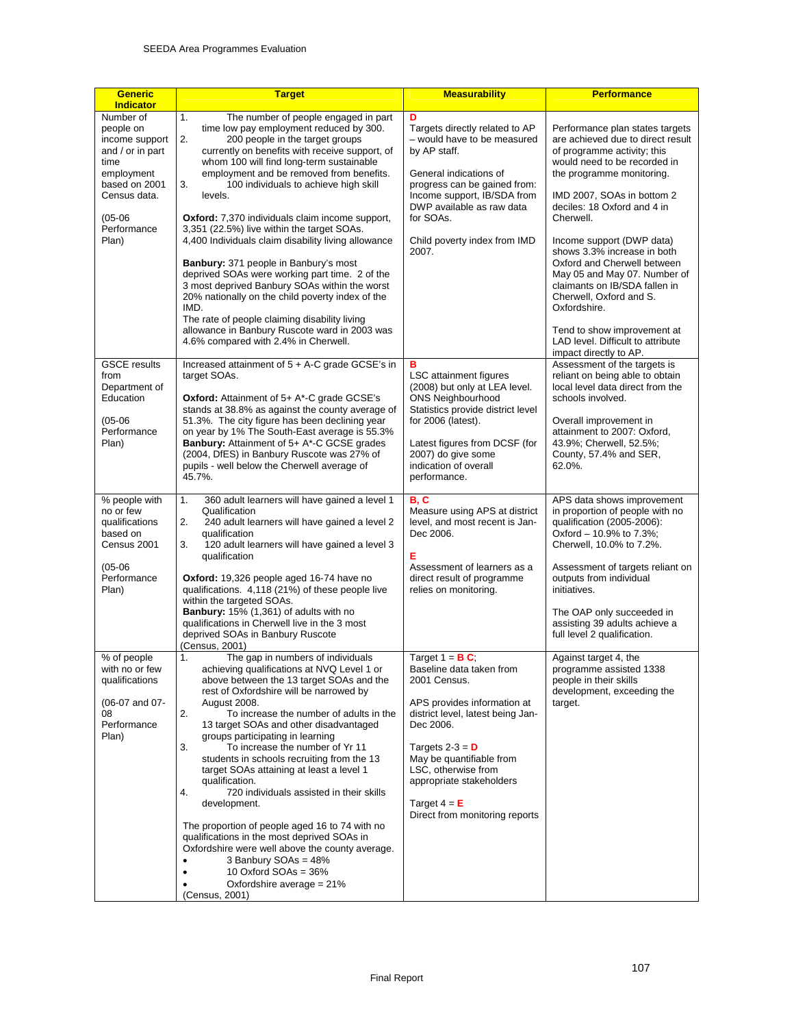| Generic Indicator | Target | Measurability | Performance |
|---|---|---|---|
| Number of people on income support and / or in part time employment based on 2001 Census data.<br><br>(05-06 Performance Plan) | 1. The number of people engaged in part time low pay employment reduced by 300.<br>2. 200 people in the target groups currently on benefits with receive support, of whom 100 will find long-term sustainable employment and be removed from benefits.<br>3. 100 individuals to achieve high skill levels.<br><br>**Oxford:** 7,370 individuals claim income support, 3,351 (22.5%) live within the target SOAs.<br>4,400 Individuals claim disability living allowance<br><br>**Banbury:** 371 people in Banbury's most deprived SOAs were working part time. 2 of the 3 most deprived Banbury SOAs within the worst 20% nationally on the child poverty index of the IMD.<br>The rate of people claiming disability living allowance in Banbury Ruscote ward in 2003 was 4.6% compared with 2.4% in Cherwell. | **D**<br>Targets directly related to AP – would have to be measured by AP staff.<br><br>General indications of progress can be gained from: Income support, IB/SDA from DWP available as raw data for SOAs.<br><br>Child poverty index from IMD 2007. | Performance plan states targets are achieved due to direct result of programme activity; this would need to be recorded in the programme monitoring.<br><br>IMD 2007, SOAs in bottom 2 deciles: 18 Oxford and 4 in Cherwell.<br><br>Income support (DWP data) shows 3.3% increase in both Oxford and Cherwell between May 05 and May 07. Number of claimants on IB/SDA fallen in Cherwell, Oxford and S. Oxfordshire.<br><br>Tend to show improvement at LAD level. Difficult to attribute impact directly to AP. |
| GSCE results from Department of Education<br><br>(05-06 Performance Plan) | Increased attainment of 5 + A-C grade GCSE's in target SOAs.<br><br>**Oxford:** Attainment of 5+ A*-C grade GCSE's stands at 38.8% as against the county average of 51.3%. The city figure has been declining year on year by 1% The South-East average is 55.3%<br>**Banbury:** Attainment of 5+ A*-C GCSE grades (2004, DfES) in Banbury Ruscote was 27% of pupils - well below the Cherwell average of 45.7%. | **B**<br>LSC attainment figures (2008) but only at LEA level. ONS Neighbourhood Statistics provide district level for 2006 (latest).<br><br>Latest figures from DCSF (for 2007) do give some indication of overall performance. | Assessment of the targets is reliant on being able to obtain local level data direct from the schools involved.<br><br>Overall improvement in attainment to 2007: Oxford, 43.9%; Cherwell, 52.5%; County, 57.4% and SER, 62.0%. |
| % people with no or few qualifications based on Census 2001<br><br>(05-06 Performance Plan) | 1. 360 adult learners will have gained a level 1 Qualification<br>2. 240 adult learners will have gained a level 2 qualification<br>3. 120 adult learners will have gained a level 3 qualification<br><br>**Oxford:** 19,326 people aged 16-74 have no qualifications. 4,118 (21%) of these people live within the targeted SOAs.<br>**Banbury:** 15% (1,361) of adults with no qualifications in Cherwell live in the 3 most deprived SOAs in Banbury Ruscote (Census, 2001) | **B, C**<br>Measure using APS at district level, and most recent is Jan-Dec 2006.<br><br>**E**<br>Assessment of learners as a direct result of programme relies on monitoring. | APS data shows improvement in proportion of people with no qualification (2005-2006): Oxford – 10.9% to 7.3%; Cherwell, 10.0% to 7.2%.<br><br>Assessment of targets reliant on outputs from individual initiatives.<br><br>The OAP only succeeded in assisting 39 adults achieve a full level 2 qualification. |
| % of people with no or few qualifications<br><br>(06-07 and 07-08 Performance Plan) | 1. The gap in numbers of individuals achieving qualifications at NVQ Level 1 or above between the 13 target SOAs and the rest of Oxfordshire will be narrowed by August 2008.<br>2. To increase the number of adults in the 13 target SOAs and other disadvantaged groups participating in learning<br>3. To increase the number of Yr 11 students in schools recruiting from the 13 target SOAs attaining at least a level 1 qualification.<br>4. 720 individuals assisted in their skills development.<br><br>The proportion of people aged 16 to 74 with no qualifications in the most deprived SOAs in Oxfordshire were well above the county average.<br>• 3 Banbury SOAs = 48%<br>• 10 Oxford SOAs = 36%<br>• Oxfordshire average = 21%<br>(Census, 2001) | Target 1 = **B C**;<br>Baseline data taken from 2001 Census.<br><br>APS provides information at district level, latest being Jan-Dec 2006.<br><br>Targets 2-3 = **D**<br>May be quantifiable from LSC, otherwise from appropriate stakeholders<br><br>Target 4 = **E**<br>Direct from monitoring reports | Against target 4, the programme assisted 1338 people in their skills development, exceeding the target. |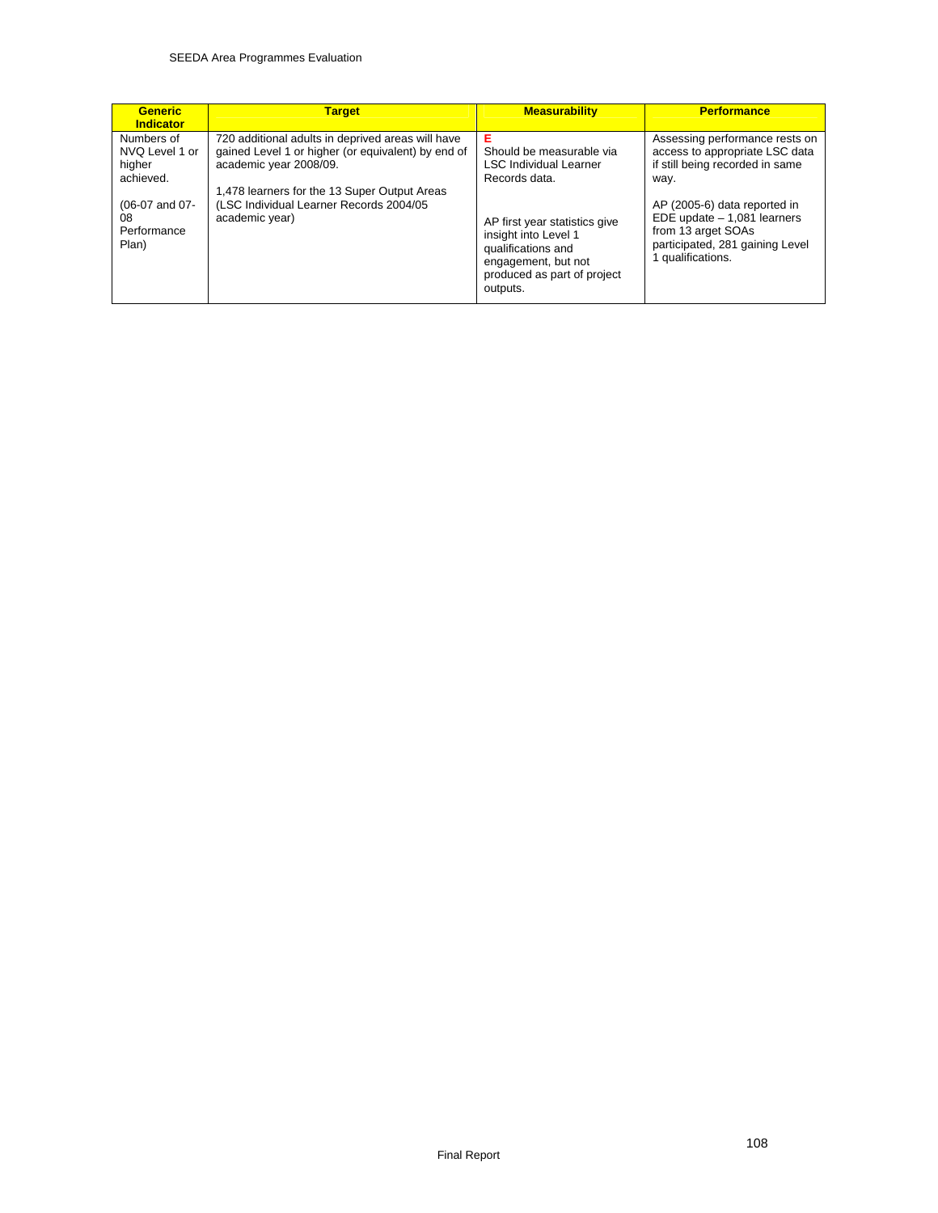| Generic Indicator | Target | Measurability | Performance |
|---|---|---|---|
| Numbers of NVQ Level 1 or higher achieved.<br><br>(06-07 and 07-08 Performance Plan) | 720 additional adults in deprived areas will have gained Level 1 or higher (or equivalent) by end of academic year 2008/09.<br><br>1,478 learners for the 13 Super Output Areas (LSC Individual Learner Records 2004/05 academic year) | E<br>Should be measurable via LSC Individual Learner Records data.<br><br>AP first year statistics give insight into Level 1 qualifications and engagement, but not produced as part of project outputs. | Assessing performance rests on access to appropriate LSC data if still being recorded in same way.<br><br>AP (2005-6) data reported in EDE update – 1,081 learners from 13 arget SOAs participated, 281 gaining Level 1 qualifications. |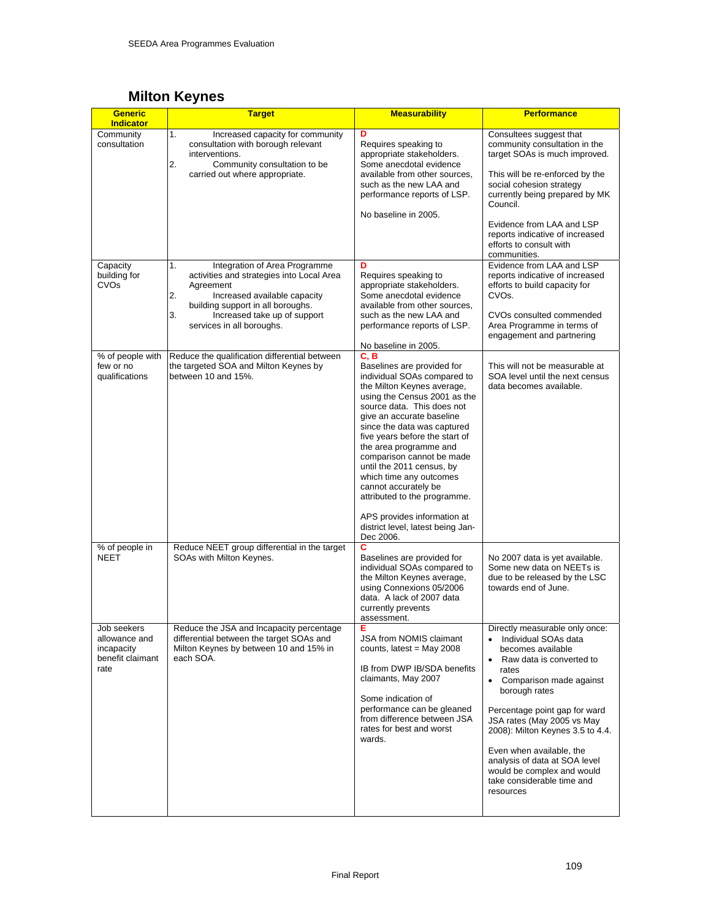## Milton Keynes

| Generic Indicator | Target | Measurability | Performance |
|---|---|---|---|
| Community consultation | 1. Increased capacity for community consultation with borough relevant interventions.<br>2. Community consultation to be carried out where appropriate. | **D**<br>Requires speaking to appropriate stakeholders. Some anecdotal evidence available from other sources, such as the new LAA and performance reports of LSP.<br><br>No baseline in 2005. | Consultees suggest that community consultation in the target SOAs is much improved.<br><br>This will be re-enforced by the social cohesion strategy currently being prepared by MK Council.<br><br>Evidence from LAA and LSP reports indicative of increased efforts to consult with communities. |
| Capacity building for CVOs | 1. Integration of Area Programme activities and strategies into Local Area Agreement<br>2. Increased available capacity building support in all boroughs.<br>3. Increased take up of support services in all boroughs. | **D**<br>Requires speaking to appropriate stakeholders. Some anecdotal evidence available from other sources, such as the new LAA and performance reports of LSP.<br><br>No baseline in 2005. | Evidence from LAA and LSP reports indicative of increased efforts to build capacity for CVOs.<br><br>CVOs consulted commended Area Programme in terms of engagement and partnering |
| % of people with few or no qualifications | Reduce the qualification differential between the targeted SOA and Milton Keynes by between 10 and 15%. | **C, B**<br>Baselines are provided for individual SOAs compared to the Milton Keynes average, using the Census 2001 as the source data. This does not give an accurate baseline since the data was captured five years before the start of the area programme and comparison cannot be made until the 2011 census, by which time any outcomes cannot accurately be attributed to the programme.<br><br>APS provides information at district level, latest being Jan-Dec 2006. | This will not be measurable at SOA level until the next census data becomes available. |
| % of people in NEET | Reduce NEET group differential in the target SOAs with Milton Keynes. | **C**<br>Baselines are provided for individual SOAs compared to the Milton Keynes average, using Connexions 05/2006 data. A lack of 2007 data currently prevents assessment. | No 2007 data is yet available. Some new data on NEETs is due to be released by the LSC towards end of June. |
| Job seekers allowance and incapacity benefit claimant rate | Reduce the JSA and Incapacity percentage differential between the target SOAs and Milton Keynes by between 10 and 15% in each SOA. | **E**<br>JSA from NOMIS claimant counts, latest = May 2008<br><br>IB from DWP IB/SDA benefits claimants, May 2007<br><br>Some indication of performance can be gleaned from difference between JSA rates for best and worst wards. | Directly measurable only once:<br>• Individual SOAs data becomes available<br>• Raw data is converted to rates<br>• Comparison made against borough rates<br><br>Percentage point gap for ward JSA rates (May 2005 vs May 2008): Milton Keynes 3.5 to 4.4.<br><br>Even when available, the analysis of data at SOA level would be complex and would take considerable time and resources |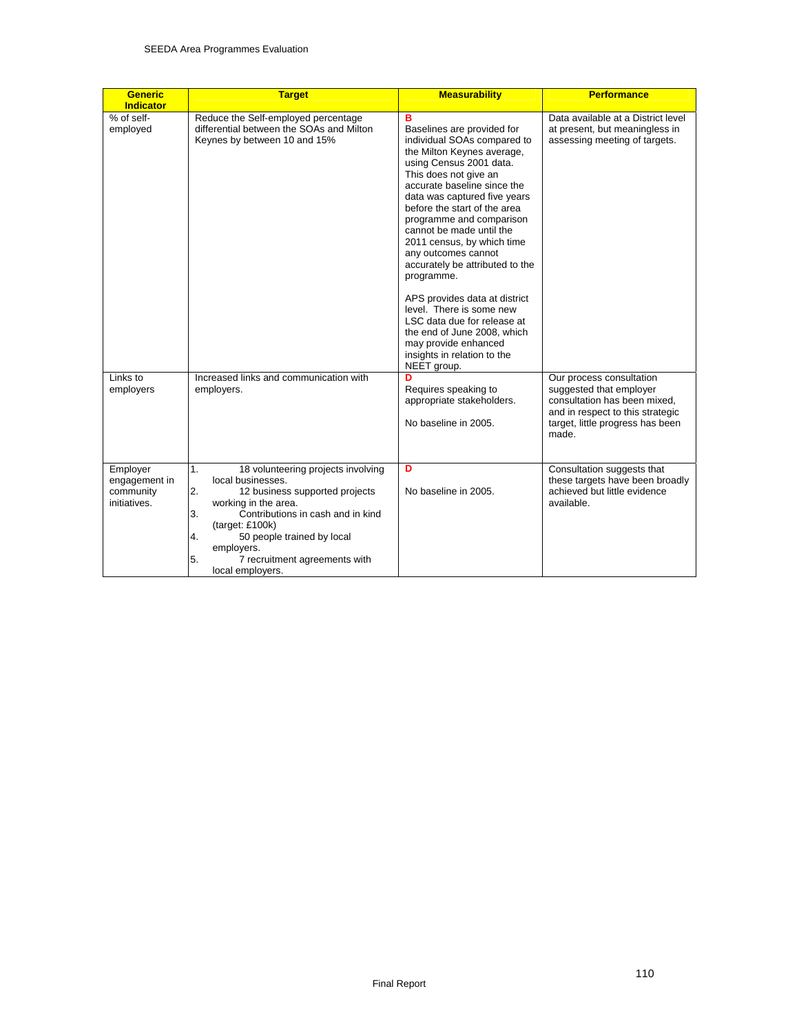| Generic Indicator | Target | Measurability | Performance |
|---|---|---|---|
| % of self-employed | Reduce the Self-employed percentage differential between the SOAs and Milton Keynes by between 10 and 15% | **B**<br>Baselines are provided for individual SOAs compared to the Milton Keynes average, using Census 2001 data. This does not give an accurate baseline since the data was captured five years before the start of the area programme and comparison cannot be made until the 2011 census, by which time any outcomes cannot accurately be attributed to the programme.<br><br>APS provides data at district level. There is some new LSC data due for release at the end of June 2008, which may provide enhanced insights in relation to the NEET group. | Data available at a District level at present, but meaningless in assessing meeting of targets. |
| Links to employers | Increased links and communication with employers. | **D**<br>Requires speaking to appropriate stakeholders.<br><br>No baseline in 2005. | Our process consultation suggested that employer consultation has been mixed, and in respect to this strategic target, little progress has been made. |
| Employer engagement in community initiatives. | 1. 18 volunteering projects involving local businesses.<br>2. 12 business supported projects working in the area.<br>3. Contributions in cash and in kind (target: £100k)<br>4. 50 people trained by local employers.<br>5. 7 recruitment agreements with local employers. | **D**<br><br>No baseline in 2005. | Consultation suggests that these targets have been broadly achieved but little evidence available. |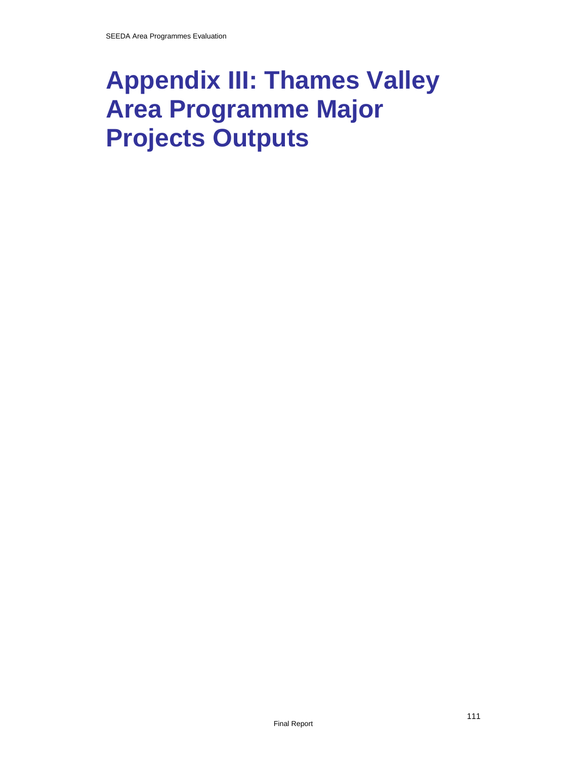# Appendix III: Thames Valley Area Programme Major Projects Outputs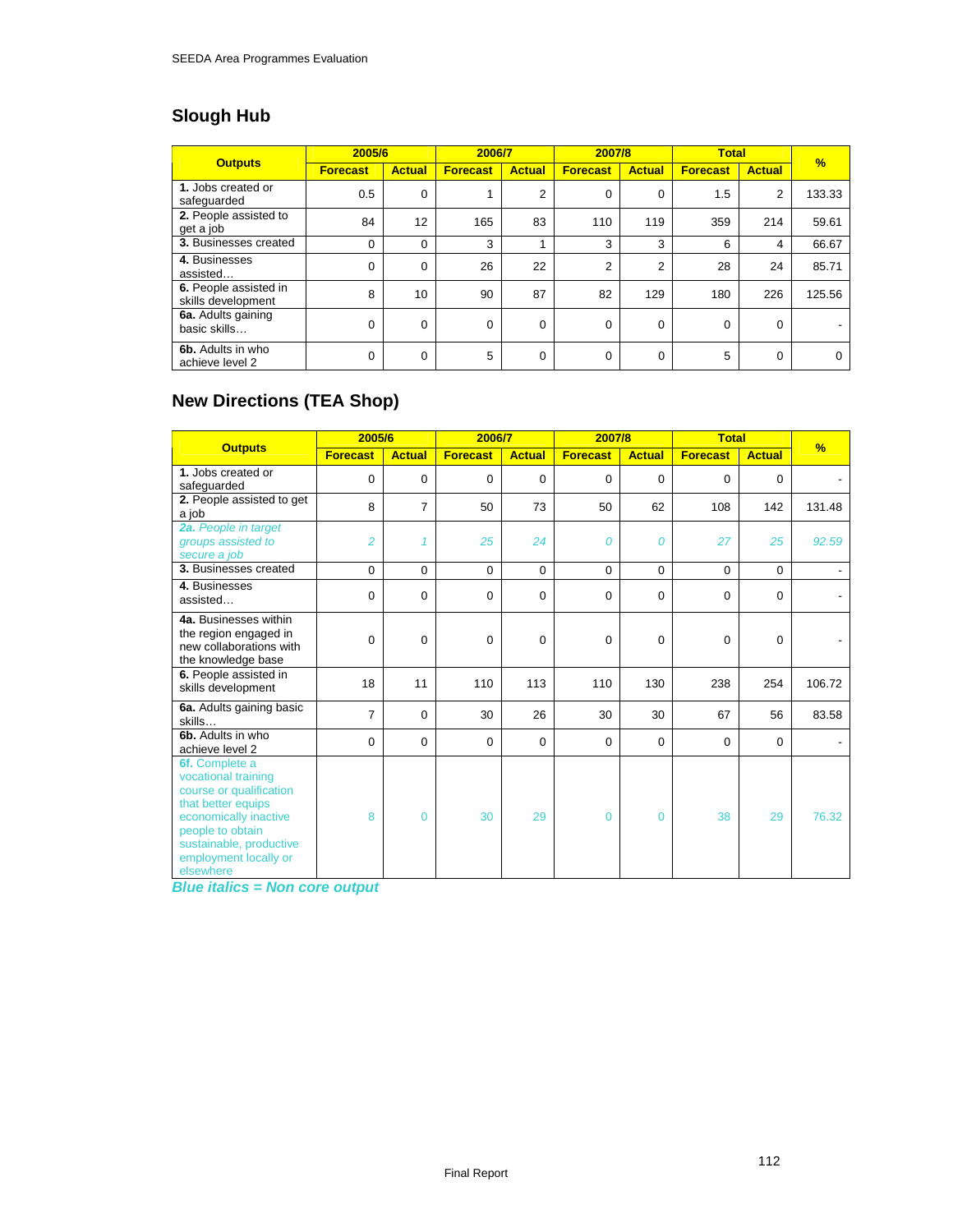## Slough Hub

| Outputs | 2005/6 | | 2006/7 | | 2007/8 | | Total | | % |
|---|---|---|---|---|---|---|---|---|---|
| | Forecast | Actual | Forecast | Actual | Forecast | Actual | Forecast | Actual | |
| **1.** Jobs created or safeguarded | 0.5 | 0 | 1 | 2 | 0 | 0 | 1.5 | 2 | 133.33 |
| **2.** People assisted to get a job | 84 | 12 | 165 | 83 | 110 | 119 | 359 | 214 | 59.61 |
| **3.** Businesses created | 0 | 0 | 3 | 1 | 3 | 3 | 6 | 4 | 66.67 |
| **4.** Businesses assisted… | 0 | 0 | 26 | 22 | 2 | 2 | 28 | 24 | 85.71 |
| **6.** People assisted in skills development | 8 | 10 | 90 | 87 | 82 | 129 | 180 | 226 | 125.56 |
| **6a.** Adults gaining basic skills… | 0 | 0 | 0 | 0 | 0 | 0 | 0 | 0 | - |
| **6b.** Adults in who achieve level 2 | 0 | 0 | 5 | 0 | 0 | 0 | 5 | 0 | 0 |

## New Directions (TEA Shop)

| Outputs | 2005/6 | | 2006/7 | | 2007/8 | | Total | | % |
|---|---|---|---|---|---|---|---|---|---|
| | Forecast | Actual | Forecast | Actual | Forecast | Actual | Forecast | Actual | |
| **1.** Jobs created or safeguarded | 0 | 0 | 0 | 0 | 0 | 0 | 0 | 0 | - |
| **2.** People assisted to get a job | 8 | 7 | 50 | 73 | 50 | 62 | 108 | 142 | 131.48 |
| ***2a.** People in target groups assisted to secure a job* | *2* | *1* | *25* | *24* | *0* | *0* | *27* | *25* | *92.59* |
| **3.** Businesses created | 0 | 0 | 0 | 0 | 0 | 0 | 0 | 0 | - |
| **4.** Businesses assisted… | 0 | 0 | 0 | 0 | 0 | 0 | 0 | 0 | - |
| **4a.** Businesses within the region engaged in new collaborations with the knowledge base | 0 | 0 | 0 | 0 | 0 | 0 | 0 | 0 | - |
| **6.** People assisted in skills development | 18 | 11 | 110 | 113 | 110 | 130 | 238 | 254 | 106.72 |
| **6a.** Adults gaining basic skills… | 7 | 0 | 30 | 26 | 30 | 30 | 67 | 56 | 83.58 |
| **6b.** Adults in who achieve level 2 | 0 | 0 | 0 | 0 | 0 | 0 | 0 | 0 | - |
| ***6f.** Complete a vocational training course or qualification that better equips economically inactive people to obtain sustainable, productive employment locally or elsewhere* | *8* | *0* | *30* | *29* | *0* | *0* | *38* | *29* | *76.32* |

***Blue italics = Non core output***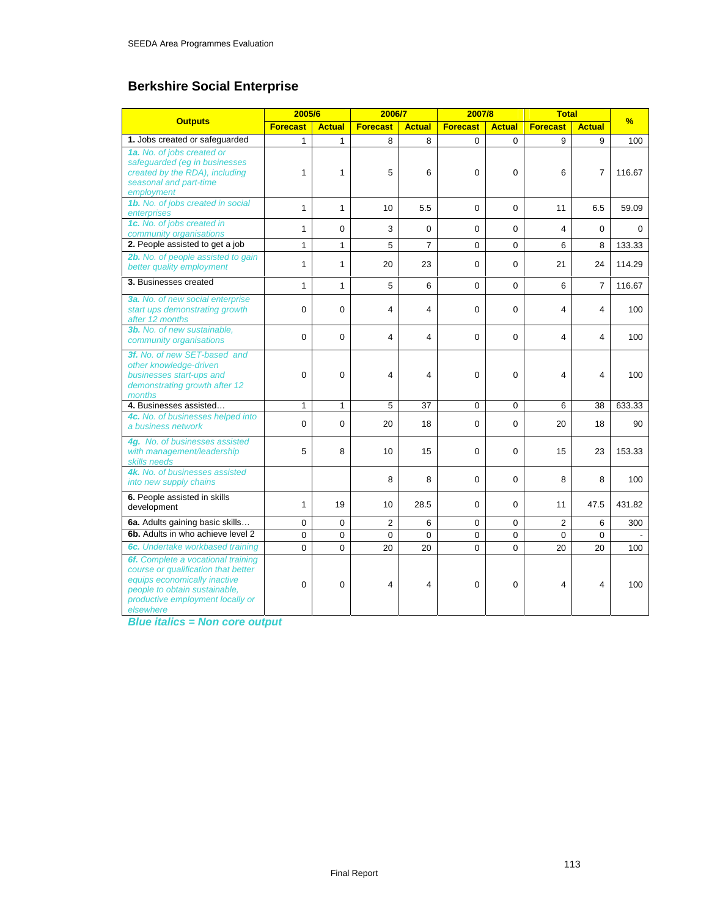## Berkshire Social Enterprise

| Outputs | 2005/6 | | 2006/7 | | 2007/8 | | Total | | % |
|---|---|---|---|---|---|---|---|---|---|
| | Forecast | Actual | Forecast | Actual | Forecast | Actual | Forecast | Actual | |
| **1.** Jobs created or safeguarded | 1 | 1 | 8 | 8 | 0 | 0 | 9 | 9 | 100 |
| ***1a.*** *No. of jobs created or safeguarded (eg in businesses created by the RDA), including seasonal and part-time employment* | 1 | 1 | 5 | 6 | 0 | 0 | 6 | 7 | 116.67 |
| ***1b.*** *No. of jobs created in social enterprises* | 1 | 1 | 10 | 5.5 | 0 | 0 | 11 | 6.5 | 59.09 |
| ***1c.*** *No. of jobs created in community organisations* | 1 | 0 | 3 | 0 | 0 | 0 | 4 | 0 | 0 |
| **2.** People assisted to get a job | 1 | 1 | 5 | 7 | 0 | 0 | 6 | 8 | 133.33 |
| ***2b.*** *No. of people assisted to gain better quality employment* | 1 | 1 | 20 | 23 | 0 | 0 | 21 | 24 | 114.29 |
| **3.** Businesses created | 1 | 1 | 5 | 6 | 0 | 0 | 6 | 7 | 116.67 |
| ***3a.*** *No. of new social enterprise start ups demonstrating growth after 12 months* | 0 | 0 | 4 | 4 | 0 | 0 | 4 | 4 | 100 |
| ***3b.*** *No. of new sustainable, community organisations* | 0 | 0 | 4 | 4 | 0 | 0 | 4 | 4 | 100 |
| ***3f.*** *No. of new SET-based and other knowledge-driven businesses start-ups and demonstrating growth after 12 months* | 0 | 0 | 4 | 4 | 0 | 0 | 4 | 4 | 100 |
| **4.** Businesses assisted… | 1 | 1 | 5 | 37 | 0 | 0 | 6 | 38 | 633.33 |
| ***4c.*** *No. of businesses helped into a business network* | 0 | 0 | 20 | 18 | 0 | 0 | 20 | 18 | 90 |
| ***4g.*** *No. of businesses assisted with management/leadership skills needs* | 5 | 8 | 10 | 15 | 0 | 0 | 15 | 23 | 153.33 |
| ***4k.*** *No. of businesses assisted into new supply chains* | | | 8 | 8 | 0 | 0 | 8 | 8 | 100 |
| **6.** People assisted in skills development | 1 | 19 | 10 | 28.5 | 0 | 0 | 11 | 47.5 | 431.82 |
| **6a.** Adults gaining basic skills… | 0 | 0 | 2 | 6 | 0 | 0 | 2 | 6 | 300 |
| **6b.** Adults in who achieve level 2 | 0 | 0 | 0 | 0 | 0 | 0 | 0 | 0 | - |
| ***6c.*** *Undertake workbased training* | 0 | 0 | 20 | 20 | 0 | 0 | 20 | 20 | 100 |
| ***6f.*** *Complete a vocational training course or qualification that better equips economically inactive people to obtain sustainable, productive employment locally or elsewhere* | 0 | 0 | 4 | 4 | 0 | 0 | 4 | 4 | 100 |

***Blue italics = Non core output***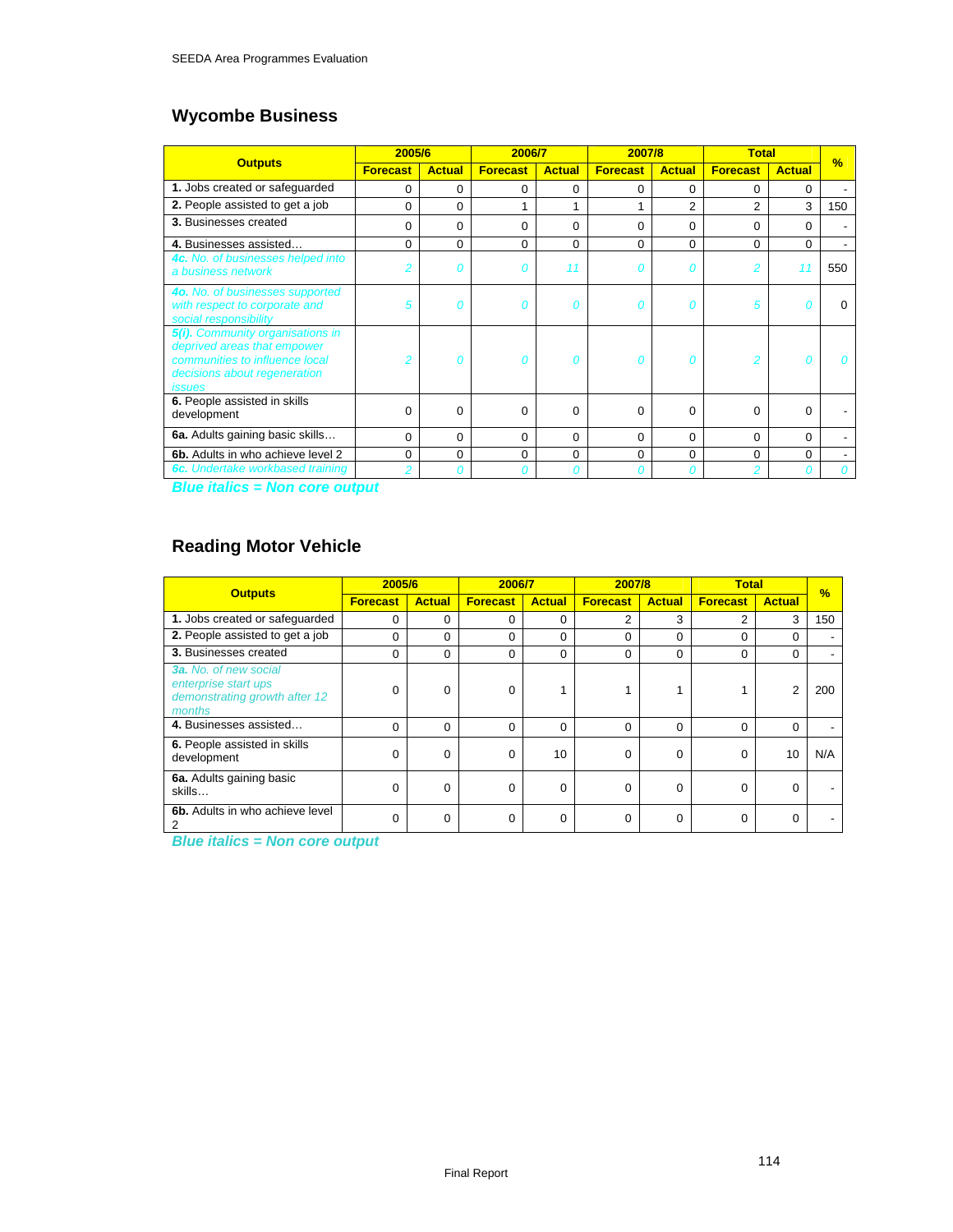## Wycombe Business

| Outputs | 2005/6 | | 2006/7 | | 2007/8 | | Total | | % |
|---|---|---|---|---|---|---|---|---|---|
| | Forecast | Actual | Forecast | Actual | Forecast | Actual | Forecast | Actual | |
| **1.** Jobs created or safeguarded | 0 | 0 | 0 | 0 | 0 | 0 | 0 | 0 | - |
| **2.** People assisted to get a job | 0 | 0 | 1 | 1 | 1 | 2 | 2 | 3 | 150 |
| **3.** Businesses created | 0 | 0 | 0 | 0 | 0 | 0 | 0 | 0 | - |
| **4.** Businesses assisted… | 0 | 0 | 0 | 0 | 0 | 0 | 0 | 0 | - |
| ***4c.** No. of businesses helped into a business network* | *2* | *0* | *0* | *11* | *0* | *0* | *2* | *11* | 550 |
| ***4o.** No. of businesses supported with respect to corporate and social responsibility* | *5* | *0* | *0* | *0* | *0* | *0* | *5* | *0* | 0 |
| ***5(i).** Community organisations in deprived areas that empower communities to influence local decisions about regeneration issues* | *2* | *0* | *0* | *0* | *0* | *0* | *2* | *0* | *0* |
| **6.** People assisted in skills development | 0 | 0 | 0 | 0 | 0 | 0 | 0 | 0 | - |
| **6a.** Adults gaining basic skills… | 0 | 0 | 0 | 0 | 0 | 0 | 0 | 0 | - |
| **6b.** Adults in who achieve level 2 | 0 | 0 | 0 | 0 | 0 | 0 | 0 | 0 | - |
| ***6c.** Undertake workbased training* | *2* | *0* | *0* | *0* | *0* | *0* | *2* | *0* | *0* |

***Blue italics = Non core output***

## Reading Motor Vehicle

| Outputs | 2005/6 | | 2006/7 | | 2007/8 | | Total | | % |
|---|---|---|---|---|---|---|---|---|---|
| | Forecast | Actual | Forecast | Actual | Forecast | Actual | Forecast | Actual | |
| **1.** Jobs created or safeguarded | 0 | 0 | 0 | 0 | 2 | 3 | 2 | 3 | 150 |
| **2.** People assisted to get a job | 0 | 0 | 0 | 0 | 0 | 0 | 0 | 0 | - |
| **3.** Businesses created | 0 | 0 | 0 | 0 | 0 | 0 | 0 | 0 | - |
| ***3a.** No. of new social enterprise start ups demonstrating growth after 12 months* | 0 | 0 | 0 | 1 | 1 | 1 | 1 | 2 | 200 |
| **4.** Businesses assisted… | 0 | 0 | 0 | 0 | 0 | 0 | 0 | 0 | - |
| **6.** People assisted in skills development | 0 | 0 | 0 | 10 | 0 | 0 | 0 | 10 | N/A |
| **6a.** Adults gaining basic skills… | 0 | 0 | 0 | 0 | 0 | 0 | 0 | 0 | - |
| **6b.** Adults in who achieve level 2 | 0 | 0 | 0 | 0 | 0 | 0 | 0 | 0 | - |

***Blue italics = Non core output***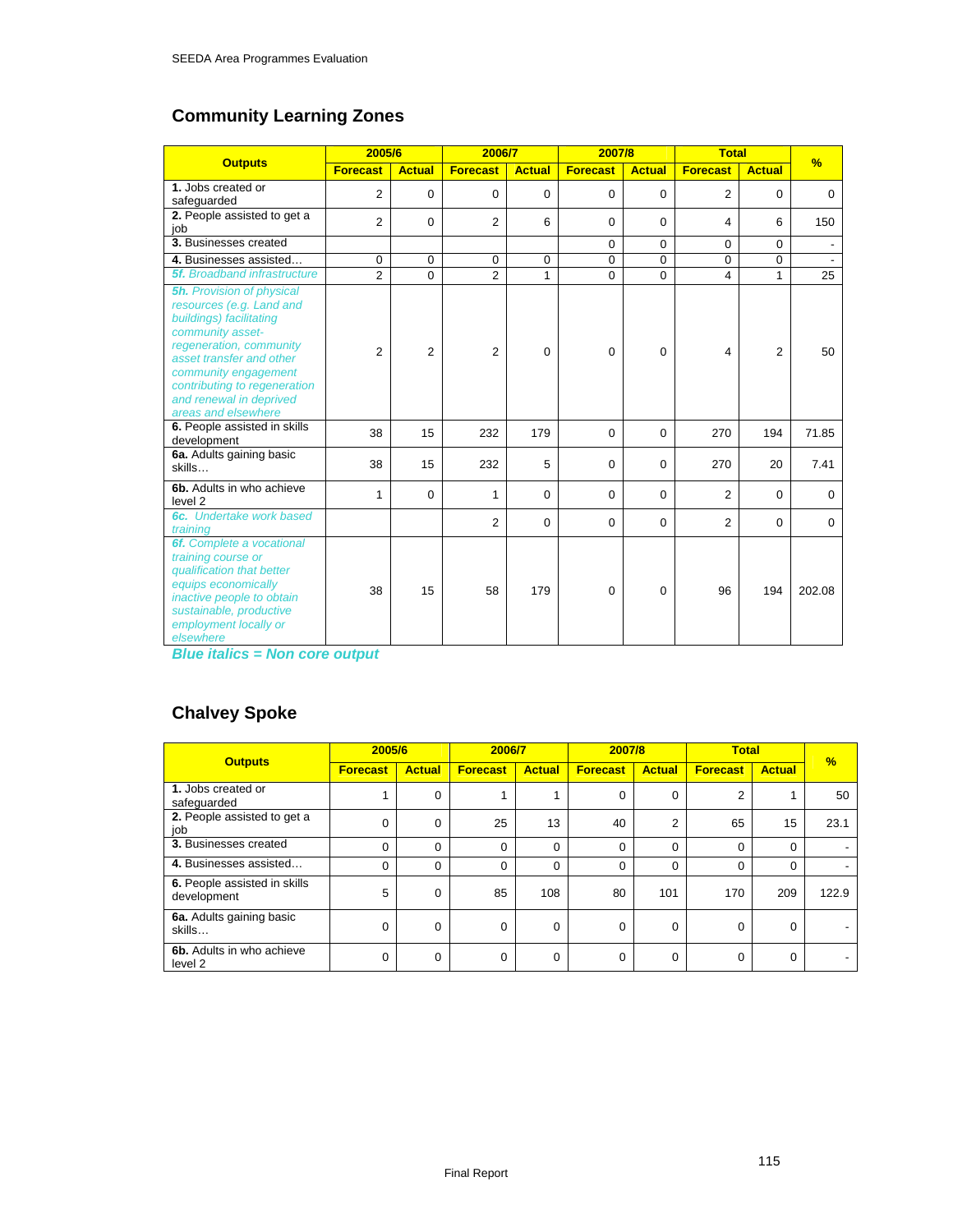## Community Learning Zones

| Outputs | 2005/6 | | 2006/7 | | 2007/8 | | Total | | % |
|---|---|---|---|---|---|---|---|---|---|
| | Forecast | Actual | Forecast | Actual | Forecast | Actual | Forecast | Actual | |
| **1.** Jobs created or safeguarded | 2 | 0 | 0 | 0 | 0 | 0 | 2 | 0 | 0 |
| **2.** People assisted to get a job | 2 | 0 | 2 | 6 | 0 | 0 | 4 | 6 | 150 |
| **3.** Businesses created | | | | | 0 | 0 | 0 | 0 | - |
| **4.** Businesses assisted… | 0 | 0 | 0 | 0 | 0 | 0 | 0 | 0 | - |
| ***5f.** Broadband infrastructure* | 2 | 0 | 2 | 1 | 0 | 0 | 4 | 1 | 25 |
| ***5h.** Provision of physical resources (e.g. Land and buildings) facilitating community asset-regeneration, community asset transfer and other community engagement contributing to regeneration and renewal in deprived areas and elsewhere* | 2 | 2 | 2 | 0 | 0 | 0 | 4 | 2 | 50 |
| **6.** People assisted in skills development | 38 | 15 | 232 | 179 | 0 | 0 | 270 | 194 | 71.85 |
| **6a.** Adults gaining basic skills… | 38 | 15 | 232 | 5 | 0 | 0 | 270 | 20 | 7.41 |
| **6b.** Adults in who achieve level 2 | 1 | 0 | 1 | 0 | 0 | 0 | 2 | 0 | 0 |
| ***6c.** Undertake work based training* | | | 2 | 0 | 0 | 0 | 2 | 0 | 0 |
| ***6f.** Complete a vocational training course or qualification that better equips economically inactive people to obtain sustainable, productive employment locally or elsewhere* | 38 | 15 | 58 | 179 | 0 | 0 | 96 | 194 | 202.08 |

***Blue italics = Non core output***

## Chalvey Spoke

| Outputs | 2005/6 | | 2006/7 | | 2007/8 | | Total | | % |
|---|---|---|---|---|---|---|---|---|---|
| | Forecast | Actual | Forecast | Actual | Forecast | Actual | Forecast | Actual | |
| **1.** Jobs created or safeguarded | 1 | 0 | 1 | 1 | 0 | 0 | 2 | 1 | 50 |
| **2.** People assisted to get a job | 0 | 0 | 25 | 13 | 40 | 2 | 65 | 15 | 23.1 |
| **3.** Businesses created | 0 | 0 | 0 | 0 | 0 | 0 | 0 | 0 | - |
| **4.** Businesses assisted… | 0 | 0 | 0 | 0 | 0 | 0 | 0 | 0 | - |
| **6.** People assisted in skills development | 5 | 0 | 85 | 108 | 80 | 101 | 170 | 209 | 122.9 |
| **6a.** Adults gaining basic skills… | 0 | 0 | 0 | 0 | 0 | 0 | 0 | 0 | - |
| **6b.** Adults in who achieve level 2 | 0 | 0 | 0 | 0 | 0 | 0 | 0 | 0 | - |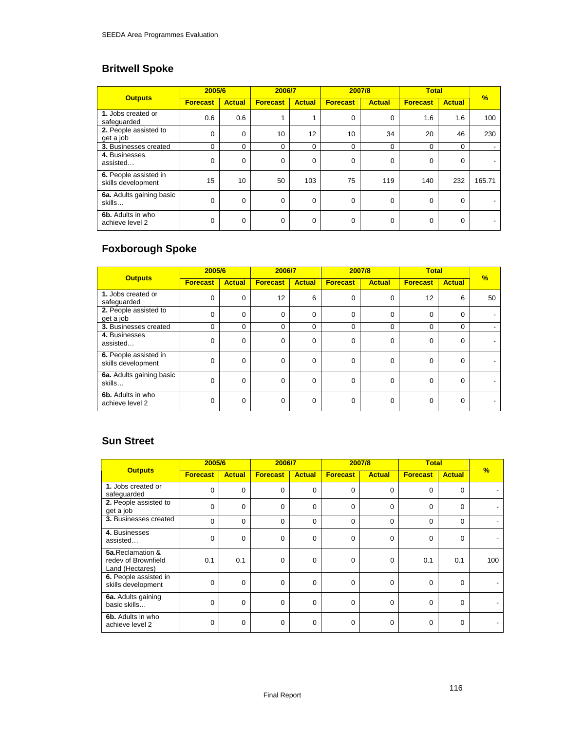## Britwell Spoke

| Outputs | 2005/6 | | 2006/7 | | 2007/8 | | Total | | % |
|---|---|---|---|---|---|---|---|---|---|
| | Forecast | Actual | Forecast | Actual | Forecast | Actual | Forecast | Actual | |
| **1.** Jobs created or safeguarded | 0.6 | 0.6 | 1 | 1 | 0 | 0 | 1.6 | 1.6 | 100 |
| **2.** People assisted to get a job | 0 | 0 | 10 | 12 | 10 | 34 | 20 | 46 | 230 |
| **3.** Businesses created | 0 | 0 | 0 | 0 | 0 | 0 | 0 | 0 | - |
| **4.** Businesses assisted… | 0 | 0 | 0 | 0 | 0 | 0 | 0 | 0 | - |
| **6.** People assisted in skills development | 15 | 10 | 50 | 103 | 75 | 119 | 140 | 232 | 165.71 |
| **6a.** Adults gaining basic skills… | 0 | 0 | 0 | 0 | 0 | 0 | 0 | 0 | - |
| **6b.** Adults in who achieve level 2 | 0 | 0 | 0 | 0 | 0 | 0 | 0 | 0 | - |

## Foxborough Spoke

| Outputs | 2005/6 | | 2006/7 | | 2007/8 | | Total | | % |
|---|---|---|---|---|---|---|---|---|---|
| | Forecast | Actual | Forecast | Actual | Forecast | Actual | Forecast | Actual | |
| **1.** Jobs created or safeguarded | 0 | 0 | 12 | 6 | 0 | 0 | 12 | 6 | 50 |
| **2.** People assisted to get a job | 0 | 0 | 0 | 0 | 0 | 0 | 0 | 0 | - |
| **3.** Businesses created | 0 | 0 | 0 | 0 | 0 | 0 | 0 | 0 | - |
| **4.** Businesses assisted… | 0 | 0 | 0 | 0 | 0 | 0 | 0 | 0 | - |
| **6.** People assisted in skills development | 0 | 0 | 0 | 0 | 0 | 0 | 0 | 0 | - |
| **6a.** Adults gaining basic skills… | 0 | 0 | 0 | 0 | 0 | 0 | 0 | 0 | - |
| **6b.** Adults in who achieve level 2 | 0 | 0 | 0 | 0 | 0 | 0 | 0 | 0 | - |

## Sun Street

| Outputs | 2005/6 | | 2006/7 | | 2007/8 | | Total | | % |
|---|---|---|---|---|---|---|---|---|---|
| | Forecast | Actual | Forecast | Actual | Forecast | Actual | Forecast | Actual | |
| **1.** Jobs created or safeguarded | 0 | 0 | 0 | 0 | 0 | 0 | 0 | 0 | - |
| **2.** People assisted to get a job | 0 | 0 | 0 | 0 | 0 | 0 | 0 | 0 | - |
| **3.** Businesses created | 0 | 0 | 0 | 0 | 0 | 0 | 0 | 0 | - |
| **4.** Businesses assisted… | 0 | 0 | 0 | 0 | 0 | 0 | 0 | 0 | - |
| **5a.**Reclamation & redev of Brownfield Land (Hectares) | 0.1 | 0.1 | 0 | 0 | 0 | 0 | 0.1 | 0.1 | 100 |
| **6.** People assisted in skills development | 0 | 0 | 0 | 0 | 0 | 0 | 0 | 0 | - |
| **6a.** Adults gaining basic skills… | 0 | 0 | 0 | 0 | 0 | 0 | 0 | 0 | - |
| **6b.** Adults in who achieve level 2 | 0 | 0 | 0 | 0 | 0 | 0 | 0 | 0 | - |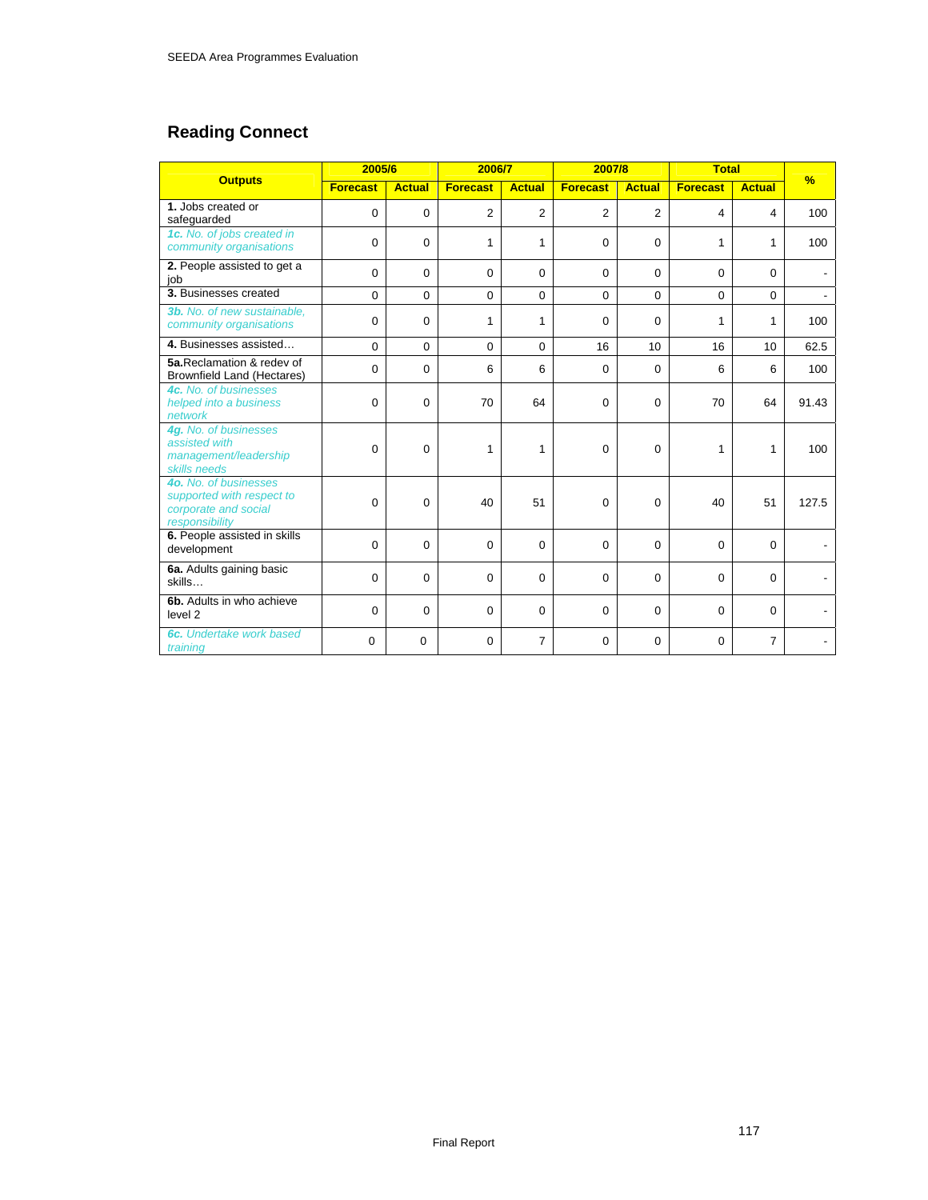## Reading Connect

| Outputs | 2005/6 | | 2006/7 | | 2007/8 | | Total | | % |
|---|---|---|---|---|---|---|---|---|---|
| | Forecast | Actual | Forecast | Actual | Forecast | Actual | Forecast | Actual | |
| **1.** Jobs created or safeguarded | 0 | 0 | 2 | 2 | 2 | 2 | 4 | 4 | 100 |
| ***1c.** No. of jobs created in community organisations* | 0 | 0 | 1 | 1 | 0 | 0 | 1 | 1 | 100 |
| **2.** People assisted to get a job | 0 | 0 | 0 | 0 | 0 | 0 | 0 | 0 | - |
| **3.** Businesses created | 0 | 0 | 0 | 0 | 0 | 0 | 0 | 0 | - |
| ***3b.** No. of new sustainable, community organisations* | 0 | 0 | 1 | 1 | 0 | 0 | 1 | 1 | 100 |
| **4.** Businesses assisted… | 0 | 0 | 0 | 0 | 16 | 10 | 16 | 10 | 62.5 |
| **5a.**Reclamation & redev of Brownfield Land (Hectares) | 0 | 0 | 6 | 6 | 0 | 0 | 6 | 6 | 100 |
| ***4c.** No. of businesses helped into a business network* | 0 | 0 | 70 | 64 | 0 | 0 | 70 | 64 | 91.43 |
| ***4g.** No. of businesses assisted with management/leadership skills needs* | 0 | 0 | 1 | 1 | 0 | 0 | 1 | 1 | 100 |
| ***4o.** No. of businesses supported with respect to corporate and social responsibility* | 0 | 0 | 40 | 51 | 0 | 0 | 40 | 51 | 127.5 |
| **6.** People assisted in skills development | 0 | 0 | 0 | 0 | 0 | 0 | 0 | 0 | - |
| **6a.** Adults gaining basic skills… | 0 | 0 | 0 | 0 | 0 | 0 | 0 | 0 | - |
| **6b.** Adults in who achieve level 2 | 0 | 0 | 0 | 0 | 0 | 0 | 0 | 0 | - |
| ***6c.** Undertake work based training* | 0 | 0 | 0 | 7 | 0 | 0 | 0 | 7 | - |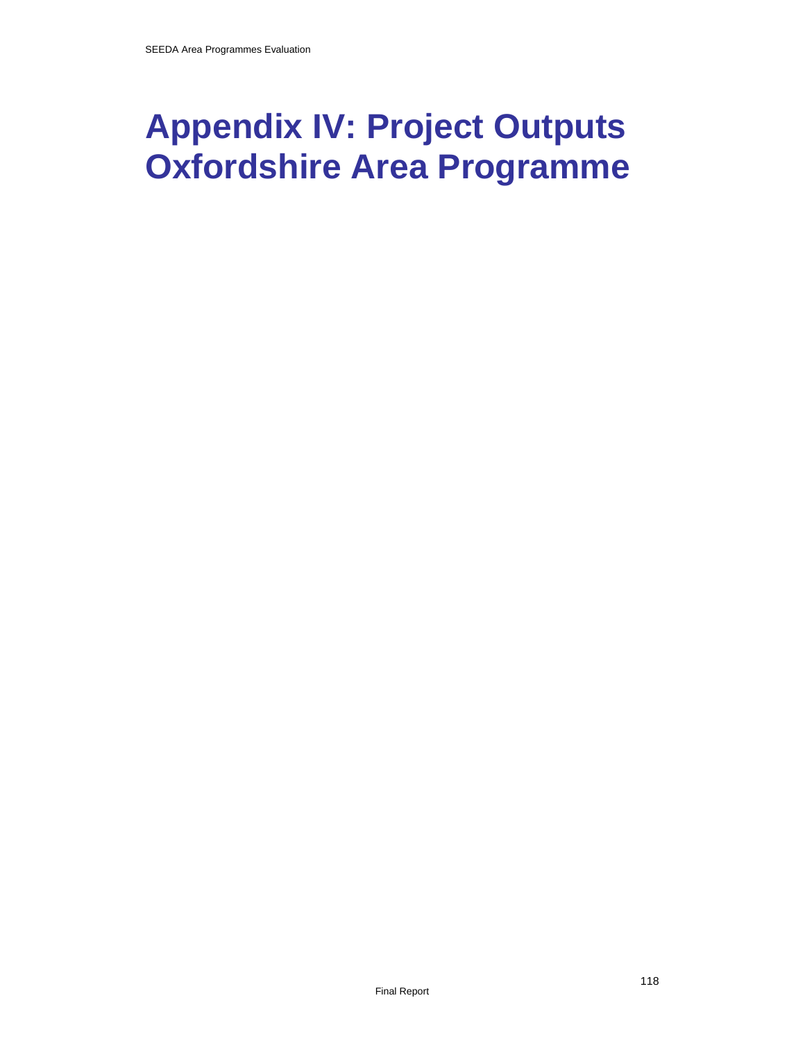# Appendix IV: Project Outputs Oxfordshire Area Programme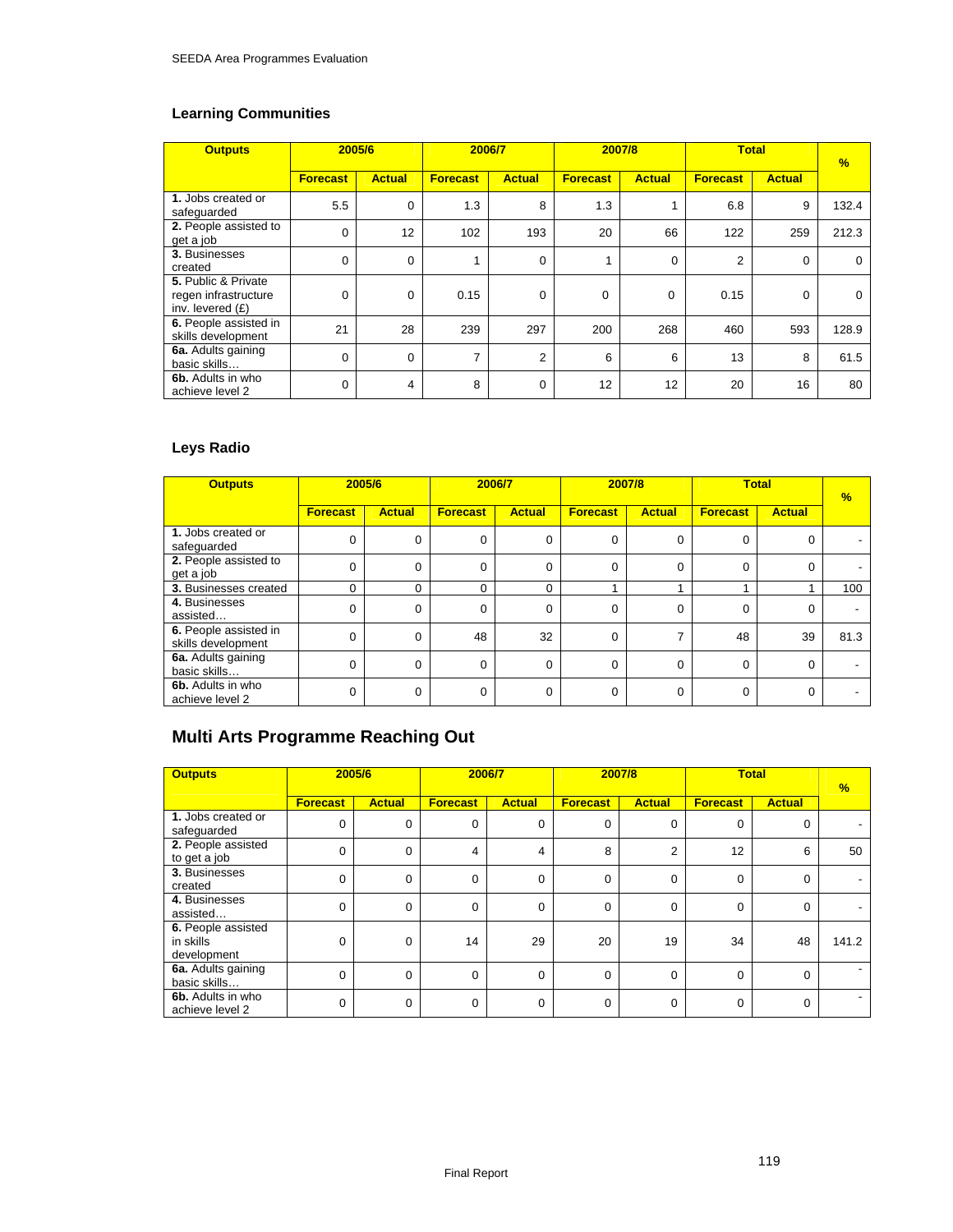### Learning Communities

| Outputs | 2005/6 | | 2006/7 | | 2007/8 | | Total | | % |
|---|---|---|---|---|---|---|---|---|---|
| | Forecast | Actual | Forecast | Actual | Forecast | Actual | Forecast | Actual | |
| **1.** Jobs created or safeguarded | 5.5 | 0 | 1.3 | 8 | 1.3 | 1 | 6.8 | 9 | 132.4 |
| **2.** People assisted to get a job | 0 | 12 | 102 | 193 | 20 | 66 | 122 | 259 | 212.3 |
| **3.** Businesses created | 0 | 0 | 1 | 0 | 1 | 0 | 2 | 0 | 0 |
| **5.** Public & Private regen infrastructure inv. levered (£) | 0 | 0 | 0.15 | 0 | 0 | 0 | 0.15 | 0 | 0 |
| **6.** People assisted in skills development | 21 | 28 | 239 | 297 | 200 | 268 | 460 | 593 | 128.9 |
| **6a.** Adults gaining basic skills… | 0 | 0 | 7 | 2 | 6 | 6 | 13 | 8 | 61.5 |
| **6b.** Adults in who achieve level 2 | 0 | 4 | 8 | 0 | 12 | 12 | 20 | 16 | 80 |

### Leys Radio

| Outputs | 2005/6 | | 2006/7 | | 2007/8 | | Total | | % |
|---|---|---|---|---|---|---|---|---|---|
| | Forecast | Actual | Forecast | Actual | Forecast | Actual | Forecast | Actual | |
| **1.** Jobs created or safeguarded | 0 | 0 | 0 | 0 | 0 | 0 | 0 | 0 | - |
| **2.** People assisted to get a job | 0 | 0 | 0 | 0 | 0 | 0 | 0 | 0 | - |
| **3.** Businesses created | 0 | 0 | 0 | 0 | 1 | 1 | 1 | 1 | 100 |
| **4.** Businesses assisted… | 0 | 0 | 0 | 0 | 0 | 0 | 0 | 0 | - |
| **6.** People assisted in skills development | 0 | 0 | 48 | 32 | 0 | 7 | 48 | 39 | 81.3 |
| **6a.** Adults gaining basic skills… | 0 | 0 | 0 | 0 | 0 | 0 | 0 | 0 | - |
| **6b.** Adults in who achieve level 2 | 0 | 0 | 0 | 0 | 0 | 0 | 0 | 0 | - |

## Multi Arts Programme Reaching Out

| Outputs | 2005/6 | | 2006/7 | | 2007/8 | | Total | | % |
|---|---|---|---|---|---|---|---|---|---|
| | Forecast | Actual | Forecast | Actual | Forecast | Actual | Forecast | Actual | |
| **1.** Jobs created or safeguarded | 0 | 0 | 0 | 0 | 0 | 0 | 0 | 0 | - |
| **2.** People assisted to get a job | 0 | 0 | 4 | 4 | 8 | 2 | 12 | 6 | 50 |
| **3.** Businesses created | 0 | 0 | 0 | 0 | 0 | 0 | 0 | 0 | - |
| **4.** Businesses assisted… | 0 | 0 | 0 | 0 | 0 | 0 | 0 | 0 | - |
| **6.** People assisted in skills development | 0 | 0 | 14 | 29 | 20 | 19 | 34 | 48 | 141.2 |
| **6a.** Adults gaining basic skills… | 0 | 0 | 0 | 0 | 0 | 0 | 0 | 0 | - |
| **6b.** Adults in who achieve level 2 | 0 | 0 | 0 | 0 | 0 | 0 | 0 | 0 | - |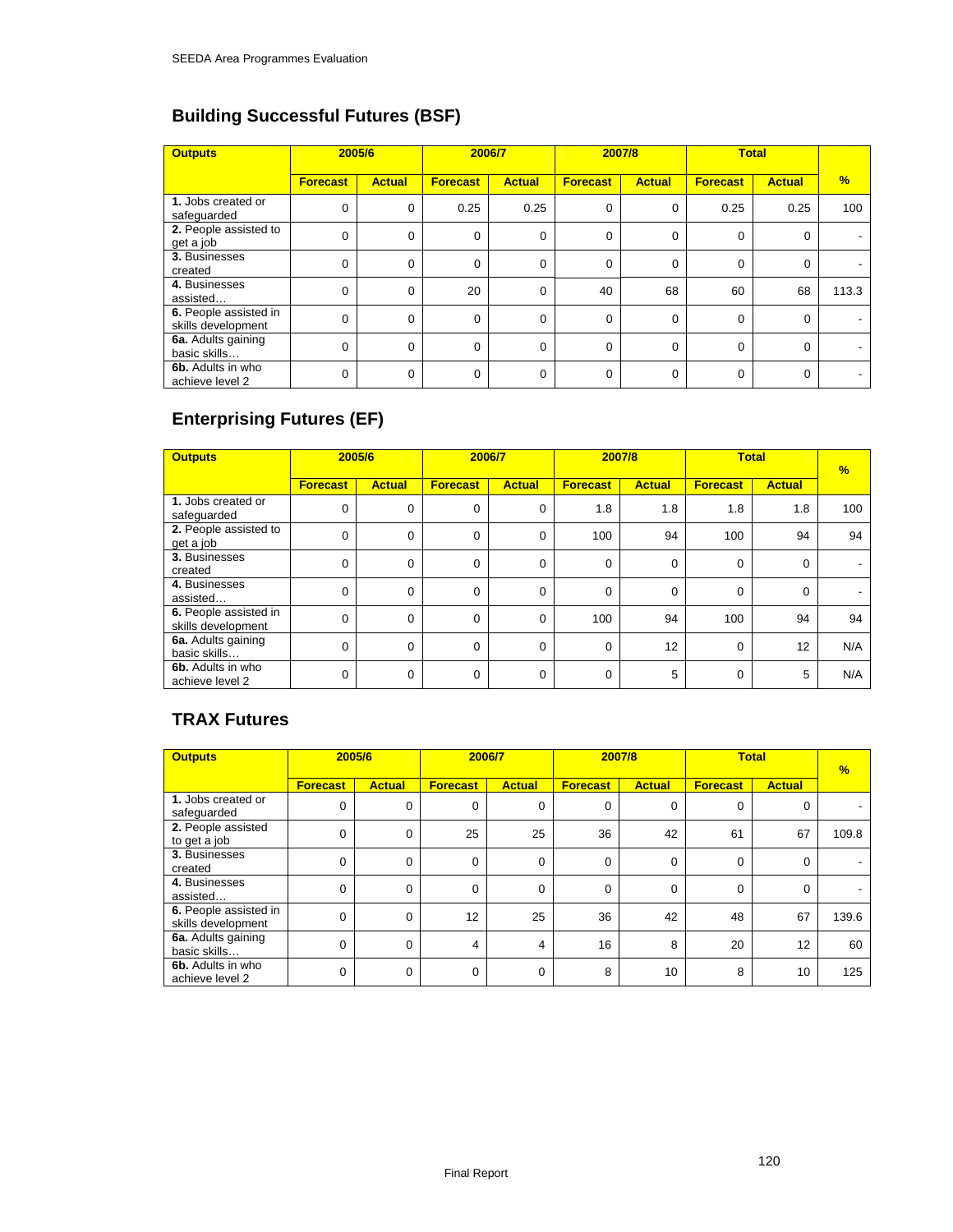## Building Successful Futures (BSF)

| Outputs | 2005/6 | | 2006/7 | | 2007/8 | | Total | | % |
|---|---|---|---|---|---|---|---|---|---|
| | Forecast | Actual | Forecast | Actual | Forecast | Actual | Forecast | Actual | |
| **1.** Jobs created or safeguarded | 0 | 0 | 0.25 | 0.25 | 0 | 0 | 0.25 | 0.25 | 100 |
| **2.** People assisted to get a job | 0 | 0 | 0 | 0 | 0 | 0 | 0 | 0 | - |
| **3.** Businesses created | 0 | 0 | 0 | 0 | 0 | 0 | 0 | 0 | - |
| **4.** Businesses assisted… | 0 | 0 | 20 | 0 | 40 | 68 | 60 | 68 | 113.3 |
| **6.** People assisted in skills development | 0 | 0 | 0 | 0 | 0 | 0 | 0 | 0 | - |
| **6a.** Adults gaining basic skills… | 0 | 0 | 0 | 0 | 0 | 0 | 0 | 0 | - |
| **6b.** Adults in who achieve level 2 | 0 | 0 | 0 | 0 | 0 | 0 | 0 | 0 | - |

## Enterprising Futures (EF)

| Outputs | 2005/6 | | 2006/7 | | 2007/8 | | Total | | % |
|---|---|---|---|---|---|---|---|---|---|
| | Forecast | Actual | Forecast | Actual | Forecast | Actual | Forecast | Actual | |
| **1.** Jobs created or safeguarded | 0 | 0 | 0 | 0 | 1.8 | 1.8 | 1.8 | 1.8 | 100 |
| **2.** People assisted to get a job | 0 | 0 | 0 | 0 | 100 | 94 | 100 | 94 | 94 |
| **3.** Businesses created | 0 | 0 | 0 | 0 | 0 | 0 | 0 | 0 | - |
| **4.** Businesses assisted… | 0 | 0 | 0 | 0 | 0 | 0 | 0 | 0 | - |
| **6.** People assisted in skills development | 0 | 0 | 0 | 0 | 100 | 94 | 100 | 94 | 94 |
| **6a.** Adults gaining basic skills… | 0 | 0 | 0 | 0 | 0 | 12 | 0 | 12 | N/A |
| **6b.** Adults in who achieve level 2 | 0 | 0 | 0 | 0 | 0 | 5 | 0 | 5 | N/A |

## TRAX Futures

| Outputs | 2005/6 | | 2006/7 | | 2007/8 | | Total | | % |
|---|---|---|---|---|---|---|---|---|---|
| | Forecast | Actual | Forecast | Actual | Forecast | Actual | Forecast | Actual | |
| **1.** Jobs created or safeguarded | 0 | 0 | 0 | 0 | 0 | 0 | 0 | 0 | - |
| **2.** People assisted to get a job | 0 | 0 | 25 | 25 | 36 | 42 | 61 | 67 | 109.8 |
| **3.** Businesses created | 0 | 0 | 0 | 0 | 0 | 0 | 0 | 0 | - |
| **4.** Businesses assisted… | 0 | 0 | 0 | 0 | 0 | 0 | 0 | 0 | - |
| **6.** People assisted in skills development | 0 | 0 | 12 | 25 | 36 | 42 | 48 | 67 | 139.6 |
| **6a.** Adults gaining basic skills… | 0 | 0 | 4 | 4 | 16 | 8 | 20 | 12 | 60 |
| **6b.** Adults in who achieve level 2 | 0 | 0 | 0 | 0 | 8 | 10 | 8 | 10 | 125 |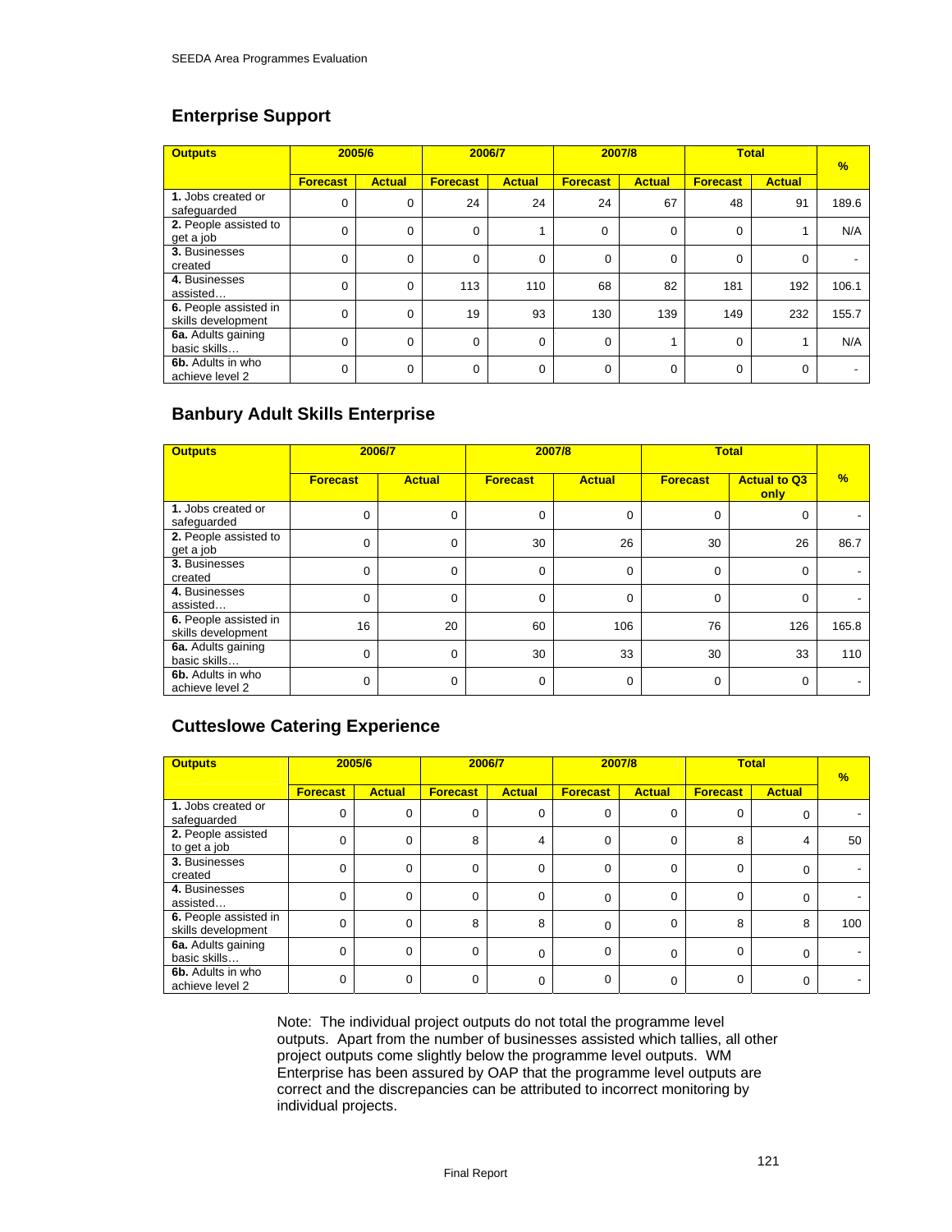## Enterprise Support

| Outputs | 2005/6 | | 2006/7 | | 2007/8 | | Total | | % |
|---|---|---|---|---|---|---|---|---|---|
| | Forecast | Actual | Forecast | Actual | Forecast | Actual | Forecast | Actual | |
| **1.** Jobs created or safeguarded | 0 | 0 | 24 | 24 | 24 | 67 | 48 | 91 | 189.6 |
| **2.** People assisted to get a job | 0 | 0 | 0 | 1 | 0 | 0 | 0 | 1 | N/A |
| **3.** Businesses created | 0 | 0 | 0 | 0 | 0 | 0 | 0 | 0 | - |
| **4.** Businesses assisted… | 0 | 0 | 113 | 110 | 68 | 82 | 181 | 192 | 106.1 |
| **6.** People assisted in skills development | 0 | 0 | 19 | 93 | 130 | 139 | 149 | 232 | 155.7 |
| **6a.** Adults gaining basic skills… | 0 | 0 | 0 | 0 | 0 | 1 | 0 | 1 | N/A |
| **6b.** Adults in who achieve level 2 | 0 | 0 | 0 | 0 | 0 | 0 | 0 | 0 | - |

## Banbury Adult Skills Enterprise

| Outputs | 2006/7 | | 2007/8 | | Total | | % |
|---|---|---|---|---|---|---|---|
| | Forecast | Actual | Forecast | Actual | Forecast | Actual to Q3 only | |
| **1.** Jobs created or safeguarded | 0 | 0 | 0 | 0 | 0 | 0 | - |
| **2.** People assisted to get a job | 0 | 0 | 30 | 26 | 30 | 26 | 86.7 |
| **3.** Businesses created | 0 | 0 | 0 | 0 | 0 | 0 | - |
| **4.** Businesses assisted… | 0 | 0 | 0 | 0 | 0 | 0 | - |
| **6.** People assisted in skills development | 16 | 20 | 60 | 106 | 76 | 126 | 165.8 |
| **6a.** Adults gaining basic skills… | 0 | 0 | 30 | 33 | 30 | 33 | 110 |
| **6b.** Adults in who achieve level 2 | 0 | 0 | 0 | 0 | 0 | 0 | - |

## Cutteslowe Catering Experience

| Outputs | 2005/6 | | 2006/7 | | 2007/8 | | Total | | % |
|---|---|---|---|---|---|---|---|---|---|
| | Forecast | Actual | Forecast | Actual | Forecast | Actual | Forecast | Actual | |
| **1.** Jobs created or safeguarded | 0 | 0 | 0 | 0 | 0 | 0 | 0 | 0 | - |
| **2.** People assisted to get a job | 0 | 0 | 8 | 4 | 0 | 0 | 8 | 4 | 50 |
| **3.** Businesses created | 0 | 0 | 0 | 0 | 0 | 0 | 0 | 0 | - |
| **4.** Businesses assisted… | 0 | 0 | 0 | 0 | 0 | 0 | 0 | 0 | - |
| **6.** People assisted in skills development | 0 | 0 | 8 | 8 | 0 | 0 | 8 | 8 | 100 |
| **6a.** Adults gaining basic skills… | 0 | 0 | 0 | 0 | 0 | 0 | 0 | 0 | - |
| **6b.** Adults in who achieve level 2 | 0 | 0 | 0 | 0 | 0 | 0 | 0 | 0 | - |

Note: The individual project outputs do not total the programme level outputs. Apart from the number of businesses assisted which tallies, all other project outputs come slightly below the programme level outputs. WM Enterprise has been assured by OAP that the programme level outputs are correct and the discrepancies can be attributed to incorrect monitoring by individual projects.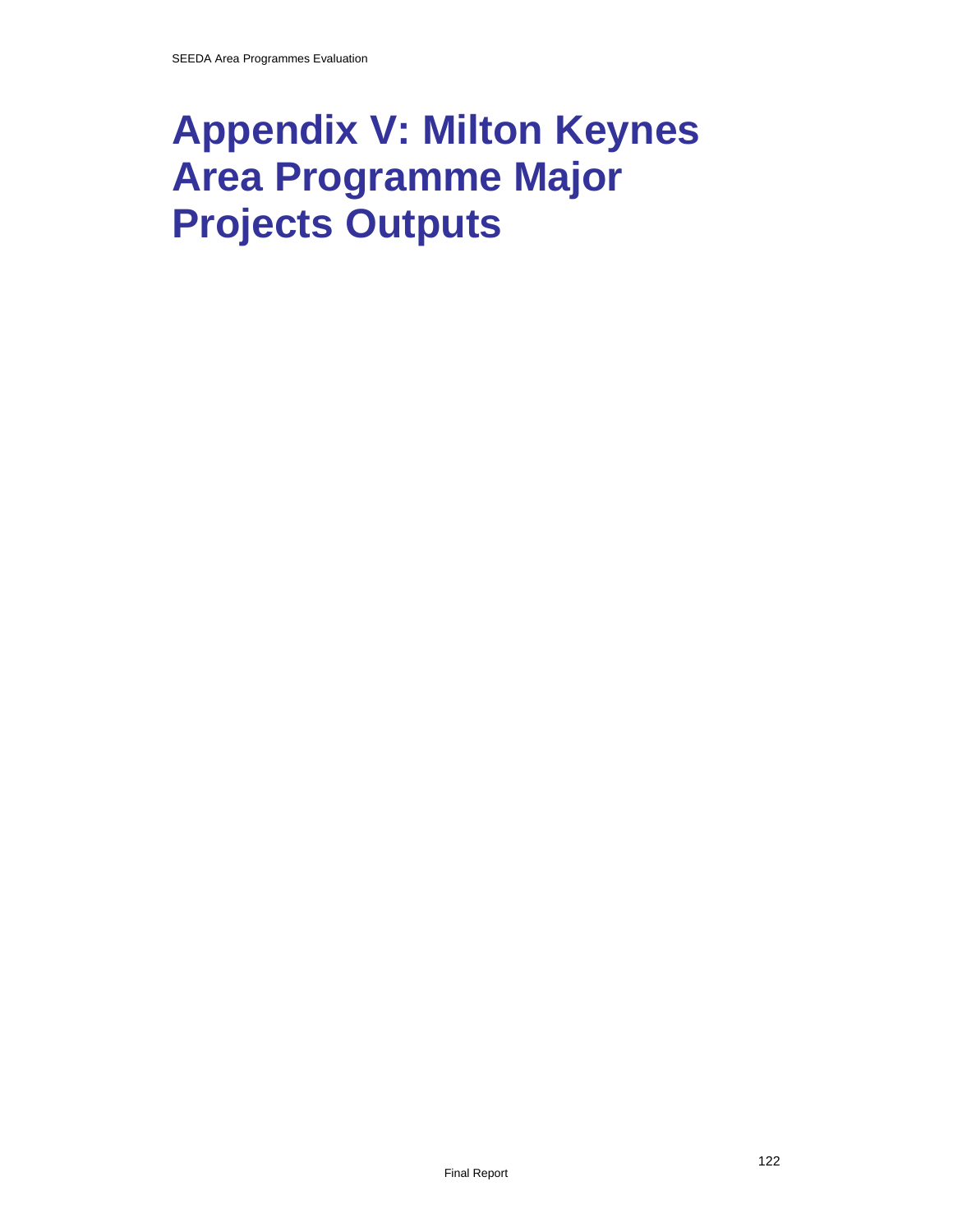# Appendix V: Milton Keynes Area Programme Major Projects Outputs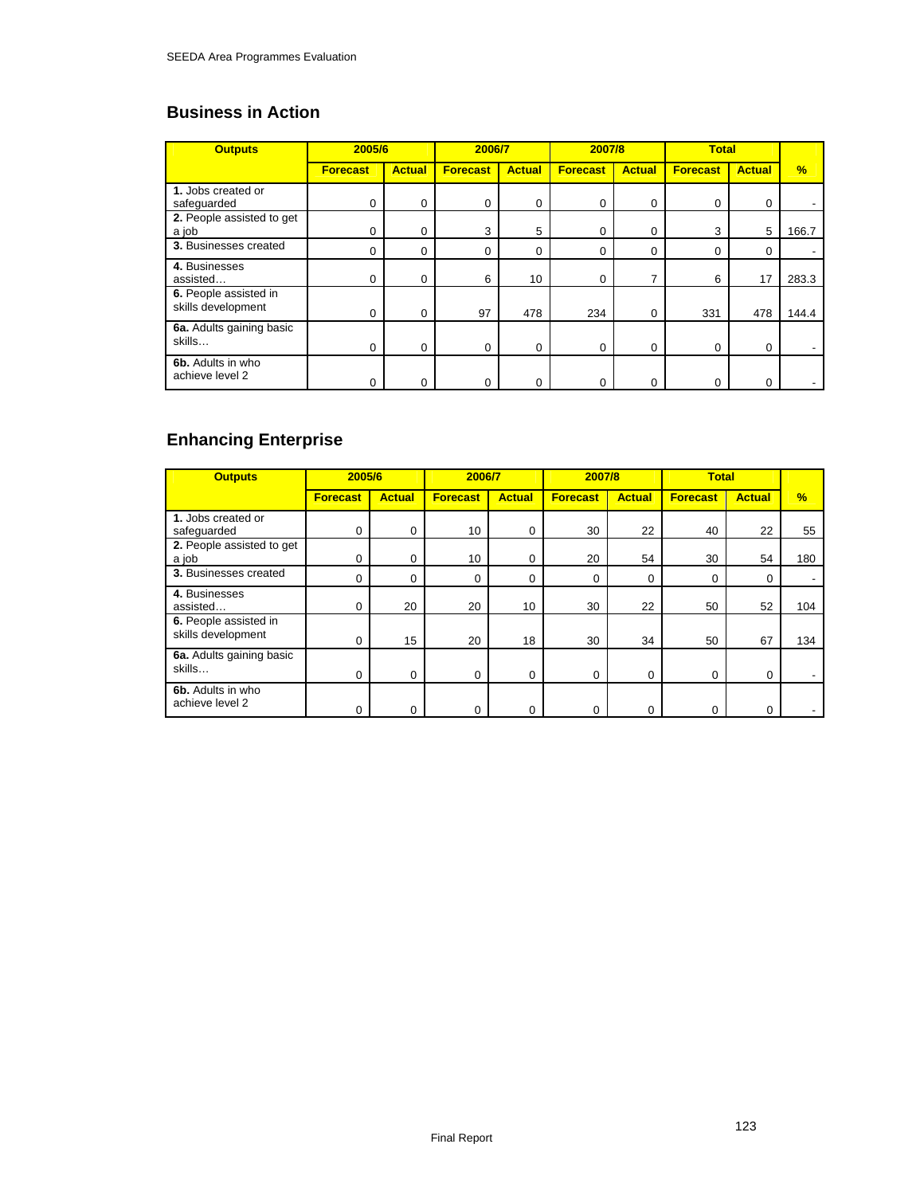## Business in Action

| Outputs | 2005/6 | | 2006/7 | | 2007/8 | | Total | | % |
|---|---|---|---|---|---|---|---|---|---|
| | Forecast | Actual | Forecast | Actual | Forecast | Actual | Forecast | Actual | |
| **1.** Jobs created or safeguarded | 0 | 0 | 0 | 0 | 0 | 0 | 0 | 0 | - |
| **2.** People assisted to get a job | 0 | 0 | 3 | 5 | 0 | 0 | 3 | 5 | 166.7 |
| **3.** Businesses created | 0 | 0 | 0 | 0 | 0 | 0 | 0 | 0 | - |
| **4.** Businesses assisted… | 0 | 0 | 6 | 10 | 0 | 7 | 6 | 17 | 283.3 |
| **6.** People assisted in skills development | 0 | 0 | 97 | 478 | 234 | 0 | 331 | 478 | 144.4 |
| **6a.** Adults gaining basic skills… | 0 | 0 | 0 | 0 | 0 | 0 | 0 | 0 | - |
| **6b.** Adults in who achieve level 2 | 0 | 0 | 0 | 0 | 0 | 0 | 0 | 0 | - |

## Enhancing Enterprise

| Outputs | 2005/6 | | 2006/7 | | 2007/8 | | Total | | % |
|---|---|---|---|---|---|---|---|---|---|
| | Forecast | Actual | Forecast | Actual | Forecast | Actual | Forecast | Actual | |
| **1.** Jobs created or safeguarded | 0 | 0 | 10 | 0 | 30 | 22 | 40 | 22 | 55 |
| **2.** People assisted to get a job | 0 | 0 | 10 | 0 | 20 | 54 | 30 | 54 | 180 |
| **3.** Businesses created | 0 | 0 | 0 | 0 | 0 | 0 | 0 | 0 | - |
| **4.** Businesses assisted… | 0 | 20 | 20 | 10 | 30 | 22 | 50 | 52 | 104 |
| **6.** People assisted in skills development | 0 | 15 | 20 | 18 | 30 | 34 | 50 | 67 | 134 |
| **6a.** Adults gaining basic skills… | 0 | 0 | 0 | 0 | 0 | 0 | 0 | 0 | - |
| **6b.** Adults in who achieve level 2 | 0 | 0 | 0 | 0 | 0 | 0 | 0 | 0 | - |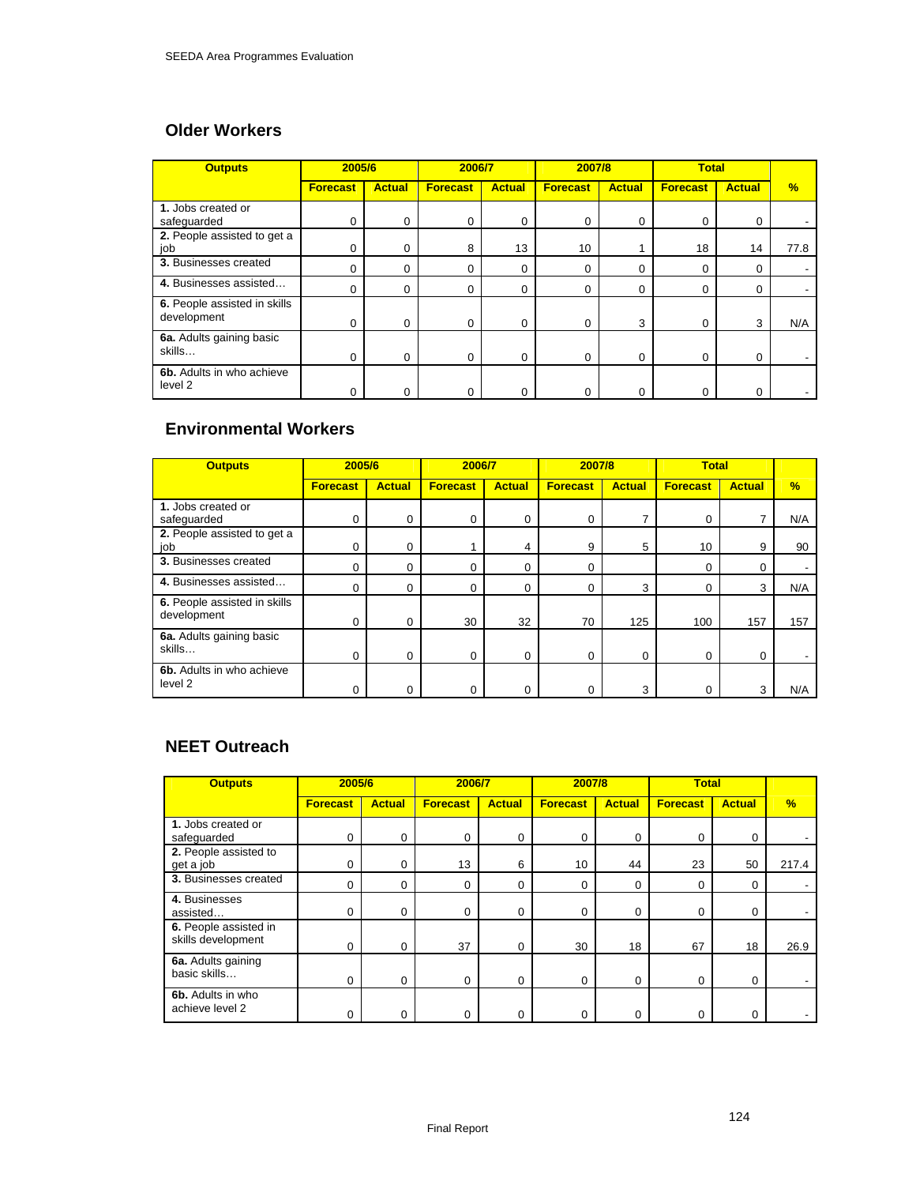## Older Workers

| Outputs | 2005/6 | | 2006/7 | | 2007/8 | | Total | | % |
|---|---|---|---|---|---|---|---|---|---|
| | Forecast | Actual | Forecast | Actual | Forecast | Actual | Forecast | Actual | |
| **1.** Jobs created or safeguarded | 0 | 0 | 0 | 0 | 0 | 0 | 0 | 0 | - |
| **2.** People assisted to get a job | 0 | 0 | 8 | 13 | 10 | 1 | 18 | 14 | 77.8 |
| **3.** Businesses created | 0 | 0 | 0 | 0 | 0 | 0 | 0 | 0 | - |
| **4.** Businesses assisted… | 0 | 0 | 0 | 0 | 0 | 0 | 0 | 0 | - |
| **6.** People assisted in skills development | 0 | 0 | 0 | 0 | 0 | 3 | 0 | 3 | N/A |
| **6a.** Adults gaining basic skills… | 0 | 0 | 0 | 0 | 0 | 0 | 0 | 0 | - |
| **6b.** Adults in who achieve level 2 | 0 | 0 | 0 | 0 | 0 | 0 | 0 | 0 | - |

## Environmental Workers

| Outputs | 2005/6 | | 2006/7 | | 2007/8 | | Total | | % |
|---|---|---|---|---|---|---|---|---|---|
| | Forecast | Actual | Forecast | Actual | Forecast | Actual | Forecast | Actual | |
| **1.** Jobs created or safeguarded | 0 | 0 | 0 | 0 | 0 | 7 | 0 | 7 | N/A |
| **2.** People assisted to get a job | 0 | 0 | 1 | 4 | 9 | 5 | 10 | 9 | 90 |
| **3.** Businesses created | 0 | 0 | 0 | 0 | 0 | | 0 | 0 | - |
| **4.** Businesses assisted… | 0 | 0 | 0 | 0 | 0 | 3 | 0 | 3 | N/A |
| **6.** People assisted in skills development | 0 | 0 | 30 | 32 | 70 | 125 | 100 | 157 | 157 |
| **6a.** Adults gaining basic skills… | 0 | 0 | 0 | 0 | 0 | 0 | 0 | 0 | - |
| **6b.** Adults in who achieve level 2 | 0 | 0 | 0 | 0 | 0 | 3 | 0 | 3 | N/A |

## NEET Outreach

| Outputs | 2005/6 | | 2006/7 | | 2007/8 | | Total | | % |
|---|---|---|---|---|---|---|---|---|---|
| | Forecast | Actual | Forecast | Actual | Forecast | Actual | Forecast | Actual | |
| **1.** Jobs created or safeguarded | 0 | 0 | 0 | 0 | 0 | 0 | 0 | 0 | - |
| **2.** People assisted to get a job | 0 | 0 | 13 | 6 | 10 | 44 | 23 | 50 | 217.4 |
| **3.** Businesses created | 0 | 0 | 0 | 0 | 0 | 0 | 0 | 0 | - |
| **4.** Businesses assisted… | 0 | 0 | 0 | 0 | 0 | 0 | 0 | 0 | - |
| **6.** People assisted in skills development | 0 | 0 | 37 | 0 | 30 | 18 | 67 | 18 | 26.9 |
| **6a.** Adults gaining basic skills… | 0 | 0 | 0 | 0 | 0 | 0 | 0 | 0 | - |
| **6b.** Adults in who achieve level 2 | 0 | 0 | 0 | 0 | 0 | 0 | 0 | 0 | - |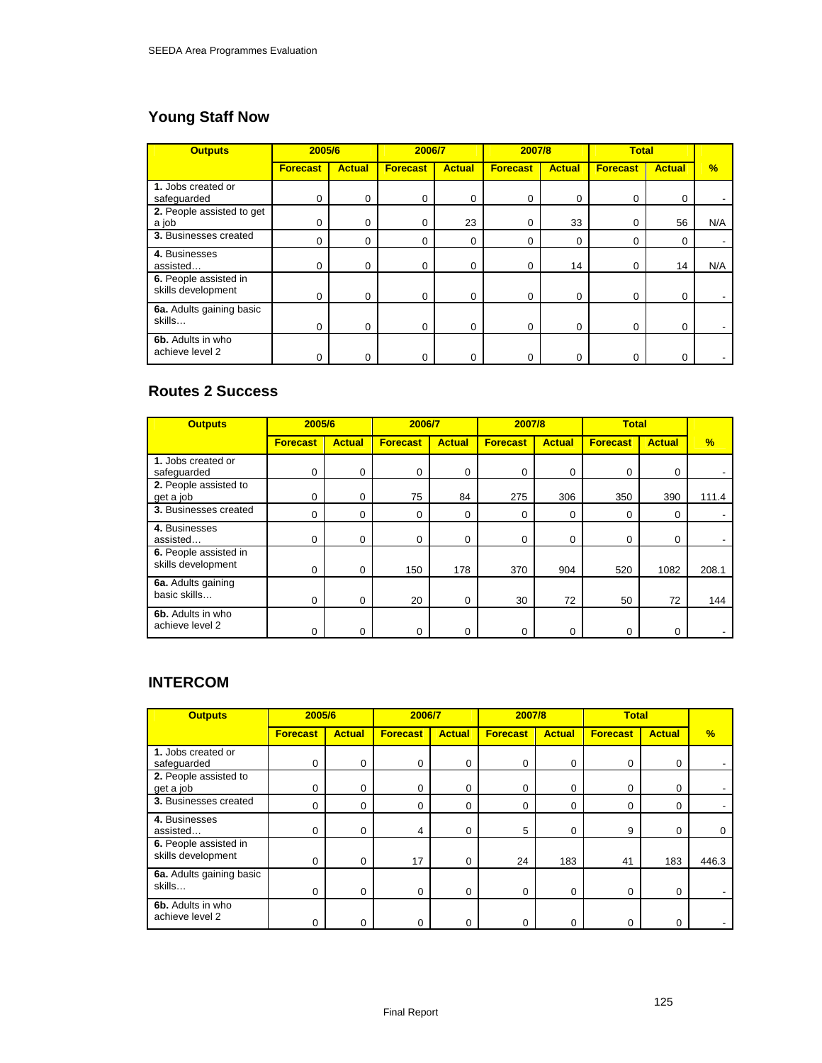## Young Staff Now

| Outputs | 2005/6 | | 2006/7 | | 2007/8 | | Total | | |
|---|---|---|---|---|---|---|---|---|---|
| | Forecast | Actual | Forecast | Actual | Forecast | Actual | Forecast | Actual | % |
| **1.** Jobs created or safeguarded | 0 | 0 | 0 | 0 | 0 | 0 | 0 | 0 | - |
| **2.** People assisted to get a job | 0 | 0 | 0 | 23 | 0 | 33 | 0 | 56 | N/A |
| **3.** Businesses created | 0 | 0 | 0 | 0 | 0 | 0 | 0 | 0 | - |
| **4.** Businesses assisted… | 0 | 0 | 0 | 0 | 0 | 14 | 0 | 14 | N/A |
| **6.** People assisted in skills development | 0 | 0 | 0 | 0 | 0 | 0 | 0 | 0 | - |
| **6a.** Adults gaining basic skills… | 0 | 0 | 0 | 0 | 0 | 0 | 0 | 0 | - |
| **6b.** Adults in who achieve level 2 | 0 | 0 | 0 | 0 | 0 | 0 | 0 | 0 | - |

## Routes 2 Success

| Outputs | 2005/6 | | 2006/7 | | 2007/8 | | Total | | |
|---|---|---|---|---|---|---|---|---|---|
| | Forecast | Actual | Forecast | Actual | Forecast | Actual | Forecast | Actual | % |
| **1.** Jobs created or safeguarded | 0 | 0 | 0 | 0 | 0 | 0 | 0 | 0 | - |
| **2.** People assisted to get a job | 0 | 0 | 75 | 84 | 275 | 306 | 350 | 390 | 111.4 |
| **3.** Businesses created | 0 | 0 | 0 | 0 | 0 | 0 | 0 | 0 | - |
| **4.** Businesses assisted… | 0 | 0 | 0 | 0 | 0 | 0 | 0 | 0 | - |
| **6.** People assisted in skills development | 0 | 0 | 150 | 178 | 370 | 904 | 520 | 1082 | 208.1 |
| **6a.** Adults gaining basic skills… | 0 | 0 | 20 | 0 | 30 | 72 | 50 | 72 | 144 |
| **6b.** Adults in who achieve level 2 | 0 | 0 | 0 | 0 | 0 | 0 | 0 | 0 | - |

## INTERCOM

| Outputs | 2005/6 | | 2006/7 | | 2007/8 | | Total | | |
|---|---|---|---|---|---|---|---|---|---|
| | Forecast | Actual | Forecast | Actual | Forecast | Actual | Forecast | Actual | % |
| **1.** Jobs created or safeguarded | 0 | 0 | 0 | 0 | 0 | 0 | 0 | 0 | - |
| **2.** People assisted to get a job | 0 | 0 | 0 | 0 | 0 | 0 | 0 | 0 | - |
| **3.** Businesses created | 0 | 0 | 0 | 0 | 0 | 0 | 0 | 0 | - |
| **4.** Businesses assisted… | 0 | 0 | 4 | 0 | 5 | 0 | 9 | 0 | 0 |
| **6.** People assisted in skills development | 0 | 0 | 17 | 0 | 24 | 183 | 41 | 183 | 446.3 |
| **6a.** Adults gaining basic skills… | 0 | 0 | 0 | 0 | 0 | 0 | 0 | 0 | - |
| **6b.** Adults in who achieve level 2 | 0 | 0 | 0 | 0 | 0 | 0 | 0 | 0 | - |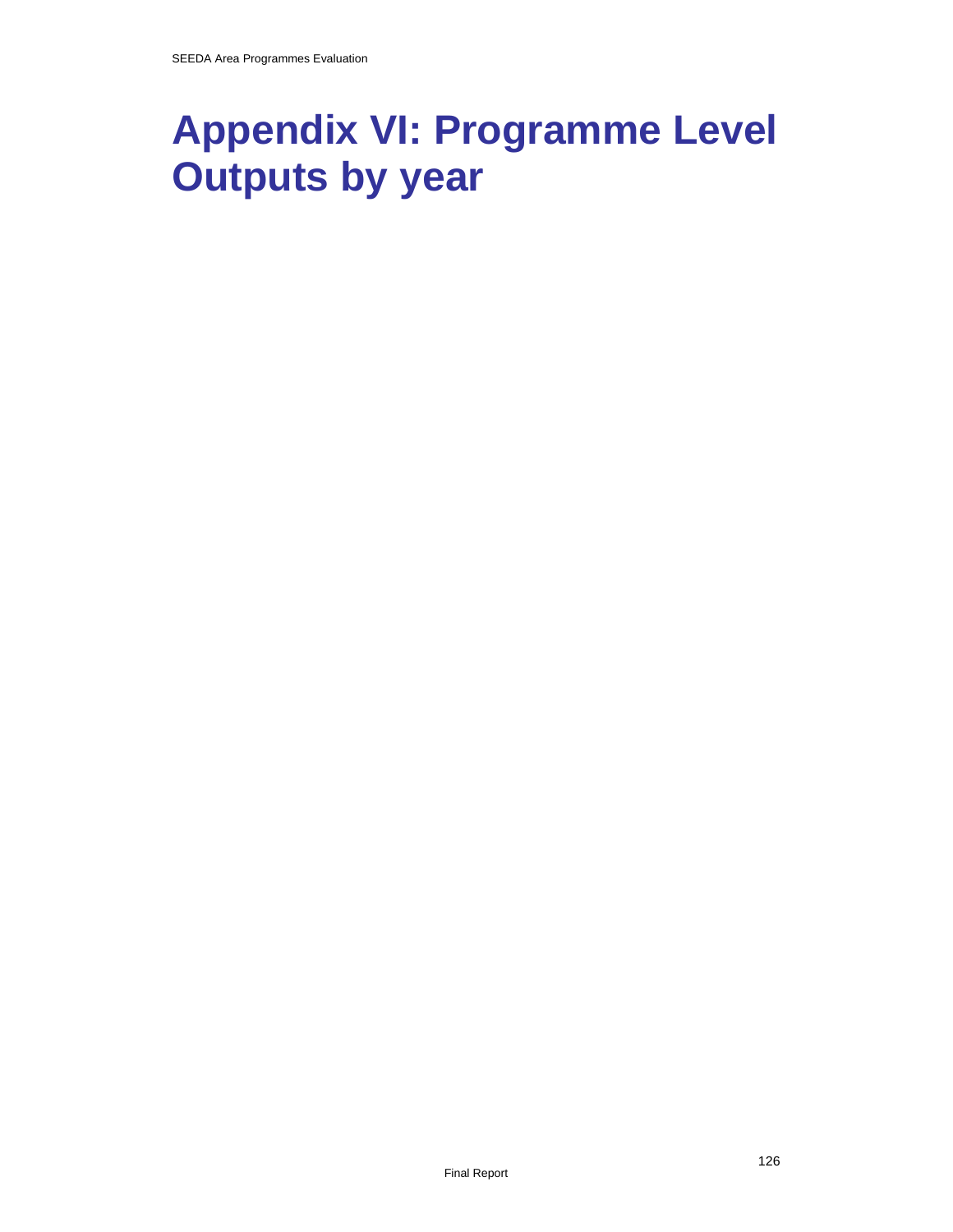# Appendix VI: Programme Level Outputs by year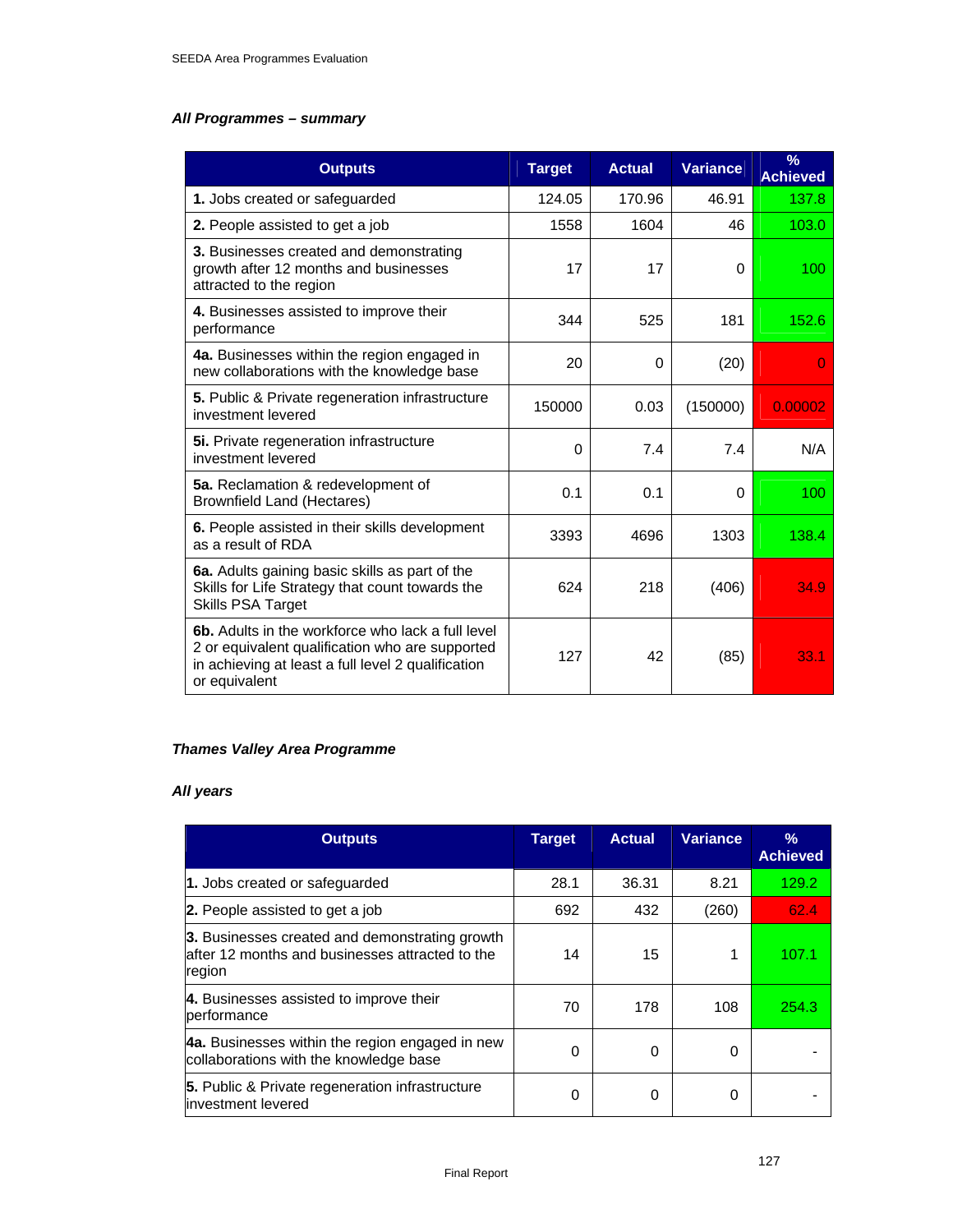***All Programmes – summary***

| Outputs | Target | Actual | Variance | % Achieved |
|---|---|---|---|---|
| **1.** Jobs created or safeguarded | 124.05 | 170.96 | 46.91 | 137.8 |
| **2.** People assisted to get a job | 1558 | 1604 | 46 | 103.0 |
| **3.** Businesses created and demonstrating growth after 12 months and businesses attracted to the region | 17 | 17 | 0 | 100 |
| **4.** Businesses assisted to improve their performance | 344 | 525 | 181 | 152.6 |
| **4a.** Businesses within the region engaged in new collaborations with the knowledge base | 20 | 0 | (20) | 0 |
| **5.** Public & Private regeneration infrastructure investment levered | 150000 | 0.03 | (150000) | 0.00002 |
| **5i.** Private regeneration infrastructure investment levered | 0 | 7.4 | 7.4 | N/A |
| **5a.** Reclamation & redevelopment of Brownfield Land (Hectares) | 0.1 | 0.1 | 0 | 100 |
| **6.** People assisted in their skills development as a result of RDA | 3393 | 4696 | 1303 | 138.4 |
| **6a.** Adults gaining basic skills as part of the Skills for Life Strategy that count towards the Skills PSA Target | 624 | 218 | (406) | 34.9 |
| **6b.** Adults in the workforce who lack a full level 2 or equivalent qualification who are supported in achieving at least a full level 2 qualification or equivalent | 127 | 42 | (85) | 33.1 |

***Thames Valley Area Programme***

***All years***

| Outputs | Target | Actual | Variance | % Achieved |
|---|---|---|---|---|
| **1.** Jobs created or safeguarded | 28.1 | 36.31 | 8.21 | 129.2 |
| **2.** People assisted to get a job | 692 | 432 | (260) | 62.4 |
| **3.** Businesses created and demonstrating growth after 12 months and businesses attracted to the region | 14 | 15 | 1 | 107.1 |
| **4.** Businesses assisted to improve their performance | 70 | 178 | 108 | 254.3 |
| **4a.** Businesses within the region engaged in new collaborations with the knowledge base | 0 | 0 | 0 | - |
| **5.** Public & Private regeneration infrastructure investment levered | 0 | 0 | 0 | - |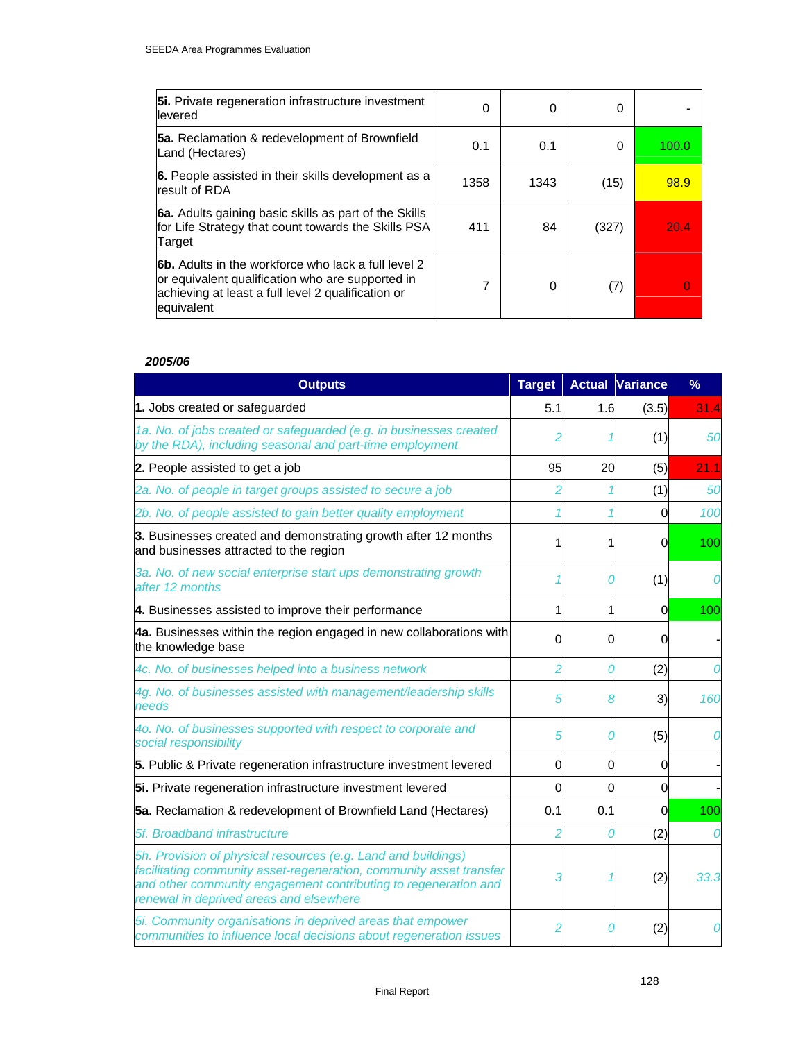| | | | | |
|---|---|---|---|---|
| **5i.** Private regeneration infrastructure investment levered | 0 | 0 | 0 | - |
| **5a.** Reclamation & redevelopment of Brownfield Land (Hectares) | 0.1 | 0.1 | 0 | 100.0 |
| **6.** People assisted in their skills development as a result of RDA | 1358 | 1343 | (15) | 98.9 |
| **6a.** Adults gaining basic skills as part of the Skills for Life Strategy that count towards the Skills PSA Target | 411 | 84 | (327) | 20.4 |
| **6b.** Adults in the workforce who lack a full level 2 or equivalent qualification who are supported in achieving at least a full level 2 qualification or equivalent | 7 | 0 | (7) | 0 |

***2005/06***

| Outputs | Target | Actual | Variance | % |
|---|---|---|---|---|
| **1.** Jobs created or safeguarded | 5.1 | 1.6 | (3.5) | 31.4 |
| *1a. No. of jobs created or safeguarded (e.g. in businesses created by the RDA), including seasonal and part-time employment* | *2* | *1* | (1) | *50* |
| **2.** People assisted to get a job | 95 | 20 | (5) | 21.1 |
| *2a. No. of people in target groups assisted to secure a job* | *2* | *1* | (1) | *50* |
| *2b. No. of people assisted to gain better quality employment* | *1* | *1* | 0 | *100* |
| **3.** Businesses created and demonstrating growth after 12 months and businesses attracted to the region | 1 | 1 | 0 | 100 |
| *3a. No. of new social enterprise start ups demonstrating growth after 12 months* | *1* | *0* | (1) | *0* |
| **4.** Businesses assisted to improve their performance | 1 | 1 | 0 | 100 |
| **4a.** Businesses within the region engaged in new collaborations with the knowledge base | 0 | 0 | 0 | - |
| *4c. No. of businesses helped into a business network* | *2* | *0* | (2) | *0* |
| *4g. No. of businesses assisted with management/leadership skills needs* | *5* | *8* | 3) | *160* |
| *4o. No. of businesses supported with respect to corporate and social responsibility* | *5* | *0* | (5) | *0* |
| **5.** Public & Private regeneration infrastructure investment levered | 0 | 0 | 0 | - |
| **5i.** Private regeneration infrastructure investment levered | 0 | 0 | 0 | - |
| **5a.** Reclamation & redevelopment of Brownfield Land (Hectares) | 0.1 | 0.1 | 0 | 100 |
| *5f. Broadband infrastructure* | *2* | *0* | (2) | *0* |
| *5h. Provision of physical resources (e.g. Land and buildings) facilitating community asset-regeneration, community asset transfer and other community engagement contributing to regeneration and renewal in deprived areas and elsewhere* | *3* | *1* | (2) | *33.3* |
| *5i. Community organisations in deprived areas that empower communities to influence local decisions about regeneration issues* | *2* | *0* | (2) | *0* |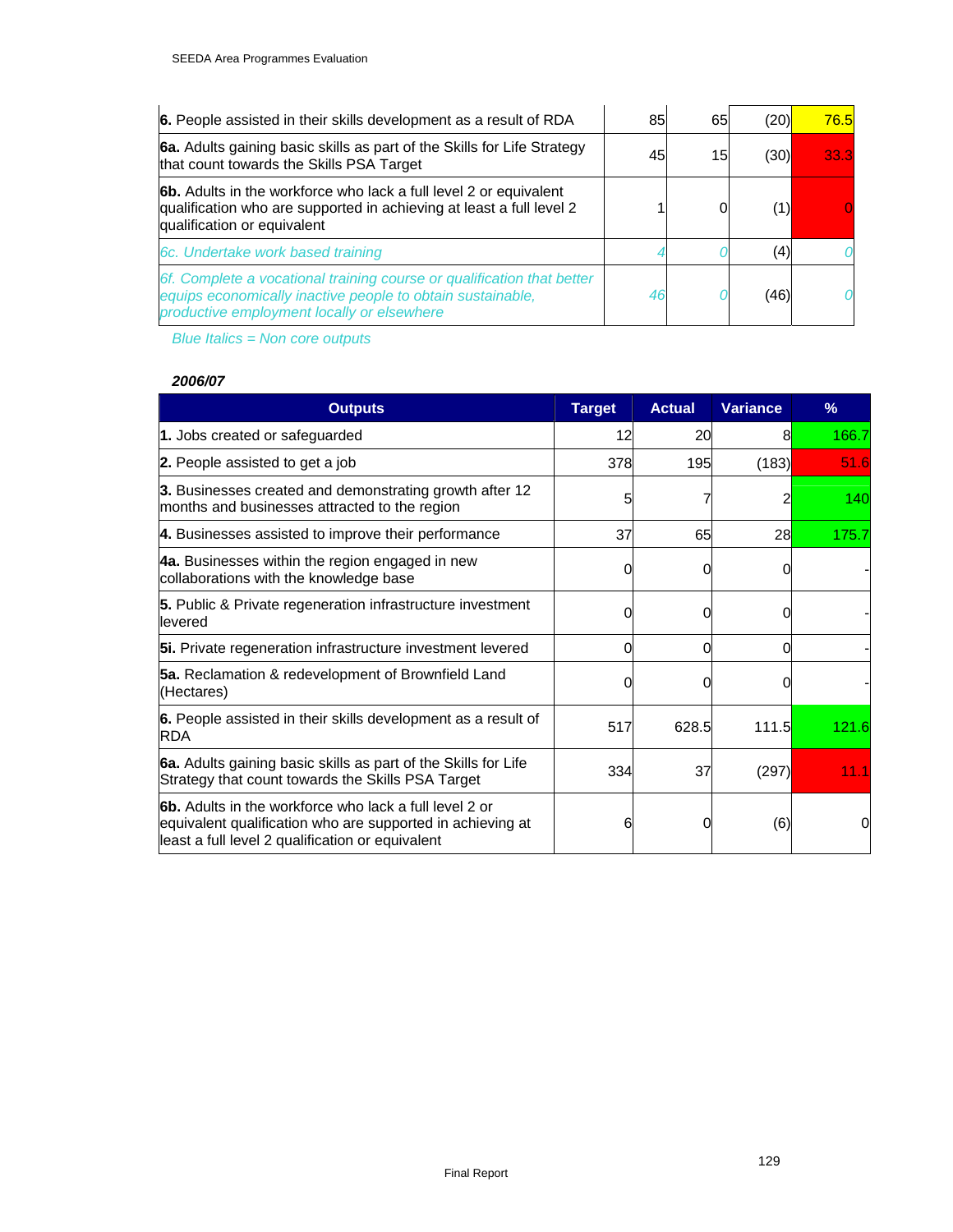| | | | | |
|---|---|---|---|---|
| **6.** People assisted in their skills development as a result of RDA | 85 | 65 | (20) | 76.5 |
| **6a.** Adults gaining basic skills as part of the Skills for Life Strategy that count towards the Skills PSA Target | 45 | 15 | (30) | 33.3 |
| **6b.** Adults in the workforce who lack a full level 2 or equivalent qualification who are supported in achieving at least a full level 2 qualification or equivalent | 1 | 0 | (1) | 0 |
| *6c. Undertake work based training* | *4* | *0* | (4) | *0* |
| *6f. Complete a vocational training course or qualification that better equips economically inactive people to obtain sustainable, productive employment locally or elsewhere* | *46* | *0* | (46) | *0* |

*Blue Italics = Non core outputs*

***2006/07***

| Outputs | Target | Actual | Variance | % |
|---|---|---|---|---|
| **1.** Jobs created or safeguarded | 12 | 20 | 8 | 166.7 |
| **2.** People assisted to get a job | 378 | 195 | (183) | 51.6 |
| **3.** Businesses created and demonstrating growth after 12 months and businesses attracted to the region | 5 | 7 | 2 | 140 |
| **4.** Businesses assisted to improve their performance | 37 | 65 | 28 | 175.7 |
| **4a.** Businesses within the region engaged in new collaborations with the knowledge base | 0 | 0 | 0 | - |
| **5.** Public & Private regeneration infrastructure investment levered | 0 | 0 | 0 | - |
| **5i.** Private regeneration infrastructure investment levered | 0 | 0 | 0 | - |
| **5a.** Reclamation & redevelopment of Brownfield Land (Hectares) | 0 | 0 | 0 | - |
| **6.** People assisted in their skills development as a result of RDA | 517 | 628.5 | 111.5 | 121.6 |
| **6a.** Adults gaining basic skills as part of the Skills for Life Strategy that count towards the Skills PSA Target | 334 | 37 | (297) | 11.1 |
| **6b.** Adults in the workforce who lack a full level 2 or equivalent qualification who are supported in achieving at least a full level 2 qualification or equivalent | 6 | 0 | (6) | 0 |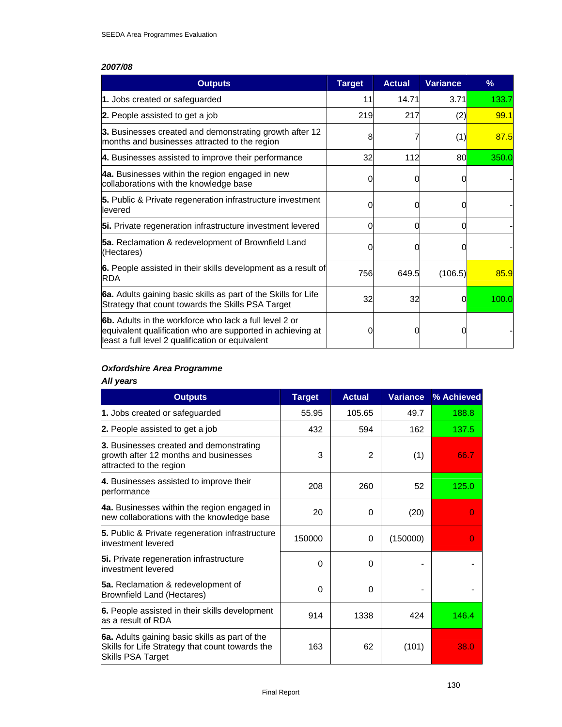***2007/08***

| Outputs | Target | Actual | Variance | % |
|---|---|---|---|---|
| **1.** Jobs created or safeguarded | 11 | 14.71 | 3.71 | 133.7 |
| **2.** People assisted to get a job | 219 | 217 | (2) | 99.1 |
| **3.** Businesses created and demonstrating growth after 12 months and businesses attracted to the region | 8 | 7 | (1) | 87.5 |
| **4.** Businesses assisted to improve their performance | 32 | 112 | 80 | 350.0 |
| **4a.** Businesses within the region engaged in new collaborations with the knowledge base | 0 | 0 | 0 | - |
| **5.** Public & Private regeneration infrastructure investment levered | 0 | 0 | 0 | - |
| **5i.** Private regeneration infrastructure investment levered | 0 | 0 | 0 | - |
| **5a.** Reclamation & redevelopment of Brownfield Land (Hectares) | 0 | 0 | 0 | - |
| **6.** People assisted in their skills development as a result of RDA | 756 | 649.5 | (106.5) | 85.9 |
| **6a.** Adults gaining basic skills as part of the Skills for Life Strategy that count towards the Skills PSA Target | 32 | 32 | 0 | 100.0 |
| **6b.** Adults in the workforce who lack a full level 2 or equivalent qualification who are supported in achieving at least a full level 2 qualification or equivalent | 0 | 0 | 0 | - |

***Oxfordshire Area Programme***

***All years***

| Outputs | Target | Actual | Variance | % Achieved |
|---|---|---|---|---|
| **1.** Jobs created or safeguarded | 55.95 | 105.65 | 49.7 | 188.8 |
| **2.** People assisted to get a job | 432 | 594 | 162 | 137.5 |
| **3.** Businesses created and demonstrating growth after 12 months and businesses attracted to the region | 3 | 2 | (1) | 66.7 |
| **4.** Businesses assisted to improve their performance | 208 | 260 | 52 | 125.0 |
| **4a.** Businesses within the region engaged in new collaborations with the knowledge base | 20 | 0 | (20) | 0 |
| **5.** Public & Private regeneration infrastructure investment levered | 150000 | 0 | (150000) | 0 |
| **5i.** Private regeneration infrastructure investment levered | 0 | 0 | - | - |
| **5a.** Reclamation & redevelopment of Brownfield Land (Hectares) | 0 | 0 | - | - |
| **6.** People assisted in their skills development as a result of RDA | 914 | 1338 | 424 | 146.4 |
| **6a.** Adults gaining basic skills as part of the Skills for Life Strategy that count towards the Skills PSA Target | 163 | 62 | (101) | 38.0 |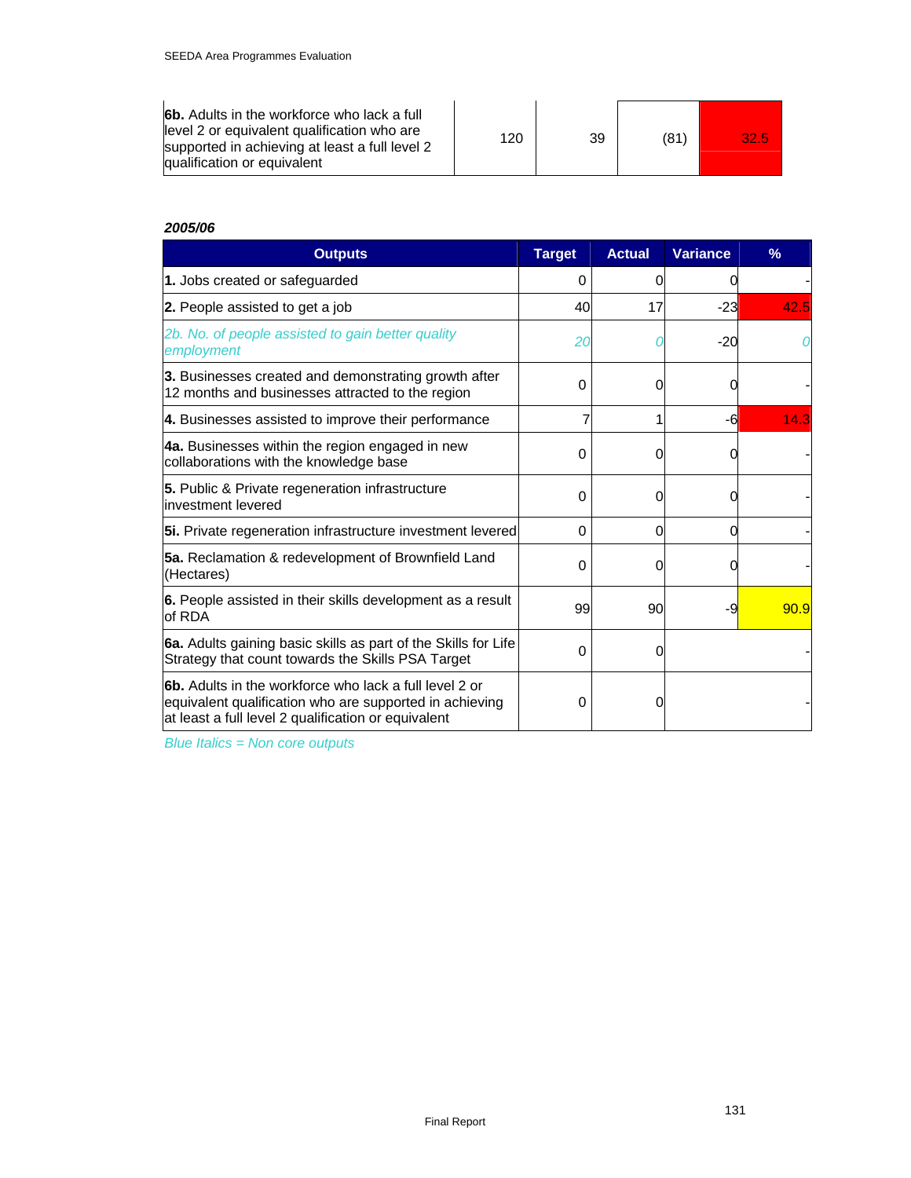| | | | | |
|---|---|---|---|---|
| **6b.** Adults in the workforce who lack a full level 2 or equivalent qualification who are supported in achieving at least a full level 2 qualification or equivalent | 120 | 39 | (81) | 32.5 |

***2005/06***

| Outputs | Target | Actual | Variance | % |
|---|---|---|---|---|
| **1.** Jobs created or safeguarded | 0 | 0 | 0 | - |
| **2.** People assisted to get a job | 40 | 17 | -23 | 42.5 |
| *2b. No. of people assisted to gain better quality employment* | *20* | *0* | -20 | *0* |
| **3.** Businesses created and demonstrating growth after 12 months and businesses attracted to the region | 0 | 0 | 0 | - |
| **4.** Businesses assisted to improve their performance | 7 | 1 | -6 | 14.3 |
| **4a.** Businesses within the region engaged in new collaborations with the knowledge base | 0 | 0 | 0 | - |
| **5.** Public & Private regeneration infrastructure investment levered | 0 | 0 | 0 | - |
| **5i.** Private regeneration infrastructure investment levered | 0 | 0 | 0 | - |
| **5a.** Reclamation & redevelopment of Brownfield Land (Hectares) | 0 | 0 | 0 | - |
| **6.** People assisted in their skills development as a result of RDA | 99 | 90 | -9 | 90.9 |
| **6a.** Adults gaining basic skills as part of the Skills for Life Strategy that count towards the Skills PSA Target | 0 | 0 | | - |
| **6b.** Adults in the workforce who lack a full level 2 or equivalent qualification who are supported in achieving at least a full level 2 qualification or equivalent | 0 | 0 | | - |

*Blue Italics = Non core outputs*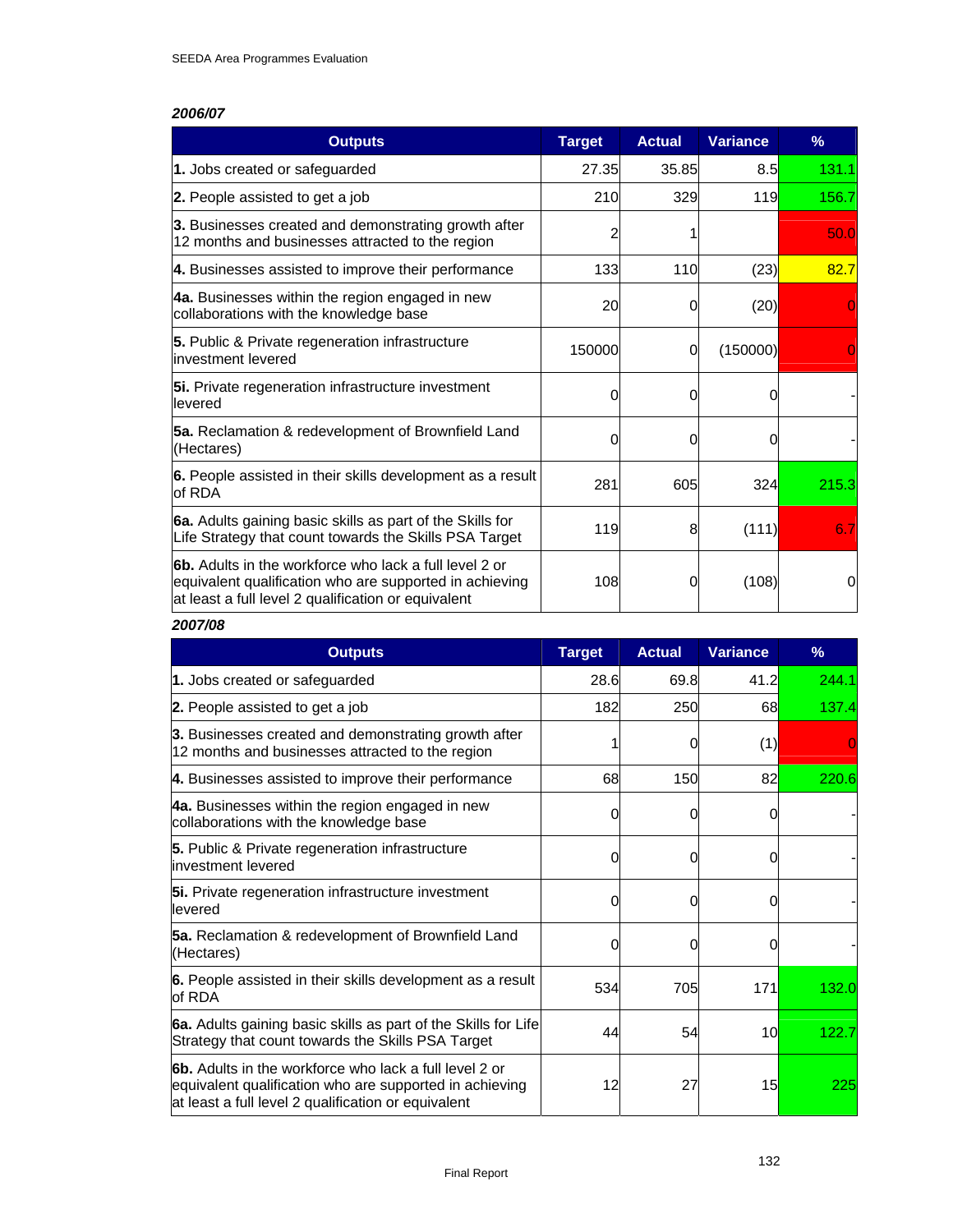***2006/07***

| Outputs | Target | Actual | Variance | % |
|---|---|---|---|---|
| **1.** Jobs created or safeguarded | 27.35 | 35.85 | 8.5 | 131.1 |
| **2.** People assisted to get a job | 210 | 329 | 119 | 156.7 |
| **3.** Businesses created and demonstrating growth after 12 months and businesses attracted to the region | 2 | 1 | | 50.0 |
| **4.** Businesses assisted to improve their performance | 133 | 110 | (23) | 82.7 |
| **4a.** Businesses within the region engaged in new collaborations with the knowledge base | 20 | 0 | (20) | 0 |
| **5.** Public & Private regeneration infrastructure investment levered | 150000 | 0 | (150000) | 0 |
| **5i.** Private regeneration infrastructure investment levered | 0 | 0 | 0 | - |
| **5a.** Reclamation & redevelopment of Brownfield Land (Hectares) | 0 | 0 | 0 | - |
| **6.** People assisted in their skills development as a result of RDA | 281 | 605 | 324 | 215.3 |
| **6a.** Adults gaining basic skills as part of the Skills for Life Strategy that count towards the Skills PSA Target | 119 | 8 | (111) | 6.7 |
| **6b.** Adults in the workforce who lack a full level 2 or equivalent qualification who are supported in achieving at least a full level 2 qualification or equivalent | 108 | 0 | (108) | 0 |

***2007/08***

| Outputs | Target | Actual | Variance | % |
|---|---|---|---|---|
| **1.** Jobs created or safeguarded | 28.6 | 69.8 | 41.2 | 244.1 |
| **2.** People assisted to get a job | 182 | 250 | 68 | 137.4 |
| **3.** Businesses created and demonstrating growth after 12 months and businesses attracted to the region | 1 | 0 | (1) | 0 |
| **4.** Businesses assisted to improve their performance | 68 | 150 | 82 | 220.6 |
| **4a.** Businesses within the region engaged in new collaborations with the knowledge base | 0 | 0 | 0 | - |
| **5.** Public & Private regeneration infrastructure investment levered | 0 | 0 | 0 | - |
| **5i.** Private regeneration infrastructure investment levered | 0 | 0 | 0 | - |
| **5a.** Reclamation & redevelopment of Brownfield Land (Hectares) | 0 | 0 | 0 | - |
| **6.** People assisted in their skills development as a result of RDA | 534 | 705 | 171 | 132.0 |
| **6a.** Adults gaining basic skills as part of the Skills for Life Strategy that count towards the Skills PSA Target | 44 | 54 | 10 | 122.7 |
| **6b.** Adults in the workforce who lack a full level 2 or equivalent qualification who are supported in achieving at least a full level 2 qualification or equivalent | 12 | 27 | 15 | 225 |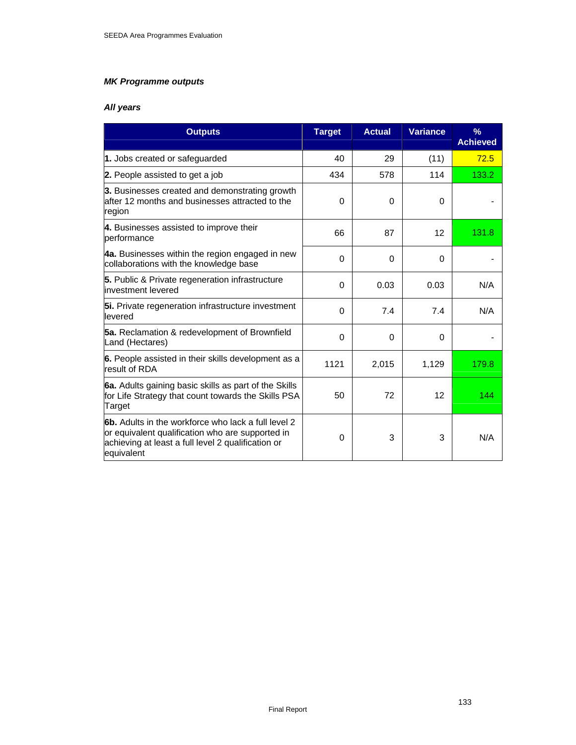***MK Programme outputs***

***All years***

| Outputs | Target | Actual | Variance | % Achieved |
|---|---|---|---|---|
| **1.** Jobs created or safeguarded | 40 | 29 | (11) | 72.5 |
| **2.** People assisted to get a job | 434 | 578 | 114 | 133.2 |
| **3.** Businesses created and demonstrating growth after 12 months and businesses attracted to the region | 0 | 0 | 0 | - |
| **4.** Businesses assisted to improve their performance | 66 | 87 | 12 | 131.8 |
| **4a.** Businesses within the region engaged in new collaborations with the knowledge base | 0 | 0 | 0 | - |
| **5.** Public & Private regeneration infrastructure investment levered | 0 | 0.03 | 0.03 | N/A |
| **5i.** Private regeneration infrastructure investment levered | 0 | 7.4 | 7.4 | N/A |
| **5a.** Reclamation & redevelopment of Brownfield Land (Hectares) | 0 | 0 | 0 | - |
| **6.** People assisted in their skills development as a result of RDA | 1121 | 2,015 | 1,129 | 179.8 |
| **6a.** Adults gaining basic skills as part of the Skills for Life Strategy that count towards the Skills PSA Target | 50 | 72 | 12 | 144 |
| **6b.** Adults in the workforce who lack a full level 2 or equivalent qualification who are supported in achieving at least a full level 2 qualification or equivalent | 0 | 3 | 3 | N/A |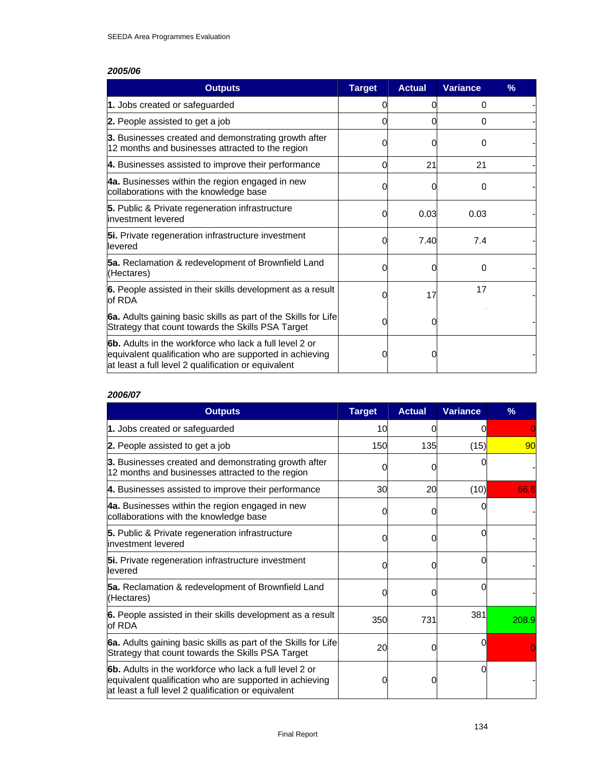***2005/06***

| Outputs | Target | Actual | Variance | % |
|---|---|---|---|---|
| **1.** Jobs created or safeguarded | 0 | 0 | 0 | - |
| **2.** People assisted to get a job | 0 | 0 | 0 | - |
| **3.** Businesses created and demonstrating growth after 12 months and businesses attracted to the region | 0 | 0 | 0 | - |
| **4.** Businesses assisted to improve their performance | 0 | 21 | 21 | - |
| **4a.** Businesses within the region engaged in new collaborations with the knowledge base | 0 | 0 | 0 | - |
| **5.** Public & Private regeneration infrastructure investment levered | 0 | 0.03 | 0.03 | - |
| **5i.** Private regeneration infrastructure investment levered | 0 | 7.40 | 7.4 | - |
| **5a.** Reclamation & redevelopment of Brownfield Land (Hectares) | 0 | 0 | 0 | - |
| **6.** People assisted in their skills development as a result of RDA | 0 | 17 | 17 | - |
| **6a.** Adults gaining basic skills as part of the Skills for Life Strategy that count towards the Skills PSA Target | 0 | 0 | | - |
| **6b.** Adults in the workforce who lack a full level 2 or equivalent qualification who are supported in achieving at least a full level 2 qualification or equivalent | 0 | 0 | | - |

***2006/07***

| Outputs | Target | Actual | Variance | % |
|---|---|---|---|---|
| **1.** Jobs created or safeguarded | 10 | 0 | 0 | 0 |
| **2.** People assisted to get a job | 150 | 135 | (15) | 90 |
| **3.** Businesses created and demonstrating growth after 12 months and businesses attracted to the region | 0 | 0 | 0 | - |
| **4.** Businesses assisted to improve their performance | 30 | 20 | (10) | 66.6 |
| **4a.** Businesses within the region engaged in new collaborations with the knowledge base | 0 | 0 | 0 | - |
| **5.** Public & Private regeneration infrastructure investment levered | 0 | 0 | 0 | - |
| **5i.** Private regeneration infrastructure investment levered | 0 | 0 | 0 | - |
| **5a.** Reclamation & redevelopment of Brownfield Land (Hectares) | 0 | 0 | 0 | - |
| **6.** People assisted in their skills development as a result of RDA | 350 | 731 | 381 | 208.9 |
| **6a.** Adults gaining basic skills as part of the Skills for Life Strategy that count towards the Skills PSA Target | 20 | 0 | 0 | 0 |
| **6b.** Adults in the workforce who lack a full level 2 or equivalent qualification who are supported in achieving at least a full level 2 qualification or equivalent | 0 | 0 | 0 | - |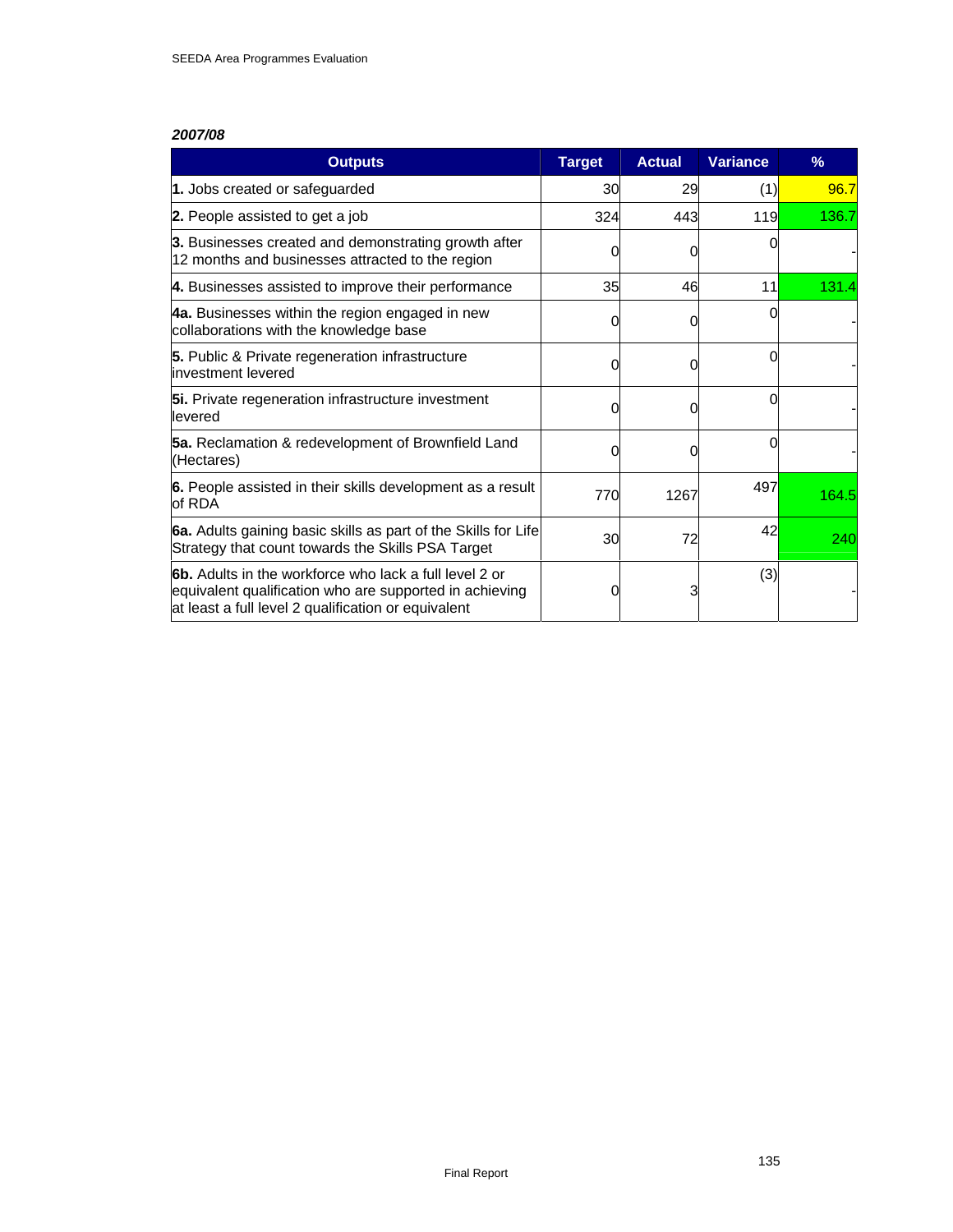***2007/08***

| Outputs | Target | Actual | Variance | % |
|---|---|---|---|---|
| **1.** Jobs created or safeguarded | 30 | 29 | (1) | 96.7 |
| **2.** People assisted to get a job | 324 | 443 | 119 | 136.7 |
| **3.** Businesses created and demonstrating growth after 12 months and businesses attracted to the region | 0 | 0 | 0 | - |
| **4.** Businesses assisted to improve their performance | 35 | 46 | 11 | 131.4 |
| **4a.** Businesses within the region engaged in new collaborations with the knowledge base | 0 | 0 | 0 | - |
| **5.** Public & Private regeneration infrastructure investment levered | 0 | 0 | 0 | - |
| **5i.** Private regeneration infrastructure investment levered | 0 | 0 | 0 | - |
| **5a.** Reclamation & redevelopment of Brownfield Land (Hectares) | 0 | 0 | 0 | - |
| **6.** People assisted in their skills development as a result of RDA | 770 | 1267 | 497 | 164.5 |
| **6a.** Adults gaining basic skills as part of the Skills for Life Strategy that count towards the Skills PSA Target | 30 | 72 | 42 | 240 |
| **6b.** Adults in the workforce who lack a full level 2 or equivalent qualification who are supported in achieving at least a full level 2 qualification or equivalent | 0 | 3 | (3) | - |

Final Report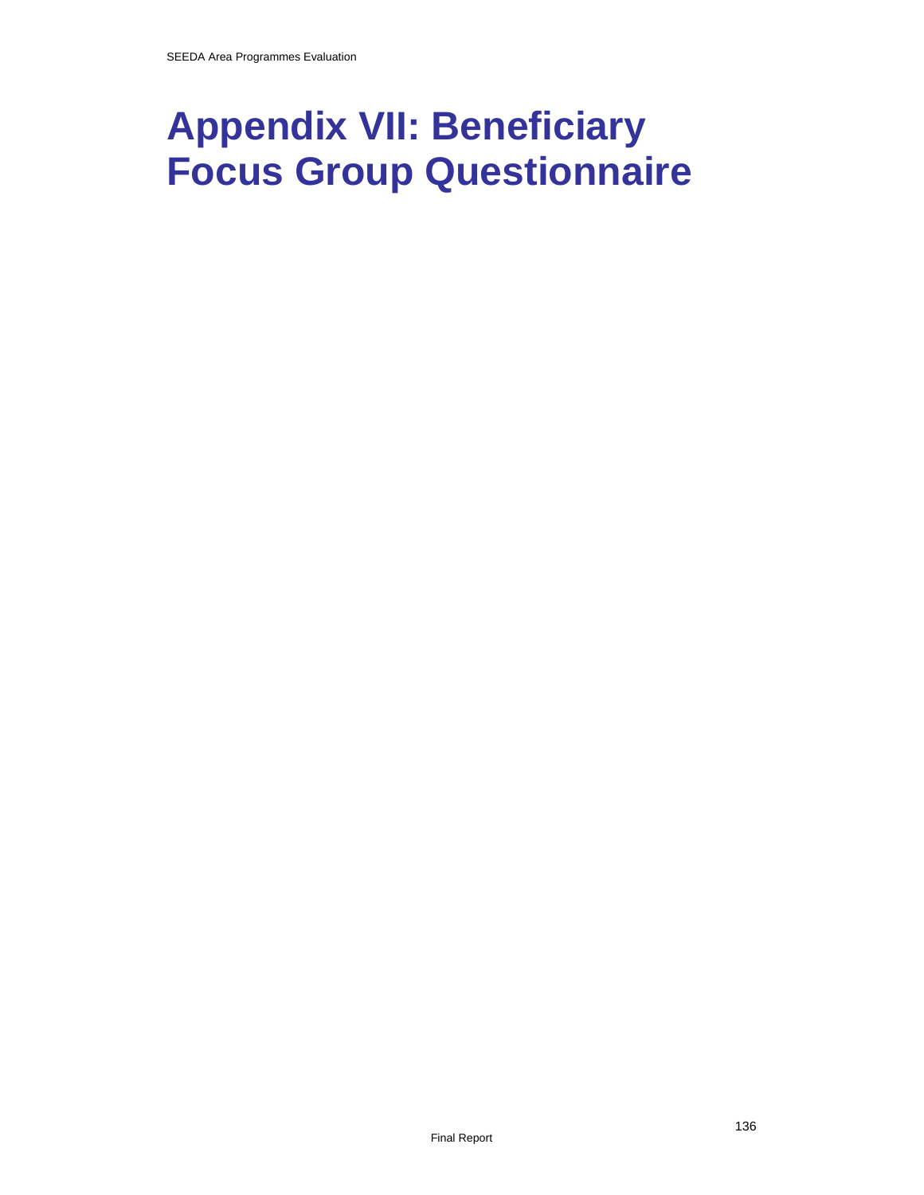# Appendix VII: Beneficiary Focus Group Questionnaire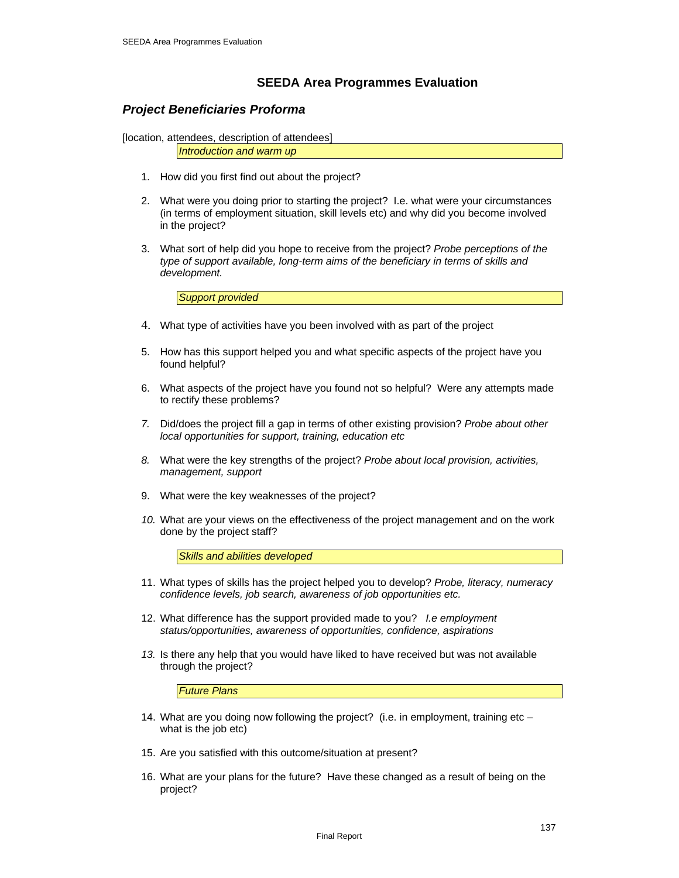## SEEDA Area Programmes Evaluation

### *Project Beneficiaries Proforma*

[location, attendees, description of attendees]

*Introduction and warm up*

1. How did you first find out about the project?

2. What were you doing prior to starting the project? I.e. what were your circumstances (in terms of employment situation, skill levels etc) and why did you become involved in the project?

3. What sort of help did you hope to receive from the project? *Probe perceptions of the type of support available, long-term aims of the beneficiary in terms of skills and development.*

*Support provided*

4. What type of activities have you been involved with as part of the project

5. How has this support helped you and what specific aspects of the project have you found helpful?

6. What aspects of the project have you found not so helpful? Were any attempts made to rectify these problems?

7. Did/does the project fill a gap in terms of other existing provision? *Probe about other local opportunities for support, training, education etc*

8. What were the key strengths of the project? *Probe about local provision, activities, management, support*

9. What were the key weaknesses of the project?

10. What are your views on the effectiveness of the project management and on the work done by the project staff?

*Skills and abilities developed*

11. What types of skills has the project helped you to develop? *Probe, literacy, numeracy confidence levels, job search, awareness of job opportunities etc.*

12. What difference has the support provided made to you? *I.e employment status/opportunities, awareness of opportunities, confidence, aspirations*

13. Is there any help that you would have liked to have received but was not available through the project?

*Future Plans*

14. What are you doing now following the project? (i.e. in employment, training etc – what is the job etc)

15. Are you satisfied with this outcome/situation at present?

16. What are your plans for the future? Have these changed as a result of being on the project?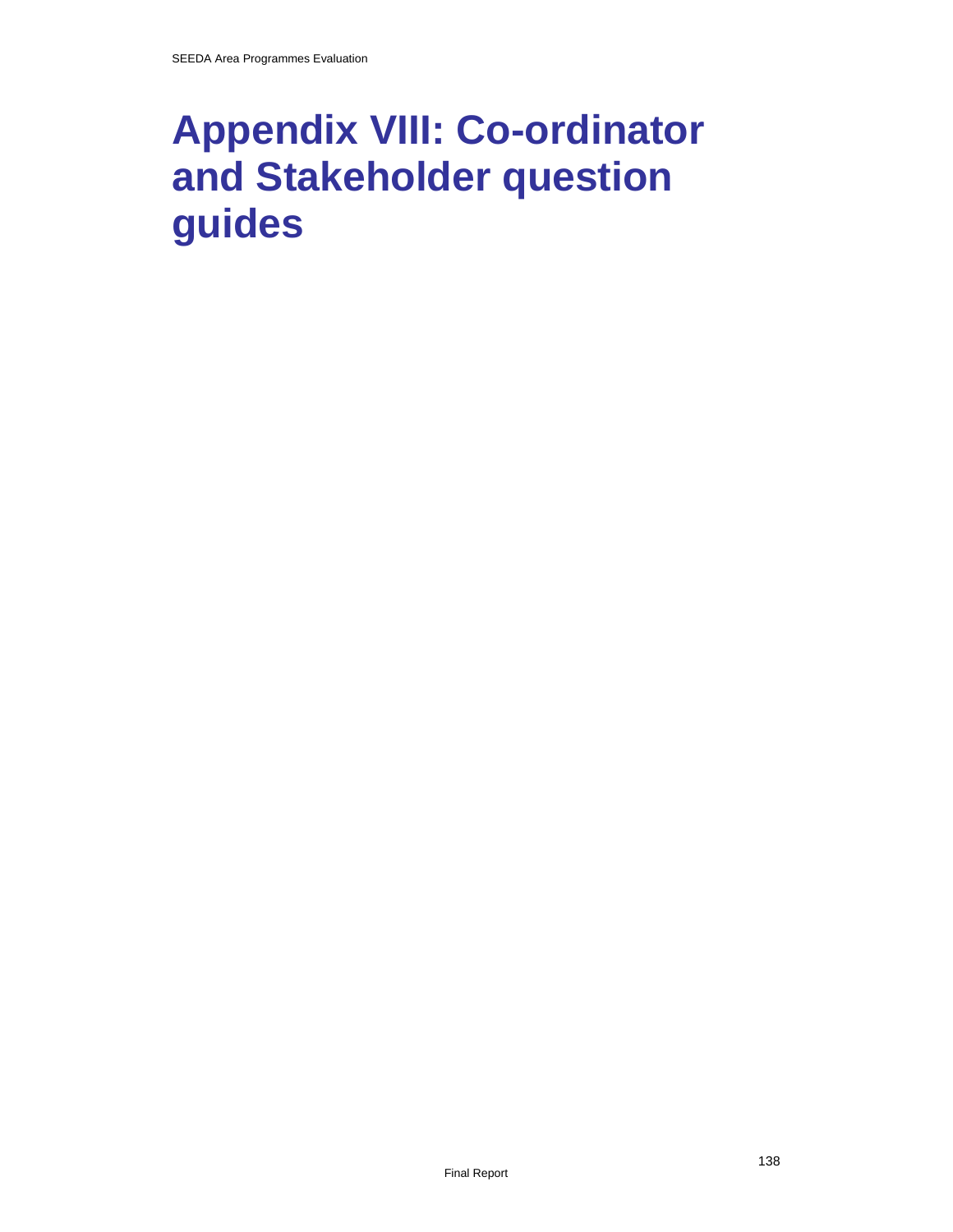# Appendix VIII: Co-ordinator and Stakeholder question guides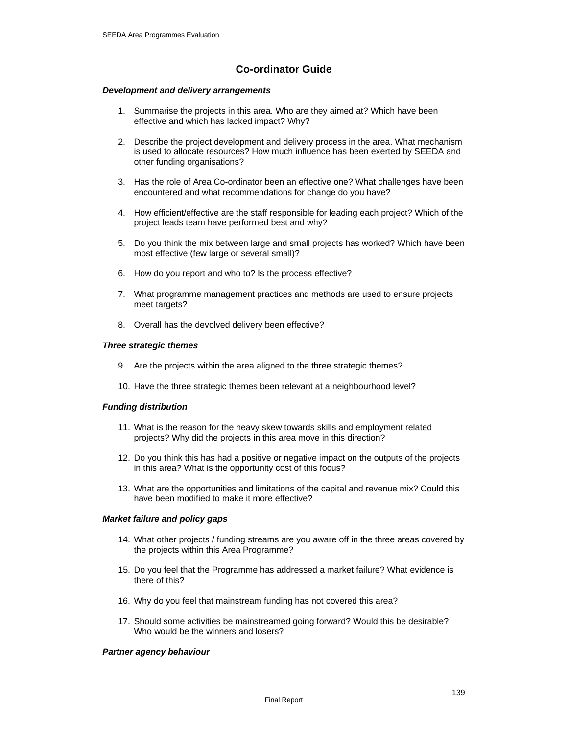## Co-ordinator Guide

***Development and delivery arrangements***

1. Summarise the projects in this area. Who are they aimed at? Which have been effective and which has lacked impact? Why?

2. Describe the project development and delivery process in the area. What mechanism is used to allocate resources? How much influence has been exerted by SEEDA and other funding organisations?

3. Has the role of Area Co-ordinator been an effective one? What challenges have been encountered and what recommendations for change do you have?

4. How efficient/effective are the staff responsible for leading each project? Which of the project leads team have performed best and why?

5. Do you think the mix between large and small projects has worked? Which have been most effective (few large or several small)?

6. How do you report and who to? Is the process effective?

7. What programme management practices and methods are used to ensure projects meet targets?

8. Overall has the devolved delivery been effective?

***Three strategic themes***

9. Are the projects within the area aligned to the three strategic themes?

10. Have the three strategic themes been relevant at a neighbourhood level?

***Funding distribution***

11. What is the reason for the heavy skew towards skills and employment related projects? Why did the projects in this area move in this direction?

12. Do you think this has had a positive or negative impact on the outputs of the projects in this area? What is the opportunity cost of this focus?

13. What are the opportunities and limitations of the capital and revenue mix? Could this have been modified to make it more effective?

***Market failure and policy gaps***

14. What other projects / funding streams are you aware off in the three areas covered by the projects within this Area Programme?

15. Do you feel that the Programme has addressed a market failure? What evidence is there of this?

16. Why do you feel that mainstream funding has not covered this area?

17. Should some activities be mainstreamed going forward? Would this be desirable? Who would be the winners and losers?

***Partner agency behaviour***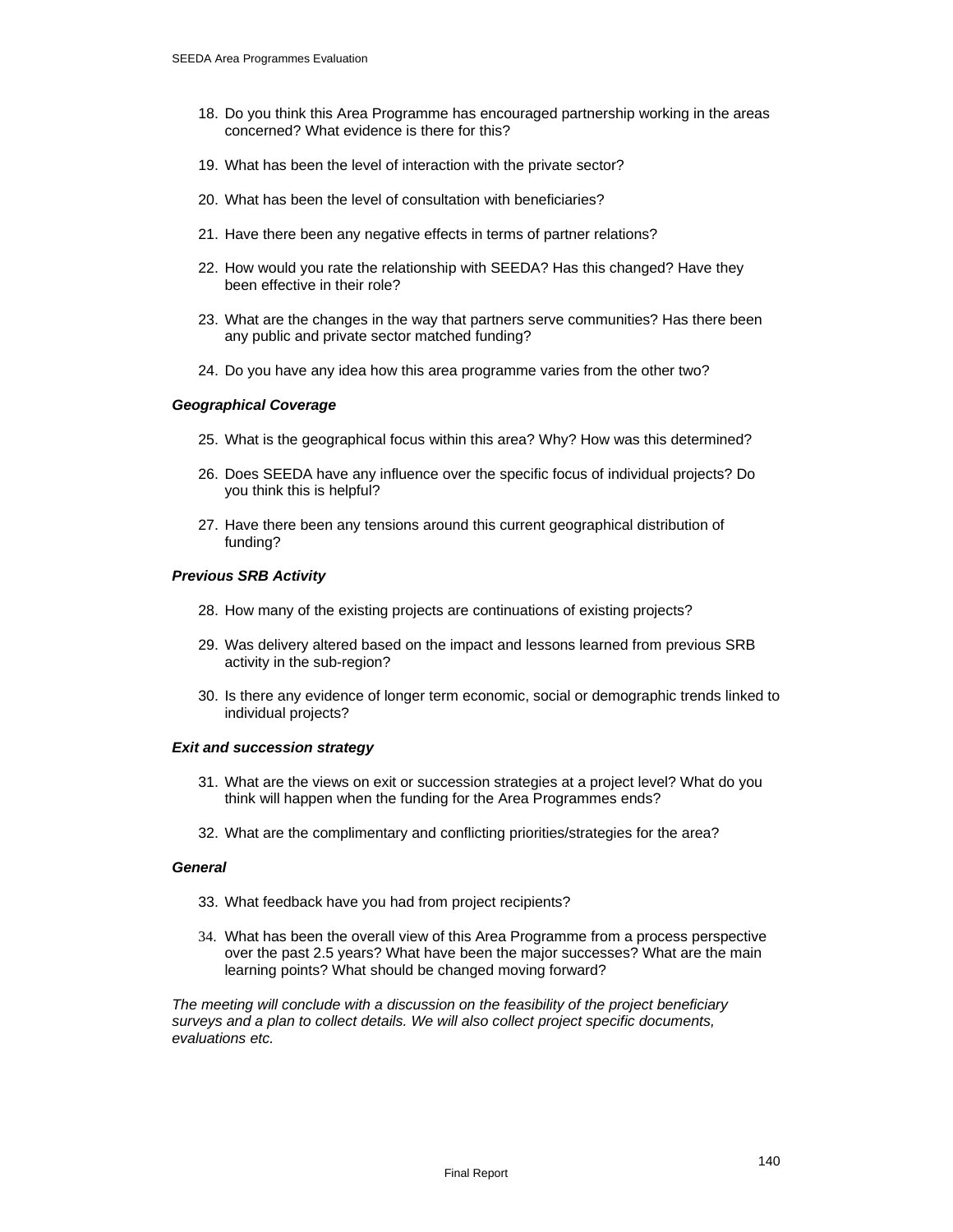18. Do you think this Area Programme has encouraged partnership working in the areas concerned? What evidence is there for this?

19. What has been the level of interaction with the private sector?

20. What has been the level of consultation with beneficiaries?

21. Have there been any negative effects in terms of partner relations?

22. How would you rate the relationship with SEEDA? Has this changed? Have they been effective in their role?

23. What are the changes in the way that partners serve communities? Has there been any public and private sector matched funding?

24. Do you have any idea how this area programme varies from the other two?

***Geographical Coverage***

25. What is the geographical focus within this area? Why? How was this determined?

26. Does SEEDA have any influence over the specific focus of individual projects? Do you think this is helpful?

27. Have there been any tensions around this current geographical distribution of funding?

***Previous SRB Activity***

28. How many of the existing projects are continuations of existing projects?

29. Was delivery altered based on the impact and lessons learned from previous SRB activity in the sub-region?

30. Is there any evidence of longer term economic, social or demographic trends linked to individual projects?

***Exit and succession strategy***

31. What are the views on exit or succession strategies at a project level? What do you think will happen when the funding for the Area Programmes ends?

32. What are the complimentary and conflicting priorities/strategies for the area?

***General***

33. What feedback have you had from project recipients?

34. What has been the overall view of this Area Programme from a process perspective over the past 2.5 years? What have been the major successes? What are the main learning points? What should be changed moving forward?

*The meeting will conclude with a discussion on the feasibility of the project beneficiary surveys and a plan to collect details. We will also collect project specific documents, evaluations etc.*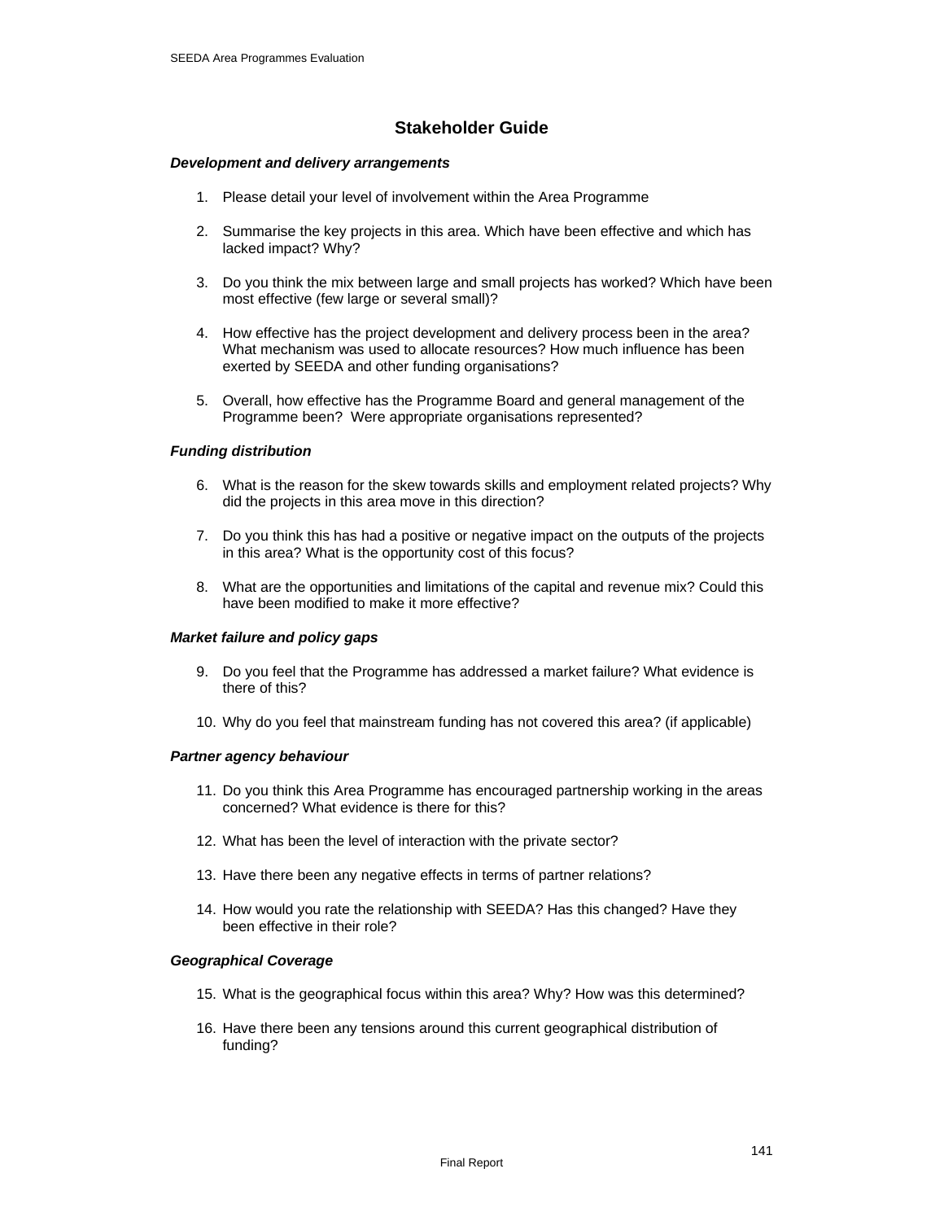## Stakeholder Guide

***Development and delivery arrangements***

1. Please detail your level of involvement within the Area Programme

2. Summarise the key projects in this area. Which have been effective and which has lacked impact? Why?

3. Do you think the mix between large and small projects has worked? Which have been most effective (few large or several small)?

4. How effective has the project development and delivery process been in the area? What mechanism was used to allocate resources? How much influence has been exerted by SEEDA and other funding organisations?

5. Overall, how effective has the Programme Board and general management of the Programme been? Were appropriate organisations represented?

***Funding distribution***

6. What is the reason for the skew towards skills and employment related projects? Why did the projects in this area move in this direction?

7. Do you think this has had a positive or negative impact on the outputs of the projects in this area? What is the opportunity cost of this focus?

8. What are the opportunities and limitations of the capital and revenue mix? Could this have been modified to make it more effective?

***Market failure and policy gaps***

9. Do you feel that the Programme has addressed a market failure? What evidence is there of this?

10. Why do you feel that mainstream funding has not covered this area? (if applicable)

***Partner agency behaviour***

11. Do you think this Area Programme has encouraged partnership working in the areas concerned? What evidence is there for this?

12. What has been the level of interaction with the private sector?

13. Have there been any negative effects in terms of partner relations?

14. How would you rate the relationship with SEEDA? Has this changed? Have they been effective in their role?

***Geographical Coverage***

15. What is the geographical focus within this area? Why? How was this determined?

16. Have there been any tensions around this current geographical distribution of funding?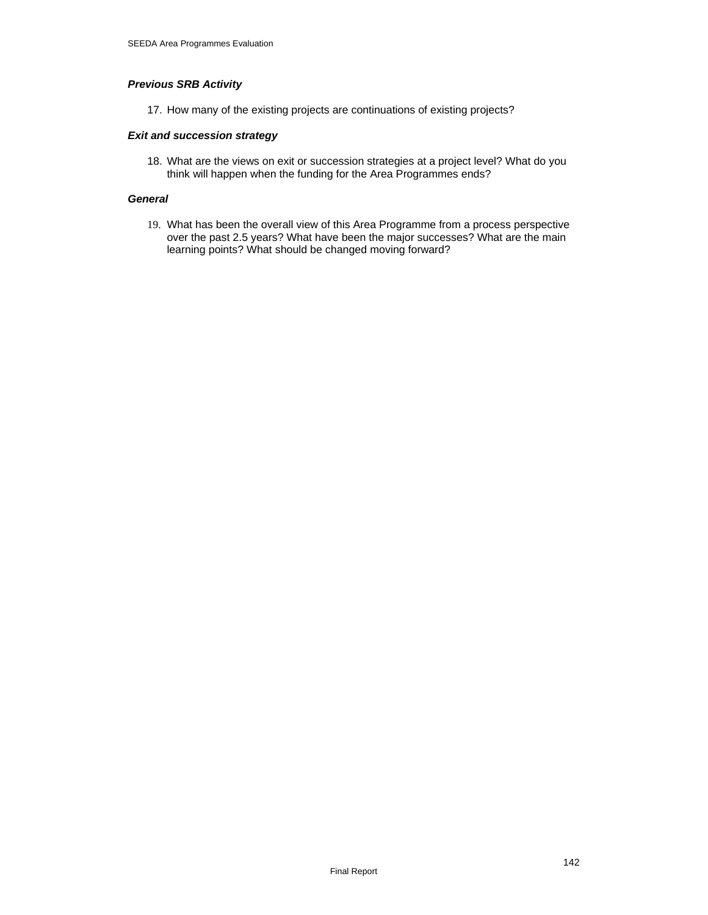***Previous SRB Activity***

17. How many of the existing projects are continuations of existing projects?

***Exit and succession strategy***

18. What are the views on exit or succession strategies at a project level? What do you think will happen when the funding for the Area Programmes ends?

***General***

19. What has been the overall view of this Area Programme from a process perspective over the past 2.5 years? What have been the major successes? What are the main learning points? What should be changed moving forward?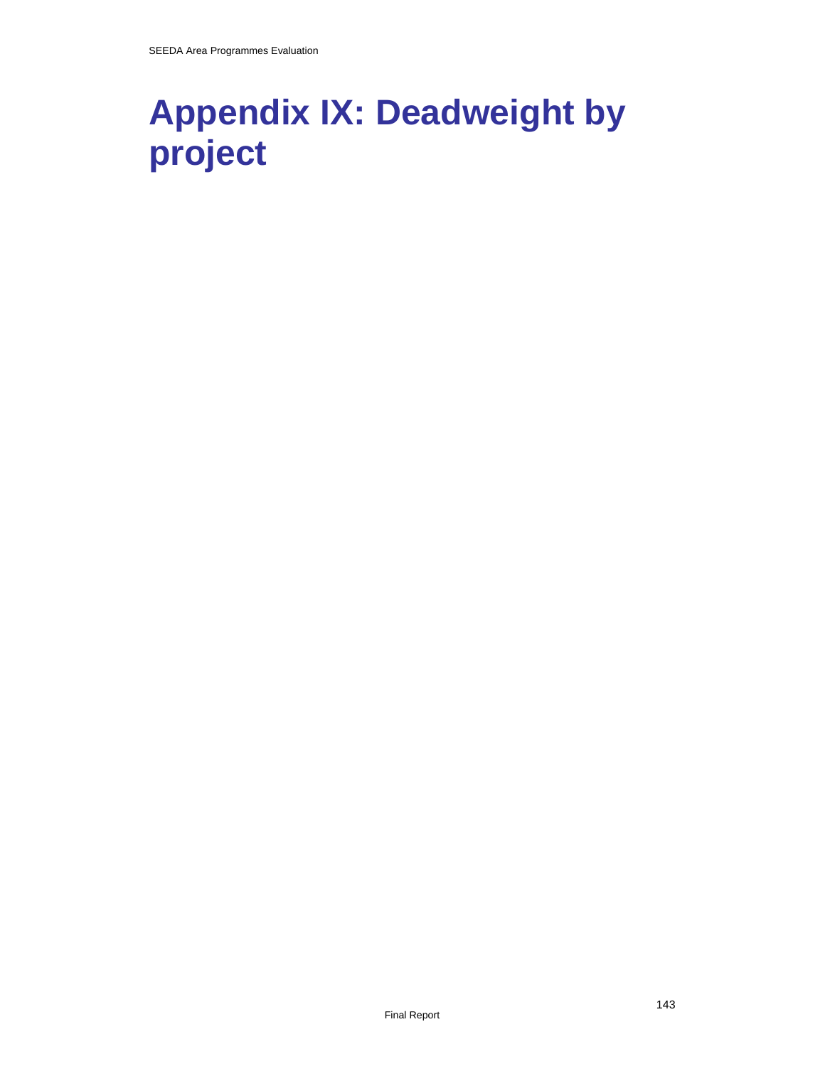# Appendix IX: Deadweight by project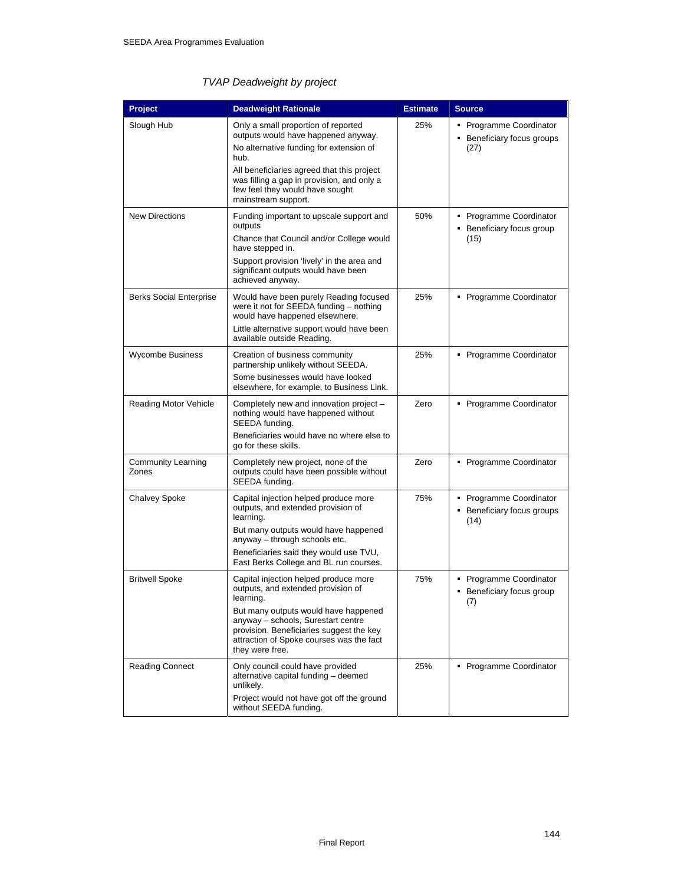*TVAP Deadweight by project*

| Project | Deadweight Rationale | Estimate | Source |
|---|---|---|---|
| Slough Hub | Only a small proportion of reported outputs would have happened anyway. No alternative funding for extension of hub. All beneficiaries agreed that this project was filling a gap in provision, and only a few feel they would have sought mainstream support. | 25% | ▪ Programme Coordinator ▪ Beneficiary focus groups (27) |
| New Directions | Funding important to upscale support and outputs Chance that Council and/or College would have stepped in. Support provision 'lively' in the area and significant outputs would have been achieved anyway. | 50% | ▪ Programme Coordinator ▪ Beneficiary focus group (15) |
| Berks Social Enterprise | Would have been purely Reading focused were it not for SEEDA funding – nothing would have happened elsewhere. Little alternative support would have been available outside Reading. | 25% | ▪ Programme Coordinator |
| Wycombe Business | Creation of business community partnership unlikely without SEEDA. Some businesses would have looked elsewhere, for example, to Business Link. | 25% | ▪ Programme Coordinator |
| Reading Motor Vehicle | Completely new and innovation project – nothing would have happened without SEEDA funding. Beneficiaries would have no where else to go for these skills. | Zero | ▪ Programme Coordinator |
| Community Learning Zones | Completely new project, none of the outputs could have been possible without SEEDA funding. | Zero | ▪ Programme Coordinator |
| Chalvey Spoke | Capital injection helped produce more outputs, and extended provision of learning. But many outputs would have happened anyway – through schools etc. Beneficiaries said they would use TVU, East Berks College and BL run courses. | 75% | ▪ Programme Coordinator ▪ Beneficiary focus groups (14) |
| Britwell Spoke | Capital injection helped produce more outputs, and extended provision of learning. But many outputs would have happened anyway – schools, Surestart centre provision. Beneficiaries suggest the key attraction of Spoke courses was the fact they were free. | 75% | ▪ Programme Coordinator ▪ Beneficiary focus group (7) |
| Reading Connect | Only council could have provided alternative capital funding – deemed unlikely. Project would not have got off the ground without SEEDA funding. | 25% | ▪ Programme Coordinator |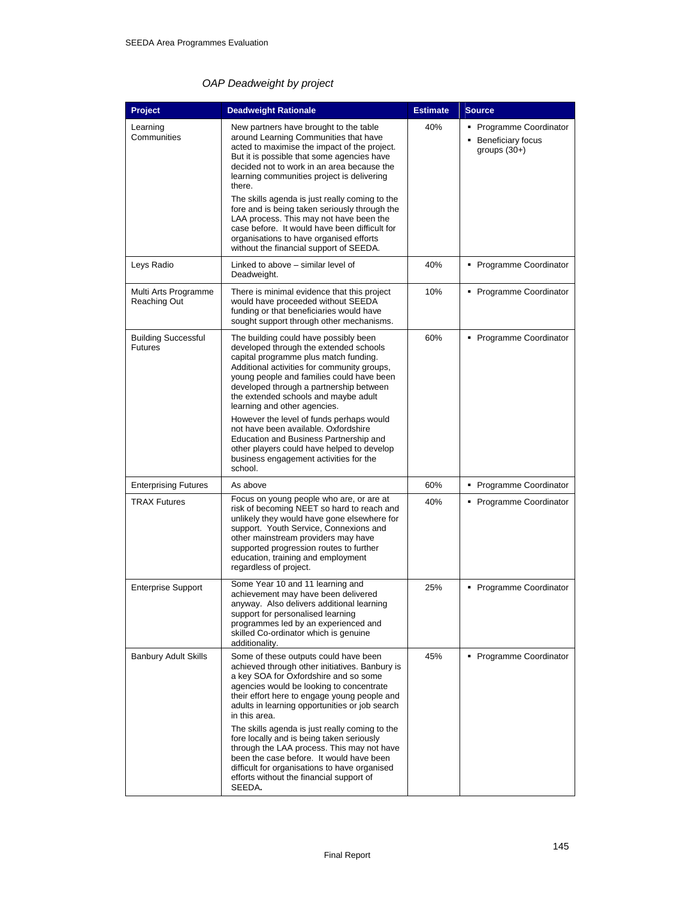*OAP Deadweight by project*

| Project | Deadweight Rationale | Estimate | Source |
|---|---|---|---|
| Learning Communities | New partners have brought to the table around Learning Communities that have acted to maximise the impact of the project. But it is possible that some agencies have decided not to work in an area because the learning communities project is delivering there.<br><br>The skills agenda is just really coming to the fore and is being taken seriously through the LAA process. This may not have been the case before. It would have been difficult for organisations to have organised efforts without the financial support of SEEDA. | 40% | ▪ Programme Coordinator<br>▪ Beneficiary focus groups (30+) |
| Leys Radio | Linked to above – similar level of Deadweight. | 40% | ▪ Programme Coordinator |
| Multi Arts Programme Reaching Out | There is minimal evidence that this project would have proceeded without SEEDA funding or that beneficiaries would have sought support through other mechanisms. | 10% | ▪ Programme Coordinator |
| Building Successful Futures | The building could have possibly been developed through the extended schools capital programme plus match funding. Additional activities for community groups, young people and families could have been developed through a partnership between the extended schools and maybe adult learning and other agencies.<br><br>However the level of funds perhaps would not have been available. Oxfordshire Education and Business Partnership and other players could have helped to develop business engagement activities for the school. | 60% | ▪ Programme Coordinator |
| Enterprising Futures | As above | 60% | ▪ Programme Coordinator |
| TRAX Futures | Focus on young people who are, or are at risk of becoming NEET so hard to reach and unlikely they would have gone elsewhere for support. Youth Service, Connexions and other mainstream providers may have supported progression routes to further education, training and employment regardless of project. | 40% | ▪ Programme Coordinator |
| Enterprise Support | Some Year 10 and 11 learning and achievement may have been delivered anyway. Also delivers additional learning support for personalised learning programmes led by an experienced and skilled Co-ordinator which is genuine additionality. | 25% | ▪ Programme Coordinator |
| Banbury Adult Skills | Some of these outputs could have been achieved through other initiatives. Banbury is a key SOA for Oxfordshire and so some agencies would be looking to concentrate their effort here to engage young people and adults in learning opportunities or job search in this area.<br><br>The skills agenda is just really coming to the fore locally and is being taken seriously through the LAA process. This may not have been the case before. It would have been difficult for organisations to have organised efforts without the financial support of SEEDA. | 45% | ▪ Programme Coordinator |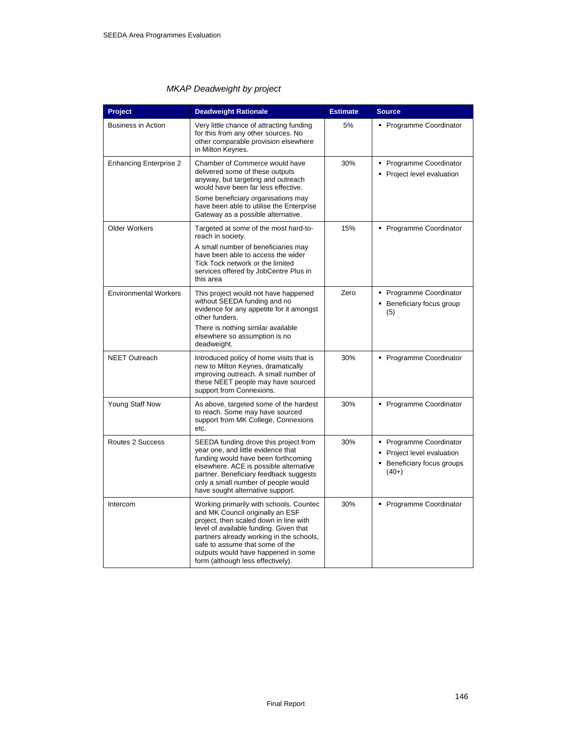*MKAP Deadweight by project*

| Project | Deadweight Rationale | Estimate | Source |
|---|---|---|---|
| Business in Action | Very little chance of attracting funding for this from any other sources. No other comparable provision elsewhere in Milton Keynes. | 5% | ▪ Programme Coordinator |
| Enhancing Enterprise 2 | Chamber of Commerce would have delivered some of these outputs anyway, but targeting and outreach would have been far less effective.<br>Some beneficiary organisations may have been able to utilise the Enterprise Gateway as a possible alternative. | 30% | ▪ Programme Coordinator<br>▪ Project level evaluation |
| Older Workers | Targeted at some of the most hard-to-reach in society.<br>A small number of beneficiaries may have been able to access the wider Tick Tock network or the limited services offered by JobCentre Plus in this area | 15% | ▪ Programme Coordinator |
| Environmental Workers | This project would not have happened without SEEDA funding and no evidence for any appetite for it amongst other funders.<br>There is nothing similar available elsewhere so assumption is no deadweight. | Zero | ▪ Programme Coordinator<br>▪ Beneficiary focus group (5) |
| NEET Outreach | Introduced policy of home visits that is new to Milton Keynes, dramatically improving outreach. A small number of these NEET people may have sourced support from Connexions. | 30% | ▪ Programme Coordinator |
| Young Staff Now | As above, targeted some of the hardest to reach. Some may have sourced support from MK College, Connexions etc. | 30% | ▪ Programme Coordinator |
| Routes 2 Success | SEEDA funding drove this project from year one, and little evidence that funding would have been forthcoming elsewhere. ACE is possible alternative partner. Beneficiary feedback suggests only a small number of people would have sought alternative support. | 30% | ▪ Programme Coordinator<br>▪ Project level evaluation<br>▪ Beneficiary focus groups (40+) |
| Intercom | Working primarily with schools. Countec and MK Council originally an ESF project, then scaled down in line with level of available funding. Given that partners already working in the schools, safe to assume that some of the outputs would have happened in some form (although less effectively). | 30% | ▪ Programme Coordinator |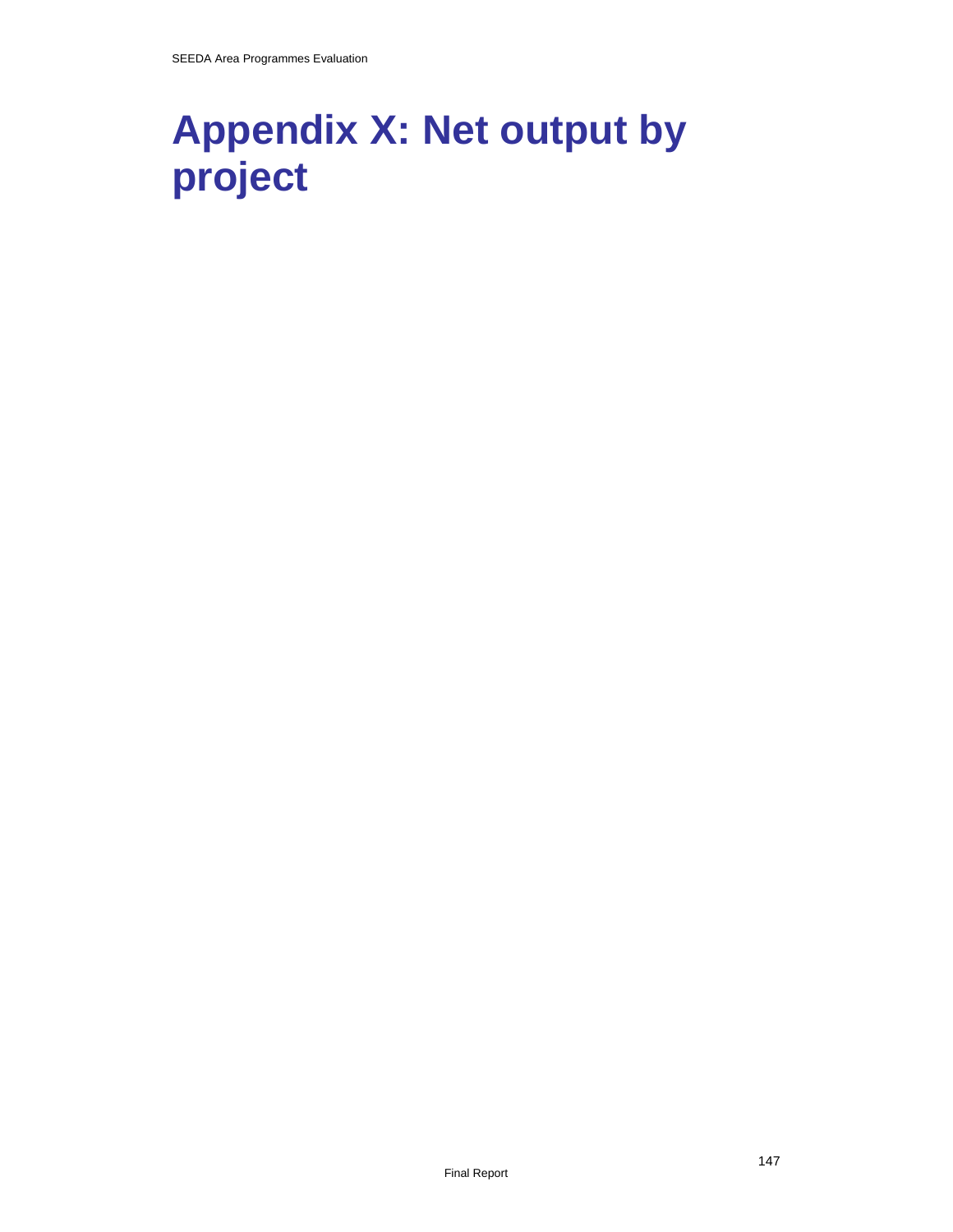# Appendix X: Net output by project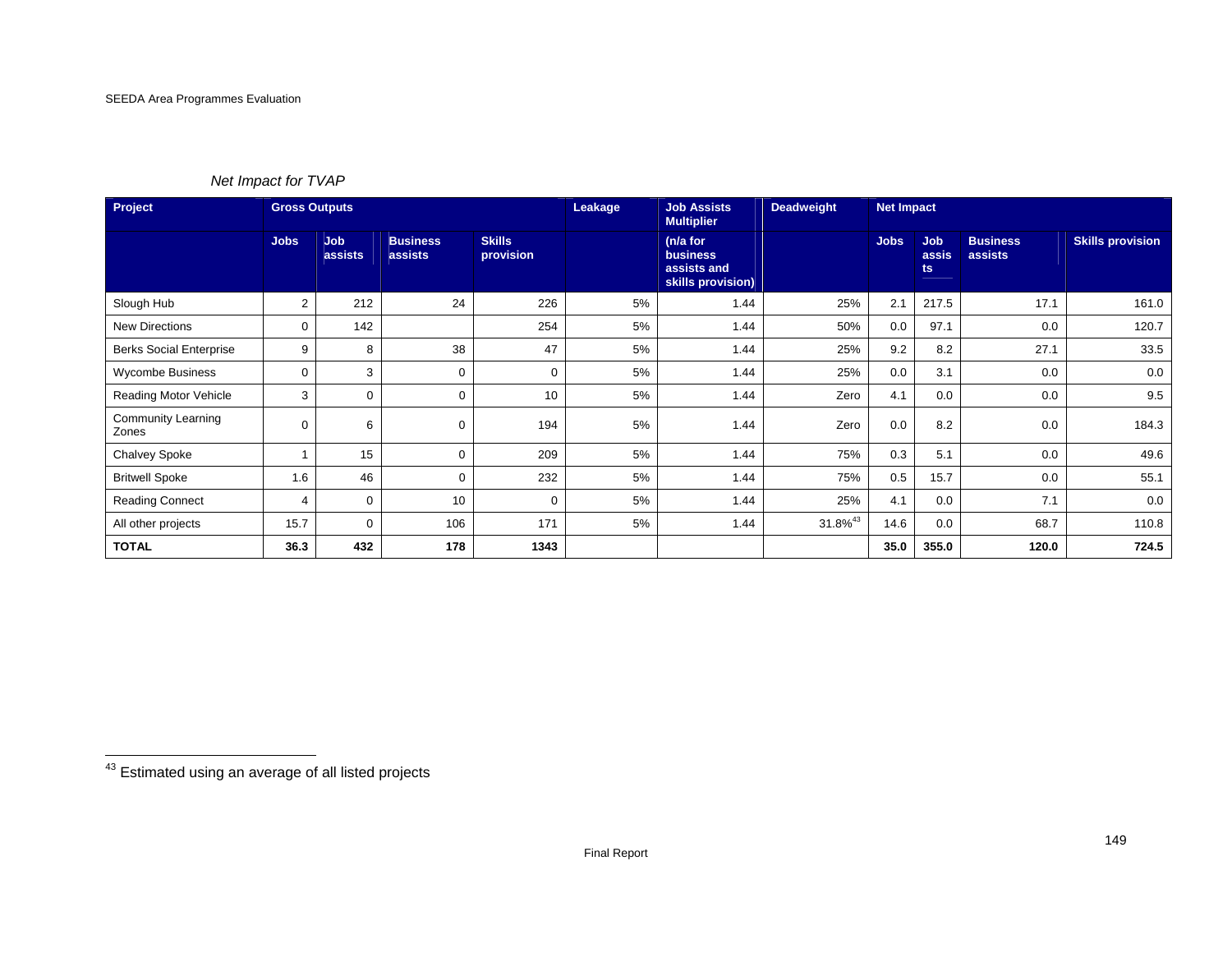*Net Impact for TVAP*

| Project | Gross Outputs | | | | Leakage | Job Assists Multiplier | Deadweight | Net Impact | | | |
|---|---|---|---|---|---|---|---|---|---|---|---|
| | Jobs | Job assists | Business assists | Skills provision | | (n/a for business assists and skills provision) | | Jobs | Job assists | Business assists | Skills provision |
| Slough Hub | 2 | 212 | 24 | 226 | 5% | 1.44 | 25% | 2.1 | 217.5 | 17.1 | 161.0 |
| New Directions | 0 | 142 | | 254 | 5% | 1.44 | 50% | 0.0 | 97.1 | 0.0 | 120.7 |
| Berks Social Enterprise | 9 | 8 | 38 | 47 | 5% | 1.44 | 25% | 9.2 | 8.2 | 27.1 | 33.5 |
| Wycombe Business | 0 | 3 | 0 | 0 | 5% | 1.44 | 25% | 0.0 | 3.1 | 0.0 | 0.0 |
| Reading Motor Vehicle | 3 | 0 | 0 | 10 | 5% | 1.44 | Zero | 4.1 | 0.0 | 0.0 | 9.5 |
| Community Learning Zones | 0 | 6 | 0 | 194 | 5% | 1.44 | Zero | 0.0 | 8.2 | 0.0 | 184.3 |
| Chalvey Spoke | 1 | 15 | 0 | 209 | 5% | 1.44 | 75% | 0.3 | 5.1 | 0.0 | 49.6 |
| Britwell Spoke | 1.6 | 46 | 0 | 232 | 5% | 1.44 | 75% | 0.5 | 15.7 | 0.0 | 55.1 |
| Reading Connect | 4 | 0 | 10 | 0 | 5% | 1.44 | 25% | 4.1 | 0.0 | 7.1 | 0.0 |
| All other projects | 15.7 | 0 | 106 | 171 | 5% | 1.44 | 31.8%[43] | 14.6 | 0.0 | 68.7 | 110.8 |
| **TOTAL** | **36.3** | **432** | **178** | **1343** | | | | **35.0** | **355.0** | **120.0** | **724.5** |

[43] Estimated using an average of all listed projects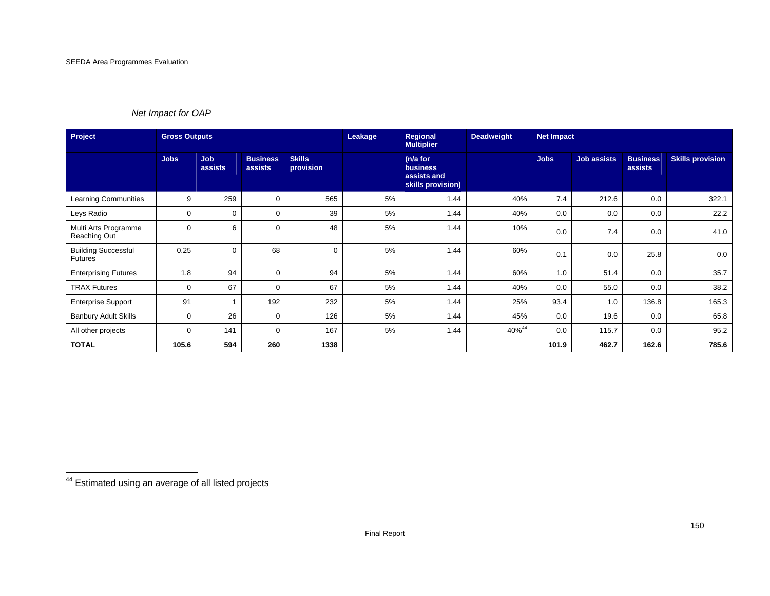*Net Impact for OAP*

| Project | Gross Outputs | | | | Leakage | Regional Multiplier | Deadweight | Net Impact | | | |
|---|---|---|---|---|---|---|---|---|---|---|---|
| | Jobs | Job assists | Business assists | Skills provision | | (n/a for business assists and skills provision) | | Jobs | Job assists | Business assists | Skills provision |
| Learning Communities | 9 | 259 | 0 | 565 | 5% | 1.44 | 40% | 7.4 | 212.6 | 0.0 | 322.1 |
| Leys Radio | 0 | 0 | 0 | 39 | 5% | 1.44 | 40% | 0.0 | 0.0 | 0.0 | 22.2 |
| Multi Arts Programme Reaching Out | 0 | 6 | 0 | 48 | 5% | 1.44 | 10% | 0.0 | 7.4 | 0.0 | 41.0 |
| Building Successful Futures | 0.25 | 0 | 68 | 0 | 5% | 1.44 | 60% | 0.1 | 0.0 | 25.8 | 0.0 |
| Enterprising Futures | 1.8 | 94 | 0 | 94 | 5% | 1.44 | 60% | 1.0 | 51.4 | 0.0 | 35.7 |
| TRAX Futures | 0 | 67 | 0 | 67 | 5% | 1.44 | 40% | 0.0 | 55.0 | 0.0 | 38.2 |
| Enterprise Support | 91 | 1 | 192 | 232 | 5% | 1.44 | 25% | 93.4 | 1.0 | 136.8 | 165.3 |
| Banbury Adult Skills | 0 | 26 | 0 | 126 | 5% | 1.44 | 45% | 0.0 | 19.6 | 0.0 | 65.8 |
| All other projects | 0 | 141 | 0 | 167 | 5% | 1.44 | 40%[44] | 0.0 | 115.7 | 0.0 | 95.2 |
| **TOTAL** | **105.6** | **594** | **260** | **1338** | | | | **101.9** | **462.7** | **162.6** | **785.6** |

[44] Estimated using an average of all listed projects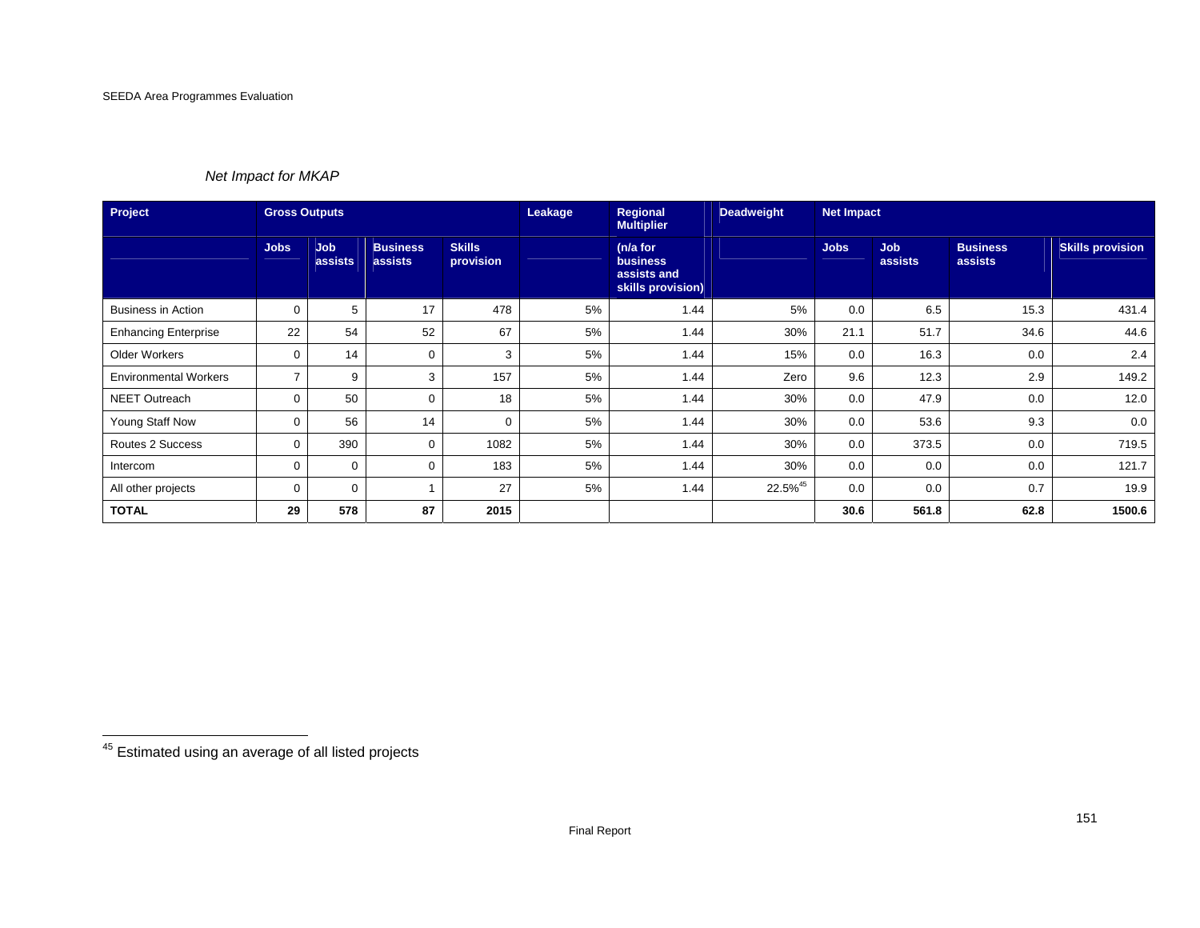*Net Impact for MKAP*

| Project | Gross Outputs | | | | Leakage | Regional Multiplier | Deadweight | Net Impact | | | |
|---|---|---|---|---|---|---|---|---|---|---|---|
| | Jobs | Job assists | Business assists | Skills provision | | (n/a for business assists and skills provision) | | Jobs | Job assists | Business assists | Skills provision |
| Business in Action | 0 | 5 | 17 | 478 | 5% | 1.44 | 5% | 0.0 | 6.5 | 15.3 | 431.4 |
| Enhancing Enterprise | 22 | 54 | 52 | 67 | 5% | 1.44 | 30% | 21.1 | 51.7 | 34.6 | 44.6 |
| Older Workers | 0 | 14 | 0 | 3 | 5% | 1.44 | 15% | 0.0 | 16.3 | 0.0 | 2.4 |
| Environmental Workers | 7 | 9 | 3 | 157 | 5% | 1.44 | Zero | 9.6 | 12.3 | 2.9 | 149.2 |
| NEET Outreach | 0 | 50 | 0 | 18 | 5% | 1.44 | 30% | 0.0 | 47.9 | 0.0 | 12.0 |
| Young Staff Now | 0 | 56 | 14 | 0 | 5% | 1.44 | 30% | 0.0 | 53.6 | 9.3 | 0.0 |
| Routes 2 Success | 0 | 390 | 0 | 1082 | 5% | 1.44 | 30% | 0.0 | 373.5 | 0.0 | 719.5 |
| Intercom | 0 | 0 | 0 | 183 | 5% | 1.44 | 30% | 0.0 | 0.0 | 0.0 | 121.7 |
| All other projects | 0 | 0 | 1 | 27 | 5% | 1.44 | 22.5%[45] | 0.0 | 0.0 | 0.7 | 19.9 |
| **TOTAL** | **29** | **578** | **87** | **2015** | | | | **30.6** | **561.8** | **62.8** | **1500.6** |

[45] Estimated using an average of all listed projects